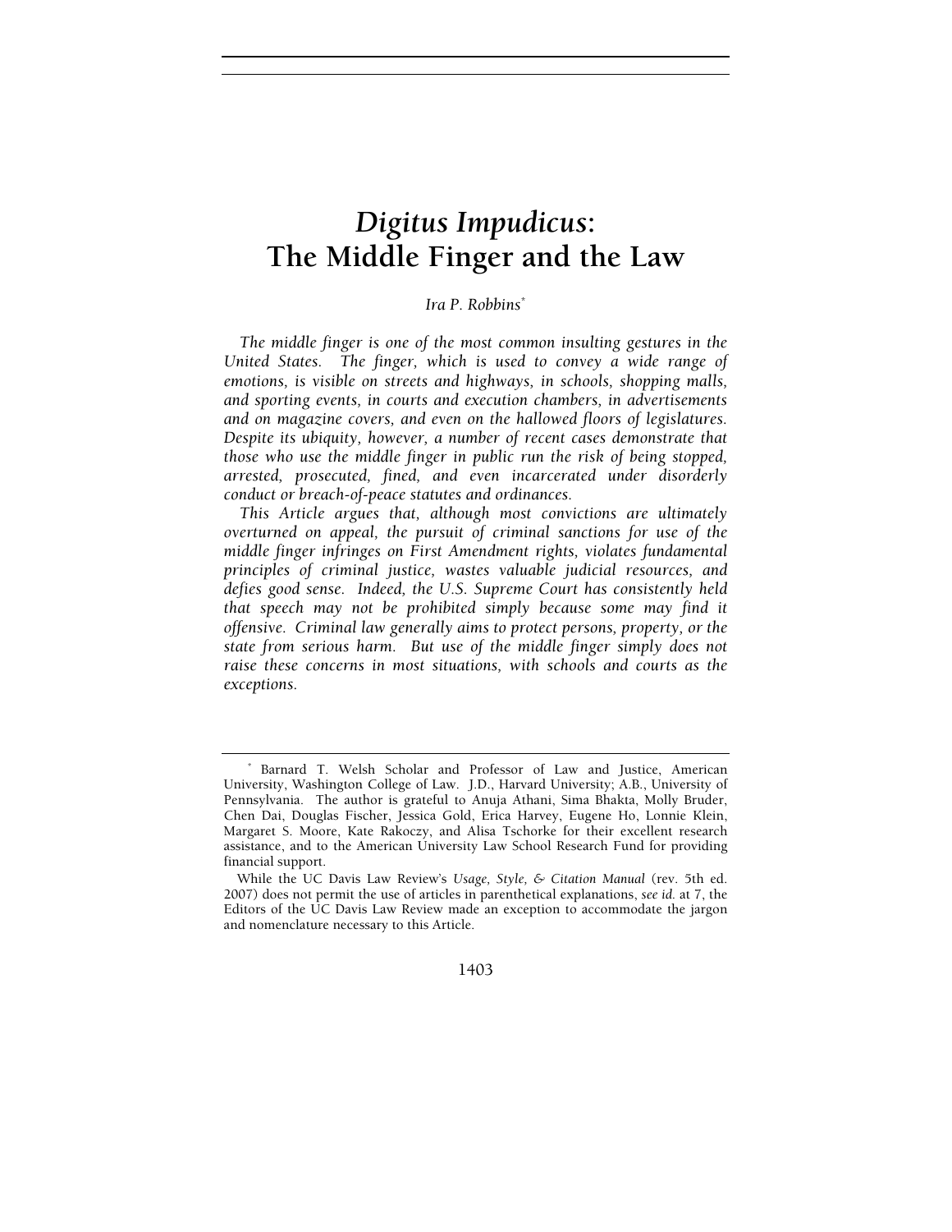# *Digitus Impudicus*: The Middle Finger and the Law

*Ira P. Robbins*[*]

*The middle finger is one of the most common insulting gestures in the United States. The finger, which is used to convey a wide range of emotions, is visible on streets and highways, in schools, shopping malls, and sporting events, in courts and execution chambers, in advertisements and on magazine covers, and even on the hallowed floors of legislatures. Despite its ubiquity, however, a number of recent cases demonstrate that those who use the middle finger in public run the risk of being stopped, arrested, prosecuted, fined, and even incarcerated under disorderly conduct or breach-of-peace statutes and ordinances.*

*This Article argues that, although most convictions are ultimately overturned on appeal, the pursuit of criminal sanctions for use of the middle finger infringes on First Amendment rights, violates fundamental principles of criminal justice, wastes valuable judicial resources, and defies good sense. Indeed, the U.S. Supreme Court has consistently held that speech may not be prohibited simply because some may find it offensive. Criminal law generally aims to protect persons, property, or the state from serious harm. But use of the middle finger simply does not raise these concerns in most situations, with schools and courts as the exceptions.*

---

[*] Barnard T. Welsh Scholar and Professor of Law and Justice, American University, Washington College of Law. J.D., Harvard University; A.B., University of Pennsylvania. The author is grateful to Anuja Athani, Sima Bhakta, Molly Bruder, Chen Dai, Douglas Fischer, Jessica Gold, Erica Harvey, Eugene Ho, Lonnie Klein, Margaret S. Moore, Kate Rakoczy, and Alisa Tschorke for their excellent research assistance, and to the American University Law School Research Fund for providing financial support.

While the UC Davis Law Review's *Usage, Style, & Citation Manual* (rev. 5th ed. 2007) does not permit the use of articles in parenthetical explanations, *see id.* at 7, the Editors of the UC Davis Law Review made an exception to accommodate the jargon and nomenclature necessary to this Article.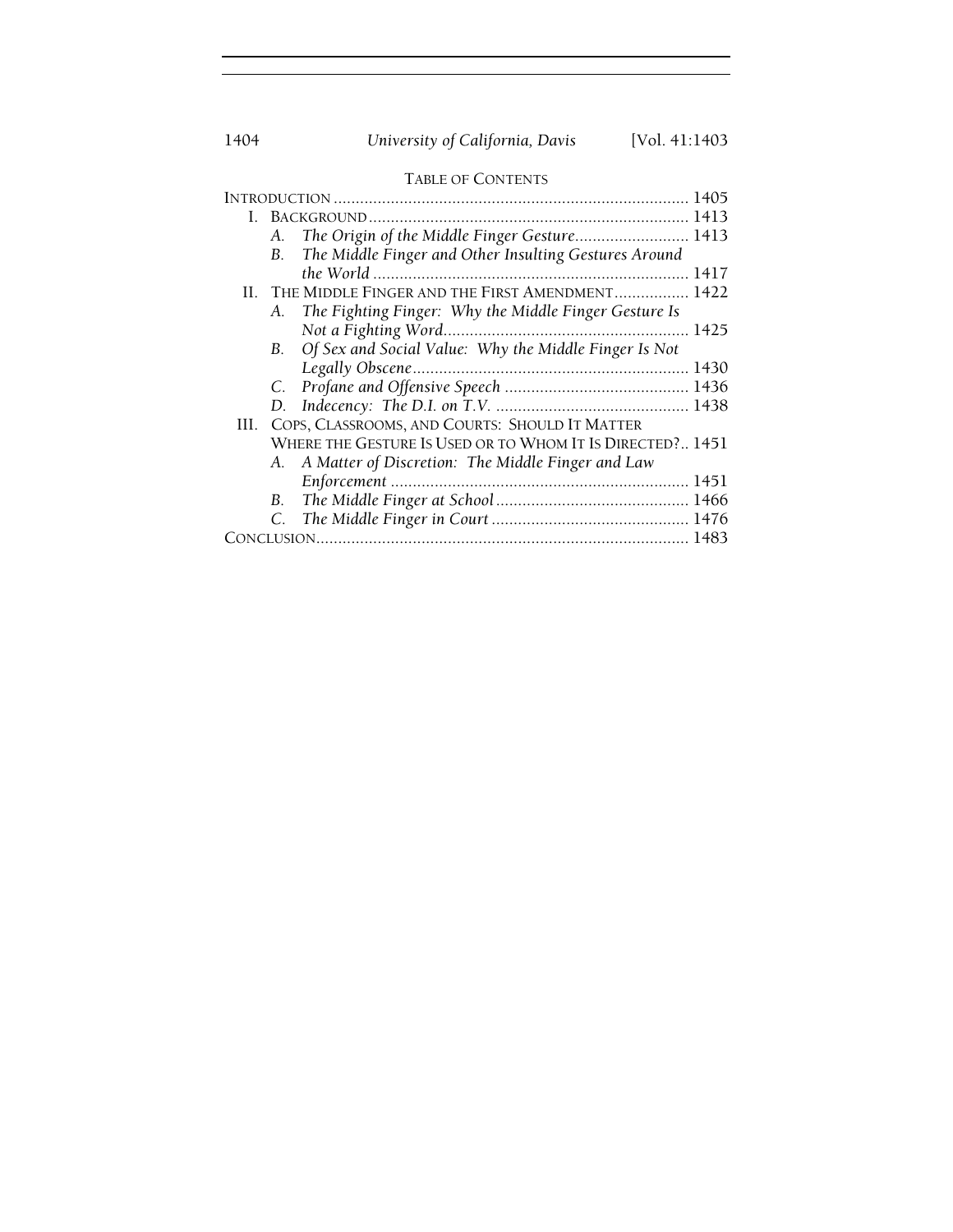## TABLE OF CONTENTS

INTRODUCTION ................................................................................ 1405

I. BACKGROUND ........................................................................ 1413

  A. *The Origin of the Middle Finger Gesture* .......................... 1413

  B. *The Middle Finger and Other Insulting Gestures Around the World* ........................................................................ 1417

II. THE MIDDLE FINGER AND THE FIRST AMENDMENT ................. 1422

  A. *The Fighting Finger: Why the Middle Finger Gesture Is Not a Fighting Word* ........................................................ 1425

  B. *Of Sex and Social Value: Why the Middle Finger Is Not Legally Obscene* ............................................................... 1430

  C. *Profane and Offensive Speech* .......................................... 1436

  D. *Indecency: The D.I. on T.V.* ............................................ 1438

III. COPS, CLASSROOMS, AND COURTS: SHOULD IT MATTER WHERE THE GESTURE IS USED OR TO WHOM IT IS DIRECTED? .. 1451

  A. *A Matter of Discretion: The Middle Finger and Law Enforcement* .................................................................... 1451

  B. *The Middle Finger at School* ............................................ 1466

  C. *The Middle Finger in Court* ............................................. 1476

CONCLUSION ..................................................................................... 1483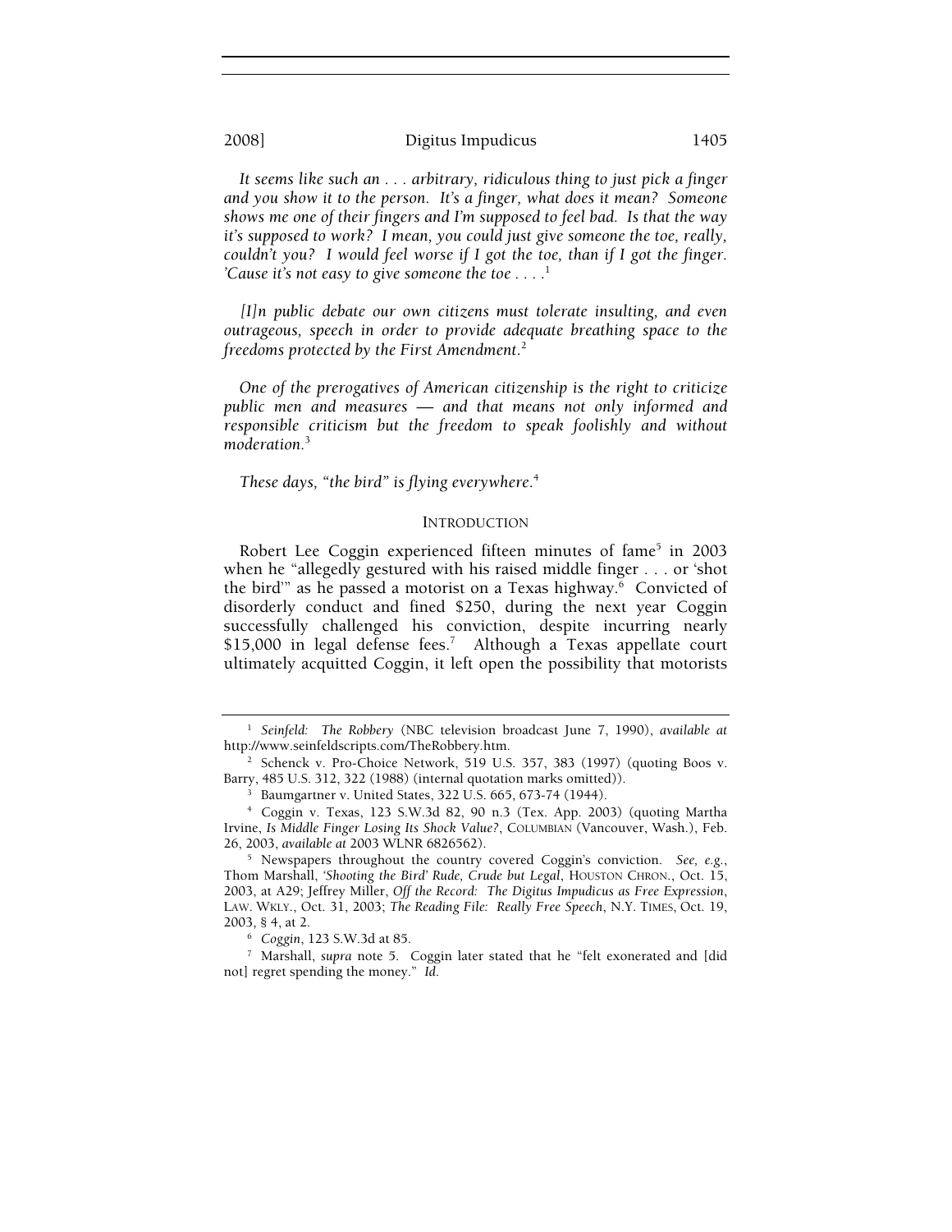*It seems like such an . . . arbitrary, ridiculous thing to just pick a finger and you show it to the person. It's a finger, what does it mean? Someone shows me one of their fingers and I'm supposed to feel bad. Is that the way it's supposed to work? I mean, you could just give someone the toe, really, couldn't you? I would feel worse if I got the toe, than if I got the finger. 'Cause it's not easy to give someone the toe . . . .*[1]

*[I]n public debate our own citizens must tolerate insulting, and even outrageous, speech in order to provide adequate breathing space to the freedoms protected by the First Amendment.*[2]

*One of the prerogatives of American citizenship is the right to criticize public men and measures — and that means not only informed and responsible criticism but the freedom to speak foolishly and without moderation.*[3]

*These days, "the bird" is flying everywhere.*[4]

## INTRODUCTION

Robert Lee Coggin experienced fifteen minutes of fame[5] in 2003 when he "allegedly gestured with his raised middle finger . . . or 'shot the bird'" as he passed a motorist on a Texas highway.[6] Convicted of disorderly conduct and fined $250, during the next year Coggin successfully challenged his conviction, despite incurring nearly $15,000 in legal defense fees.[7] Although a Texas appellate court ultimately acquitted Coggin, it left open the possibility that motorists

---

[1] *Seinfeld: The Robbery* (NBC television broadcast June 7, 1990), *available at* http://www.seinfeldscripts.com/TheRobbery.htm.

[2] Schenck v. Pro-Choice Network, 519 U.S. 357, 383 (1997) (quoting Boos v. Barry, 485 U.S. 312, 322 (1988) (internal quotation marks omitted)).

[3] Baumgartner v. United States, 322 U.S. 665, 673-74 (1944).

[4] Coggin v. Texas, 123 S.W.3d 82, 90 n.3 (Tex. App. 2003) (quoting Martha Irvine, *Is Middle Finger Losing Its Shock Value?*, COLUMBIAN (Vancouver, Wash.), Feb. 26, 2003, *available at* 2003 WLNR 6826562).

[5] Newspapers throughout the country covered Coggin's conviction. *See, e.g.*, Thom Marshall, *'Shooting the Bird' Rude, Crude but Legal*, HOUSTON CHRON., Oct. 15, 2003, at A29; Jeffrey Miller, *Off the Record: The Digitus Impudicus as Free Expression*, LAW. WKLY., Oct. 31, 2003; *The Reading File: Really Free Speech*, N.Y. TIMES, Oct. 19, 2003, § 4, at 2.

[6] *Coggin*, 123 S.W.3d at 85.

[7] Marshall, *supra* note 5. Coggin later stated that he "felt exonerated and [did not] regret spending the money." *Id.*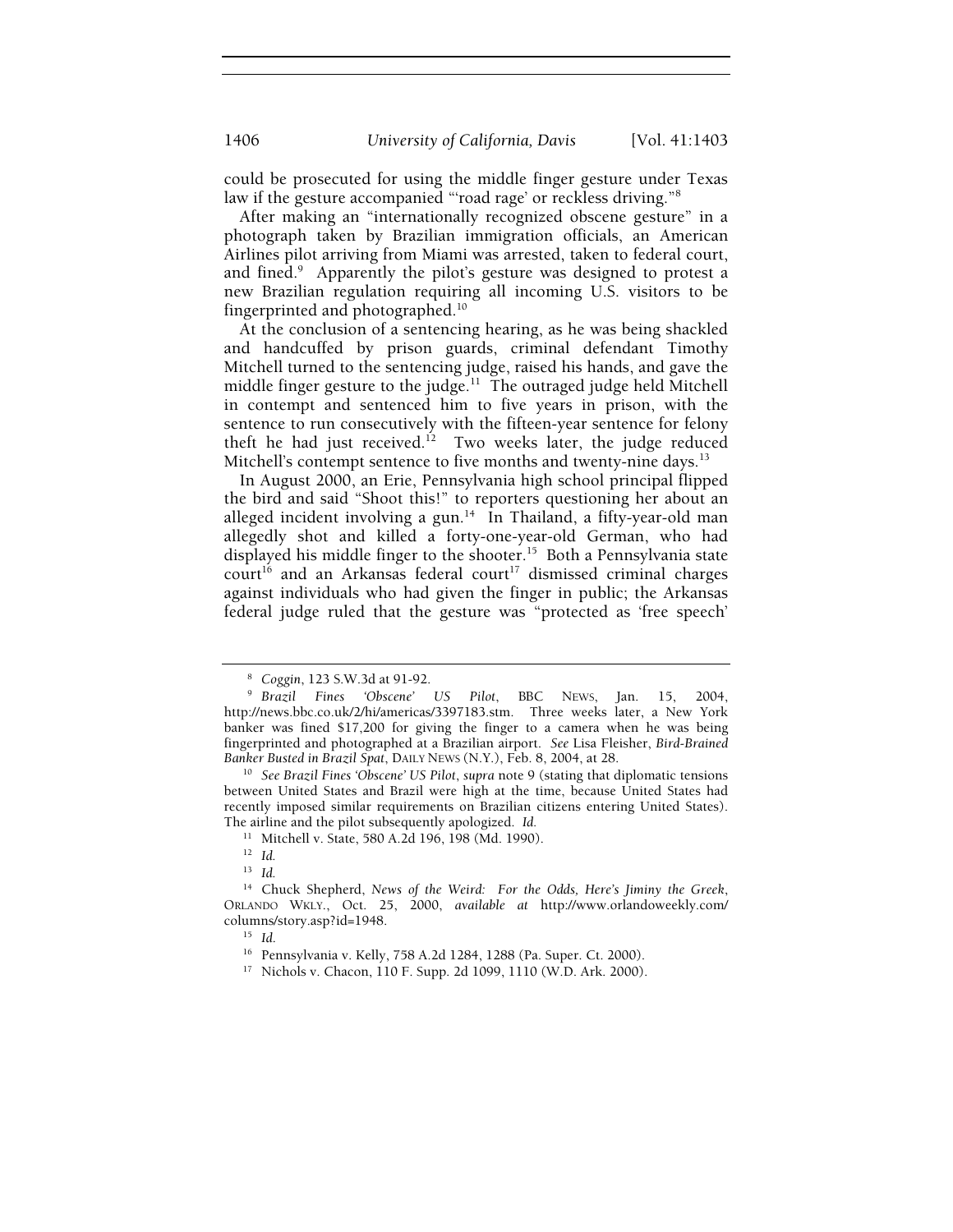could be prosecuted for using the middle finger gesture under Texas law if the gesture accompanied "'road rage' or reckless driving."[8]

After making an "internationally recognized obscene gesture" in a photograph taken by Brazilian immigration officials, an American Airlines pilot arriving from Miami was arrested, taken to federal court, and fined.[9] Apparently the pilot's gesture was designed to protest a new Brazilian regulation requiring all incoming U.S. visitors to be fingerprinted and photographed.[10]

At the conclusion of a sentencing hearing, as he was being shackled and handcuffed by prison guards, criminal defendant Timothy Mitchell turned to the sentencing judge, raised his hands, and gave the middle finger gesture to the judge.[11] The outraged judge held Mitchell in contempt and sentenced him to five years in prison, with the sentence to run consecutively with the fifteen-year sentence for felony theft he had just received.[12] Two weeks later, the judge reduced Mitchell's contempt sentence to five months and twenty-nine days.[13]

In August 2000, an Erie, Pennsylvania high school principal flipped the bird and said "Shoot this!" to reporters questioning her about an alleged incident involving a gun.[14] In Thailand, a fifty-year-old man allegedly shot and killed a forty-one-year-old German, who had displayed his middle finger to the shooter.[15] Both a Pennsylvania state court[16] and an Arkansas federal court[17] dismissed criminal charges against individuals who had given the finger in public; the Arkansas federal judge ruled that the gesture was "protected as 'free speech'

---

[8] *Coggin*, 123 S.W.3d at 91-92.

[9] *Brazil Fines 'Obscene' US Pilot*, BBC NEWS, Jan. 15, 2004, http://news.bbc.co.uk/2/hi/americas/3397183.stm. Three weeks later, a New York banker was fined $17,200 for giving the finger to a camera when he was being fingerprinted and photographed at a Brazilian airport. *See* Lisa Fleisher, *Bird-Brained Banker Busted in Brazil Spat*, DAILY NEWS (N.Y.), Feb. 8, 2004, at 28.

[10] *See Brazil Fines 'Obscene' US Pilot*, *supra* note 9 (stating that diplomatic tensions between United States and Brazil were high at the time, because United States had recently imposed similar requirements on Brazilian citizens entering United States). The airline and the pilot subsequently apologized. *Id.*

[11] Mitchell v. State, 580 A.2d 196, 198 (Md. 1990).

[12] *Id.*

[13] *Id.*

[14] Chuck Shepherd, *News of the Weird: For the Odds, Here's Jiminy the Greek*, ORLANDO WKLY., Oct. 25, 2000, *available at* http://www.orlandoweekly.com/columns/story.asp?id=1948.

[15] *Id.*

[16] Pennsylvania v. Kelly, 758 A.2d 1284, 1288 (Pa. Super. Ct. 2000).

[17] Nichols v. Chacon, 110 F. Supp. 2d 1099, 1110 (W.D. Ark. 2000).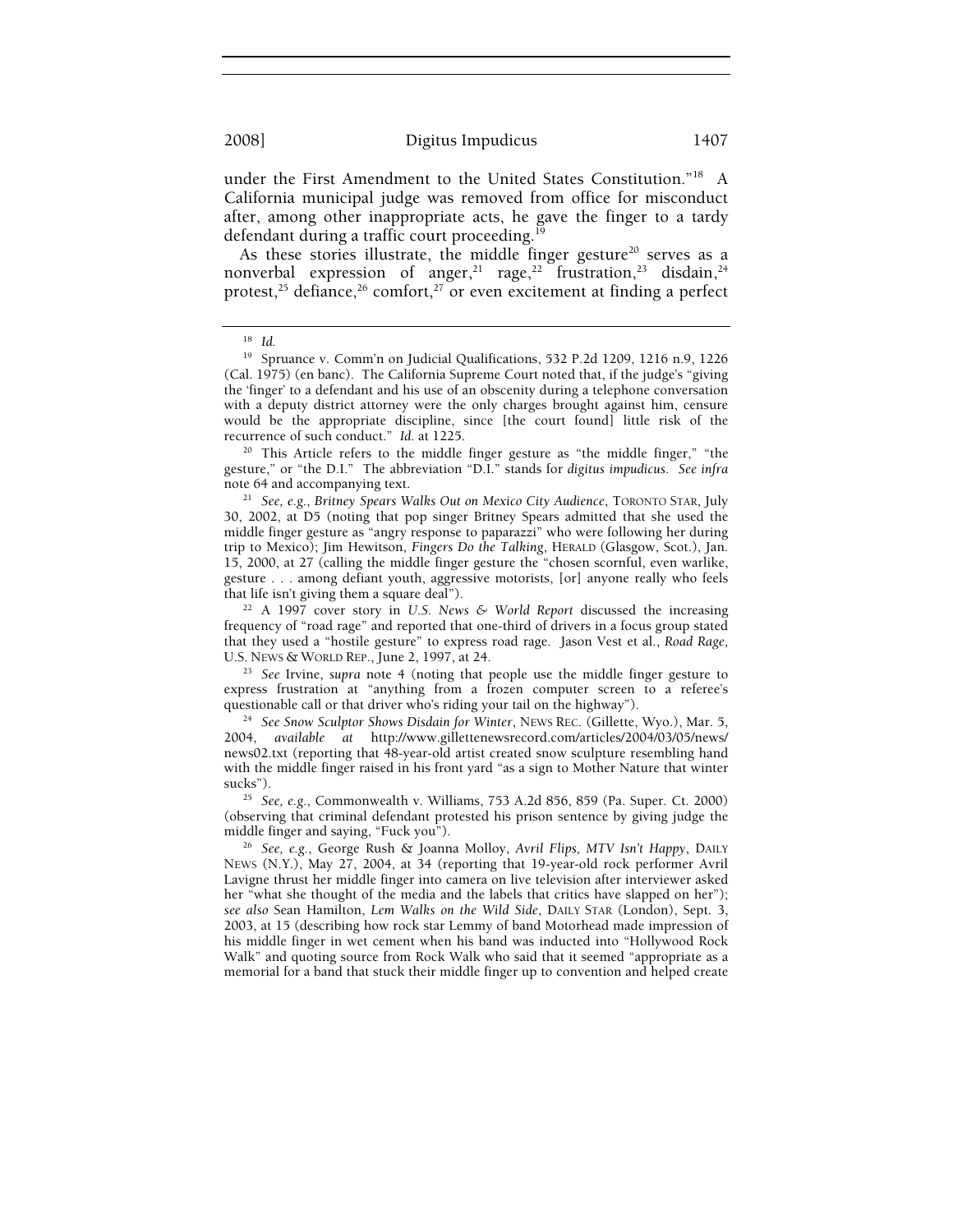under the First Amendment to the United States Constitution."[18] A California municipal judge was removed from office for misconduct after, among other inappropriate acts, he gave the finger to a tardy defendant during a traffic court proceeding.[19]

As these stories illustrate, the middle finger gesture[20] serves as a nonverbal expression of anger,[21] rage,[22] frustration,[23] disdain,[24] protest,[25] defiance,[26] comfort,[27] or even excitement at finding a perfect

---

[18] *Id.*

[19] Spruance v. Comm'n on Judicial Qualifications, 532 P.2d 1209, 1216 n.9, 1226 (Cal. 1975) (en banc). The California Supreme Court noted that, if the judge's "giving the 'finger' to a defendant and his use of an obscenity during a telephone conversation with a deputy district attorney were the only charges brought against him, censure would be the appropriate discipline, since [the court found] little risk of the recurrence of such conduct." *Id.* at 1225.

[20] This Article refers to the middle finger gesture as "the middle finger," "the gesture," or "the D.I." The abbreviation "D.I." stands for *digitus impudicus*. *See infra* note 64 and accompanying text.

[21] *See, e.g.*, *Britney Spears Walks Out on Mexico City Audience*, TORONTO STAR, July 30, 2002, at D5 (noting that pop singer Britney Spears admitted that she used the middle finger gesture as "angry response to paparazzi" who were following her during trip to Mexico); Jim Hewitson, *Fingers Do the Talking*, HERALD (Glasgow, Scot.), Jan. 15, 2000, at 27 (calling the middle finger gesture the "chosen scornful, even warlike, gesture . . . among defiant youth, aggressive motorists, [or] anyone really who feels that life isn't giving them a square deal").

[22] A 1997 cover story in *U.S. News & World Report* discussed the increasing frequency of "road rage" and reported that one-third of drivers in a focus group stated that they used a "hostile gesture" to express road rage. Jason Vest et al., *Road Rage*, U.S. NEWS & WORLD REP., June 2, 1997, at 24.

[23] *See* Irvine, *supra* note 4 (noting that people use the middle finger gesture to express frustration at "anything from a frozen computer screen to a referee's questionable call or that driver who's riding your tail on the highway").

[24] *See Snow Sculptor Shows Disdain for Winter*, NEWS REC. (Gillette, Wyo.), Mar. 5, 2004, *available at* http://www.gillettenewsrecord.com/articles/2004/03/05/news/news02.txt (reporting that 48-year-old artist created snow sculpture resembling hand with the middle finger raised in his front yard "as a sign to Mother Nature that winter sucks").

[25] *See, e.g.*, Commonwealth v. Williams, 753 A.2d 856, 859 (Pa. Super. Ct. 2000) (observing that criminal defendant protested his prison sentence by giving judge the middle finger and saying, "Fuck you").

[26] *See, e.g.*, George Rush & Joanna Molloy, *Avril Flips, MTV Isn't Happy*, DAILY NEWS (N.Y.), May 27, 2004, at 34 (reporting that 19-year-old rock performer Avril Lavigne thrust her middle finger into camera on live television after interviewer asked her "what she thought of the media and the labels that critics have slapped on her"); *see also* Sean Hamilton, *Lem Walks on the Wild Side*, DAILY STAR (London), Sept. 3, 2003, at 15 (describing how rock star Lemmy of band Motorhead made impression of his middle finger in wet cement when his band was inducted into "Hollywood Rock Walk" and quoting source from Rock Walk who said that it seemed "appropriate as a memorial for a band that stuck their middle finger up to convention and helped create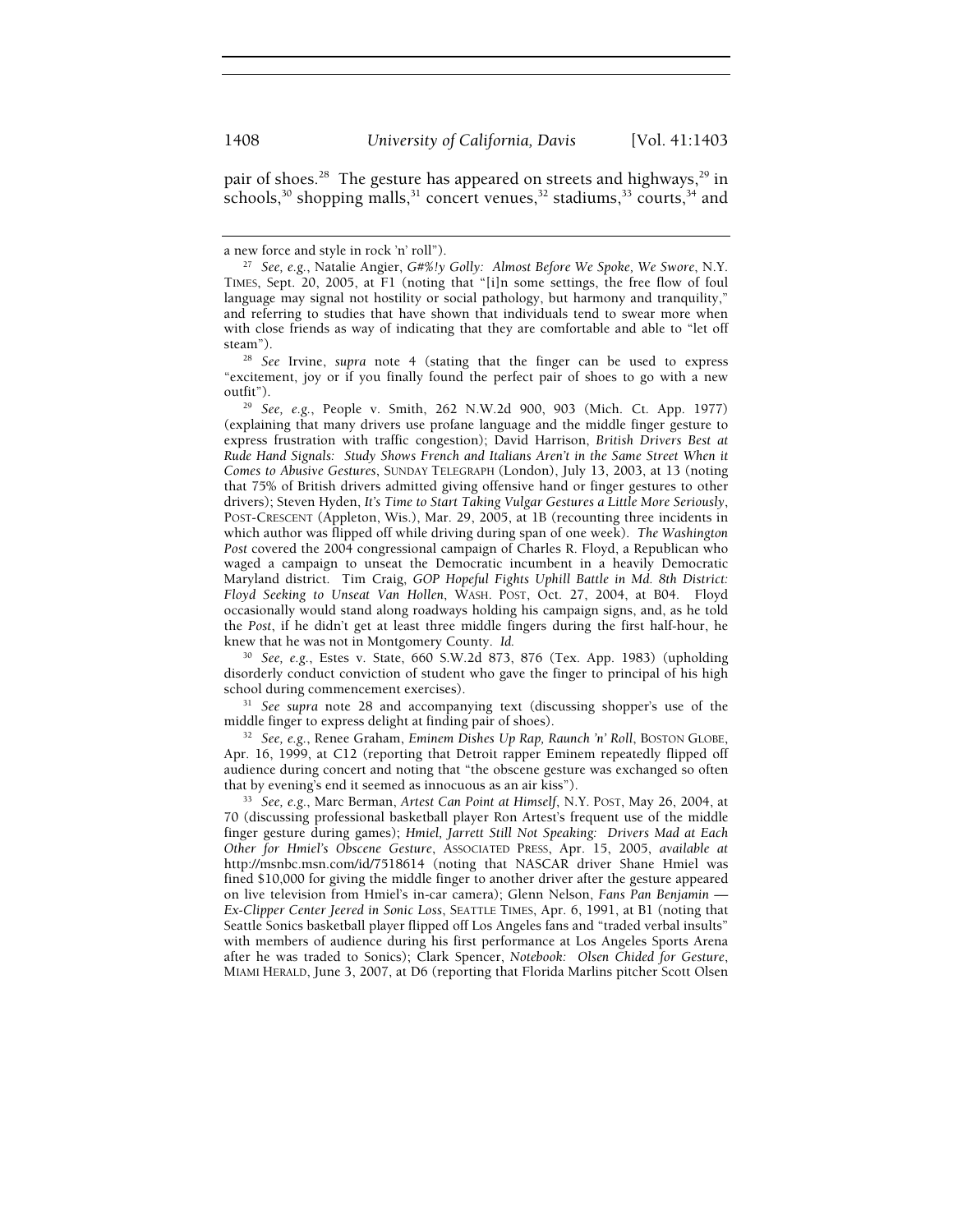pair of shoes.[28] The gesture has appeared on streets and highways,[29] in schools,[30] shopping malls,[31] concert venues,[32] stadiums,[33] courts,[34] and

---

a new force and style in rock 'n' roll").

[27] *See, e.g.*, Natalie Angier, *G#%!y Golly: Almost Before We Spoke, We Swore*, N.Y. TIMES, Sept. 20, 2005, at F1 (noting that "[i]n some settings, the free flow of foul language may signal not hostility or social pathology, but harmony and tranquility," and referring to studies that have shown that individuals tend to swear more when with close friends as way of indicating that they are comfortable and able to "let off steam").

[28] *See* Irvine, *supra* note 4 (stating that the finger can be used to express "excitement, joy or if you finally found the perfect pair of shoes to go with a new outfit").

[29] *See, e.g.*, People v. Smith, 262 N.W.2d 900, 903 (Mich. Ct. App. 1977) (explaining that many drivers use profane language and the middle finger gesture to express frustration with traffic congestion); David Harrison, *British Drivers Best at Rude Hand Signals: Study Shows French and Italians Aren't in the Same Street When it Comes to Abusive Gestures*, SUNDAY TELEGRAPH (London), July 13, 2003, at 13 (noting that 75% of British drivers admitted giving offensive hand or finger gestures to other drivers); Steven Hyden, *It's Time to Start Taking Vulgar Gestures a Little More Seriously*, POST-CRESCENT (Appleton, Wis.), Mar. 29, 2005, at 1B (recounting three incidents in which author was flipped off while driving during span of one week). *The Washington Post* covered the 2004 congressional campaign of Charles R. Floyd, a Republican who waged a campaign to unseat the Democratic incumbent in a heavily Democratic Maryland district. Tim Craig, *GOP Hopeful Fights Uphill Battle in Md. 8th District: Floyd Seeking to Unseat Van Hollen*, WASH. POST, Oct. 27, 2004, at B04. Floyd occasionally would stand along roadways holding his campaign signs, and, as he told the *Post*, if he didn't get at least three middle fingers during the first half-hour, he knew that he was not in Montgomery County. *Id.*

[30] *See, e.g.*, Estes v. State, 660 S.W.2d 873, 876 (Tex. App. 1983) (upholding disorderly conduct conviction of student who gave the finger to principal of his high school during commencement exercises).

[31] *See supra* note 28 and accompanying text (discussing shopper's use of the middle finger to express delight at finding pair of shoes).

[32] *See, e.g.*, Renee Graham, *Eminem Dishes Up Rap, Raunch 'n' Roll*, BOSTON GLOBE, Apr. 16, 1999, at C12 (reporting that Detroit rapper Eminem repeatedly flipped off audience during concert and noting that "the obscene gesture was exchanged so often that by evening's end it seemed as innocuous as an air kiss").

[33] *See, e.g.*, Marc Berman, *Artest Can Point at Himself*, N.Y. POST, May 26, 2004, at 70 (discussing professional basketball player Ron Artest's frequent use of the middle finger gesture during games); *Hmiel, Jarrett Still Not Speaking: Drivers Mad at Each Other for Hmiel's Obscene Gesture*, ASSOCIATED PRESS, Apr. 15, 2005, *available at* http://msnbc.msn.com/id/7518614 (noting that NASCAR driver Shane Hmiel was fined $10,000 for giving the middle finger to another driver after the gesture appeared on live television from Hmiel's in-car camera); Glenn Nelson, *Fans Pan Benjamin — Ex-Clipper Center Jeered in Sonic Loss*, SEATTLE TIMES, Apr. 6, 1991, at B1 (noting that Seattle Sonics basketball player flipped off Los Angeles fans and "traded verbal insults" with members of audience during his first performance at Los Angeles Sports Arena after he was traded to Sonics); Clark Spencer, *Notebook: Olsen Chided for Gesture*, MIAMI HERALD, June 3, 2007, at D6 (reporting that Florida Marlins pitcher Scott Olsen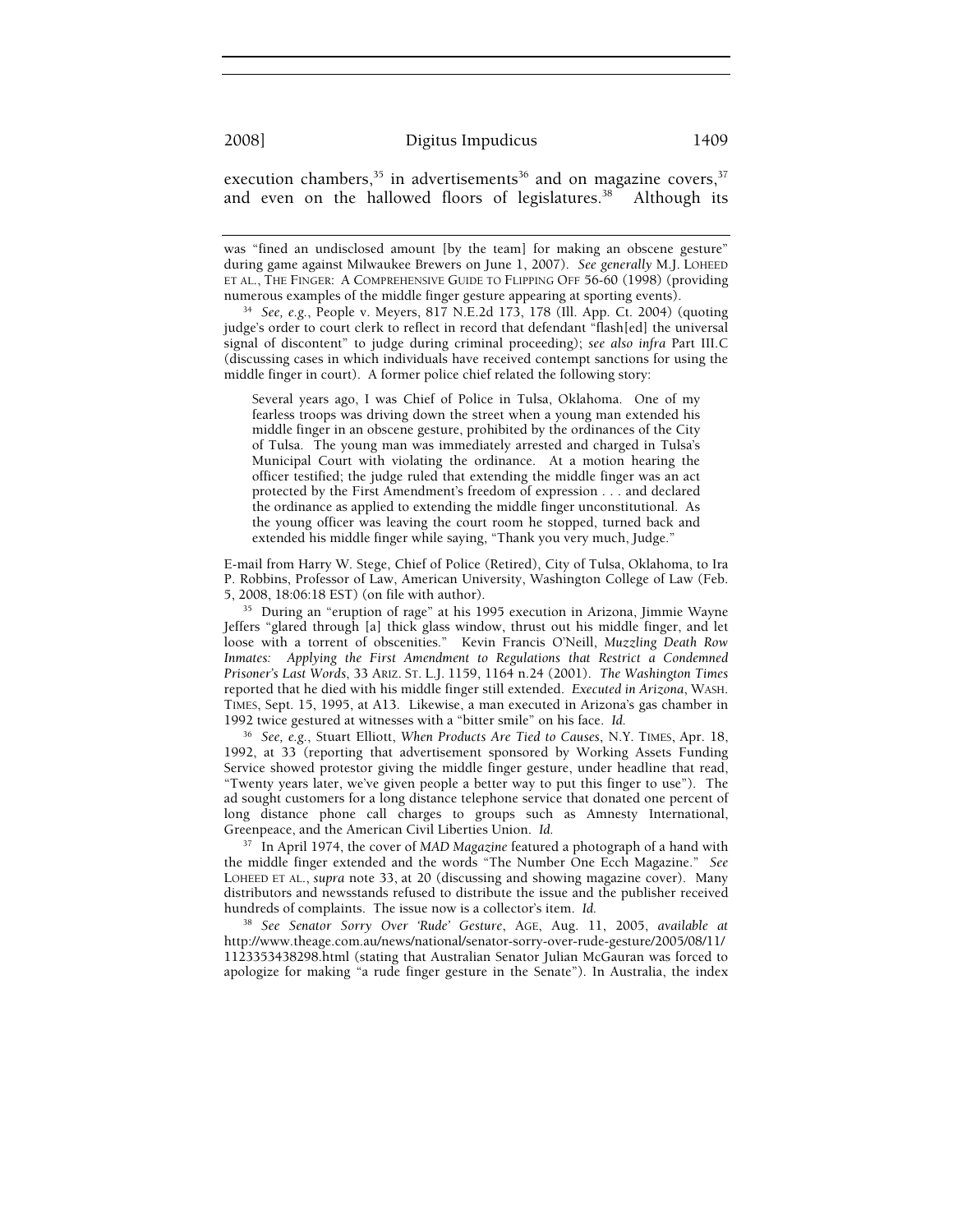execution chambers,[35] in advertisements[36] and on magazine covers,[37] and even on the hallowed floors of legislatures.[38] Although its

---

was "fined an undisclosed amount [by the team] for making an obscene gesture" during game against Milwaukee Brewers on June 1, 2007). *See generally* M.J. LOHEED ET AL., THE FINGER: A COMPREHENSIVE GUIDE TO FLIPPING OFF 56-60 (1998) (providing numerous examples of the middle finger gesture appearing at sporting events).

[34] *See, e.g.*, People v. Meyers, 817 N.E.2d 173, 178 (Ill. App. Ct. 2004) (quoting judge's order to court clerk to reflect in record that defendant "flash[ed] the universal signal of discontent" to judge during criminal proceeding); *see also infra* Part III.C (discussing cases in which individuals have received contempt sanctions for using the middle finger in court). A former police chief related the following story:

> Several years ago, I was Chief of Police in Tulsa, Oklahoma. One of my fearless troops was driving down the street when a young man extended his middle finger in an obscene gesture, prohibited by the ordinances of the City of Tulsa. The young man was immediately arrested and charged in Tulsa's Municipal Court with violating the ordinance. At a motion hearing the officer testified; the judge ruled that extending the middle finger was an act protected by the First Amendment's freedom of expression . . . and declared the ordinance as applied to extending the middle finger unconstitutional. As the young officer was leaving the court room he stopped, turned back and extended his middle finger while saying, "Thank you very much, Judge."

E-mail from Harry W. Stege, Chief of Police (Retired), City of Tulsa, Oklahoma, to Ira P. Robbins, Professor of Law, American University, Washington College of Law (Feb. 5, 2008, 18:06:18 EST) (on file with author).

[35] During an "eruption of rage" at his 1995 execution in Arizona, Jimmie Wayne Jeffers "glared through [a] thick glass window, thrust out his middle finger, and let loose with a torrent of obscenities." Kevin Francis O'Neill, *Muzzling Death Row Inmates: Applying the First Amendment to Regulations that Restrict a Condemned Prisoner's Last Words*, 33 ARIZ. ST. L.J. 1159, 1164 n.24 (2001). *The Washington Times* reported that he died with his middle finger still extended. *Executed in Arizona*, WASH. TIMES, Sept. 15, 1995, at A13. Likewise, a man executed in Arizona's gas chamber in 1992 twice gestured at witnesses with a "bitter smile" on his face. *Id.*

[36] *See, e.g.*, Stuart Elliott, *When Products Are Tied to Causes*, N.Y. TIMES, Apr. 18, 1992, at 33 (reporting that advertisement sponsored by Working Assets Funding Service showed protestor giving the middle finger gesture, under headline that read, "Twenty years later, we've given people a better way to put this finger to use"). The ad sought customers for a long distance telephone service that donated one percent of long distance phone call charges to groups such as Amnesty International, Greenpeace, and the American Civil Liberties Union. *Id.*

[37] In April 1974, the cover of *MAD Magazine* featured a photograph of a hand with the middle finger extended and the words "The Number One Ecch Magazine." *See* LOHEED ET AL., *supra* note 33, at 20 (discussing and showing magazine cover). Many distributors and newsstands refused to distribute the issue and the publisher received hundreds of complaints. The issue now is a collector's item. *Id.*

[38] *See Senator Sorry Over 'Rude' Gesture*, AGE, Aug. 11, 2005, *available at* http://www.theage.com.au/news/national/senator-sorry-over-rude-gesture/2005/08/11/1123353438298.html (stating that Australian Senator Julian McGauran was forced to apologize for making "a rude finger gesture in the Senate"). In Australia, the index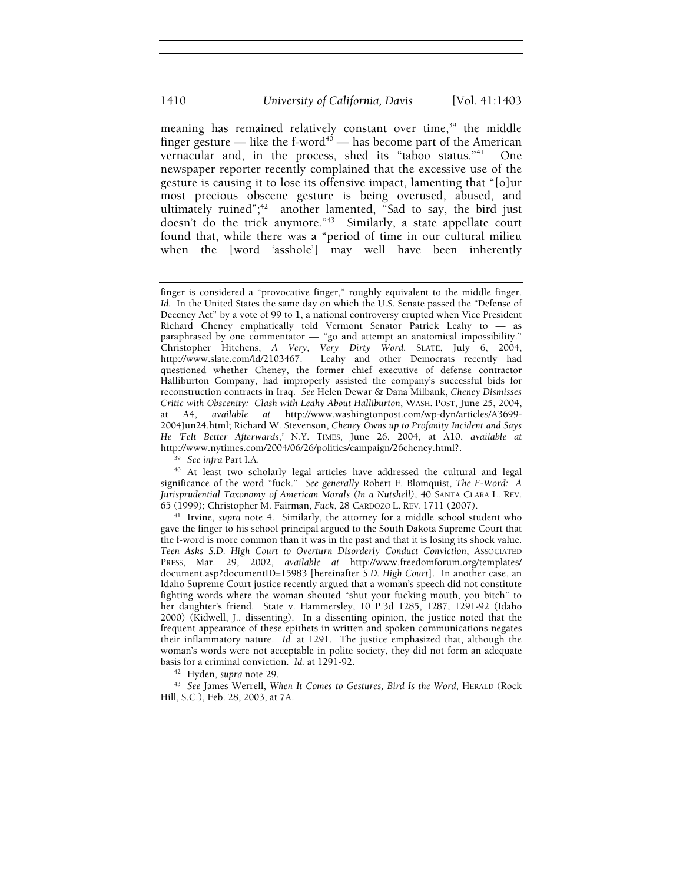meaning has remained relatively constant over time,[39] the middle finger gesture — like the f-word[40] — has become part of the American vernacular and, in the process, shed its "taboo status."[41] One newspaper reporter recently complained that the excessive use of the gesture is causing it to lose its offensive impact, lamenting that "[o]ur most precious obscene gesture is being overused, abused, and ultimately ruined";[42] another lamented, "Sad to say, the bird just doesn't do the trick anymore."[43] Similarly, a state appellate court found that, while there was a "period of time in our cultural milieu when the [word 'asshole'] may well have been inherently

---

finger is considered a "provocative finger," roughly equivalent to the middle finger. *Id.* In the United States the same day on which the U.S. Senate passed the "Defense of Decency Act" by a vote of 99 to 1, a national controversy erupted when Vice President Richard Cheney emphatically told Vermont Senator Patrick Leahy to — as paraphrased by one commentator — "go and attempt an anatomical impossibility." Christopher Hitchens, *A Very, Very Dirty Word*, SLATE, July 6, 2004, http://www.slate.com/id/2103467. Leahy and other Democrats recently had questioned whether Cheney, the former chief executive of defense contractor Halliburton Company, had improperly assisted the company's successful bids for reconstruction contracts in Iraq. *See* Helen Dewar & Dana Milbank, *Cheney Dismisses Critic with Obscenity: Clash with Leahy About Halliburton*, WASH. POST, June 25, 2004, at A4, *available at* http://www.washingtonpost.com/wp-dyn/articles/A3699-2004Jun24.html; Richard W. Stevenson, *Cheney Owns up to Profanity Incident and Says He 'Felt Better Afterwards*,' N.Y. TIMES, June 26, 2004, at A10, *available at* http://www.nytimes.com/2004/06/26/politics/campaign/26cheney.html?.

[39] *See infra* Part I.A.

[40] At least two scholarly legal articles have addressed the cultural and legal significance of the word "fuck." *See generally* Robert F. Blomquist, *The F-Word: A Jurisprudential Taxonomy of American Morals (In a Nutshell)*, 40 SANTA CLARA L. REV. 65 (1999); Christopher M. Fairman, *Fuck*, 28 CARDOZO L. REV. 1711 (2007).

[41] Irvine, *supra* note 4. Similarly, the attorney for a middle school student who gave the finger to his school principal argued to the South Dakota Supreme Court that the f-word is more common than it was in the past and that it is losing its shock value. *Teen Asks S.D. High Court to Overturn Disorderly Conduct Conviction*, ASSOCIATED PRESS, Mar. 29, 2002, *available at* http://www.freedomforum.org/templates/document.asp?documentID=15983 [hereinafter *S.D. High Court*]. In another case, an Idaho Supreme Court justice recently argued that a woman's speech did not constitute fighting words where the woman shouted "shut your fucking mouth, you bitch" to her daughter's friend. State v. Hammersley, 10 P.3d 1285, 1287, 1291-92 (Idaho 2000) (Kidwell, J., dissenting). In a dissenting opinion, the justice noted that the frequent appearance of these epithets in written and spoken communications negates their inflammatory nature. *Id.* at 1291. The justice emphasized that, although the woman's words were not acceptable in polite society, they did not form an adequate basis for a criminal conviction. *Id.* at 1291-92.

[42] Hyden, *supra* note 29.

[43] *See* James Werrell, *When It Comes to Gestures, Bird Is the Word*, HERALD (Rock Hill, S.C.), Feb. 28, 2003, at 7A.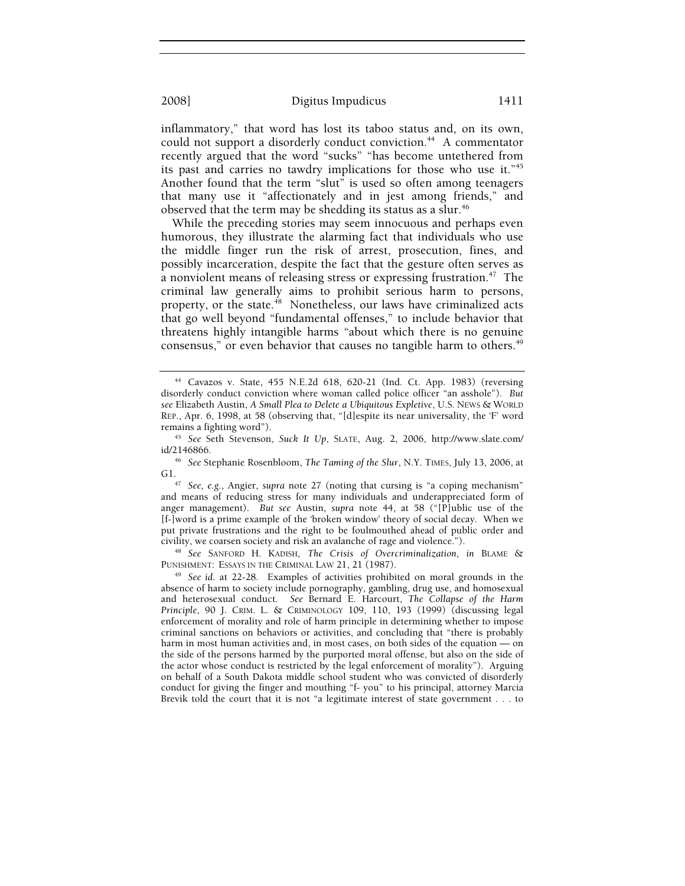inflammatory," that word has lost its taboo status and, on its own, could not support a disorderly conduct conviction.[44] A commentator recently argued that the word "sucks" "has become untethered from its past and carries no tawdry implications for those who use it."[45] Another found that the term "slut" is used so often among teenagers that many use it "affectionately and in jest among friends," and observed that the term may be shedding its status as a slur.[46]

While the preceding stories may seem innocuous and perhaps even humorous, they illustrate the alarming fact that individuals who use the middle finger run the risk of arrest, prosecution, fines, and possibly incarceration, despite the fact that the gesture often serves as a nonviolent means of releasing stress or expressing frustration.[47] The criminal law generally aims to prohibit serious harm to persons, property, or the state.[48] Nonetheless, our laws have criminalized acts that go well beyond "fundamental offenses," to include behavior that threatens highly intangible harms "about which there is no genuine consensus," or even behavior that causes no tangible harm to others.[49]

---

[44] Cavazos v. State, 455 N.E.2d 618, 620-21 (Ind. Ct. App. 1983) (reversing disorderly conduct conviction where woman called police officer "an asshole"). *But see* Elizabeth Austin, *A Small Plea to Delete a Ubiquitous Expletive*, U.S. NEWS & WORLD REP., Apr. 6, 1998, at 58 (observing that, "[d]espite its near universality, the 'F' word remains a fighting word").

[45] *See* Seth Stevenson, *Suck It Up*, SLATE, Aug. 2, 2006, http://www.slate.com/id/2146866.

[46] *See* Stephanie Rosenbloom, *The Taming of the Slur*, N.Y. TIMES, July 13, 2006, at G1.

[47] *See, e.g.*, Angier, *supra* note 27 (noting that cursing is "a coping mechanism" and means of reducing stress for many individuals and underappreciated form of anger management). *But see* Austin, *supra* note 44, at 58 ("[P]ublic use of the [f-]word is a prime example of the 'broken window' theory of social decay. When we put private frustrations and the right to be foulmouthed ahead of public order and civility, we coarsen society and risk an avalanche of rage and violence.").

[48] *See* SANFORD H. KADISH, *The Crisis of Overcriminalization*, *in* BLAME & PUNISHMENT: ESSAYS IN THE CRIMINAL LAW 21, 21 (1987).

[49] *See id.* at 22-28. Examples of activities prohibited on moral grounds in the absence of harm to society include pornography, gambling, drug use, and homosexual and heterosexual conduct. *See* Bernard E. Harcourt, *The Collapse of the Harm Principle*, 90 J. CRIM. L. & CRIMINOLOGY 109, 110, 193 (1999) (discussing legal enforcement of morality and role of harm principle in determining whether to impose criminal sanctions on behaviors or activities, and concluding that "there is probably harm in most human activities and, in most cases, on both sides of the equation — on the side of the persons harmed by the purported moral offense, but also on the side of the actor whose conduct is restricted by the legal enforcement of morality"). Arguing on behalf of a South Dakota middle school student who was convicted of disorderly conduct for giving the finger and mouthing "f- you" to his principal, attorney Marcia Brevik told the court that it is not "a legitimate interest of state government . . . to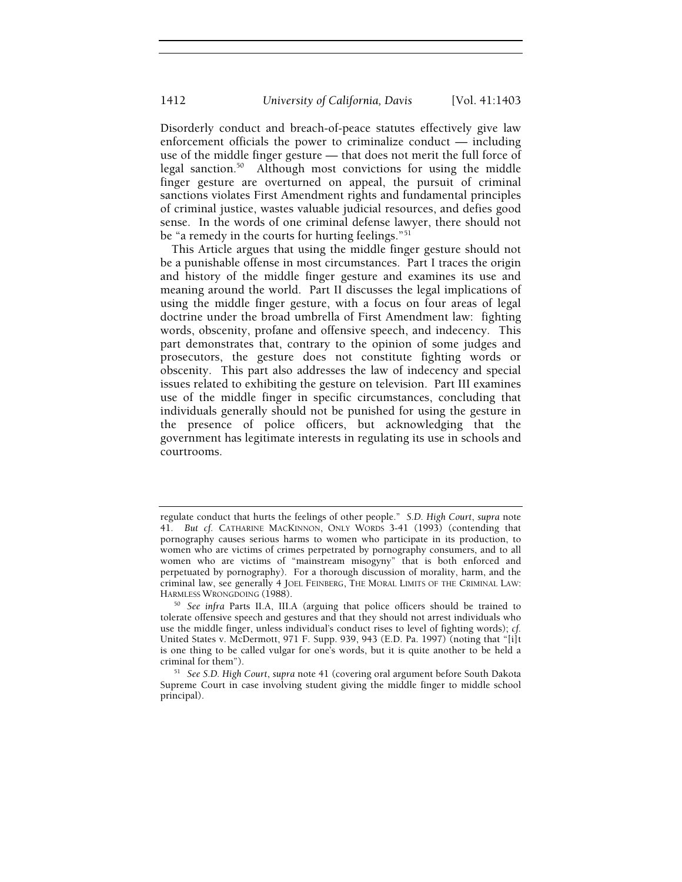Disorderly conduct and breach-of-peace statutes effectively give law enforcement officials the power to criminalize conduct — including use of the middle finger gesture — that does not merit the full force of legal sanction.[50] Although most convictions for using the middle finger gesture are overturned on appeal, the pursuit of criminal sanctions violates First Amendment rights and fundamental principles of criminal justice, wastes valuable judicial resources, and defies good sense. In the words of one criminal defense lawyer, there should not be "a remedy in the courts for hurting feelings."[51]

This Article argues that using the middle finger gesture should not be a punishable offense in most circumstances. Part I traces the origin and history of the middle finger gesture and examines its use and meaning around the world. Part II discusses the legal implications of using the middle finger gesture, with a focus on four areas of legal doctrine under the broad umbrella of First Amendment law: fighting words, obscenity, profane and offensive speech, and indecency. This part demonstrates that, contrary to the opinion of some judges and prosecutors, the gesture does not constitute fighting words or obscenity. This part also addresses the law of indecency and special issues related to exhibiting the gesture on television. Part III examines use of the middle finger in specific circumstances, concluding that individuals generally should not be punished for using the gesture in the presence of police officers, but acknowledging that the government has legitimate interests in regulating its use in schools and courtrooms.

---

regulate conduct that hurts the feelings of other people." *S.D. High Court*, *supra* note 41. *But cf.* CATHARINE MACKINNON, ONLY WORDS 3-41 (1993) (contending that pornography causes serious harms to women who participate in its production, to women who are victims of crimes perpetrated by pornography consumers, and to all women who are victims of "mainstream misogyny" that is both enforced and perpetuated by pornography). For a thorough discussion of morality, harm, and the criminal law, see generally 4 JOEL FEINBERG, THE MORAL LIMITS OF THE CRIMINAL LAW: HARMLESS WRONGDOING (1988).

[50] *See infra* Parts II.A, III.A (arguing that police officers should be trained to tolerate offensive speech and gestures and that they should not arrest individuals who use the middle finger, unless individual's conduct rises to level of fighting words); *cf.* United States v. McDermott, 971 F. Supp. 939, 943 (E.D. Pa. 1997) (noting that "[i]t is one thing to be called vulgar for one's words, but it is quite another to be held a criminal for them").

[51] *See S.D. High Court*, *supra* note 41 (covering oral argument before South Dakota Supreme Court in case involving student giving the middle finger to middle school principal).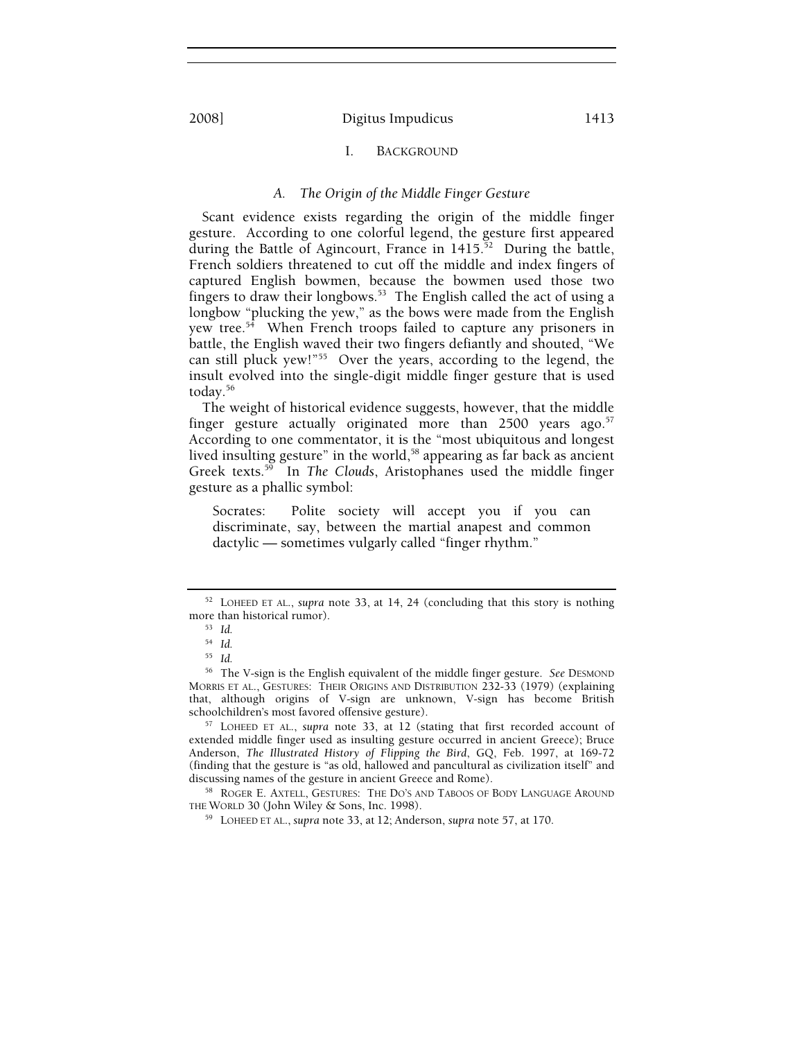## I. Background

### A. The Origin of the Middle Finger Gesture

Scant evidence exists regarding the origin of the middle finger gesture. According to one colorful legend, the gesture first appeared during the Battle of Agincourt, France in 1415.[52] During the battle, French soldiers threatened to cut off the middle and index fingers of captured English bowmen, because the bowmen used those two fingers to draw their longbows.[53] The English called the act of using a longbow "plucking the yew," as the bows were made from the English yew tree.[54] When French troops failed to capture any prisoners in battle, the English waved their two fingers defiantly and shouted, "We can still pluck yew!"[55] Over the years, according to the legend, the insult evolved into the single-digit middle finger gesture that is used today.[56]

The weight of historical evidence suggests, however, that the middle finger gesture actually originated more than 2500 years ago.[57] According to one commentator, it is the "most ubiquitous and longest lived insulting gesture" in the world,[58] appearing as far back as ancient Greek texts.[59] In *The Clouds*, Aristophanes used the middle finger gesture as a phallic symbol:

> Socrates: Polite society will accept you if you can discriminate, say, between the martial anapest and common dactylic — sometimes vulgarly called "finger rhythm."

---

[52] Loheed et al., *supra* note 33, at 14, 24 (concluding that this story is nothing more than historical rumor).

[53] *Id.*

[54] *Id.*

[55] *Id.*

[56] The V-sign is the English equivalent of the middle finger gesture. *See* Desmond Morris et al., Gestures: Their Origins and Distribution 232-33 (1979) (explaining that, although origins of V-sign are unknown, V-sign has become British schoolchildren's most favored offensive gesture).

[57] Loheed et al., *supra* note 33, at 12 (stating that first recorded account of extended middle finger used as insulting gesture occurred in ancient Greece); Bruce Anderson, *The Illustrated History of Flipping the Bird*, GQ, Feb. 1997, at 169-72 (finding that the gesture is "as old, hallowed and pancultural as civilization itself" and discussing names of the gesture in ancient Greece and Rome).

[58] Roger E. Axtell, Gestures: The Do's and Taboos of Body Language Around the World 30 (John Wiley & Sons, Inc. 1998).

[59] Loheed et al., *supra* note 33, at 12; Anderson, *supra* note 57, at 170.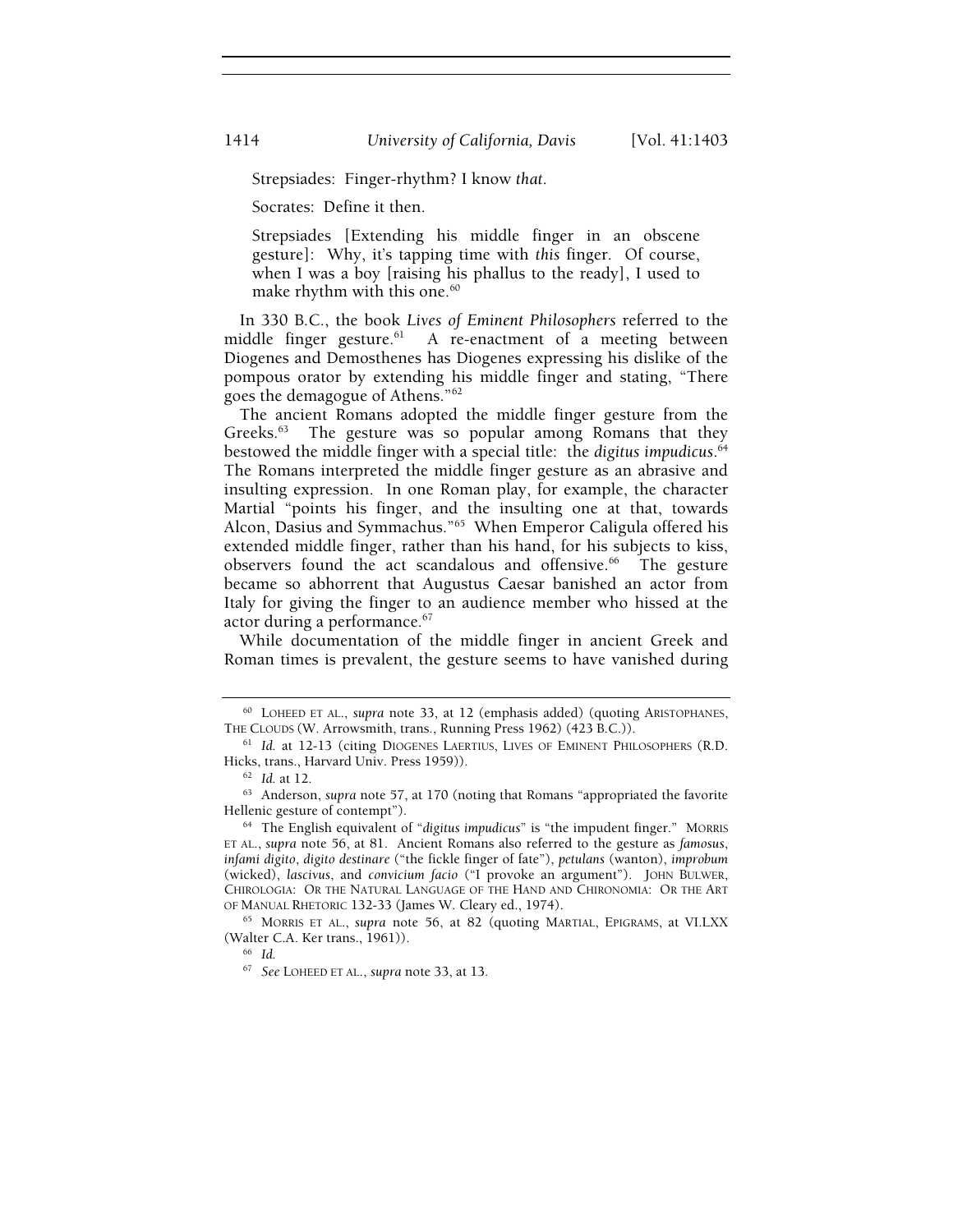Strepsiades: Finger-rhythm? I know *that*.

Socrates: Define it then.

Strepsiades [Extending his middle finger in an obscene gesture]: Why, it's tapping time with *this* finger. Of course, when I was a boy [raising his phallus to the ready], I used to make rhythm with this one.[60]

In 330 B.C., the book *Lives of Eminent Philosophers* referred to the middle finger gesture.[61] A re-enactment of a meeting between Diogenes and Demosthenes has Diogenes expressing his dislike of the pompous orator by extending his middle finger and stating, "There goes the demagogue of Athens."[62]

The ancient Romans adopted the middle finger gesture from the Greeks.[63] The gesture was so popular among Romans that they bestowed the middle finger with a special title: the *digitus impudicus*.[64] The Romans interpreted the middle finger gesture as an abrasive and insulting expression. In one Roman play, for example, the character Martial "points his finger, and the insulting one at that, towards Alcon, Dasius and Symmachus."[65] When Emperor Caligula offered his extended middle finger, rather than his hand, for his subjects to kiss, observers found the act scandalous and offensive.[66] The gesture became so abhorrent that Augustus Caesar banished an actor from Italy for giving the finger to an audience member who hissed at the actor during a performance.[67]

While documentation of the middle finger in ancient Greek and Roman times is prevalent, the gesture seems to have vanished during

---

[60] LOHEED ET AL., *supra* note 33, at 12 (emphasis added) (quoting ARISTOPHANES, THE CLOUDS (W. Arrowsmith, trans., Running Press 1962) (423 B.C.)).

[61] *Id.* at 12-13 (citing DIOGENES LAERTIUS, LIVES OF EMINENT PHILOSOPHERS (R.D. Hicks, trans., Harvard Univ. Press 1959)).

[62] *Id.* at 12.

[63] Anderson, *supra* note 57, at 170 (noting that Romans "appropriated the favorite Hellenic gesture of contempt").

[64] The English equivalent of "*digitus impudicus*" is "the impudent finger." MORRIS ET AL., *supra* note 56, at 81. Ancient Romans also referred to the gesture as *famosus*, *infami digito*, *digito destinare* ("the fickle finger of fate"), *petulans* (wanton), *improbum* (wicked), *lascivus*, and *convicium facio* ("I provoke an argument"). JOHN BULWER, CHIROLOGIA: OR THE NATURAL LANGUAGE OF THE HAND AND CHIRONOMIA: OR THE ART OF MANUAL RHETORIC 132-33 (James W. Cleary ed., 1974).

[65] MORRIS ET AL., *supra* note 56, at 82 (quoting MARTIAL, EPIGRAMS, at VI.LXX (Walter C.A. Ker trans., 1961)).

[66] *Id.*

[67] *See* LOHEED ET AL., *supra* note 33, at 13.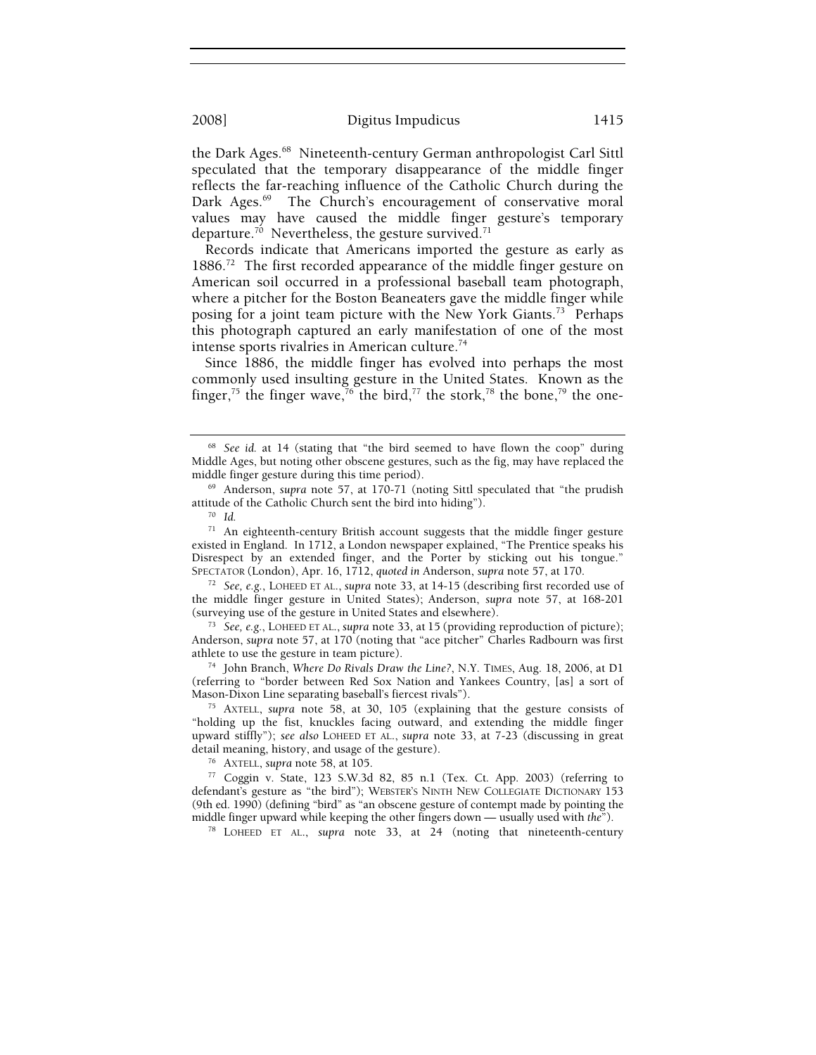the Dark Ages.[68] Nineteenth-century German anthropologist Carl Sittl speculated that the temporary disappearance of the middle finger reflects the far-reaching influence of the Catholic Church during the Dark Ages.[69] The Church's encouragement of conservative moral values may have caused the middle finger gesture's temporary departure.[70] Nevertheless, the gesture survived.[71]

Records indicate that Americans imported the gesture as early as 1886.[72] The first recorded appearance of the middle finger gesture on American soil occurred in a professional baseball team photograph, where a pitcher for the Boston Beaneaters gave the middle finger while posing for a joint team picture with the New York Giants.[73] Perhaps this photograph captured an early manifestation of one of the most intense sports rivalries in American culture.[74]

Since 1886, the middle finger has evolved into perhaps the most commonly used insulting gesture in the United States. Known as the finger,[75] the finger wave,[76] the bird,[77] the stork,[78] the bone,[79] the one-

---

[68] *See id.* at 14 (stating that "the bird seemed to have flown the coop" during Middle Ages, but noting other obscene gestures, such as the fig, may have replaced the middle finger gesture during this time period).

[69] Anderson, *supra* note 57, at 170-71 (noting Sittl speculated that "the prudish attitude of the Catholic Church sent the bird into hiding").

[70] *Id.*

[71] An eighteenth-century British account suggests that the middle finger gesture existed in England. In 1712, a London newspaper explained, "The Prentice speaks his Disrespect by an extended finger, and the Porter by sticking out his tongue." SPECTATOR (London), Apr. 16, 1712, *quoted in* Anderson, *supra* note 57, at 170.

[72] *See, e.g.*, LOHEED ET AL., *supra* note 33, at 14-15 (describing first recorded use of the middle finger gesture in United States); Anderson, *supra* note 57, at 168-201 (surveying use of the gesture in United States and elsewhere).

[73] *See, e.g.*, LOHEED ET AL., *supra* note 33, at 15 (providing reproduction of picture); Anderson, *supra* note 57, at 170 (noting that "ace pitcher" Charles Radbourn was first athlete to use the gesture in team picture).

[74] John Branch, *Where Do Rivals Draw the Line?*, N.Y. TIMES, Aug. 18, 2006, at D1 (referring to "border between Red Sox Nation and Yankees Country, [as] a sort of Mason-Dixon Line separating baseball's fiercest rivals").

[75] AXTELL, *supra* note 58, at 30, 105 (explaining that the gesture consists of "holding up the fist, knuckles facing outward, and extending the middle finger upward stiffly"); *see also* LOHEED ET AL., *supra* note 33, at 7-23 (discussing in great detail meaning, history, and usage of the gesture).

[76] AXTELL, *supra* note 58, at 105.

[77] Coggin v. State, 123 S.W.3d 82, 85 n.1 (Tex. Ct. App. 2003) (referring to defendant's gesture as "the bird"); WEBSTER'S NINTH NEW COLLEGIATE DICTIONARY 153 (9th ed. 1990) (defining "bird" as "an obscene gesture of contempt made by pointing the middle finger upward while keeping the other fingers down — usually used with *the*").

[78] LOHEED ET AL., *supra* note 33, at 24 (noting that nineteenth-century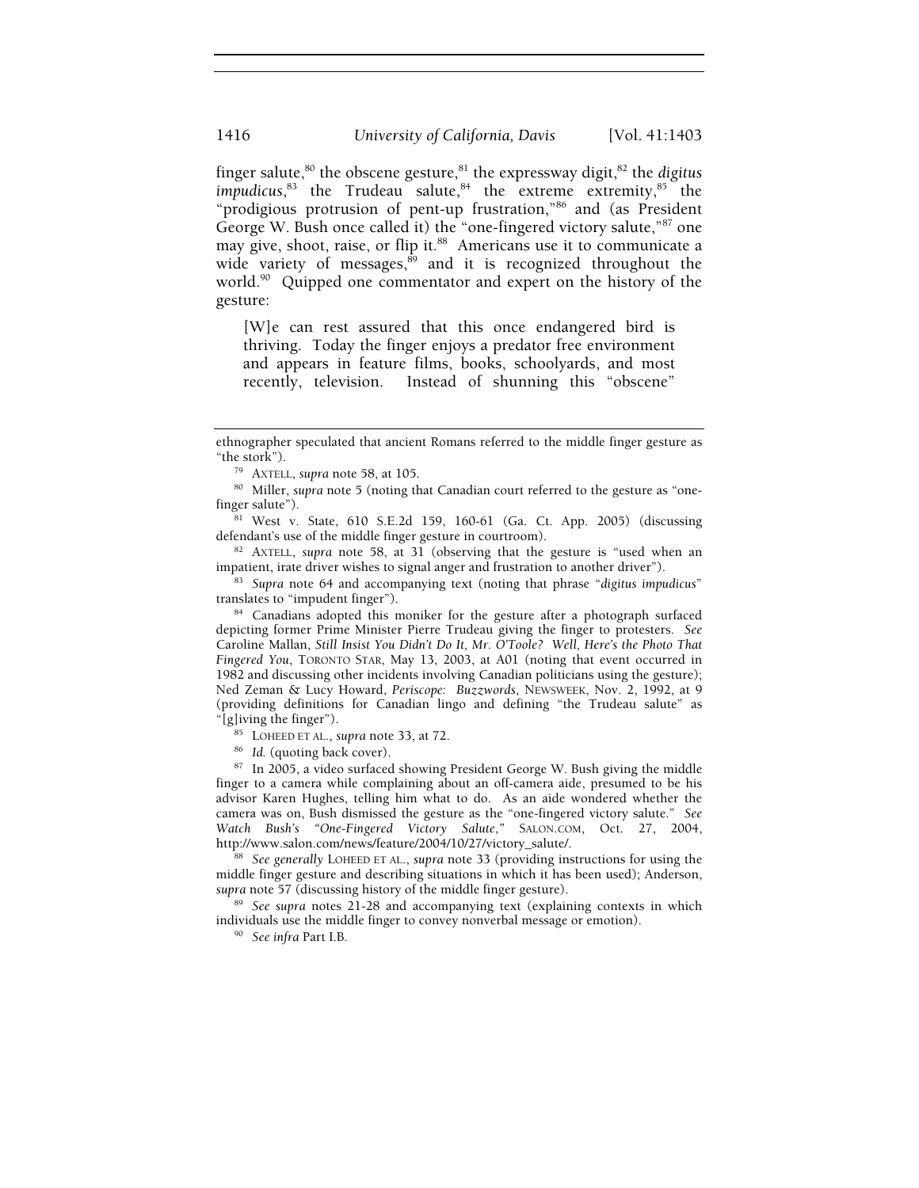finger salute,[80] the obscene gesture,[81] the expressway digit,[82] the *digitus impudicus*,[83] the Trudeau salute,[84] the extreme extremity,[85] the "prodigious protrusion of pent-up frustration,"[86] and (as President George W. Bush once called it) the "one-fingered victory salute,"[87] one may give, shoot, raise, or flip it.[88] Americans use it to communicate a wide variety of messages,[89] and it is recognized throughout the world.[90] Quipped one commentator and expert on the history of the gesture:

> [W]e can rest assured that this once endangered bird is thriving. Today the finger enjoys a predator free environment and appears in feature films, books, schoolyards, and most recently, television. Instead of shunning this "obscene"

---

ethnographer speculated that ancient Romans referred to the middle finger gesture as "the stork").

[79] AXTELL, *supra* note 58, at 105.

[80] Miller, *supra* note 5 (noting that Canadian court referred to the gesture as "one-finger salute").

[81] West v. State, 610 S.E.2d 159, 160-61 (Ga. Ct. App. 2005) (discussing defendant's use of the middle finger gesture in courtroom).

[82] AXTELL, *supra* note 58, at 31 (observing that the gesture is "used when an impatient, irate driver wishes to signal anger and frustration to another driver").

[83] *Supra* note 64 and accompanying text (noting that phrase "*digitus impudicus*" translates to "impudent finger").

[84] Canadians adopted this moniker for the gesture after a photograph surfaced depicting former Prime Minister Pierre Trudeau giving the finger to protesters. *See* Caroline Mallan, *Still Insist You Didn't Do It, Mr. O'Toole? Well, Here's the Photo That Fingered You*, TORONTO STAR, May 13, 2003, at A01 (noting that event occurred in 1982 and discussing other incidents involving Canadian politicians using the gesture); Ned Zeman & Lucy Howard, *Periscope: Buzzwords*, NEWSWEEK, Nov. 2, 1992, at 9 (providing definitions for Canadian lingo and defining "the Trudeau salute" as "[g]iving the finger").

[85] LOHEED ET AL., *supra* note 33, at 72.

[86] *Id.* (quoting back cover).

[87] In 2005, a video surfaced showing President George W. Bush giving the middle finger to a camera while complaining about an off-camera aide, presumed to be his advisor Karen Hughes, telling him what to do. As an aide wondered whether the camera was on, Bush dismissed the gesture as the "one-fingered victory salute." *See Watch Bush's "One-Fingered Victory Salute*,*"* SALON.COM, Oct. 27, 2004, http://www.salon.com/news/feature/2004/10/27/victory_salute/.

[88] *See generally* LOHEED ET AL., *supra* note 33 (providing instructions for using the middle finger gesture and describing situations in which it has been used); Anderson, *supra* note 57 (discussing history of the middle finger gesture).

[89] *See supra* notes 21-28 and accompanying text (explaining contexts in which individuals use the middle finger to convey nonverbal message or emotion).

[90] *See infra* Part I.B.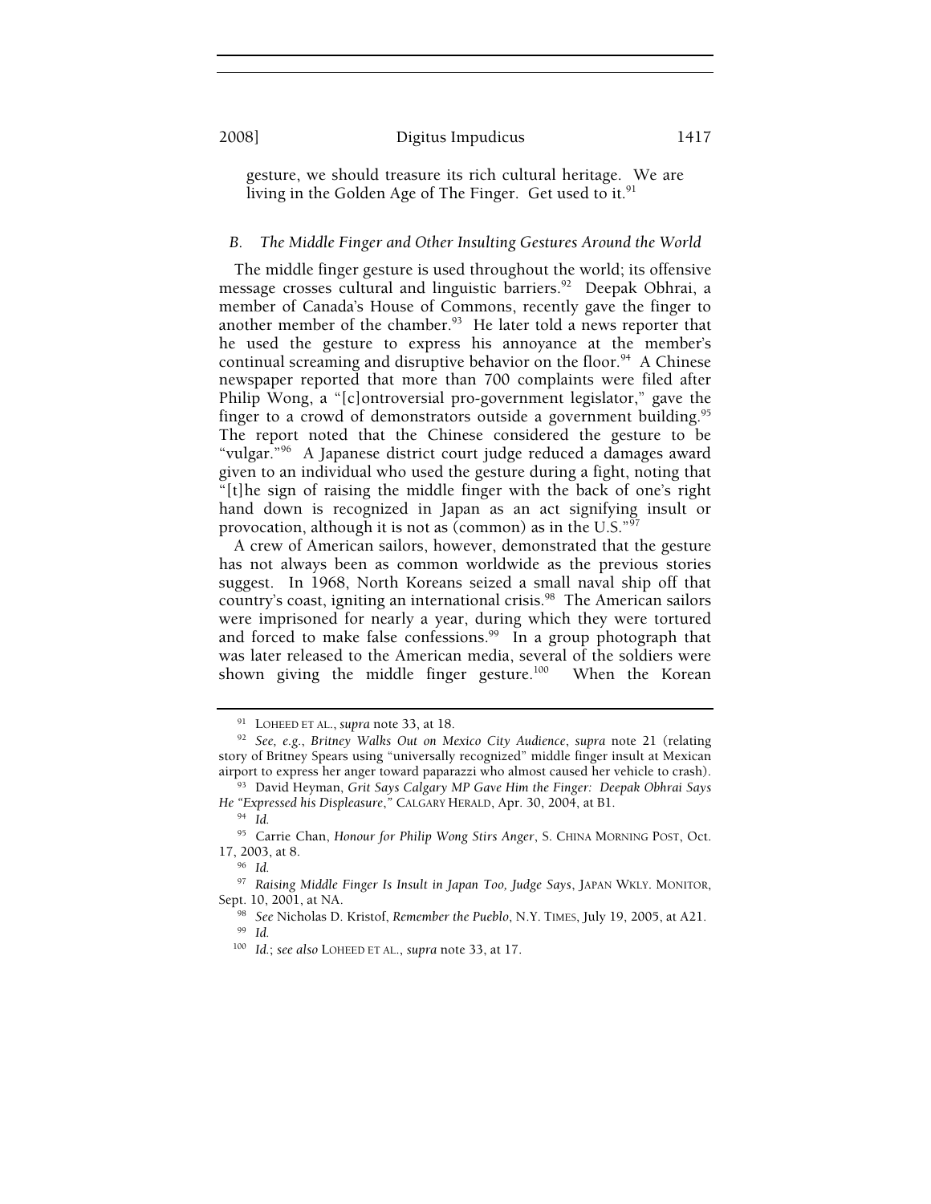gesture, we should treasure its rich cultural heritage. We are living in the Golden Age of The Finger. Get used to it.[91]

### *B. The Middle Finger and Other Insulting Gestures Around the World*

The middle finger gesture is used throughout the world; its offensive message crosses cultural and linguistic barriers.[92] Deepak Obhrai, a member of Canada's House of Commons, recently gave the finger to another member of the chamber.[93] He later told a news reporter that he used the gesture to express his annoyance at the member's continual screaming and disruptive behavior on the floor.[94] A Chinese newspaper reported that more than 700 complaints were filed after Philip Wong, a "[c]ontroversial pro-government legislator," gave the finger to a crowd of demonstrators outside a government building.[95] The report noted that the Chinese considered the gesture to be "vulgar."[96] A Japanese district court judge reduced a damages award given to an individual who used the gesture during a fight, noting that "[t]he sign of raising the middle finger with the back of one's right hand down is recognized in Japan as an act signifying insult or provocation, although it is not as (common) as in the U.S."[97]

A crew of American sailors, however, demonstrated that the gesture has not always been as common worldwide as the previous stories suggest. In 1968, North Koreans seized a small naval ship off that country's coast, igniting an international crisis.[98] The American sailors were imprisoned for nearly a year, during which they were tortured and forced to make false confessions.[99] In a group photograph that was later released to the American media, several of the soldiers were shown giving the middle finger gesture.[100] When the Korean

---

[91] LOHEED ET AL., *supra* note 33, at 18.

[92] *See, e.g.*, *Britney Walks Out on Mexico City Audience*, *supra* note 21 (relating story of Britney Spears using "universally recognized" middle finger insult at Mexican airport to express her anger toward paparazzi who almost caused her vehicle to crash).

[93] David Heyman, *Grit Says Calgary MP Gave Him the Finger: Deepak Obhrai Says He "Expressed his Displeasure*,*"* CALGARY HERALD, Apr. 30, 2004, at B1.

[94] *Id.*

[95] Carrie Chan, *Honour for Philip Wong Stirs Anger*, S. CHINA MORNING POST, Oct. 17, 2003, at 8.

[96] *Id.*

[97] *Raising Middle Finger Is Insult in Japan Too, Judge Says*, JAPAN WKLY. MONITOR, Sept. 10, 2001, at NA.

[98] *See* Nicholas D. Kristof, *Remember the Pueblo*, N.Y. TIMES, July 19, 2005, at A21.

[99] *Id.*

[100] *Id.*; *see also* LOHEED ET AL., *supra* note 33, at 17.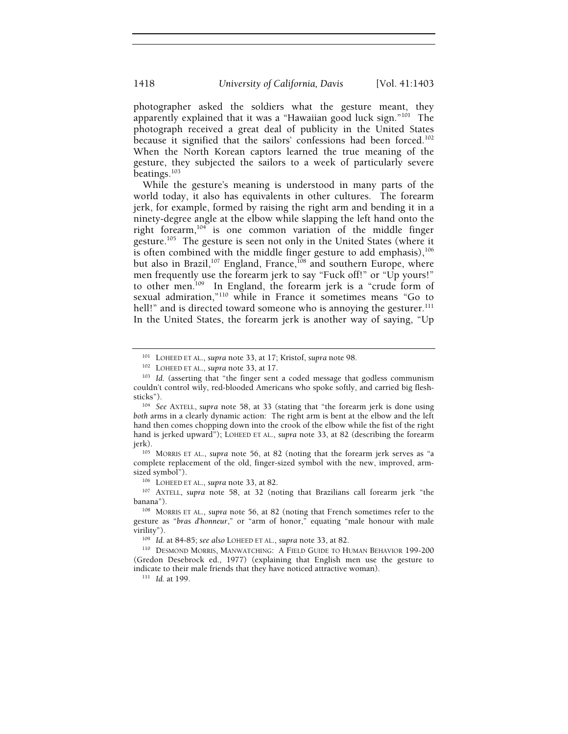photographer asked the soldiers what the gesture meant, they apparently explained that it was a "Hawaiian good luck sign."[101] The photograph received a great deal of publicity in the United States because it signified that the sailors' confessions had been forced.[102] When the North Korean captors learned the true meaning of the gesture, they subjected the sailors to a week of particularly severe beatings.[103]

While the gesture's meaning is understood in many parts of the world today, it also has equivalents in other cultures. The forearm jerk, for example, formed by raising the right arm and bending it in a ninety-degree angle at the elbow while slapping the left hand onto the right forearm,[104] is one common variation of the middle finger gesture.[105] The gesture is seen not only in the United States (where it is often combined with the middle finger gesture to add emphasis),[106] but also in Brazil,[107] England, France,[108] and southern Europe, where men frequently use the forearm jerk to say "Fuck off!" or "Up yours!" to other men.[109] In England, the forearm jerk is a "crude form of sexual admiration,"[110] while in France it sometimes means "Go to hell!" and is directed toward someone who is annoying the gesturer.[111] In the United States, the forearm jerk is another way of saying, "Up

---

[101] LOHEED ET AL., *supra* note 33, at 17; Kristof, *supra* note 98.

[102] LOHEED ET AL., *supra* note 33, at 17.

[103] *Id.* (asserting that "the finger sent a coded message that godless communism couldn't control wily, red-blooded Americans who spoke softly, and carried big flesh-sticks").

[104] *See* AXTELL, *supra* note 58, at 33 (stating that "the forearm jerk is done using *both* arms in a clearly dynamic action: The right arm is bent at the elbow and the left hand then comes chopping down into the crook of the elbow while the fist of the right hand is jerked upward"); LOHEED ET AL., *supra* note 33, at 82 (describing the forearm jerk).

[105] MORRIS ET AL., *supra* note 56, at 82 (noting that the forearm jerk serves as "a complete replacement of the old, finger-sized symbol with the new, improved, arm-sized symbol").

[106] LOHEED ET AL., *supra* note 33, at 82.

[107] AXTELL, *supra* note 58, at 32 (noting that Brazilians call forearm jerk "the banana").

[108] MORRIS ET AL., *supra* note 56, at 82 (noting that French sometimes refer to the gesture as "*bras d'honneur*," or "arm of honor," equating "male honour with male virility").

[109] *Id.* at 84-85; *see also* LOHEED ET AL., *supra* note 33, at 82.

[110] DESMOND MORRIS, MANWATCHING: A FIELD GUIDE TO HUMAN BEHAVIOR 199-200 (Gredon Desebrock ed., 1977) (explaining that English men use the gesture to indicate to their male friends that they have noticed attractive woman).

[111] *Id.* at 199.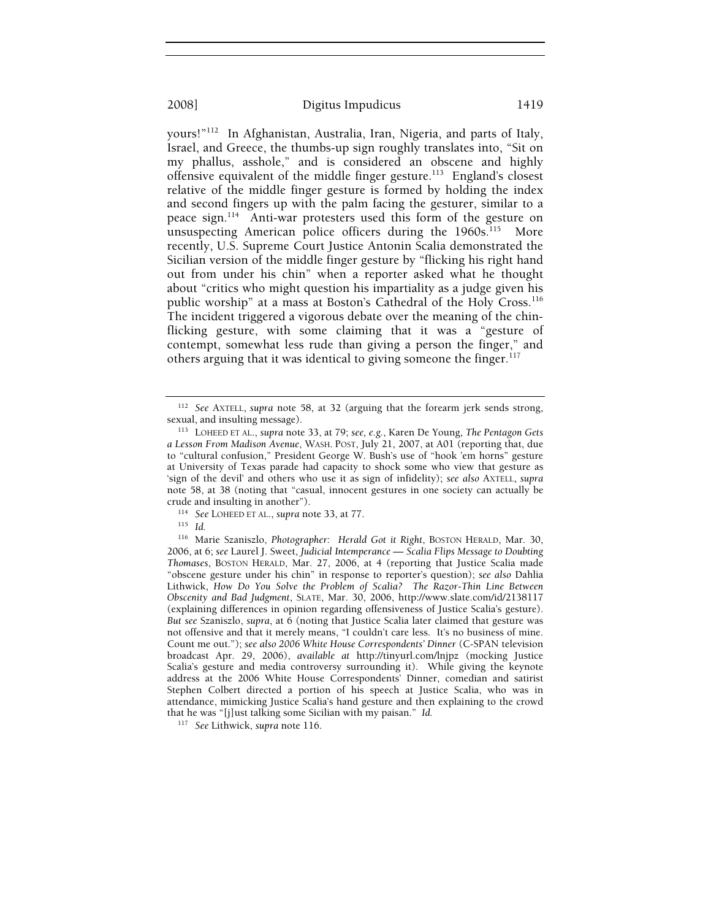yours!"[112] In Afghanistan, Australia, Iran, Nigeria, and parts of Italy, Israel, and Greece, the thumbs-up sign roughly translates into, "Sit on my phallus, asshole," and is considered an obscene and highly offensive equivalent of the middle finger gesture.[113] England's closest relative of the middle finger gesture is formed by holding the index and second fingers up with the palm facing the gesturer, similar to a peace sign.[114] Anti-war protesters used this form of the gesture on unsuspecting American police officers during the 1960s.[115] More recently, U.S. Supreme Court Justice Antonin Scalia demonstrated the Sicilian version of the middle finger gesture by "flicking his right hand out from under his chin" when a reporter asked what he thought about "critics who might question his impartiality as a judge given his public worship" at a mass at Boston's Cathedral of the Holy Cross.[116] The incident triggered a vigorous debate over the meaning of the chin-flicking gesture, with some claiming that it was a "gesture of contempt, somewhat less rude than giving a person the finger," and others arguing that it was identical to giving someone the finger.[117]

---

[112] *See* AXTELL, *supra* note 58, at 32 (arguing that the forearm jerk sends strong, sexual, and insulting message).

[113] LOHEED ET AL., *supra* note 33, at 79; *see, e.g.*, Karen De Young, *The Pentagon Gets a Lesson From Madison Avenue*, WASH. POST, July 21, 2007, at A01 (reporting that, due to "cultural confusion," President George W. Bush's use of "hook 'em horns" gesture at University of Texas parade had capacity to shock some who view that gesture as 'sign of the devil' and others who use it as sign of infidelity); *see also* AXTELL, *supra* note 58, at 38 (noting that "casual, innocent gestures in one society can actually be crude and insulting in another").

[114] *See* LOHEED ET AL., *supra* note 33, at 77.

[115] *Id.*

[116] Marie Szaniszlo, *Photographer: Herald Got it Right*, BOSTON HERALD, Mar. 30, 2006, at 6; *see* Laurel J. Sweet, *Judicial Intemperance — Scalia Flips Message to Doubting Thomases*, BOSTON HERALD, Mar. 27, 2006, at 4 (reporting that Justice Scalia made "obscene gesture under his chin" in response to reporter's question); *see also* Dahlia Lithwick, *How Do You Solve the Problem of Scalia? The Razor-Thin Line Between Obscenity and Bad Judgment*, SLATE, Mar. 30, 2006, http://www.slate.com/id/2138117 (explaining differences in opinion regarding offensiveness of Justice Scalia's gesture). *But see* Szaniszlo, *supra*, at 6 (noting that Justice Scalia later claimed that gesture was not offensive and that it merely means, "I couldn't care less. It's no business of mine. Count me out."); *see also 2006 White House Correspondents' Dinner* (C-SPAN television broadcast Apr. 29, 2006), *available at* http://tinyurl.com/lnjpz (mocking Justice Scalia's gesture and media controversy surrounding it). While giving the keynote address at the 2006 White House Correspondents' Dinner, comedian and satirist Stephen Colbert directed a portion of his speech at Justice Scalia, who was in attendance, mimicking Justice Scalia's hand gesture and then explaining to the crowd that he was "[j]ust talking some Sicilian with my paisan." *Id.*

[117] *See* Lithwick, *supra* note 116.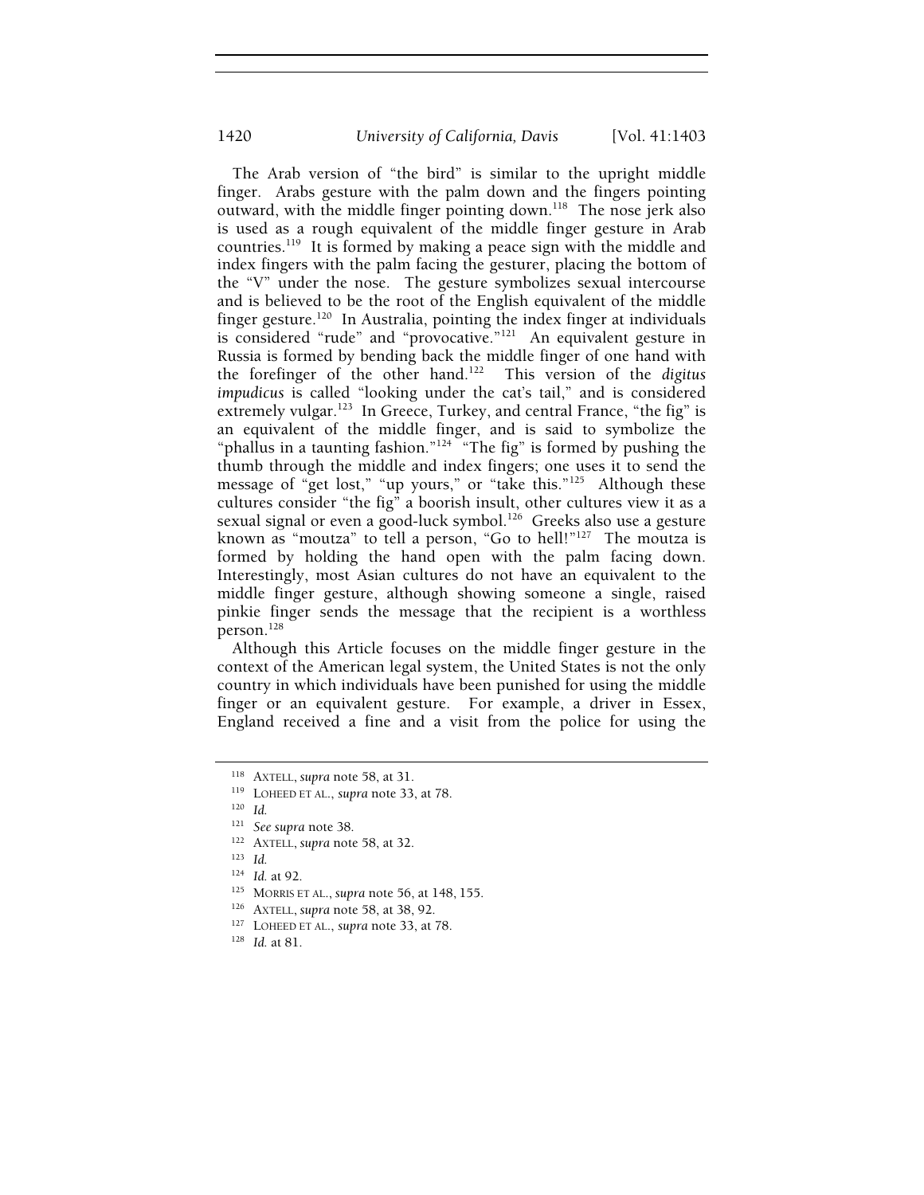The Arab version of "the bird" is similar to the upright middle finger. Arabs gesture with the palm down and the fingers pointing outward, with the middle finger pointing down.[118] The nose jerk also is used as a rough equivalent of the middle finger gesture in Arab countries.[119] It is formed by making a peace sign with the middle and index fingers with the palm facing the gesturer, placing the bottom of the "V" under the nose. The gesture symbolizes sexual intercourse and is believed to be the root of the English equivalent of the middle finger gesture.[120] In Australia, pointing the index finger at individuals is considered "rude" and "provocative."[121] An equivalent gesture in Russia is formed by bending back the middle finger of one hand with the forefinger of the other hand.[122] This version of the *digitus impudicus* is called "looking under the cat's tail," and is considered extremely vulgar.[123] In Greece, Turkey, and central France, "the fig" is an equivalent of the middle finger, and is said to symbolize the "phallus in a taunting fashion."[124] "The fig" is formed by pushing the thumb through the middle and index fingers; one uses it to send the message of "get lost," "up yours," or "take this."[125] Although these cultures consider "the fig" a boorish insult, other cultures view it as a sexual signal or even a good-luck symbol.[126] Greeks also use a gesture known as "moutza" to tell a person, "Go to hell!"[127] The moutza is formed by holding the hand open with the palm facing down. Interestingly, most Asian cultures do not have an equivalent to the middle finger gesture, although showing someone a single, raised pinkie finger sends the message that the recipient is a worthless person.[128]

Although this Article focuses on the middle finger gesture in the context of the American legal system, the United States is not the only country in which individuals have been punished for using the middle finger or an equivalent gesture. For example, a driver in Essex, England received a fine and a visit from the police for using the

---

[118] AXTELL, *supra* note 58, at 31.

[119] LOHEED ET AL., *supra* note 33, at 78.

[120] *Id.*

[121] *See supra* note 38.

[122] AXTELL, *supra* note 58, at 32.

[123] *Id.*

[124] *Id.* at 92.

[125] MORRIS ET AL., *supra* note 56, at 148, 155.

[126] AXTELL, *supra* note 58, at 38, 92.

[127] LOHEED ET AL., *supra* note 33, at 78.

[128] *Id.* at 81.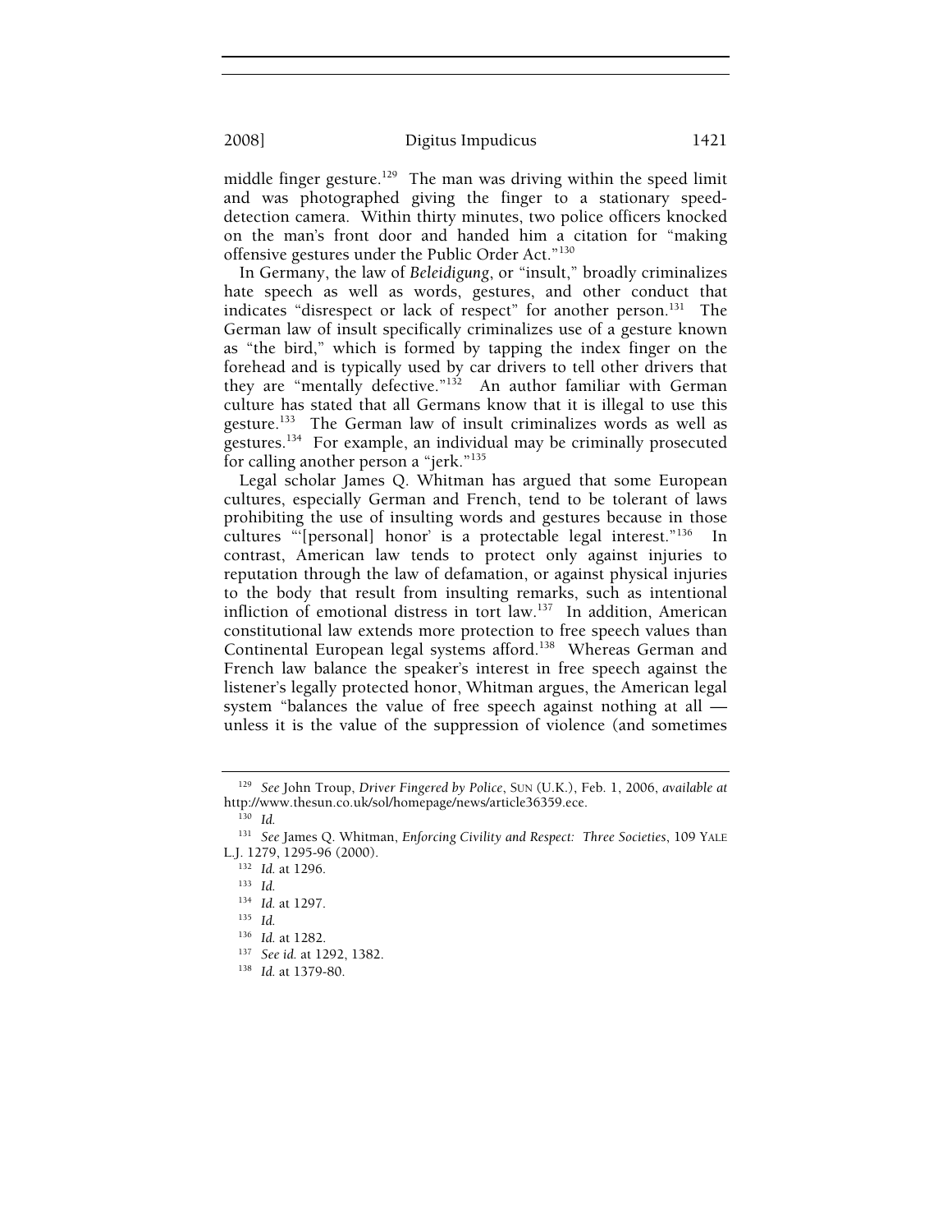middle finger gesture.[129] The man was driving within the speed limit and was photographed giving the finger to a stationary speed-detection camera. Within thirty minutes, two police officers knocked on the man's front door and handed him a citation for "making offensive gestures under the Public Order Act."[130]

In Germany, the law of *Beleidigung*, or "insult," broadly criminalizes hate speech as well as words, gestures, and other conduct that indicates "disrespect or lack of respect" for another person.[131] The German law of insult specifically criminalizes use of a gesture known as "the bird," which is formed by tapping the index finger on the forehead and is typically used by car drivers to tell other drivers that they are "mentally defective."[132] An author familiar with German culture has stated that all Germans know that it is illegal to use this gesture.[133] The German law of insult criminalizes words as well as gestures.[134] For example, an individual may be criminally prosecuted for calling another person a "jerk."[135]

Legal scholar James Q. Whitman has argued that some European cultures, especially German and French, tend to be tolerant of laws prohibiting the use of insulting words and gestures because in those cultures "'[personal] honor' is a protectable legal interest."[136] In contrast, American law tends to protect only against injuries to reputation through the law of defamation, or against physical injuries to the body that result from insulting remarks, such as intentional infliction of emotional distress in tort law.[137] In addition, American constitutional law extends more protection to free speech values than Continental European legal systems afford.[138] Whereas German and French law balance the speaker's interest in free speech against the listener's legally protected honor, Whitman argues, the American legal system "balances the value of free speech against nothing at all — unless it is the value of the suppression of violence (and sometimes

---

[129] *See* John Troup, *Driver Fingered by Police*, SUN (U.K.), Feb. 1, 2006, *available at* http://www.thesun.co.uk/sol/homepage/news/article36359.ece.

[130] *Id.*

[131] *See* James Q. Whitman, *Enforcing Civility and Respect: Three Societies*, 109 YALE L.J. 1279, 1295-96 (2000).

[132] *Id.* at 1296.

[133] *Id.*

[134] *Id.* at 1297.

[135] *Id.*

[136] *Id.* at 1282.

[137] *See id.* at 1292, 1382.

[138] *Id.* at 1379-80.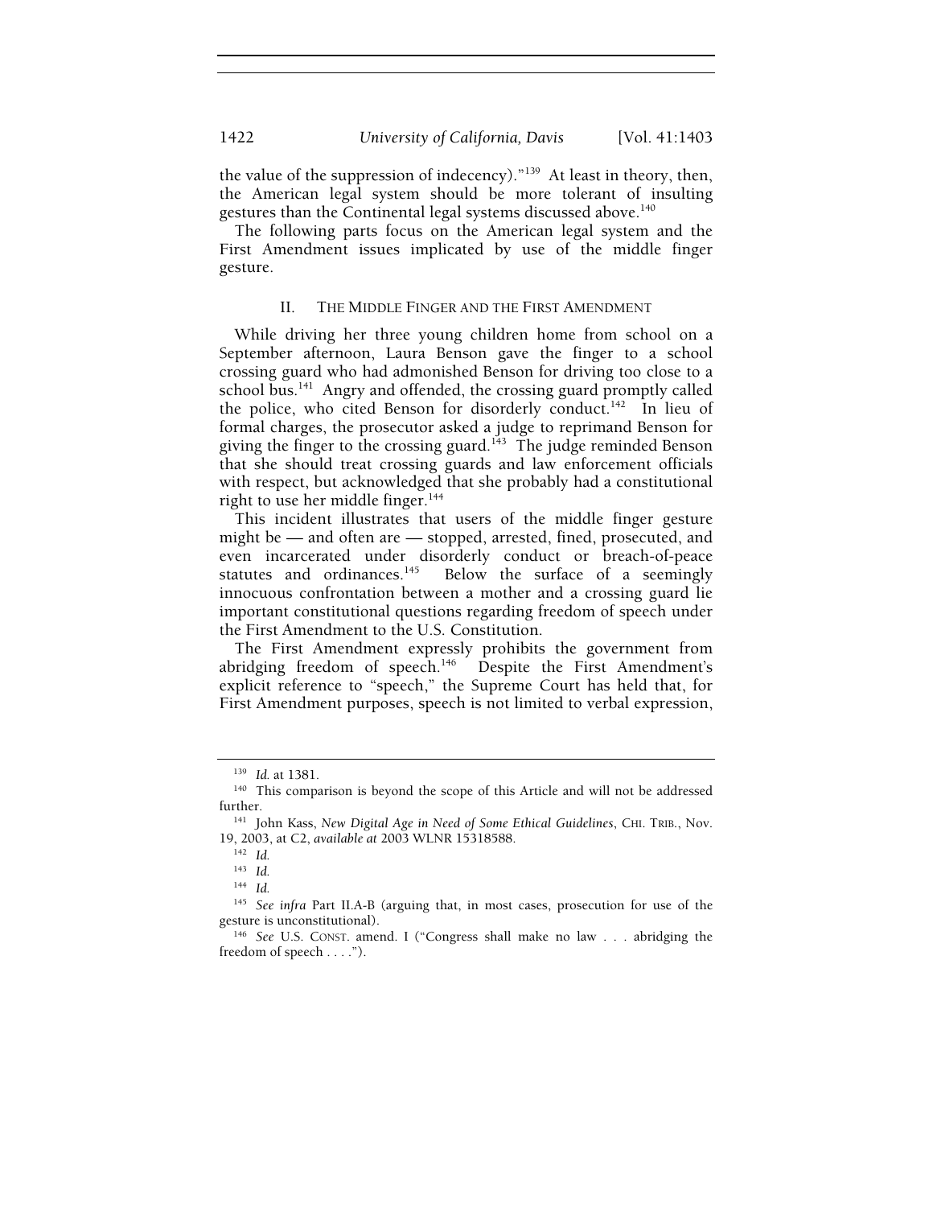the value of the suppression of indecency)."[139] At least in theory, then, the American legal system should be more tolerant of insulting gestures than the Continental legal systems discussed above.[140]

The following parts focus on the American legal system and the First Amendment issues implicated by use of the middle finger gesture.

## II. THE MIDDLE FINGER AND THE FIRST AMENDMENT

While driving her three young children home from school on a September afternoon, Laura Benson gave the finger to a school crossing guard who had admonished Benson for driving too close to a school bus.[141] Angry and offended, the crossing guard promptly called the police, who cited Benson for disorderly conduct.[142] In lieu of formal charges, the prosecutor asked a judge to reprimand Benson for giving the finger to the crossing guard.[143] The judge reminded Benson that she should treat crossing guards and law enforcement officials with respect, but acknowledged that she probably had a constitutional right to use her middle finger.[144]

This incident illustrates that users of the middle finger gesture might be — and often are — stopped, arrested, fined, prosecuted, and even incarcerated under disorderly conduct or breach-of-peace statutes and ordinances.[145] Below the surface of a seemingly innocuous confrontation between a mother and a crossing guard lie important constitutional questions regarding freedom of speech under the First Amendment to the U.S. Constitution.

The First Amendment expressly prohibits the government from abridging freedom of speech.[146] Despite the First Amendment's explicit reference to "speech," the Supreme Court has held that, for First Amendment purposes, speech is not limited to verbal expression,

---

[139] *Id.* at 1381.

[140] This comparison is beyond the scope of this Article and will not be addressed further.

[141] John Kass, *New Digital Age in Need of Some Ethical Guidelines*, CHI. TRIB., Nov. 19, 2003, at C2, *available at* 2003 WLNR 15318588.

[142] *Id.*

[143] *Id.*

[144] *Id.*

[145] *See infra* Part II.A-B (arguing that, in most cases, prosecution for use of the gesture is unconstitutional).

[146] *See* U.S. CONST. amend. I ("Congress shall make no law . . . abridging the freedom of speech . . . .").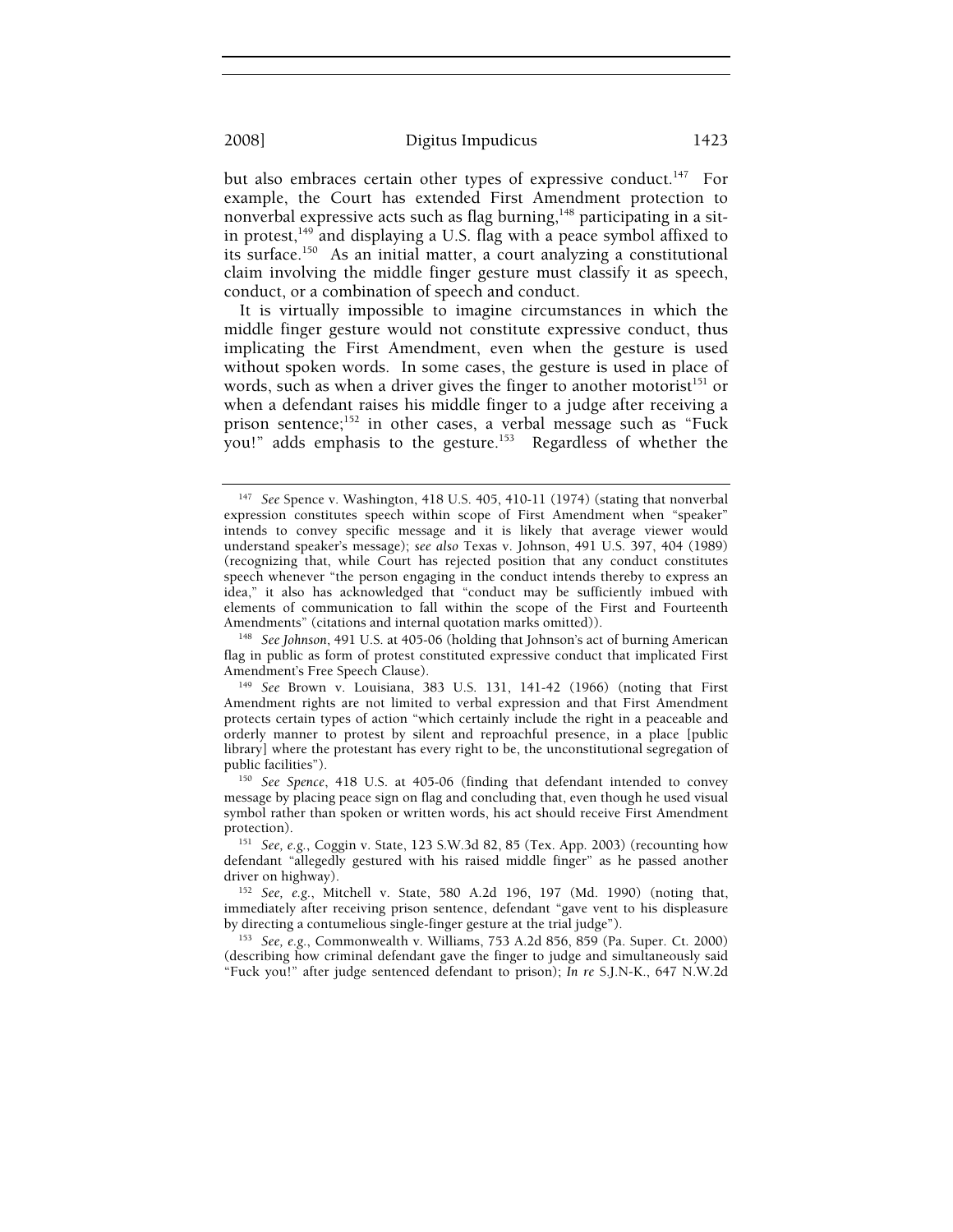but also embraces certain other types of expressive conduct.[147] For example, the Court has extended First Amendment protection to nonverbal expressive acts such as flag burning,[148] participating in a sit-in protest,[149] and displaying a U.S. flag with a peace symbol affixed to its surface.[150] As an initial matter, a court analyzing a constitutional claim involving the middle finger gesture must classify it as speech, conduct, or a combination of speech and conduct.

It is virtually impossible to imagine circumstances in which the middle finger gesture would not constitute expressive conduct, thus implicating the First Amendment, even when the gesture is used without spoken words. In some cases, the gesture is used in place of words, such as when a driver gives the finger to another motorist[151] or when a defendant raises his middle finger to a judge after receiving a prison sentence;[152] in other cases, a verbal message such as "Fuck you!" adds emphasis to the gesture.[153] Regardless of whether the

---

[147] *See* Spence v. Washington, 418 U.S. 405, 410-11 (1974) (stating that nonverbal expression constitutes speech within scope of First Amendment when "speaker" intends to convey specific message and it is likely that average viewer would understand speaker's message); *see also* Texas v. Johnson, 491 U.S. 397, 404 (1989) (recognizing that, while Court has rejected position that any conduct constitutes speech whenever "the person engaging in the conduct intends thereby to express an idea," it also has acknowledged that "conduct may be sufficiently imbued with elements of communication to fall within the scope of the First and Fourteenth Amendments" (citations and internal quotation marks omitted)).

[148] *See Johnson*, 491 U.S. at 405-06 (holding that Johnson's act of burning American flag in public as form of protest constituted expressive conduct that implicated First Amendment's Free Speech Clause).

[149] *See* Brown v. Louisiana, 383 U.S. 131, 141-42 (1966) (noting that First Amendment rights are not limited to verbal expression and that First Amendment protects certain types of action "which certainly include the right in a peaceable and orderly manner to protest by silent and reproachful presence, in a place [public library] where the protestant has every right to be, the unconstitutional segregation of public facilities").

[150] *See Spence*, 418 U.S. at 405-06 (finding that defendant intended to convey message by placing peace sign on flag and concluding that, even though he used visual symbol rather than spoken or written words, his act should receive First Amendment protection).

[151] *See, e.g.*, Coggin v. State, 123 S.W.3d 82, 85 (Tex. App. 2003) (recounting how defendant "allegedly gestured with his raised middle finger" as he passed another driver on highway).

[152] *See, e.g.*, Mitchell v. State, 580 A.2d 196, 197 (Md. 1990) (noting that, immediately after receiving prison sentence, defendant "gave vent to his displeasure by directing a contumelious single-finger gesture at the trial judge").

[153] *See, e.g.*, Commonwealth v. Williams, 753 A.2d 856, 859 (Pa. Super. Ct. 2000) (describing how criminal defendant gave the finger to judge and simultaneously said "Fuck you!" after judge sentenced defendant to prison); *In re* S.J.N-K., 647 N.W.2d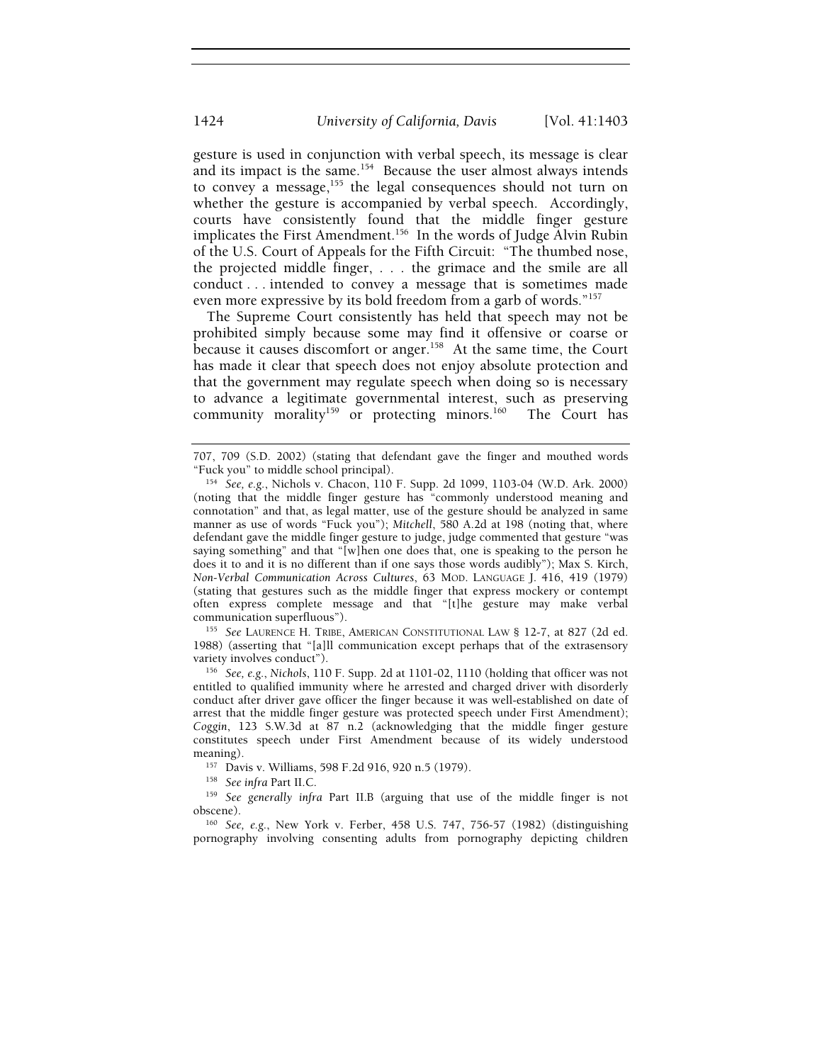gesture is used in conjunction with verbal speech, its message is clear and its impact is the same.[154] Because the user almost always intends to convey a message,[155] the legal consequences should not turn on whether the gesture is accompanied by verbal speech. Accordingly, courts have consistently found that the middle finger gesture implicates the First Amendment.[156] In the words of Judge Alvin Rubin of the U.S. Court of Appeals for the Fifth Circuit: "The thumbed nose, the projected middle finger, . . . the grimace and the smile are all conduct . . . intended to convey a message that is sometimes made even more expressive by its bold freedom from a garb of words."[157]

The Supreme Court consistently has held that speech may not be prohibited simply because some may find it offensive or coarse or because it causes discomfort or anger.[158] At the same time, the Court has made it clear that speech does not enjoy absolute protection and that the government may regulate speech when doing so is necessary to advance a legitimate governmental interest, such as preserving community morality[159] or protecting minors.[160] The Court has

---

707, 709 (S.D. 2002) (stating that defendant gave the finger and mouthed words "Fuck you" to middle school principal).

[154] *See, e.g.*, Nichols v. Chacon, 110 F. Supp. 2d 1099, 1103-04 (W.D. Ark. 2000) (noting that the middle finger gesture has "commonly understood meaning and connotation" and that, as legal matter, use of the gesture should be analyzed in same manner as use of words "Fuck you"); *Mitchell*, 580 A.2d at 198 (noting that, where defendant gave the middle finger gesture to judge, judge commented that gesture "was saying something" and that "[w]hen one does that, one is speaking to the person he does it to and it is no different than if one says those words audibly"); Max S. Kirch, *Non-Verbal Communication Across Cultures*, 63 MOD. LANGUAGE J. 416, 419 (1979) (stating that gestures such as the middle finger that express mockery or contempt often express complete message and that "[t]he gesture may make verbal communication superfluous").

[155] *See* LAURENCE H. TRIBE, AMERICAN CONSTITUTIONAL LAW § 12-7, at 827 (2d ed. 1988) (asserting that "[a]ll communication except perhaps that of the extrasensory variety involves conduct").

[156] *See, e.g.*, *Nichols*, 110 F. Supp. 2d at 1101-02, 1110 (holding that officer was not entitled to qualified immunity where he arrested and charged driver with disorderly conduct after driver gave officer the finger because it was well-established on date of arrest that the middle finger gesture was protected speech under First Amendment); *Coggin*, 123 S.W.3d at 87 n.2 (acknowledging that the middle finger gesture constitutes speech under First Amendment because of its widely understood meaning).

[157] Davis v. Williams, 598 F.2d 916, 920 n.5 (1979).

[158] *See infra* Part II.C.

[159] *See generally infra* Part II.B (arguing that use of the middle finger is not obscene).

[160] *See, e.g.*, New York v. Ferber, 458 U.S. 747, 756-57 (1982) (distinguishing pornography involving consenting adults from pornography depicting children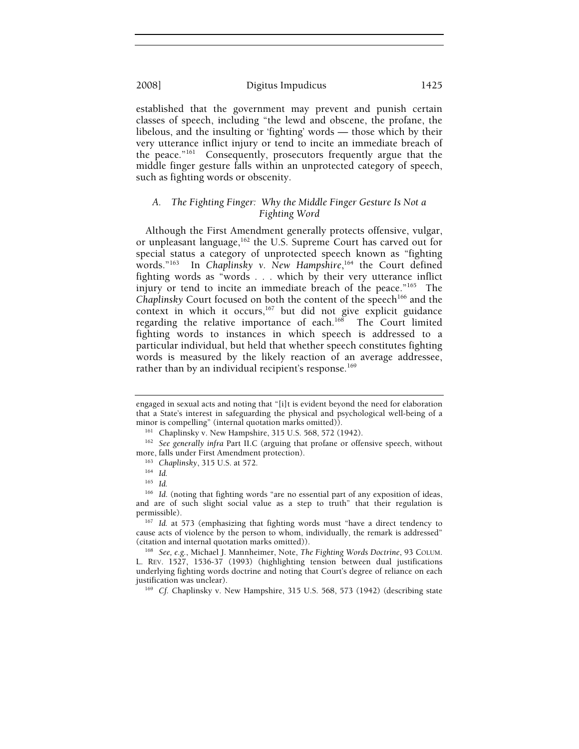established that the government may prevent and punish certain classes of speech, including "the lewd and obscene, the profane, the libelous, and the insulting or 'fighting' words — those which by their very utterance inflict injury or tend to incite an immediate breach of the peace."[161] Consequently, prosecutors frequently argue that the middle finger gesture falls within an unprotected category of speech, such as fighting words or obscenity.

### A. *The Fighting Finger: Why the Middle Finger Gesture Is Not a Fighting Word*

Although the First Amendment generally protects offensive, vulgar, or unpleasant language,[162] the U.S. Supreme Court has carved out for special status a category of unprotected speech known as "fighting words."[163] In *Chaplinsky v. New Hampshire*,[164] the Court defined fighting words as "words . . . which by their very utterance inflict injury or tend to incite an immediate breach of the peace."[165] The *Chaplinsky* Court focused on both the content of the speech[166] and the context in which it occurs,[167] but did not give explicit guidance regarding the relative importance of each.[168] The Court limited fighting words to instances in which speech is addressed to a particular individual, but held that whether speech constitutes fighting words is measured by the likely reaction of an average addressee, rather than by an individual recipient's response.[169]

---

engaged in sexual acts and noting that "[i]t is evident beyond the need for elaboration that a State's interest in safeguarding the physical and psychological well-being of a minor is compelling" (internal quotation marks omitted)).

[161] Chaplinsky v. New Hampshire, 315 U.S. 568, 572 (1942).

[162] *See generally infra* Part II.C (arguing that profane or offensive speech, without more, falls under First Amendment protection).

[163] *Chaplinsky*, 315 U.S. at 572.

[164] *Id.*

[165] *Id.*

[166] *Id.* (noting that fighting words "are no essential part of any exposition of ideas, and are of such slight social value as a step to truth" that their regulation is permissible).

[167] *Id.* at 573 (emphasizing that fighting words must "have a direct tendency to cause acts of violence by the person to whom, individually, the remark is addressed" (citation and internal quotation marks omitted)).

[168] *See, e.g.*, Michael J. Mannheimer, Note, *The Fighting Words Doctrine*, 93 COLUM. L. REV. 1527, 1536-37 (1993) (highlighting tension between dual justifications underlying fighting words doctrine and noting that Court's degree of reliance on each justification was unclear).

[169] *Cf.* Chaplinsky v. New Hampshire, 315 U.S. 568, 573 (1942) (describing state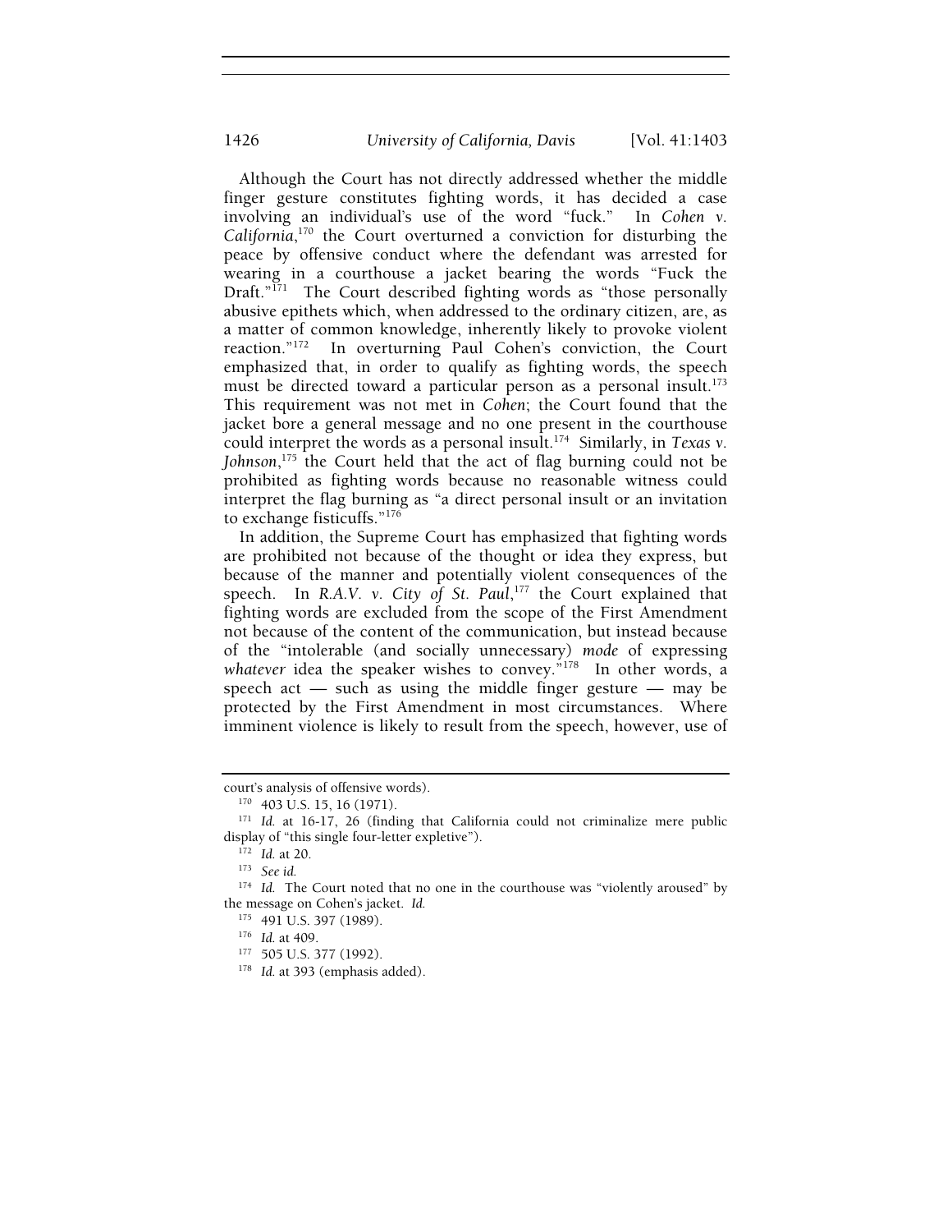Although the Court has not directly addressed whether the middle finger gesture constitutes fighting words, it has decided a case involving an individual's use of the word "fuck." In *Cohen v. California*,[170] the Court overturned a conviction for disturbing the peace by offensive conduct where the defendant was arrested for wearing in a courthouse a jacket bearing the words "Fuck the Draft."[171] The Court described fighting words as "those personally abusive epithets which, when addressed to the ordinary citizen, are, as a matter of common knowledge, inherently likely to provoke violent reaction."[172] In overturning Paul Cohen's conviction, the Court emphasized that, in order to qualify as fighting words, the speech must be directed toward a particular person as a personal insult.[173] This requirement was not met in *Cohen*; the Court found that the jacket bore a general message and no one present in the courthouse could interpret the words as a personal insult.[174] Similarly, in *Texas v. Johnson*,[175] the Court held that the act of flag burning could not be prohibited as fighting words because no reasonable witness could interpret the flag burning as "a direct personal insult or an invitation to exchange fisticuffs."[176]

In addition, the Supreme Court has emphasized that fighting words are prohibited not because of the thought or idea they express, but because of the manner and potentially violent consequences of the speech. In *R.A.V. v. City of St. Paul*,[177] the Court explained that fighting words are excluded from the scope of the First Amendment not because of the content of the communication, but instead because of the "intolerable (and socially unnecessary) *mode* of expressing *whatever* idea the speaker wishes to convey."[178] In other words, a speech act — such as using the middle finger gesture — may be protected by the First Amendment in most circumstances. Where imminent violence is likely to result from the speech, however, use of

---

court's analysis of offensive words).

[170] 403 U.S. 15, 16 (1971).

[171] *Id.* at 16-17, 26 (finding that California could not criminalize mere public display of "this single four-letter expletive").

[172] *Id.* at 20.

[173] *See id.*

[174] *Id.* The Court noted that no one in the courthouse was "violently aroused" by the message on Cohen's jacket. *Id.*

[175] 491 U.S. 397 (1989).

[176] *Id.* at 409.

[177] 505 U.S. 377 (1992).

[178] *Id.* at 393 (emphasis added).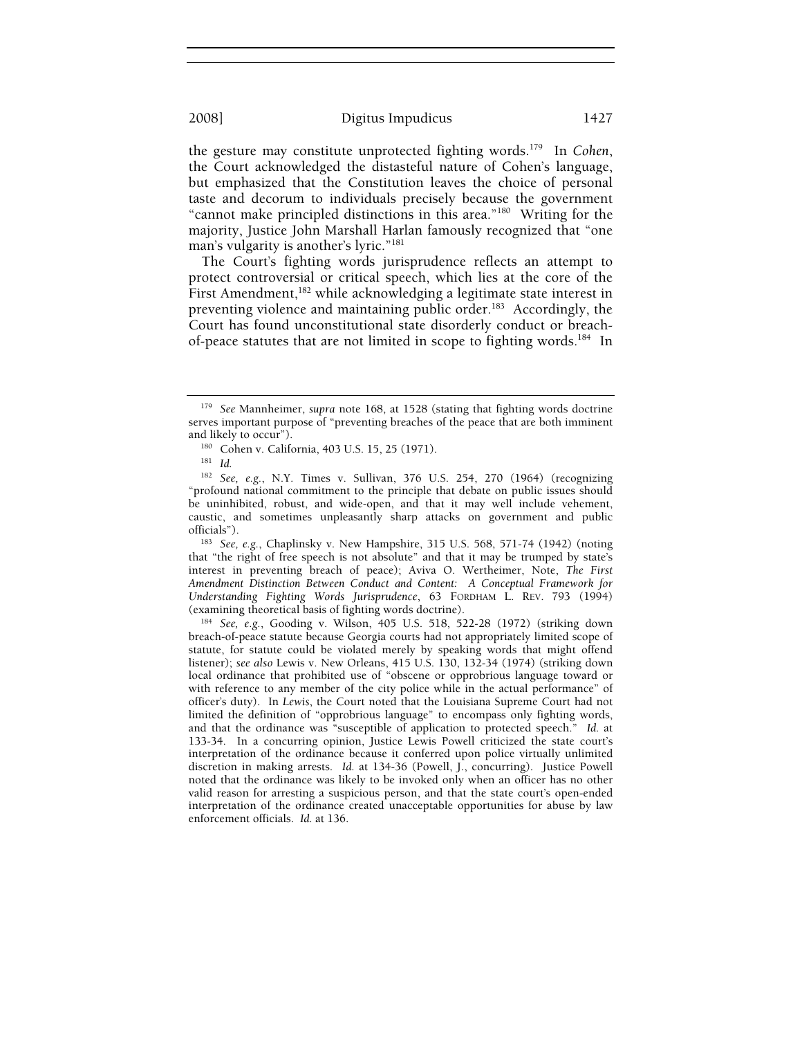the gesture may constitute unprotected fighting words.[179] In *Cohen*, the Court acknowledged the distasteful nature of Cohen's language, but emphasized that the Constitution leaves the choice of personal taste and decorum to individuals precisely because the government "cannot make principled distinctions in this area."[180] Writing for the majority, Justice John Marshall Harlan famously recognized that "one man's vulgarity is another's lyric."[181]

The Court's fighting words jurisprudence reflects an attempt to protect controversial or critical speech, which lies at the core of the First Amendment,[182] while acknowledging a legitimate state interest in preventing violence and maintaining public order.[183] Accordingly, the Court has found unconstitutional state disorderly conduct or breach-of-peace statutes that are not limited in scope to fighting words.[184] In

---

[179] *See* Mannheimer, *supra* note 168, at 1528 (stating that fighting words doctrine serves important purpose of "preventing breaches of the peace that are both imminent and likely to occur").

[180] Cohen v. California, 403 U.S. 15, 25 (1971).

[181] *Id.*

[182] *See, e.g.*, N.Y. Times v. Sullivan, 376 U.S. 254, 270 (1964) (recognizing "profound national commitment to the principle that debate on public issues should be uninhibited, robust, and wide-open, and that it may well include vehement, caustic, and sometimes unpleasantly sharp attacks on government and public officials").

[183] *See, e.g.*, Chaplinsky v. New Hampshire, 315 U.S. 568, 571-74 (1942) (noting that "the right of free speech is not absolute" and that it may be trumped by state's interest in preventing breach of peace); Aviva O. Wertheimer, Note, *The First Amendment Distinction Between Conduct and Content: A Conceptual Framework for Understanding Fighting Words Jurisprudence*, 63 FORDHAM L. REV. 793 (1994) (examining theoretical basis of fighting words doctrine).

[184] *See, e.g.*, Gooding v. Wilson, 405 U.S. 518, 522-28 (1972) (striking down breach-of-peace statute because Georgia courts had not appropriately limited scope of statute, for statute could be violated merely by speaking words that might offend listener); *see also* Lewis v. New Orleans, 415 U.S. 130, 132-34 (1974) (striking down local ordinance that prohibited use of "obscene or opprobrious language toward or with reference to any member of the city police while in the actual performance" of officer's duty). In *Lewis*, the Court noted that the Louisiana Supreme Court had not limited the definition of "opprobrious language" to encompass only fighting words, and that the ordinance was "susceptible of application to protected speech." *Id.* at 133-34. In a concurring opinion, Justice Lewis Powell criticized the state court's interpretation of the ordinance because it conferred upon police virtually unlimited discretion in making arrests. *Id.* at 134-36 (Powell, J., concurring). Justice Powell noted that the ordinance was likely to be invoked only when an officer has no other valid reason for arresting a suspicious person, and that the state court's open-ended interpretation of the ordinance created unacceptable opportunities for abuse by law enforcement officials. *Id.* at 136.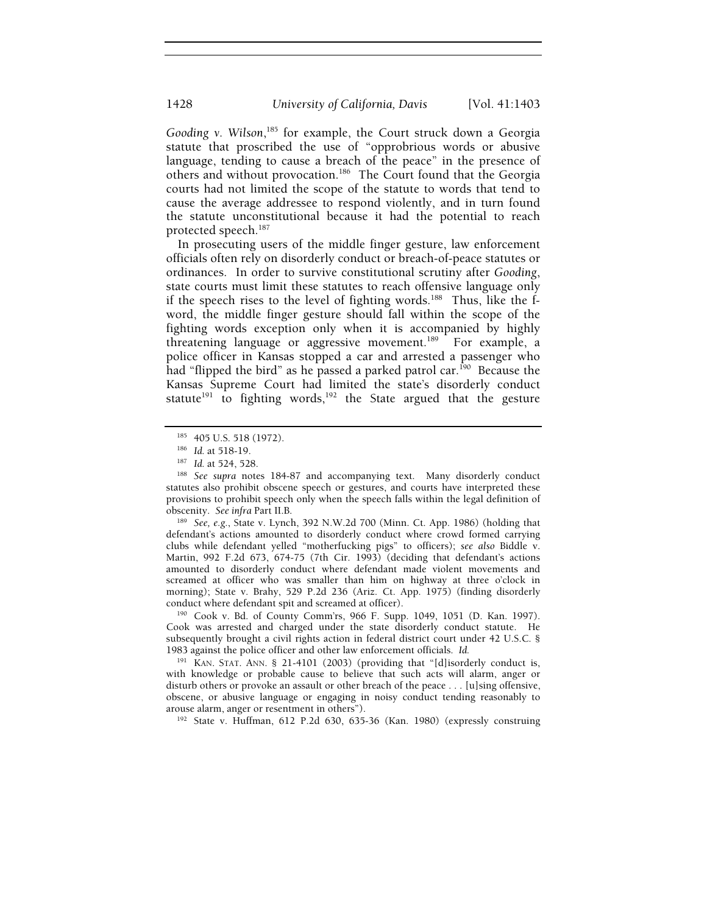*Gooding v. Wilson*,[185] for example, the Court struck down a Georgia statute that proscribed the use of "opprobrious words or abusive language, tending to cause a breach of the peace" in the presence of others and without provocation.[186] The Court found that the Georgia courts had not limited the scope of the statute to words that tend to cause the average addressee to respond violently, and in turn found the statute unconstitutional because it had the potential to reach protected speech.[187]

In prosecuting users of the middle finger gesture, law enforcement officials often rely on disorderly conduct or breach-of-peace statutes or ordinances. In order to survive constitutional scrutiny after *Gooding*, state courts must limit these statutes to reach offensive language only if the speech rises to the level of fighting words.[188] Thus, like the f-word, the middle finger gesture should fall within the scope of the fighting words exception only when it is accompanied by highly threatening language or aggressive movement.[189] For example, a police officer in Kansas stopped a car and arrested a passenger who had "flipped the bird" as he passed a parked patrol car.[190] Because the Kansas Supreme Court had limited the state's disorderly conduct statute[191] to fighting words,[192] the State argued that the gesture

---

[185] 405 U.S. 518 (1972).

[186] *Id.* at 518-19.

[187] *Id.* at 524, 528.

[188] *See supra* notes 184-87 and accompanying text. Many disorderly conduct statutes also prohibit obscene speech or gestures, and courts have interpreted these provisions to prohibit speech only when the speech falls within the legal definition of obscenity. *See infra* Part II.B.

[189] *See, e.g.*, State v. Lynch, 392 N.W.2d 700 (Minn. Ct. App. 1986) (holding that defendant's actions amounted to disorderly conduct where crowd formed carrying clubs while defendant yelled "motherfucking pigs" to officers); *see also* Biddle v. Martin, 992 F.2d 673, 674-75 (7th Cir. 1993) (deciding that defendant's actions amounted to disorderly conduct where defendant made violent movements and screamed at officer who was smaller than him on highway at three o'clock in morning); State v. Brahy, 529 P.2d 236 (Ariz. Ct. App. 1975) (finding disorderly conduct where defendant spit and screamed at officer).

[190] Cook v. Bd. of County Comm'rs, 966 F. Supp. 1049, 1051 (D. Kan. 1997). Cook was arrested and charged under the state disorderly conduct statute. He subsequently brought a civil rights action in federal district court under 42 U.S.C. § 1983 against the police officer and other law enforcement officials. *Id.*

[191] KAN. STAT. ANN. § 21-4101 (2003) (providing that "[d]isorderly conduct is, with knowledge or probable cause to believe that such acts will alarm, anger or disturb others or provoke an assault or other breach of the peace . . . [u]sing offensive, obscene, or abusive language or engaging in noisy conduct tending reasonably to arouse alarm, anger or resentment in others").

[192] State v. Huffman, 612 P.2d 630, 635-36 (Kan. 1980) (expressly construing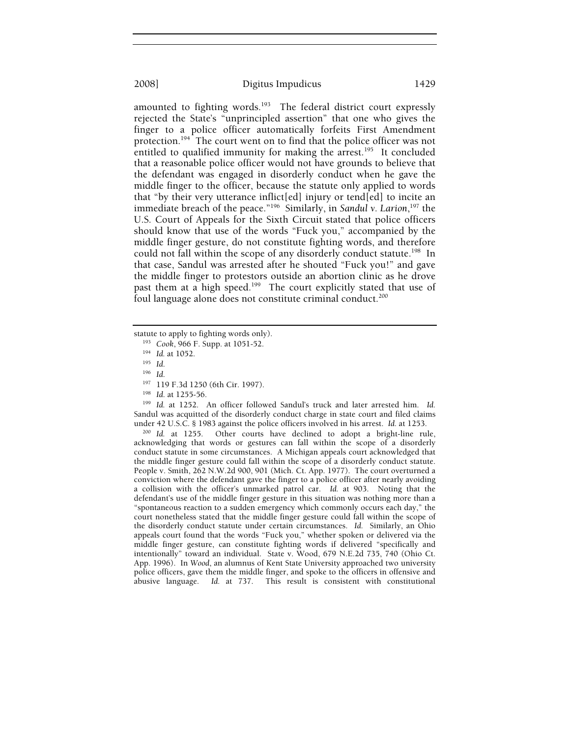amounted to fighting words.[193] The federal district court expressly rejected the State's "unprincipled assertion" that one who gives the finger to a police officer automatically forfeits First Amendment protection.[194] The court went on to find that the police officer was not entitled to qualified immunity for making the arrest.[195] It concluded that a reasonable police officer would not have grounds to believe that the defendant was engaged in disorderly conduct when he gave the middle finger to the officer, because the statute only applied to words that "by their very utterance inflict[ed] injury or tend[ed] to incite an immediate breach of the peace."[196] Similarly, in *Sandul v. Larion*,[197] the U.S. Court of Appeals for the Sixth Circuit stated that police officers should know that use of the words "Fuck you," accompanied by the middle finger gesture, do not constitute fighting words, and therefore could not fall within the scope of any disorderly conduct statute.[198] In that case, Sandul was arrested after he shouted "Fuck you!" and gave the middle finger to protestors outside an abortion clinic as he drove past them at a high speed.[199] The court explicitly stated that use of foul language alone does not constitute criminal conduct.[200]

---

statute to apply to fighting words only).

[193] *Cook*, 966 F. Supp. at 1051-52.

[194] *Id.* at 1052.

[195] *Id.*

[196] *Id.*

[197] 119 F.3d 1250 (6th Cir. 1997).

[198] *Id.* at 1255-56.

[199] *Id.* at 1252. An officer followed Sandul's truck and later arrested him. *Id.* Sandul was acquitted of the disorderly conduct charge in state court and filed claims under 42 U.S.C. § 1983 against the police officers involved in his arrest. *Id.* at 1253.

[200] *Id.* at 1255. Other courts have declined to adopt a bright-line rule, acknowledging that words or gestures can fall within the scope of a disorderly conduct statute in some circumstances. A Michigan appeals court acknowledged that the middle finger gesture could fall within the scope of a disorderly conduct statute. People v. Smith, 262 N.W.2d 900, 901 (Mich. Ct. App. 1977). The court overturned a conviction where the defendant gave the finger to a police officer after nearly avoiding a collision with the officer's unmarked patrol car. *Id.* at 903. Noting that the defendant's use of the middle finger gesture in this situation was nothing more than a "spontaneous reaction to a sudden emergency which commonly occurs each day," the court nonetheless stated that the middle finger gesture could fall within the scope of the disorderly conduct statute under certain circumstances. *Id.* Similarly, an Ohio appeals court found that the words "Fuck you," whether spoken or delivered via the middle finger gesture, can constitute fighting words if delivered "specifically and intentionally" toward an individual. State v. Wood, 679 N.E.2d 735, 740 (Ohio Ct. App. 1996). In *Wood*, an alumnus of Kent State University approached two university police officers, gave them the middle finger, and spoke to the officers in offensive and abusive language. *Id.* at 737. This result is consistent with constitutional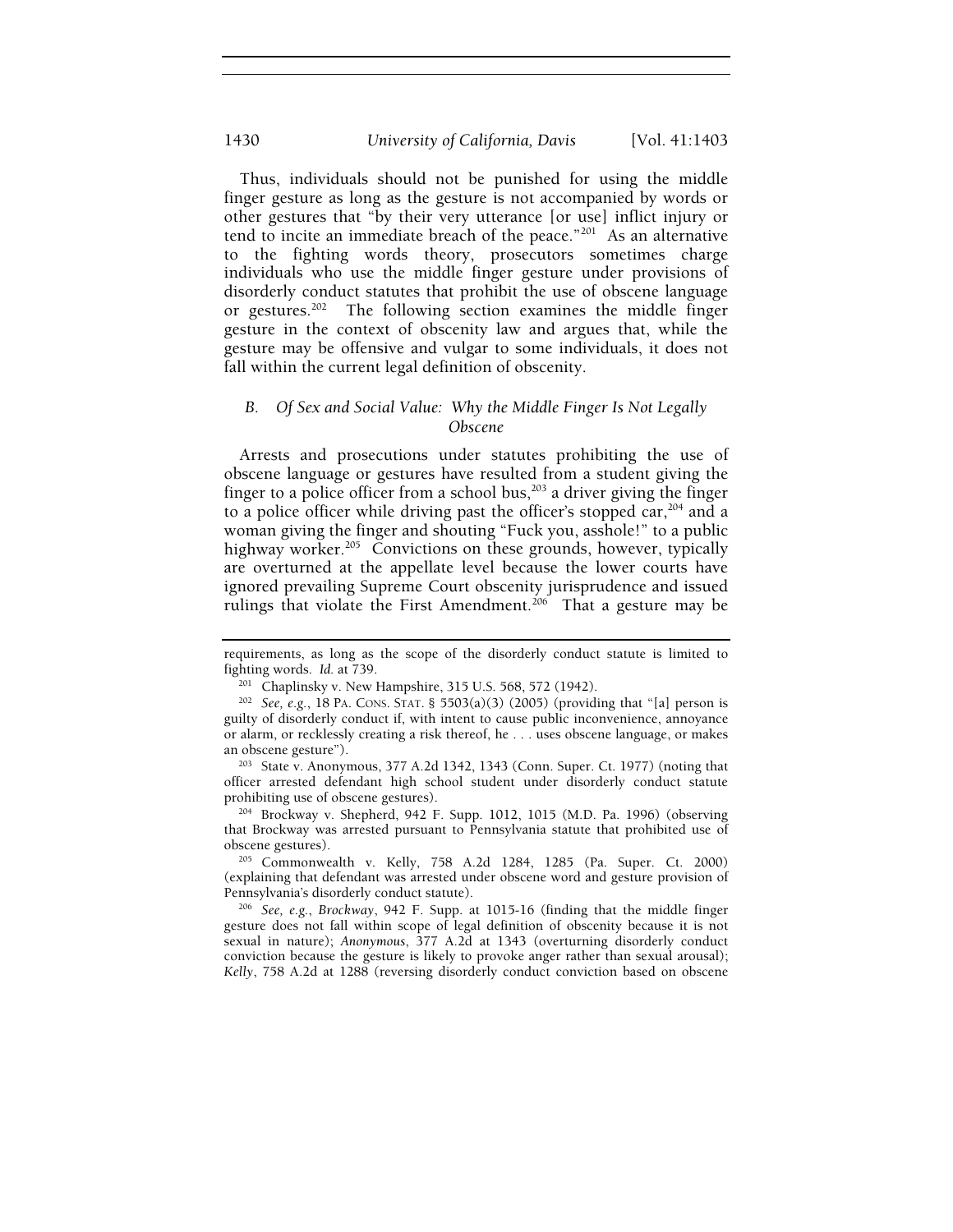Thus, individuals should not be punished for using the middle finger gesture as long as the gesture is not accompanied by words or other gestures that "by their very utterance [or use] inflict injury or tend to incite an immediate breach of the peace."[201] As an alternative to the fighting words theory, prosecutors sometimes charge individuals who use the middle finger gesture under provisions of disorderly conduct statutes that prohibit the use of obscene language or gestures.[202] The following section examines the middle finger gesture in the context of obscenity law and argues that, while the gesture may be offensive and vulgar to some individuals, it does not fall within the current legal definition of obscenity.

### *B. Of Sex and Social Value: Why the Middle Finger Is Not Legally Obscene*

Arrests and prosecutions under statutes prohibiting the use of obscene language or gestures have resulted from a student giving the finger to a police officer from a school bus,[203] a driver giving the finger to a police officer while driving past the officer's stopped car,[204] and a woman giving the finger and shouting "Fuck you, asshole!" to a public highway worker.[205] Convictions on these grounds, however, typically are overturned at the appellate level because the lower courts have ignored prevailing Supreme Court obscenity jurisprudence and issued rulings that violate the First Amendment.[206] That a gesture may be

---

requirements, as long as the scope of the disorderly conduct statute is limited to fighting words. *Id.* at 739.

[201] Chaplinsky v. New Hampshire, 315 U.S. 568, 572 (1942).

[202] *See, e.g.*, 18 PA. CONS. STAT. § 5503(a)(3) (2005) (providing that "[a] person is guilty of disorderly conduct if, with intent to cause public inconvenience, annoyance or alarm, or recklessly creating a risk thereof, he . . . uses obscene language, or makes an obscene gesture").

[203] State v. Anonymous, 377 A.2d 1342, 1343 (Conn. Super. Ct. 1977) (noting that officer arrested defendant high school student under disorderly conduct statute prohibiting use of obscene gestures).

[204] Brockway v. Shepherd, 942 F. Supp. 1012, 1015 (M.D. Pa. 1996) (observing that Brockway was arrested pursuant to Pennsylvania statute that prohibited use of obscene gestures).

[205] Commonwealth v. Kelly, 758 A.2d 1284, 1285 (Pa. Super. Ct. 2000) (explaining that defendant was arrested under obscene word and gesture provision of Pennsylvania's disorderly conduct statute).

[206] *See, e.g.*, *Brockway*, 942 F. Supp. at 1015-16 (finding that the middle finger gesture does not fall within scope of legal definition of obscenity because it is not sexual in nature); *Anonymous*, 377 A.2d at 1343 (overturning disorderly conduct conviction because the gesture is likely to provoke anger rather than sexual arousal); *Kelly*, 758 A.2d at 1288 (reversing disorderly conduct conviction based on obscene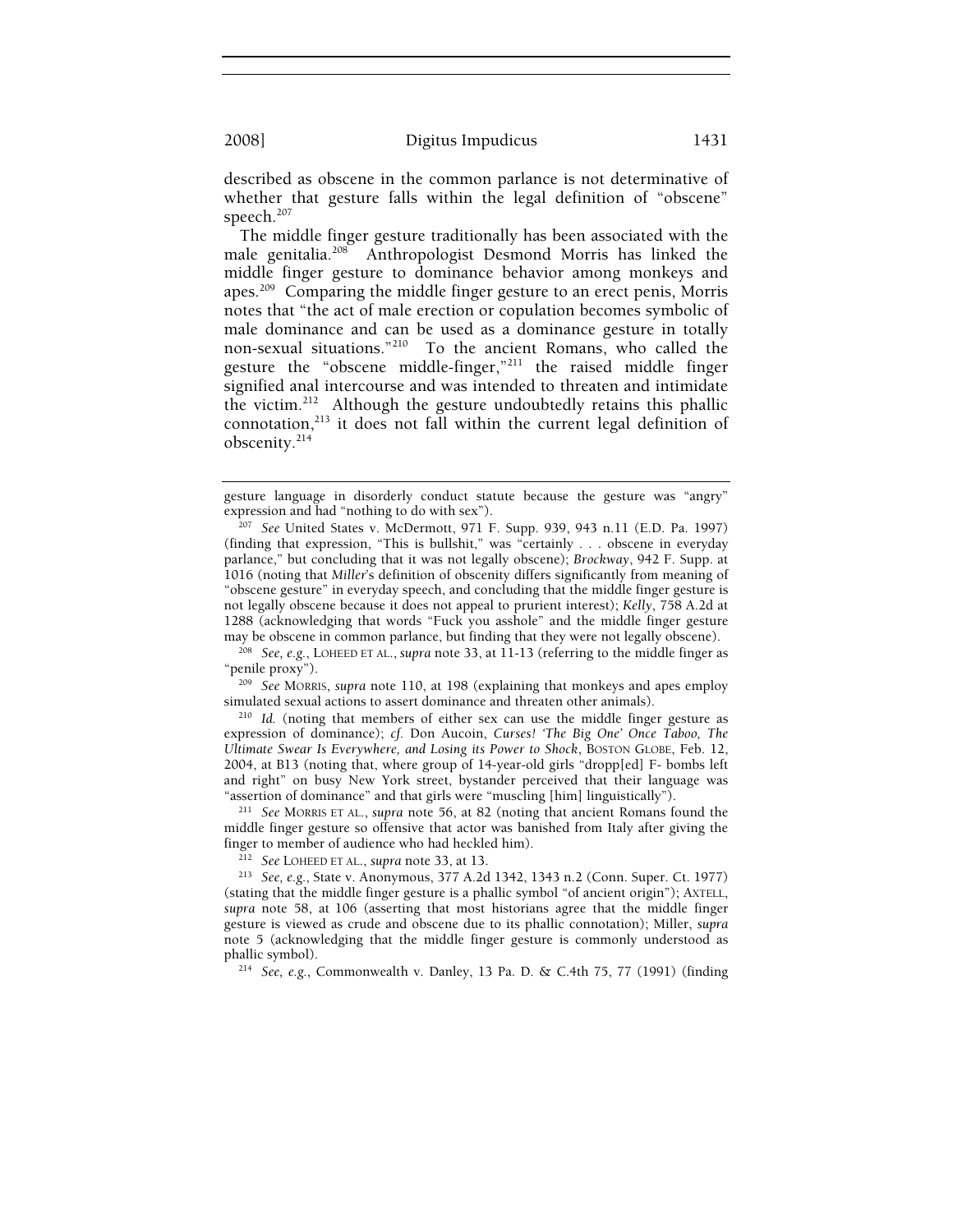described as obscene in the common parlance is not determinative of whether that gesture falls within the legal definition of "obscene" speech.[207]

The middle finger gesture traditionally has been associated with the male genitalia.[208] Anthropologist Desmond Morris has linked the middle finger gesture to dominance behavior among monkeys and apes.[209] Comparing the middle finger gesture to an erect penis, Morris notes that "the act of male erection or copulation becomes symbolic of male dominance and can be used as a dominance gesture in totally non-sexual situations."[210] To the ancient Romans, who called the gesture the "obscene middle-finger,"[211] the raised middle finger signified anal intercourse and was intended to threaten and intimidate the victim.[212] Although the gesture undoubtedly retains this phallic connotation,[213] it does not fall within the current legal definition of obscenity.[214]

---

gesture language in disorderly conduct statute because the gesture was "angry" expression and had "nothing to do with sex").

[207] *See* United States v. McDermott, 971 F. Supp. 939, 943 n.11 (E.D. Pa. 1997) (finding that expression, "This is bullshit," was "certainly . . . obscene in everyday parlance," but concluding that it was not legally obscene); *Brockway*, 942 F. Supp. at 1016 (noting that *Miller*'s definition of obscenity differs significantly from meaning of "obscene gesture" in everyday speech, and concluding that the middle finger gesture is not legally obscene because it does not appeal to prurient interest); *Kelly*, 758 A.2d at 1288 (acknowledging that words "Fuck you asshole" and the middle finger gesture may be obscene in common parlance, but finding that they were not legally obscene).

[208] *See, e.g.*, LOHEED ET AL., *supra* note 33, at 11-13 (referring to the middle finger as "penile proxy").

[209] *See* MORRIS, *supra* note 110, at 198 (explaining that monkeys and apes employ simulated sexual actions to assert dominance and threaten other animals).

[210] *Id.* (noting that members of either sex can use the middle finger gesture as expression of dominance); *cf.* Don Aucoin, *Curses! 'The Big One' Once Taboo, The Ultimate Swear Is Everywhere, and Losing its Power to Shock*, BOSTON GLOBE, Feb. 12, 2004, at B13 (noting that, where group of 14-year-old girls "dropp[ed] F- bombs left and right" on busy New York street, bystander perceived that their language was "assertion of dominance" and that girls were "muscling [him] linguistically").

[211] *See* MORRIS ET AL., *supra* note 56, at 82 (noting that ancient Romans found the middle finger gesture so offensive that actor was banished from Italy after giving the finger to member of audience who had heckled him).

[212] *See* LOHEED ET AL., *supra* note 33, at 13.

[213] *See, e.g.*, State v. Anonymous, 377 A.2d 1342, 1343 n.2 (Conn. Super. Ct. 1977) (stating that the middle finger gesture is a phallic symbol "of ancient origin"); AXTELL, *supra* note 58, at 106 (asserting that most historians agree that the middle finger gesture is viewed as crude and obscene due to its phallic connotation); Miller, *supra* note 5 (acknowledging that the middle finger gesture is commonly understood as phallic symbol).

[214] *See, e.g.*, Commonwealth v. Danley, 13 Pa. D. & C.4th 75, 77 (1991) (finding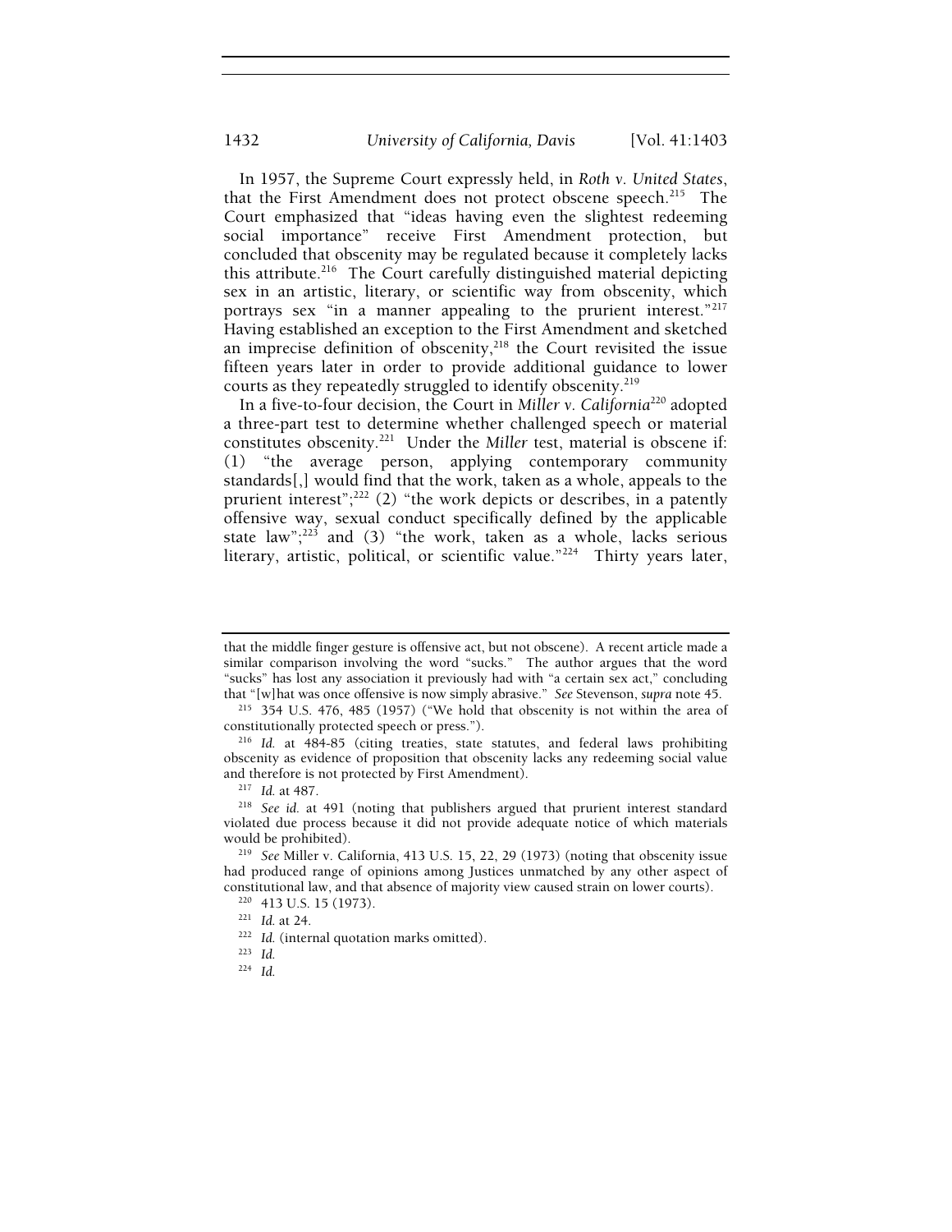In 1957, the Supreme Court expressly held, in *Roth v. United States*, that the First Amendment does not protect obscene speech.[215] The Court emphasized that "ideas having even the slightest redeeming social importance" receive First Amendment protection, but concluded that obscenity may be regulated because it completely lacks this attribute.[216] The Court carefully distinguished material depicting sex in an artistic, literary, or scientific way from obscenity, which portrays sex "in a manner appealing to the prurient interest."[217] Having established an exception to the First Amendment and sketched an imprecise definition of obscenity,[218] the Court revisited the issue fifteen years later in order to provide additional guidance to lower courts as they repeatedly struggled to identify obscenity.[219]

In a five-to-four decision, the Court in *Miller v. California*[220] adopted a three-part test to determine whether challenged speech or material constitutes obscenity.[221] Under the *Miller* test, material is obscene if: (1) "the average person, applying contemporary community standards[,] would find that the work, taken as a whole, appeals to the prurient interest";[222] (2) "the work depicts or describes, in a patently offensive way, sexual conduct specifically defined by the applicable state law";[223] and (3) "the work, taken as a whole, lacks serious literary, artistic, political, or scientific value."[224] Thirty years later,

---

that the middle finger gesture is offensive act, but not obscene). A recent article made a similar comparison involving the word "sucks." The author argues that the word "sucks" has lost any association it previously had with "a certain sex act," concluding that "[w]hat was once offensive is now simply abrasive." *See* Stevenson, *supra* note 45.

[215] 354 U.S. 476, 485 (1957) ("We hold that obscenity is not within the area of constitutionally protected speech or press.").

[216] *Id.* at 484-85 (citing treaties, state statutes, and federal laws prohibiting obscenity as evidence of proposition that obscenity lacks any redeeming social value and therefore is not protected by First Amendment).

[217] *Id.* at 487.

[218] *See id.* at 491 (noting that publishers argued that prurient interest standard violated due process because it did not provide adequate notice of which materials would be prohibited).

[219] *See* Miller v. California, 413 U.S. 15, 22, 29 (1973) (noting that obscenity issue had produced range of opinions among Justices unmatched by any other aspect of constitutional law, and that absence of majority view caused strain on lower courts).

[220] 413 U.S. 15 (1973).

[221] *Id.* at 24.

[222] *Id.* (internal quotation marks omitted).

[223] *Id.*

[224] *Id.*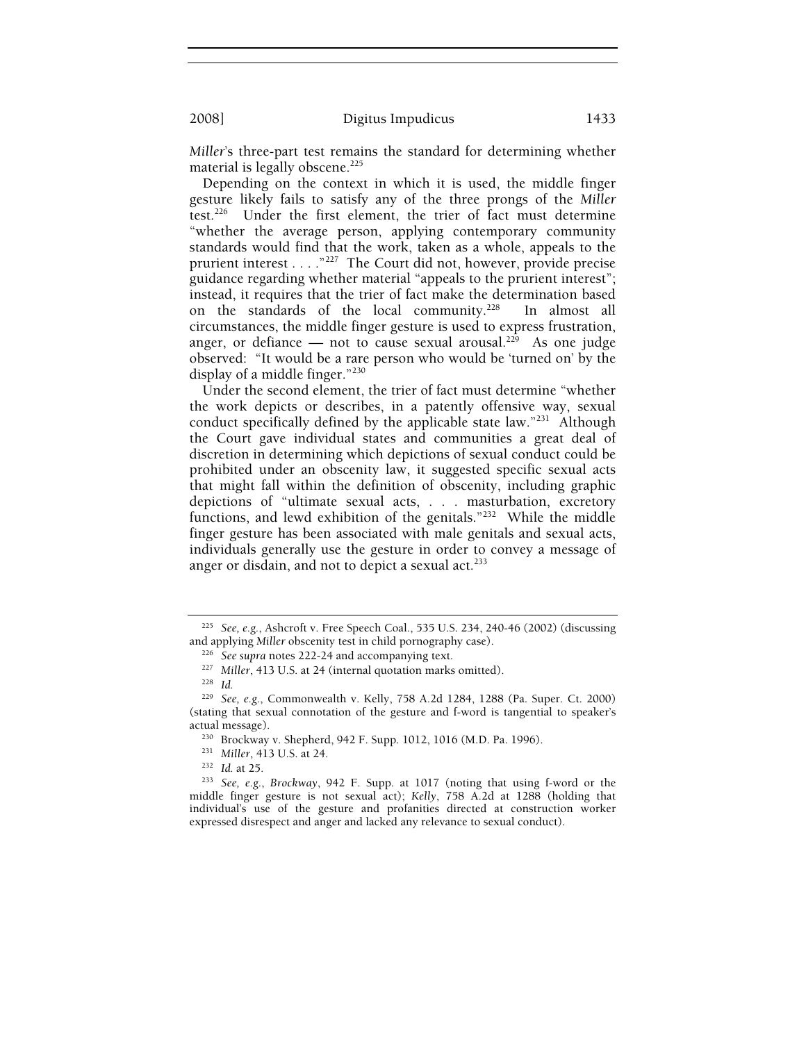*Miller*'s three-part test remains the standard for determining whether material is legally obscene.[225]

Depending on the context in which it is used, the middle finger gesture likely fails to satisfy any of the three prongs of the *Miller* test.[226] Under the first element, the trier of fact must determine "whether the average person, applying contemporary community standards would find that the work, taken as a whole, appeals to the prurient interest . . . ."[227] The Court did not, however, provide precise guidance regarding whether material "appeals to the prurient interest"; instead, it requires that the trier of fact make the determination based on the standards of the local community.[228] In almost all circumstances, the middle finger gesture is used to express frustration, anger, or defiance — not to cause sexual arousal.[229] As one judge observed: "It would be a rare person who would be 'turned on' by the display of a middle finger."[230]

Under the second element, the trier of fact must determine "whether the work depicts or describes, in a patently offensive way, sexual conduct specifically defined by the applicable state law."[231] Although the Court gave individual states and communities a great deal of discretion in determining which depictions of sexual conduct could be prohibited under an obscenity law, it suggested specific sexual acts that might fall within the definition of obscenity, including graphic depictions of "ultimate sexual acts, . . . masturbation, excretory functions, and lewd exhibition of the genitals."[232] While the middle finger gesture has been associated with male genitals and sexual acts, individuals generally use the gesture in order to convey a message of anger or disdain, and not to depict a sexual act.[233]

---

[225] *See, e.g.*, Ashcroft v. Free Speech Coal., 535 U.S. 234, 240-46 (2002) (discussing and applying *Miller* obscenity test in child pornography case).

[226] *See supra* notes 222-24 and accompanying text.

[227] *Miller*, 413 U.S. at 24 (internal quotation marks omitted).

[228] *Id.*

[229] *See, e.g.*, Commonwealth v. Kelly, 758 A.2d 1284, 1288 (Pa. Super. Ct. 2000) (stating that sexual connotation of the gesture and f-word is tangential to speaker's actual message).

[230] Brockway v. Shepherd, 942 F. Supp. 1012, 1016 (M.D. Pa. 1996).

[231] *Miller*, 413 U.S. at 24.

[232] *Id.* at 25.

[233] *See, e.g.*, *Brockway*, 942 F. Supp. at 1017 (noting that using f-word or the middle finger gesture is not sexual act); *Kelly*, 758 A.2d at 1288 (holding that individual's use of the gesture and profanities directed at construction worker expressed disrespect and anger and lacked any relevance to sexual conduct).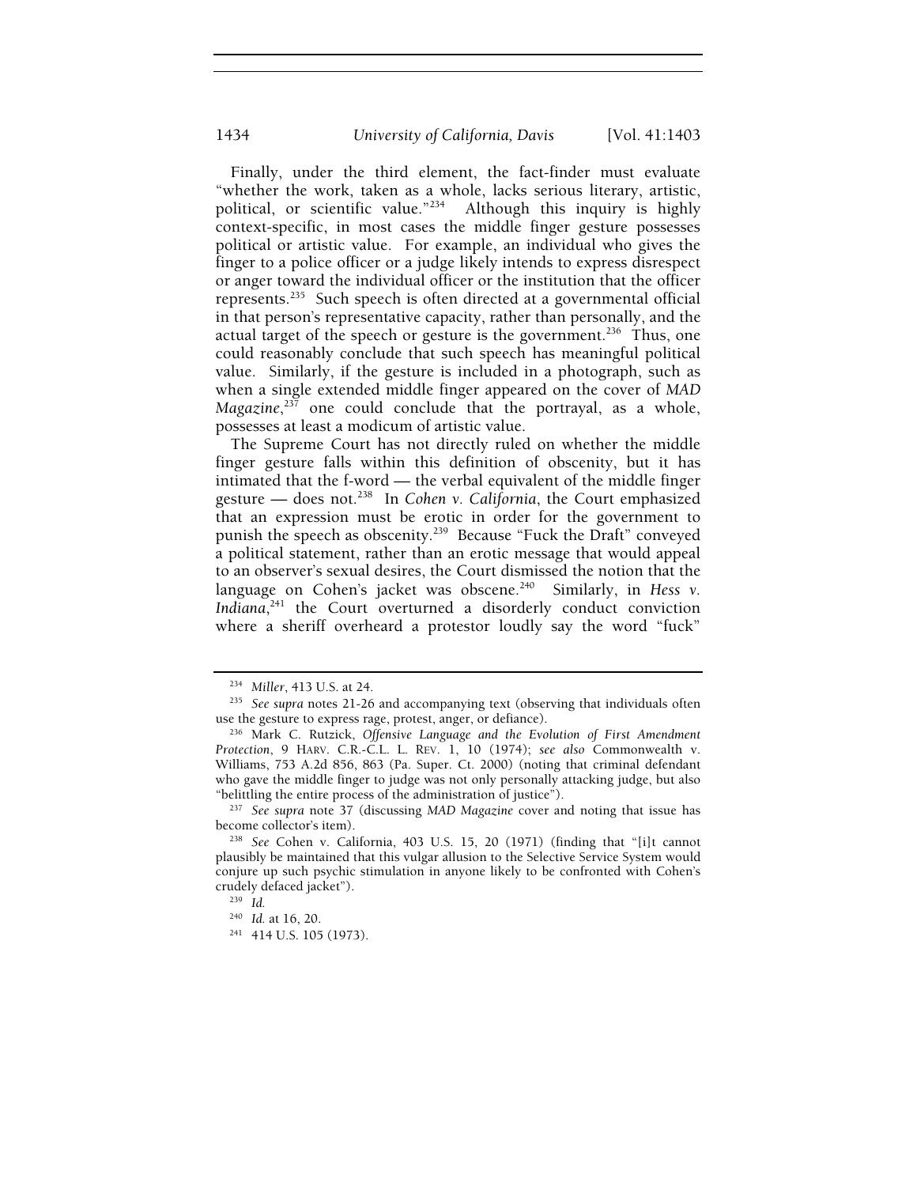Finally, under the third element, the fact-finder must evaluate "whether the work, taken as a whole, lacks serious literary, artistic, political, or scientific value."[234] Although this inquiry is highly context-specific, in most cases the middle finger gesture possesses political or artistic value. For example, an individual who gives the finger to a police officer or a judge likely intends to express disrespect or anger toward the individual officer or the institution that the officer represents.[235] Such speech is often directed at a governmental official in that person's representative capacity, rather than personally, and the actual target of the speech or gesture is the government.[236] Thus, one could reasonably conclude that such speech has meaningful political value. Similarly, if the gesture is included in a photograph, such as when a single extended middle finger appeared on the cover of *MAD Magazine*,[237] one could conclude that the portrayal, as a whole, possesses at least a modicum of artistic value.

The Supreme Court has not directly ruled on whether the middle finger gesture falls within this definition of obscenity, but it has intimated that the f-word — the verbal equivalent of the middle finger gesture — does not.[238] In *Cohen v. California*, the Court emphasized that an expression must be erotic in order for the government to punish the speech as obscenity.[239] Because "Fuck the Draft" conveyed a political statement, rather than an erotic message that would appeal to an observer's sexual desires, the Court dismissed the notion that the language on Cohen's jacket was obscene.[240] Similarly, in *Hess v. Indiana*,[241] the Court overturned a disorderly conduct conviction where a sheriff overheard a protestor loudly say the word "fuck"

---

[234] *Miller*, 413 U.S. at 24.

[235] *See supra* notes 21-26 and accompanying text (observing that individuals often use the gesture to express rage, protest, anger, or defiance).

[236] Mark C. Rutzick, *Offensive Language and the Evolution of First Amendment Protection*, 9 HARV. C.R.-C.L. L. REV. 1, 10 (1974); *see also* Commonwealth v. Williams, 753 A.2d 856, 863 (Pa. Super. Ct. 2000) (noting that criminal defendant who gave the middle finger to judge was not only personally attacking judge, but also "belittling the entire process of the administration of justice").

[237] *See supra* note 37 (discussing *MAD Magazine* cover and noting that issue has become collector's item).

[238] *See* Cohen v. California, 403 U.S. 15, 20 (1971) (finding that "[i]t cannot plausibly be maintained that this vulgar allusion to the Selective Service System would conjure up such psychic stimulation in anyone likely to be confronted with Cohen's crudely defaced jacket").

[239] *Id.*

[240] *Id.* at 16, 20.

[241] 414 U.S. 105 (1973).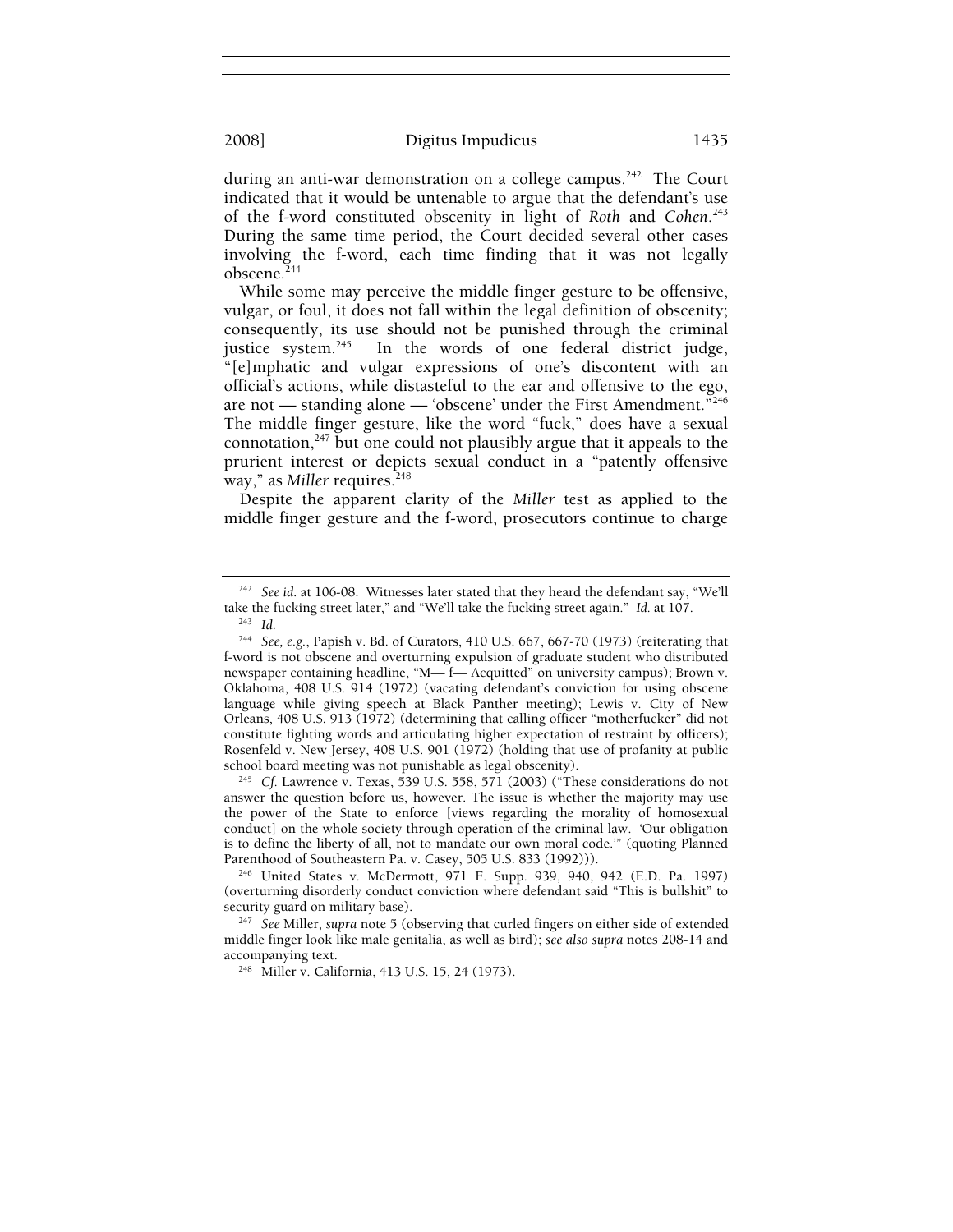during an anti-war demonstration on a college campus.[242] The Court indicated that it would be untenable to argue that the defendant's use of the f-word constituted obscenity in light of *Roth* and *Cohen*.[243] During the same time period, the Court decided several other cases involving the f-word, each time finding that it was not legally obscene.[244]

While some may perceive the middle finger gesture to be offensive, vulgar, or foul, it does not fall within the legal definition of obscenity; consequently, its use should not be punished through the criminal justice system.[245] In the words of one federal district judge, "[e]mphatic and vulgar expressions of one's discontent with an official's actions, while distasteful to the ear and offensive to the ego, are not — standing alone — 'obscene' under the First Amendment."[246] The middle finger gesture, like the word "fuck," does have a sexual connotation,[247] but one could not plausibly argue that it appeals to the prurient interest or depicts sexual conduct in a "patently offensive way," as *Miller* requires.[248]

Despite the apparent clarity of the *Miller* test as applied to the middle finger gesture and the f-word, prosecutors continue to charge

---

[242] *See id.* at 106-08. Witnesses later stated that they heard the defendant say, "We'll take the fucking street later," and "We'll take the fucking street again." *Id.* at 107.

[243] *Id.*

[244] *See, e.g.*, Papish v. Bd. of Curators, 410 U.S. 667, 667-70 (1973) (reiterating that f-word is not obscene and overturning expulsion of graduate student who distributed newspaper containing headline, "M— f— Acquitted" on university campus); Brown v. Oklahoma, 408 U.S. 914 (1972) (vacating defendant's conviction for using obscene language while giving speech at Black Panther meeting); Lewis v. City of New Orleans, 408 U.S. 913 (1972) (determining that calling officer "motherfucker" did not constitute fighting words and articulating higher expectation of restraint by officers); Rosenfeld v. New Jersey, 408 U.S. 901 (1972) (holding that use of profanity at public school board meeting was not punishable as legal obscenity).

[245] *Cf.* Lawrence v. Texas, 539 U.S. 558, 571 (2003) ("These considerations do not answer the question before us, however. The issue is whether the majority may use the power of the State to enforce [views regarding the morality of homosexual conduct] on the whole society through operation of the criminal law. 'Our obligation is to define the liberty of all, not to mandate our own moral code.'" (quoting Planned Parenthood of Southeastern Pa. v. Casey, 505 U.S. 833 (1992))).

[246] United States v. McDermott, 971 F. Supp. 939, 940, 942 (E.D. Pa. 1997) (overturning disorderly conduct conviction where defendant said "This is bullshit" to security guard on military base).

[247] *See* Miller, *supra* note 5 (observing that curled fingers on either side of extended middle finger look like male genitalia, as well as bird); *see also supra* notes 208-14 and accompanying text.

[248] Miller v. California, 413 U.S. 15, 24 (1973).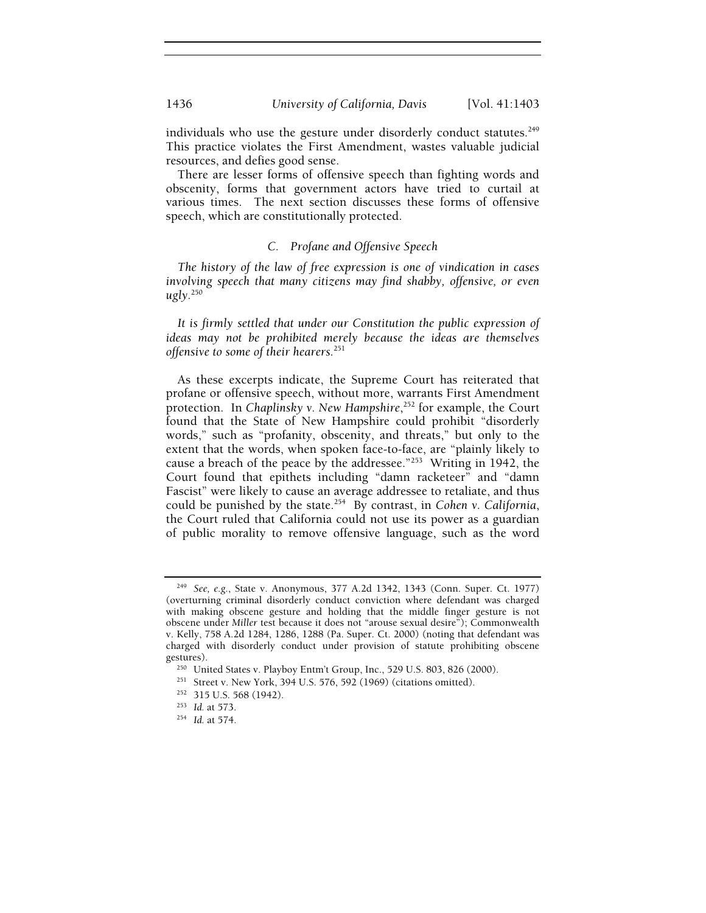individuals who use the gesture under disorderly conduct statutes.[249] This practice violates the First Amendment, wastes valuable judicial resources, and defies good sense.

There are lesser forms of offensive speech than fighting words and obscenity, forms that government actors have tried to curtail at various times. The next section discusses these forms of offensive speech, which are constitutionally protected.

### C. Profane and Offensive Speech

*The history of the law of free expression is one of vindication in cases involving speech that many citizens may find shabby, offensive, or even ugly.*[250]

*It is firmly settled that under our Constitution the public expression of ideas may not be prohibited merely because the ideas are themselves offensive to some of their hearers.*[251]

As these excerpts indicate, the Supreme Court has reiterated that profane or offensive speech, without more, warrants First Amendment protection. In *Chaplinsky v. New Hampshire*,[252] for example, the Court found that the State of New Hampshire could prohibit "disorderly words," such as "profanity, obscenity, and threats," but only to the extent that the words, when spoken face-to-face, are "plainly likely to cause a breach of the peace by the addressee."[253] Writing in 1942, the Court found that epithets including "damn racketeer" and "damn Fascist" were likely to cause an average addressee to retaliate, and thus could be punished by the state.[254] By contrast, in *Cohen v. California*, the Court ruled that California could not use its power as a guardian of public morality to remove offensive language, such as the word

---

[249] *See, e.g.*, State v. Anonymous, 377 A.2d 1342, 1343 (Conn. Super. Ct. 1977) (overturning criminal disorderly conduct conviction where defendant was charged with making obscene gesture and holding that the middle finger gesture is not obscene under *Miller* test because it does not "arouse sexual desire"); Commonwealth v. Kelly, 758 A.2d 1284, 1286, 1288 (Pa. Super. Ct. 2000) (noting that defendant was charged with disorderly conduct under provision of statute prohibiting obscene gestures).

[250] United States v. Playboy Entm't Group, Inc., 529 U.S. 803, 826 (2000).

[251] Street v. New York, 394 U.S. 576, 592 (1969) (citations omitted).

[252] 315 U.S. 568 (1942).

[253] *Id.* at 573.

[254] *Id.* at 574.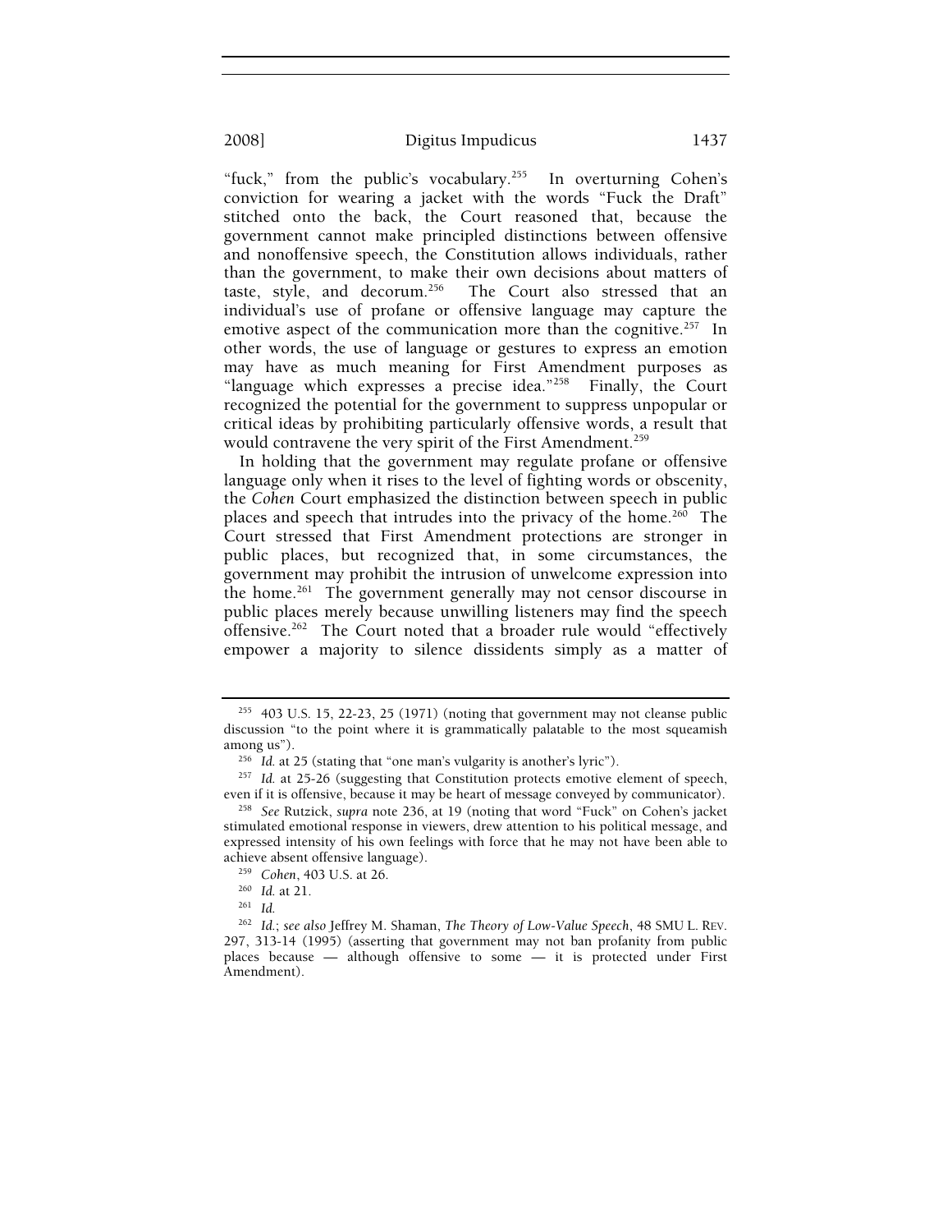"fuck," from the public's vocabulary.[255] In overturning Cohen's conviction for wearing a jacket with the words "Fuck the Draft" stitched onto the back, the Court reasoned that, because the government cannot make principled distinctions between offensive and nonoffensive speech, the Constitution allows individuals, rather than the government, to make their own decisions about matters of taste, style, and decorum.[256] The Court also stressed that an individual's use of profane or offensive language may capture the emotive aspect of the communication more than the cognitive.[257] In other words, the use of language or gestures to express an emotion may have as much meaning for First Amendment purposes as "language which expresses a precise idea."[258] Finally, the Court recognized the potential for the government to suppress unpopular or critical ideas by prohibiting particularly offensive words, a result that would contravene the very spirit of the First Amendment.[259]

In holding that the government may regulate profane or offensive language only when it rises to the level of fighting words or obscenity, the *Cohen* Court emphasized the distinction between speech in public places and speech that intrudes into the privacy of the home.[260] The Court stressed that First Amendment protections are stronger in public places, but recognized that, in some circumstances, the government may prohibit the intrusion of unwelcome expression into the home.[261] The government generally may not censor discourse in public places merely because unwilling listeners may find the speech offensive.[262] The Court noted that a broader rule would "effectively empower a majority to silence dissidents simply as a matter of

---

[255] 403 U.S. 15, 22-23, 25 (1971) (noting that government may not cleanse public discussion "to the point where it is grammatically palatable to the most squeamish among us").

[256] *Id.* at 25 (stating that "one man's vulgarity is another's lyric").

[257] *Id.* at 25-26 (suggesting that Constitution protects emotive element of speech, even if it is offensive, because it may be heart of message conveyed by communicator).

[258] *See* Rutzick, *supra* note 236, at 19 (noting that word "Fuck" on Cohen's jacket stimulated emotional response in viewers, drew attention to his political message, and expressed intensity of his own feelings with force that he may not have been able to achieve absent offensive language).

[259] *Cohen*, 403 U.S. at 26.

[260] *Id.* at 21.

[261] *Id.*

[262] *Id.*; *see also* Jeffrey M. Shaman, *The Theory of Low-Value Speech*, 48 SMU L. REV. 297, 313-14 (1995) (asserting that government may not ban profanity from public places because — although offensive to some — it is protected under First Amendment).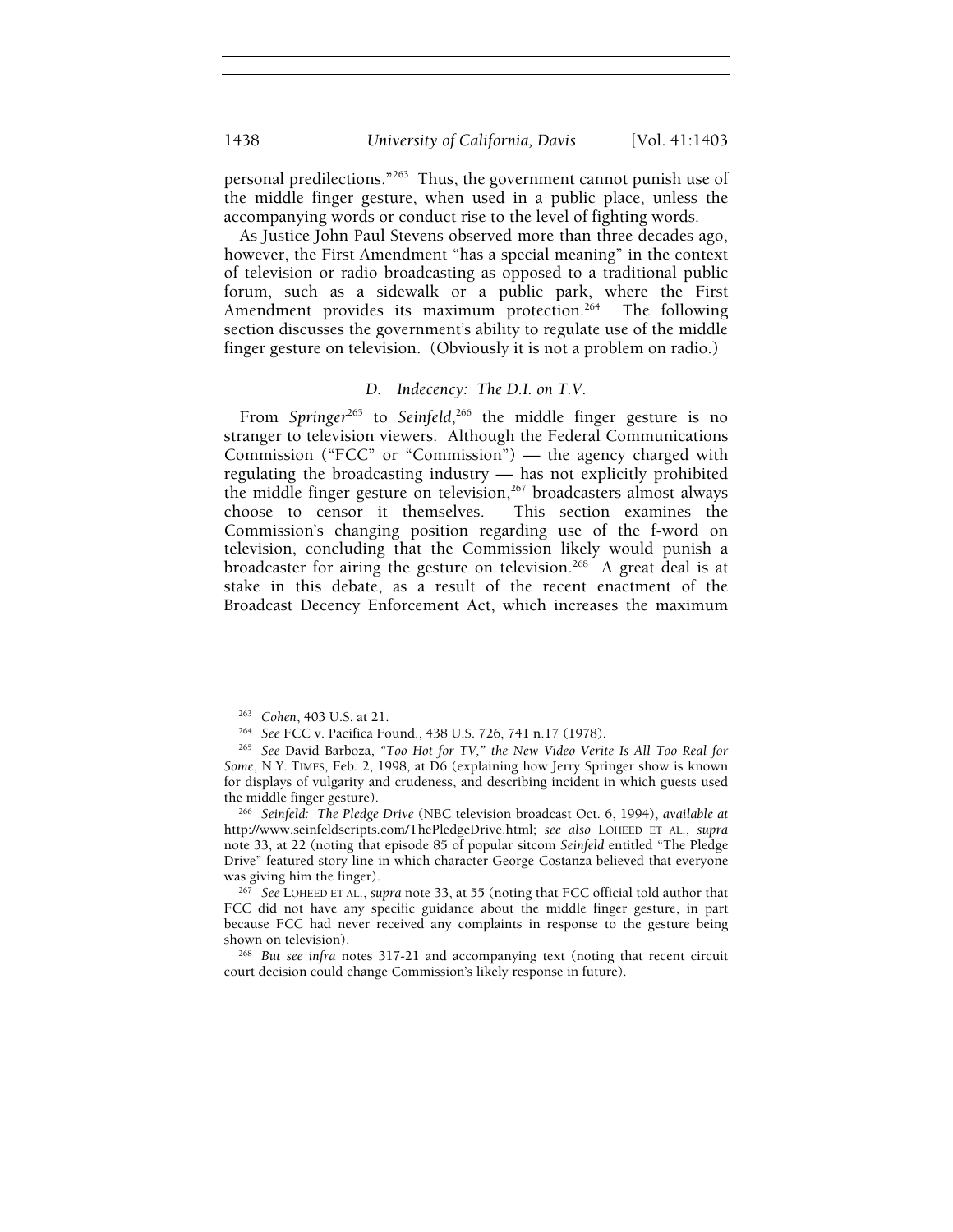personal predilections."[263] Thus, the government cannot punish use of the middle finger gesture, when used in a public place, unless the accompanying words or conduct rise to the level of fighting words.

As Justice John Paul Stevens observed more than three decades ago, however, the First Amendment "has a special meaning" in the context of television or radio broadcasting as opposed to a traditional public forum, such as a sidewalk or a public park, where the First Amendment provides its maximum protection.[264] The following section discusses the government's ability to regulate use of the middle finger gesture on television. (Obviously it is not a problem on radio.)

### *D. Indecency: The D.I. on T.V.*

From *Springer*[265] to *Seinfeld*,[266] the middle finger gesture is no stranger to television viewers. Although the Federal Communications Commission ("FCC" or "Commission") — the agency charged with regulating the broadcasting industry — has not explicitly prohibited the middle finger gesture on television,[267] broadcasters almost always choose to censor it themselves. This section examines the Commission's changing position regarding use of the f-word on television, concluding that the Commission likely would punish a broadcaster for airing the gesture on television.[268] A great deal is at stake in this debate, as a result of the recent enactment of the Broadcast Decency Enforcement Act, which increases the maximum

---

[263] *Cohen*, 403 U.S. at 21.

[264] *See* FCC v. Pacifica Found., 438 U.S. 726, 741 n.17 (1978).

[265] *See* David Barboza, *"Too Hot for TV," the New Video Verite Is All Too Real for Some*, N.Y. TIMES, Feb. 2, 1998, at D6 (explaining how Jerry Springer show is known for displays of vulgarity and crudeness, and describing incident in which guests used the middle finger gesture).

[266] *Seinfeld: The Pledge Drive* (NBC television broadcast Oct. 6, 1994), *available at* http://www.seinfeldscripts.com/ThePledgeDrive.html; *see also* LOHEED ET AL., *supra* note 33, at 22 (noting that episode 85 of popular sitcom *Seinfeld* entitled "The Pledge Drive" featured story line in which character George Costanza believed that everyone was giving him the finger).

[267] *See* LOHEED ET AL., *supra* note 33, at 55 (noting that FCC official told author that FCC did not have any specific guidance about the middle finger gesture, in part because FCC had never received any complaints in response to the gesture being shown on television).

[268] *But see infra* notes 317-21 and accompanying text (noting that recent circuit court decision could change Commission's likely response in future).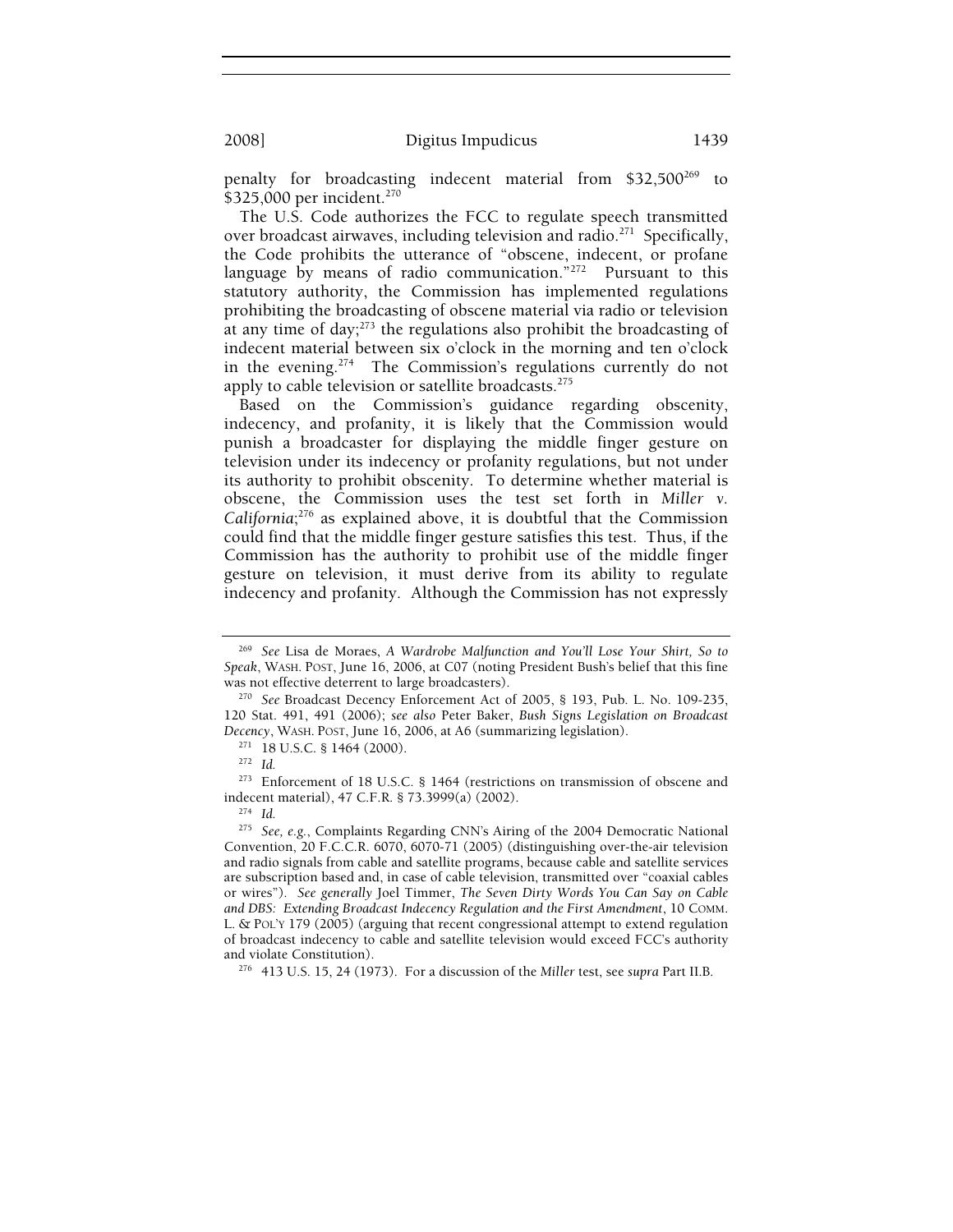penalty for broadcasting indecent material from $32,500[269] to $325,000 per incident.[270]

The U.S. Code authorizes the FCC to regulate speech transmitted over broadcast airwaves, including television and radio.[271] Specifically, the Code prohibits the utterance of "obscene, indecent, or profane language by means of radio communication."[272] Pursuant to this statutory authority, the Commission has implemented regulations prohibiting the broadcasting of obscene material via radio or television at any time of day;[273] the regulations also prohibit the broadcasting of indecent material between six o'clock in the morning and ten o'clock in the evening.[274] The Commission's regulations currently do not apply to cable television or satellite broadcasts.[275]

Based on the Commission's guidance regarding obscenity, indecency, and profanity, it is likely that the Commission would punish a broadcaster for displaying the middle finger gesture on television under its indecency or profanity regulations, but not under its authority to prohibit obscenity. To determine whether material is obscene, the Commission uses the test set forth in *Miller v. California*;[276] as explained above, it is doubtful that the Commission could find that the middle finger gesture satisfies this test. Thus, if the Commission has the authority to prohibit use of the middle finger gesture on television, it must derive from its ability to regulate indecency and profanity. Although the Commission has not expressly

---

[269] *See* Lisa de Moraes, *A Wardrobe Malfunction and You'll Lose Your Shirt, So to Speak*, WASH. POST, June 16, 2006, at C07 (noting President Bush's belief that this fine was not effective deterrent to large broadcasters).

[270] *See* Broadcast Decency Enforcement Act of 2005, § 193, Pub. L. No. 109-235, 120 Stat. 491, 491 (2006); *see also* Peter Baker, *Bush Signs Legislation on Broadcast Decency*, WASH. POST, June 16, 2006, at A6 (summarizing legislation).

[271] 18 U.S.C. § 1464 (2000).

[272] *Id.*

[273] Enforcement of 18 U.S.C. § 1464 (restrictions on transmission of obscene and indecent material), 47 C.F.R. § 73.3999(a) (2002).

[274] *Id.*

[275] *See, e.g.*, Complaints Regarding CNN's Airing of the 2004 Democratic National Convention, 20 F.C.C.R. 6070, 6070-71 (2005) (distinguishing over-the-air television and radio signals from cable and satellite programs, because cable and satellite services are subscription based and, in case of cable television, transmitted over "coaxial cables or wires"). *See generally* Joel Timmer, *The Seven Dirty Words You Can Say on Cable and DBS: Extending Broadcast Indecency Regulation and the First Amendment*, 10 COMM. L. & POL'Y 179 (2005) (arguing that recent congressional attempt to extend regulation of broadcast indecency to cable and satellite television would exceed FCC's authority and violate Constitution).

[276] 413 U.S. 15, 24 (1973). For a discussion of the *Miller* test, see *supra* Part II.B.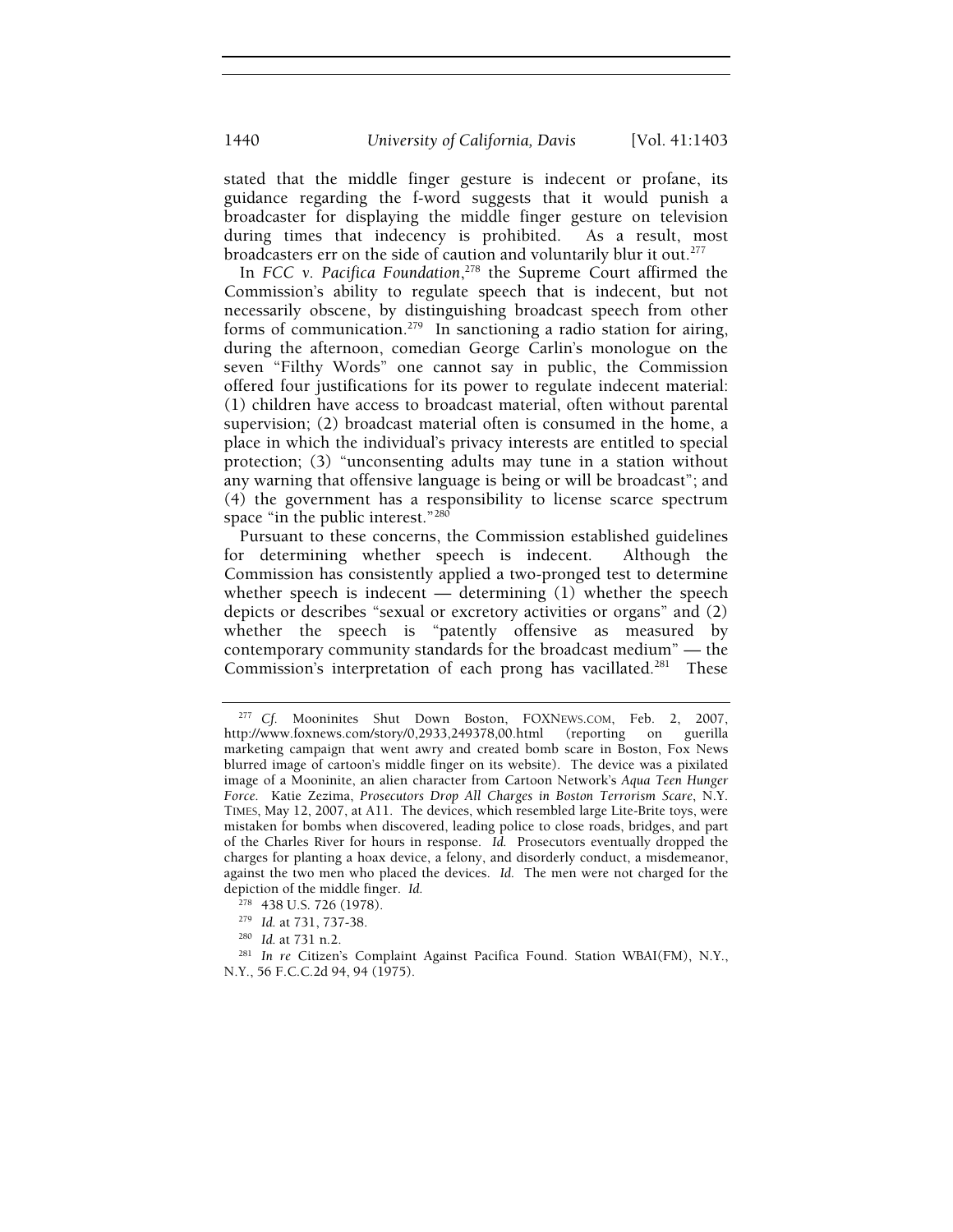stated that the middle finger gesture is indecent or profane, its guidance regarding the f-word suggests that it would punish a broadcaster for displaying the middle finger gesture on television during times that indecency is prohibited. As a result, most broadcasters err on the side of caution and voluntarily blur it out.[277]

In *FCC v. Pacifica Foundation*,[278] the Supreme Court affirmed the Commission's ability to regulate speech that is indecent, but not necessarily obscene, by distinguishing broadcast speech from other forms of communication.[279] In sanctioning a radio station for airing, during the afternoon, comedian George Carlin's monologue on the seven "Filthy Words" one cannot say in public, the Commission offered four justifications for its power to regulate indecent material: (1) children have access to broadcast material, often without parental supervision; (2) broadcast material often is consumed in the home, a place in which the individual's privacy interests are entitled to special protection; (3) "unconsenting adults may tune in a station without any warning that offensive language is being or will be broadcast"; and (4) the government has a responsibility to license scarce spectrum space "in the public interest."[280]

Pursuant to these concerns, the Commission established guidelines for determining whether speech is indecent. Although the Commission has consistently applied a two-pronged test to determine whether speech is indecent — determining (1) whether the speech depicts or describes "sexual or excretory activities or organs" and (2) whether the speech is "patently offensive as measured by contemporary community standards for the broadcast medium" — the Commission's interpretation of each prong has vacillated.[281] These

---

[277] *Cf.* Mooninites Shut Down Boston, FOXNEWS.COM, Feb. 2, 2007, http://www.foxnews.com/story/0,2933,249378,00.html (reporting on guerilla marketing campaign that went awry and created bomb scare in Boston, Fox News blurred image of cartoon's middle finger on its website). The device was a pixilated image of a Mooninite, an alien character from Cartoon Network's *Aqua Teen Hunger Force*. Katie Zezima, *Prosecutors Drop All Charges in Boston Terrorism Scare*, N.Y. TIMES, May 12, 2007, at A11. The devices, which resembled large Lite-Brite toys, were mistaken for bombs when discovered, leading police to close roads, bridges, and part of the Charles River for hours in response. *Id.* Prosecutors eventually dropped the charges for planting a hoax device, a felony, and disorderly conduct, a misdemeanor, against the two men who placed the devices. *Id.* The men were not charged for the depiction of the middle finger. *Id.*

[278] 438 U.S. 726 (1978).

[279] *Id.* at 731, 737-38.

[280] *Id.* at 731 n.2.

[281] *In re* Citizen's Complaint Against Pacifica Found. Station WBAI(FM), N.Y., N.Y., 56 F.C.C.2d 94, 94 (1975).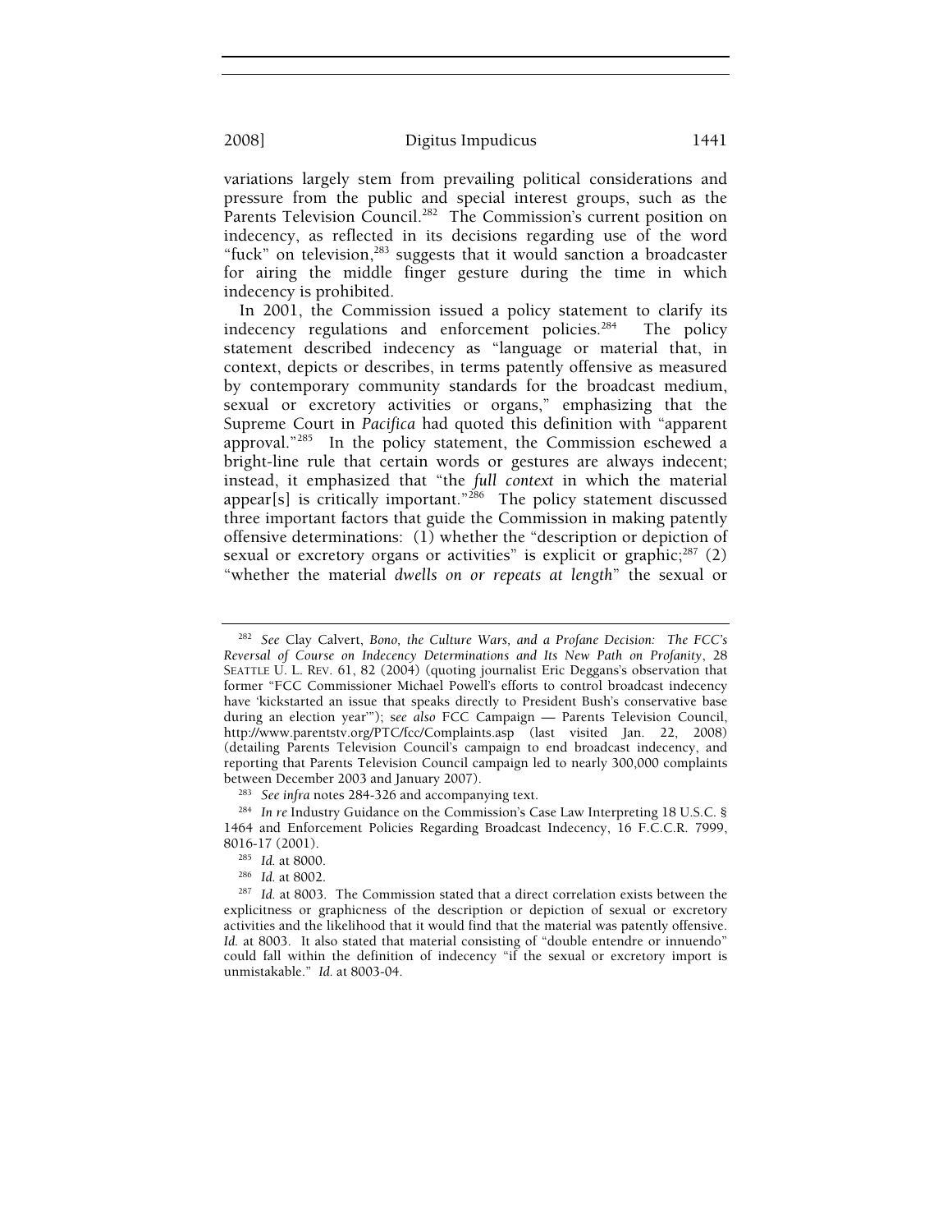variations largely stem from prevailing political considerations and pressure from the public and special interest groups, such as the Parents Television Council.[282] The Commission's current position on indecency, as reflected in its decisions regarding use of the word "fuck" on television,[283] suggests that it would sanction a broadcaster for airing the middle finger gesture during the time in which indecency is prohibited.

In 2001, the Commission issued a policy statement to clarify its indecency regulations and enforcement policies.[284] The policy statement described indecency as "language or material that, in context, depicts or describes, in terms patently offensive as measured by contemporary community standards for the broadcast medium, sexual or excretory activities or organs," emphasizing that the Supreme Court in *Pacifica* had quoted this definition with "apparent approval."[285] In the policy statement, the Commission eschewed a bright-line rule that certain words or gestures are always indecent; instead, it emphasized that "the *full context* in which the material appear[s] is critically important."[286] The policy statement discussed three important factors that guide the Commission in making patently offensive determinations: (1) whether the "description or depiction of sexual or excretory organs or activities" is explicit or graphic;[287] (2) "whether the material *dwells on or repeats at length*" the sexual or

---

[282] *See* Clay Calvert, *Bono, the Culture Wars, and a Profane Decision: The FCC's Reversal of Course on Indecency Determinations and Its New Path on Profanity*, 28 SEATTLE U. L. REV. 61, 82 (2004) (quoting journalist Eric Deggans's observation that former "FCC Commissioner Michael Powell's efforts to control broadcast indecency have 'kickstarted an issue that speaks directly to President Bush's conservative base during an election year'"); *see also* FCC Campaign — Parents Television Council, http://www.parentstv.org/PTC/fcc/Complaints.asp (last visited Jan. 22, 2008) (detailing Parents Television Council's campaign to end broadcast indecency, and reporting that Parents Television Council campaign led to nearly 300,000 complaints between December 2003 and January 2007).

[283] *See infra* notes 284-326 and accompanying text.

[284] *In re* Industry Guidance on the Commission's Case Law Interpreting 18 U.S.C. § 1464 and Enforcement Policies Regarding Broadcast Indecency, 16 F.C.C.R. 7999, 8016-17 (2001).

[285] *Id.* at 8000.

[286] *Id.* at 8002.

[287] *Id.* at 8003. The Commission stated that a direct correlation exists between the explicitness or graphicness of the description or depiction of sexual or excretory activities and the likelihood that it would find that the material was patently offensive. *Id.* at 8003. It also stated that material consisting of "double entendre or innuendo" could fall within the definition of indecency "if the sexual or excretory import is unmistakable." *Id.* at 8003-04.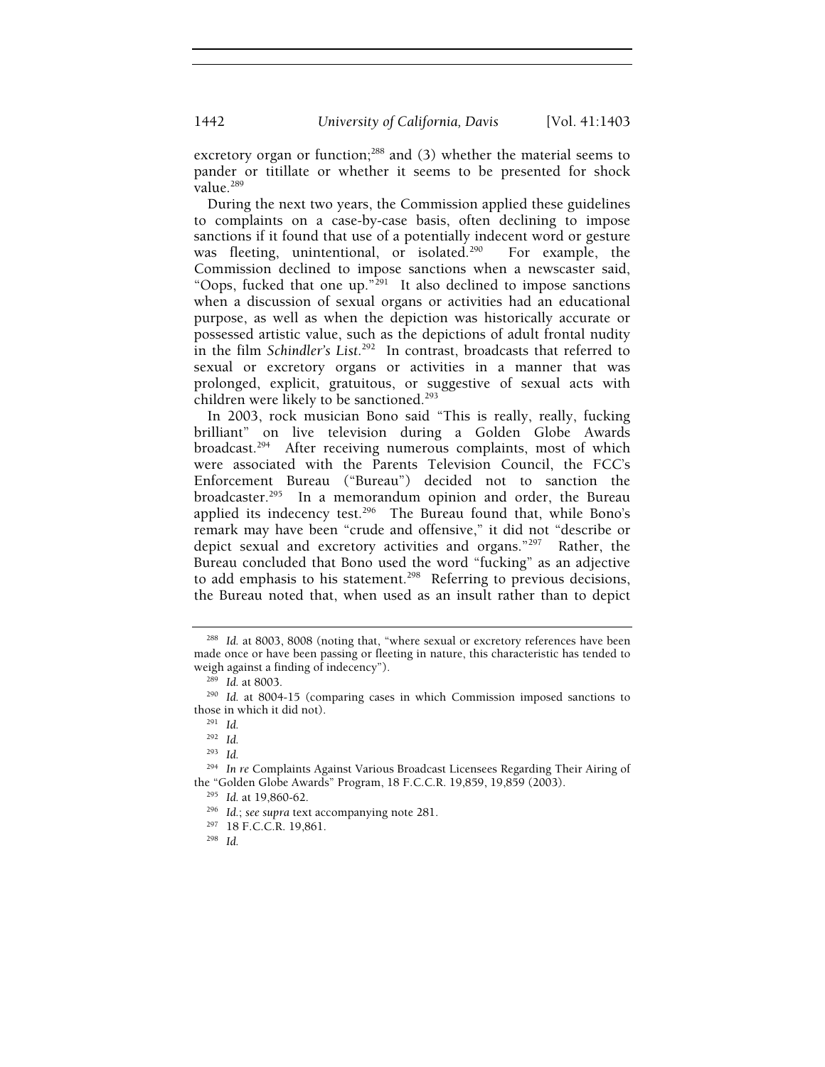excretory organ or function;[288] and (3) whether the material seems to pander or titillate or whether it seems to be presented for shock value.[289]

During the next two years, the Commission applied these guidelines to complaints on a case-by-case basis, often declining to impose sanctions if it found that use of a potentially indecent word or gesture was fleeting, unintentional, or isolated.[290] For example, the Commission declined to impose sanctions when a newscaster said, "Oops, fucked that one up."[291] It also declined to impose sanctions when a discussion of sexual organs or activities had an educational purpose, as well as when the depiction was historically accurate or possessed artistic value, such as the depictions of adult frontal nudity in the film *Schindler's List*.[292] In contrast, broadcasts that referred to sexual or excretory organs or activities in a manner that was prolonged, explicit, gratuitous, or suggestive of sexual acts with children were likely to be sanctioned.[293]

In 2003, rock musician Bono said "This is really, really, fucking brilliant" on live television during a Golden Globe Awards broadcast.[294] After receiving numerous complaints, most of which were associated with the Parents Television Council, the FCC's Enforcement Bureau ("Bureau") decided not to sanction the broadcaster.[295] In a memorandum opinion and order, the Bureau applied its indecency test.[296] The Bureau found that, while Bono's remark may have been "crude and offensive," it did not "describe or depict sexual and excretory activities and organs."[297] Rather, the Bureau concluded that Bono used the word "fucking" as an adjective to add emphasis to his statement.[298] Referring to previous decisions, the Bureau noted that, when used as an insult rather than to depict

---

[288] *Id.* at 8003, 8008 (noting that, "where sexual or excretory references have been made once or have been passing or fleeting in nature, this characteristic has tended to weigh against a finding of indecency").

[289] *Id.* at 8003.

[290] *Id.* at 8004-15 (comparing cases in which Commission imposed sanctions to those in which it did not).

[291] *Id.*

[292] *Id.*

[293] *Id.*

[294] *In re* Complaints Against Various Broadcast Licensees Regarding Their Airing of the "Golden Globe Awards" Program, 18 F.C.C.R. 19,859, 19,859 (2003).

[295] *Id.* at 19,860-62.

[296] *Id.*; *see supra* text accompanying note 281.

[297] 18 F.C.C.R. 19,861.

[298] *Id.*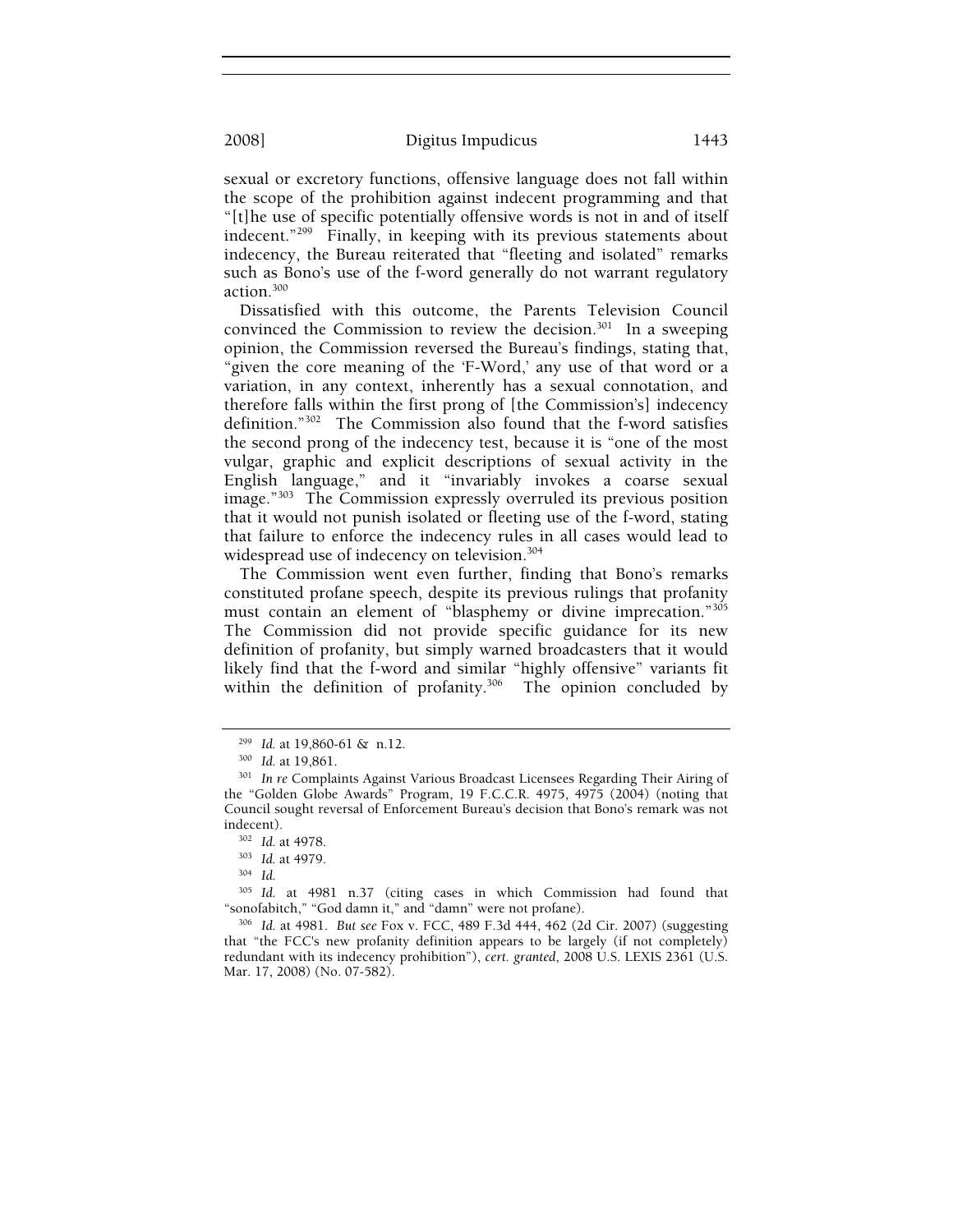sexual or excretory functions, offensive language does not fall within the scope of the prohibition against indecent programming and that "[t]he use of specific potentially offensive words is not in and of itself indecent."[299] Finally, in keeping with its previous statements about indecency, the Bureau reiterated that "fleeting and isolated" remarks such as Bono's use of the f-word generally do not warrant regulatory action.[300]

Dissatisfied with this outcome, the Parents Television Council convinced the Commission to review the decision.[301] In a sweeping opinion, the Commission reversed the Bureau's findings, stating that, "given the core meaning of the 'F-Word,' any use of that word or a variation, in any context, inherently has a sexual connotation, and therefore falls within the first prong of [the Commission's] indecency definition."[302] The Commission also found that the f-word satisfies the second prong of the indecency test, because it is "one of the most vulgar, graphic and explicit descriptions of sexual activity in the English language," and it "invariably invokes a coarse sexual image."[303] The Commission expressly overruled its previous position that it would not punish isolated or fleeting use of the f-word, stating that failure to enforce the indecency rules in all cases would lead to widespread use of indecency on television.[304]

The Commission went even further, finding that Bono's remarks constituted profane speech, despite its previous rulings that profanity must contain an element of "blasphemy or divine imprecation."[305] The Commission did not provide specific guidance for its new definition of profanity, but simply warned broadcasters that it would likely find that the f-word and similar "highly offensive" variants fit within the definition of profanity.[306] The opinion concluded by

---

[299] *Id.* at 19,860-61 & n.12.

[300] *Id.* at 19,861.

[301] *In re* Complaints Against Various Broadcast Licensees Regarding Their Airing of the "Golden Globe Awards" Program, 19 F.C.C.R. 4975, 4975 (2004) (noting that Council sought reversal of Enforcement Bureau's decision that Bono's remark was not indecent).

[302] *Id.* at 4978.

[303] *Id.* at 4979.

[304] *Id.*

[305] *Id.* at 4981 n.37 (citing cases in which Commission had found that "sonofabitch," "God damn it," and "damn" were not profane).

[306] *Id.* at 4981. *But see* Fox v. FCC, 489 F.3d 444, 462 (2d Cir. 2007) (suggesting that "the FCC's new profanity definition appears to be largely (if not completely) redundant with its indecency prohibition"), *cert. granted*, 2008 U.S. LEXIS 2361 (U.S. Mar. 17, 2008) (No. 07-582).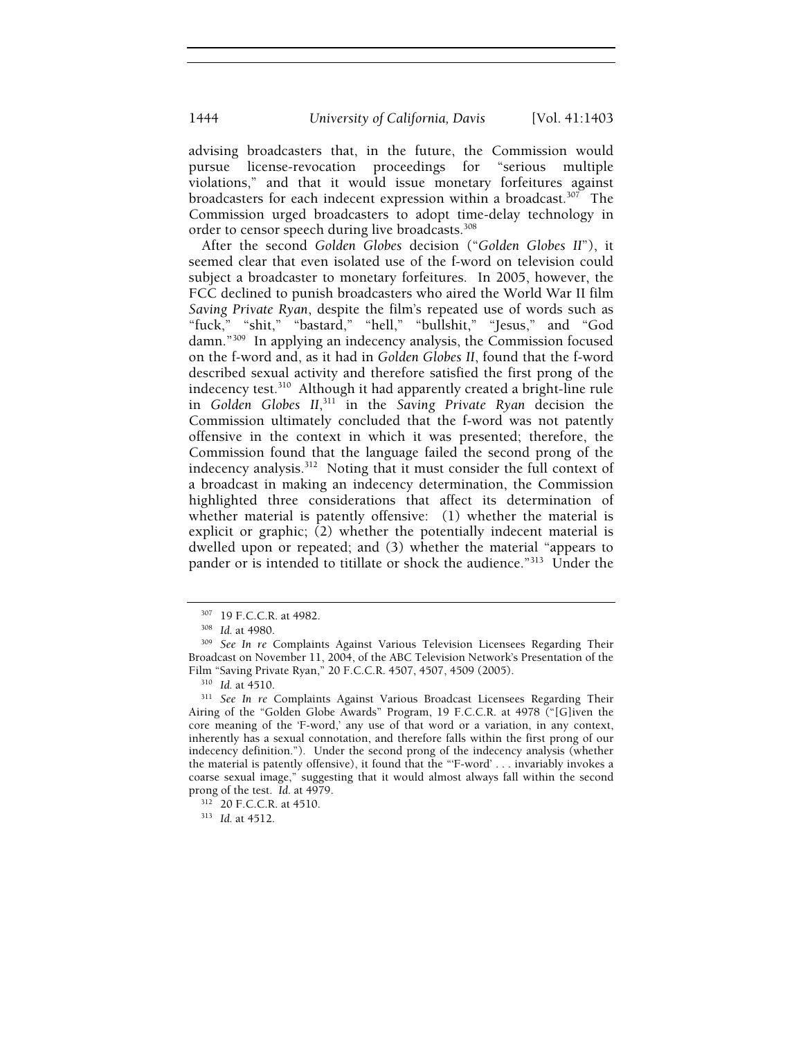advising broadcasters that, in the future, the Commission would pursue license-revocation proceedings for "serious multiple violations," and that it would issue monetary forfeitures against broadcasters for each indecent expression within a broadcast.[307] The Commission urged broadcasters to adopt time-delay technology in order to censor speech during live broadcasts.[308]

After the second *Golden Globes* decision ("*Golden Globes II*"), it seemed clear that even isolated use of the f-word on television could subject a broadcaster to monetary forfeitures. In 2005, however, the FCC declined to punish broadcasters who aired the World War II film *Saving Private Ryan*, despite the film's repeated use of words such as "fuck," "shit," "bastard," "hell," "bullshit," "Jesus," and "God damn."[309] In applying an indecency analysis, the Commission focused on the f-word and, as it had in *Golden Globes II*, found that the f-word described sexual activity and therefore satisfied the first prong of the indecency test.[310] Although it had apparently created a bright-line rule in *Golden Globes II*,[311] in the *Saving Private Ryan* decision the Commission ultimately concluded that the f-word was not patently offensive in the context in which it was presented; therefore, the Commission found that the language failed the second prong of the indecency analysis.[312] Noting that it must consider the full context of a broadcast in making an indecency determination, the Commission highlighted three considerations that affect its determination of whether material is patently offensive: (1) whether the material is explicit or graphic; (2) whether the potentially indecent material is dwelled upon or repeated; and (3) whether the material "appears to pander or is intended to titillate or shock the audience."[313] Under the

---

[307] 19 F.C.C.R. at 4982.

[308] *Id.* at 4980.

[309] *See In re* Complaints Against Various Television Licensees Regarding Their Broadcast on November 11, 2004, of the ABC Television Network's Presentation of the Film "Saving Private Ryan," 20 F.C.C.R. 4507, 4507, 4509 (2005).

[310] *Id.* at 4510.

[311] *See In re* Complaints Against Various Broadcast Licensees Regarding Their Airing of the "Golden Globe Awards" Program, 19 F.C.C.R. at 4978 ("[G]iven the core meaning of the 'F-word,' any use of that word or a variation, in any context, inherently has a sexual connotation, and therefore falls within the first prong of our indecency definition."). Under the second prong of the indecency analysis (whether the material is patently offensive), it found that the "'F-word' . . . invariably invokes a coarse sexual image," suggesting that it would almost always fall within the second prong of the test. *Id.* at 4979.

[312] 20 F.C.C.R. at 4510.

[313] *Id.* at 4512.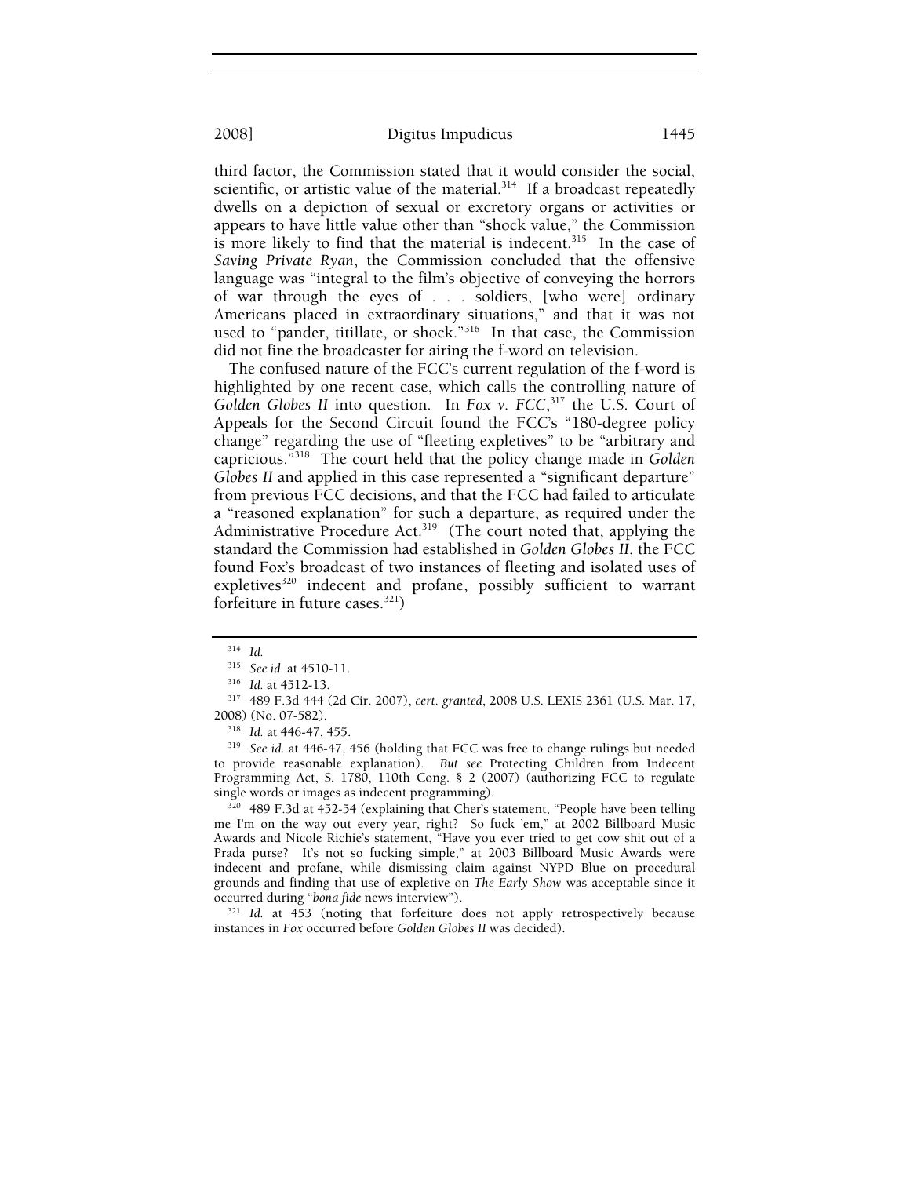third factor, the Commission stated that it would consider the social, scientific, or artistic value of the material.[314] If a broadcast repeatedly dwells on a depiction of sexual or excretory organs or activities or appears to have little value other than "shock value," the Commission is more likely to find that the material is indecent.[315] In the case of *Saving Private Ryan*, the Commission concluded that the offensive language was "integral to the film's objective of conveying the horrors of war through the eyes of . . . soldiers, [who were] ordinary Americans placed in extraordinary situations," and that it was not used to "pander, titillate, or shock."[316] In that case, the Commission did not fine the broadcaster for airing the f-word on television.

The confused nature of the FCC's current regulation of the f-word is highlighted by one recent case, which calls the controlling nature of *Golden Globes II* into question. In *Fox v. FCC*,[317] the U.S. Court of Appeals for the Second Circuit found the FCC's "180-degree policy change" regarding the use of "fleeting expletives" to be "arbitrary and capricious."[318] The court held that the policy change made in *Golden Globes II* and applied in this case represented a "significant departure" from previous FCC decisions, and that the FCC had failed to articulate a "reasoned explanation" for such a departure, as required under the Administrative Procedure Act.[319] (The court noted that, applying the standard the Commission had established in *Golden Globes II*, the FCC found Fox's broadcast of two instances of fleeting and isolated uses of expletives[320] indecent and profane, possibly sufficient to warrant forfeiture in future cases.[321])

---

[314] *Id.*

[315] *See id.* at 4510-11.

[316] *Id.* at 4512-13.

[317] 489 F.3d 444 (2d Cir. 2007), *cert. granted*, 2008 U.S. LEXIS 2361 (U.S. Mar. 17, 2008) (No. 07-582).

[318] *Id.* at 446-47, 455.

[319] *See id.* at 446-47, 456 (holding that FCC was free to change rulings but needed to provide reasonable explanation). *But see* Protecting Children from Indecent Programming Act, S. 1780, 110th Cong. § 2 (2007) (authorizing FCC to regulate single words or images as indecent programming).

[320] 489 F.3d at 452-54 (explaining that Cher's statement, "People have been telling me I'm on the way out every year, right? So fuck 'em," at 2002 Billboard Music Awards and Nicole Richie's statement, "Have you ever tried to get cow shit out of a Prada purse? It's not so fucking simple," at 2003 Billboard Music Awards were indecent and profane, while dismissing claim against NYPD Blue on procedural grounds and finding that use of expletive on *The Early Show* was acceptable since it occurred during "*bona fide* news interview").

[321] *Id.* at 453 (noting that forfeiture does not apply retrospectively because instances in *Fox* occurred before *Golden Globes II* was decided).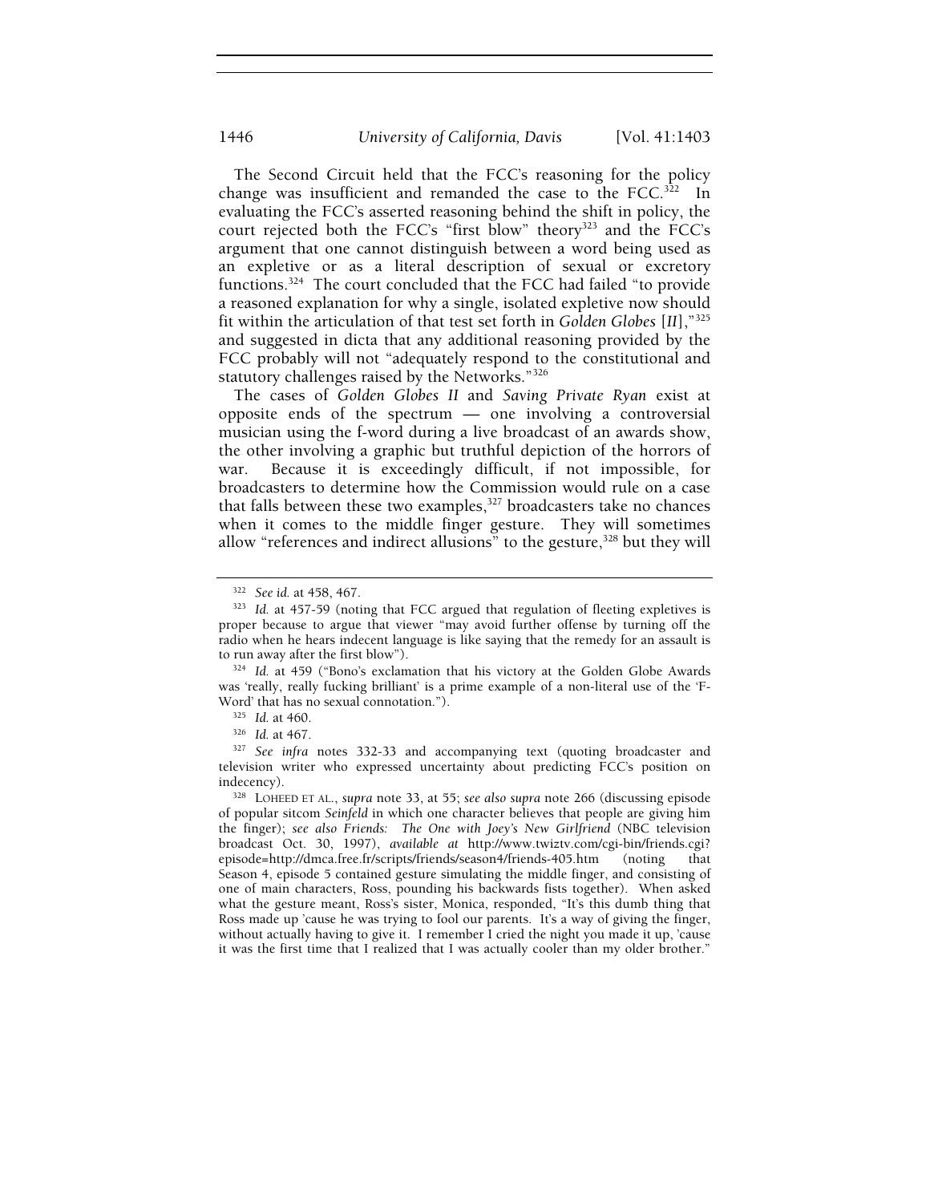The Second Circuit held that the FCC's reasoning for the policy change was insufficient and remanded the case to the FCC.[322] In evaluating the FCC's asserted reasoning behind the shift in policy, the court rejected both the FCC's "first blow" theory[323] and the FCC's argument that one cannot distinguish between a word being used as an expletive or as a literal description of sexual or excretory functions.[324] The court concluded that the FCC had failed "to provide a reasoned explanation for why a single, isolated expletive now should fit within the articulation of that test set forth in *Golden Globes* [*II*],"[325] and suggested in dicta that any additional reasoning provided by the FCC probably will not "adequately respond to the constitutional and statutory challenges raised by the Networks."[326]

The cases of *Golden Globes II* and *Saving Private Ryan* exist at opposite ends of the spectrum — one involving a controversial musician using the f-word during a live broadcast of an awards show, the other involving a graphic but truthful depiction of the horrors of war. Because it is exceedingly difficult, if not impossible, for broadcasters to determine how the Commission would rule on a case that falls between these two examples,[327] broadcasters take no chances when it comes to the middle finger gesture. They will sometimes allow "references and indirect allusions" to the gesture,[328] but they will

---

[322] *See id.* at 458, 467.

[323] *Id.* at 457-59 (noting that FCC argued that regulation of fleeting expletives is proper because to argue that viewer "may avoid further offense by turning off the radio when he hears indecent language is like saying that the remedy for an assault is to run away after the first blow").

[324] *Id.* at 459 ("Bono's exclamation that his victory at the Golden Globe Awards was 'really, really fucking brilliant' is a prime example of a non-literal use of the 'F-Word' that has no sexual connotation.").

[325] *Id.* at 460.

[326] *Id.* at 467.

[327] *See infra* notes 332-33 and accompanying text (quoting broadcaster and television writer who expressed uncertainty about predicting FCC's position on indecency).

[328] LOHEED ET AL., *supra* note 33, at 55; *see also supra* note 266 (discussing episode of popular sitcom *Seinfeld* in which one character believes that people are giving him the finger); *see also Friends: The One with Joey's New Girlfriend* (NBC television broadcast Oct. 30, 1997), *available at* http://www.twiztv.com/cgi-bin/friends.cgi?episode=http://dmca.free.fr/scripts/friends/season4/friends-405.htm (noting that Season 4, episode 5 contained gesture simulating the middle finger, and consisting of one of main characters, Ross, pounding his backwards fists together). When asked what the gesture meant, Ross's sister, Monica, responded, "It's this dumb thing that Ross made up 'cause he was trying to fool our parents. It's a way of giving the finger, without actually having to give it. I remember I cried the night you made it up, 'cause it was the first time that I realized that I was actually cooler than my older brother."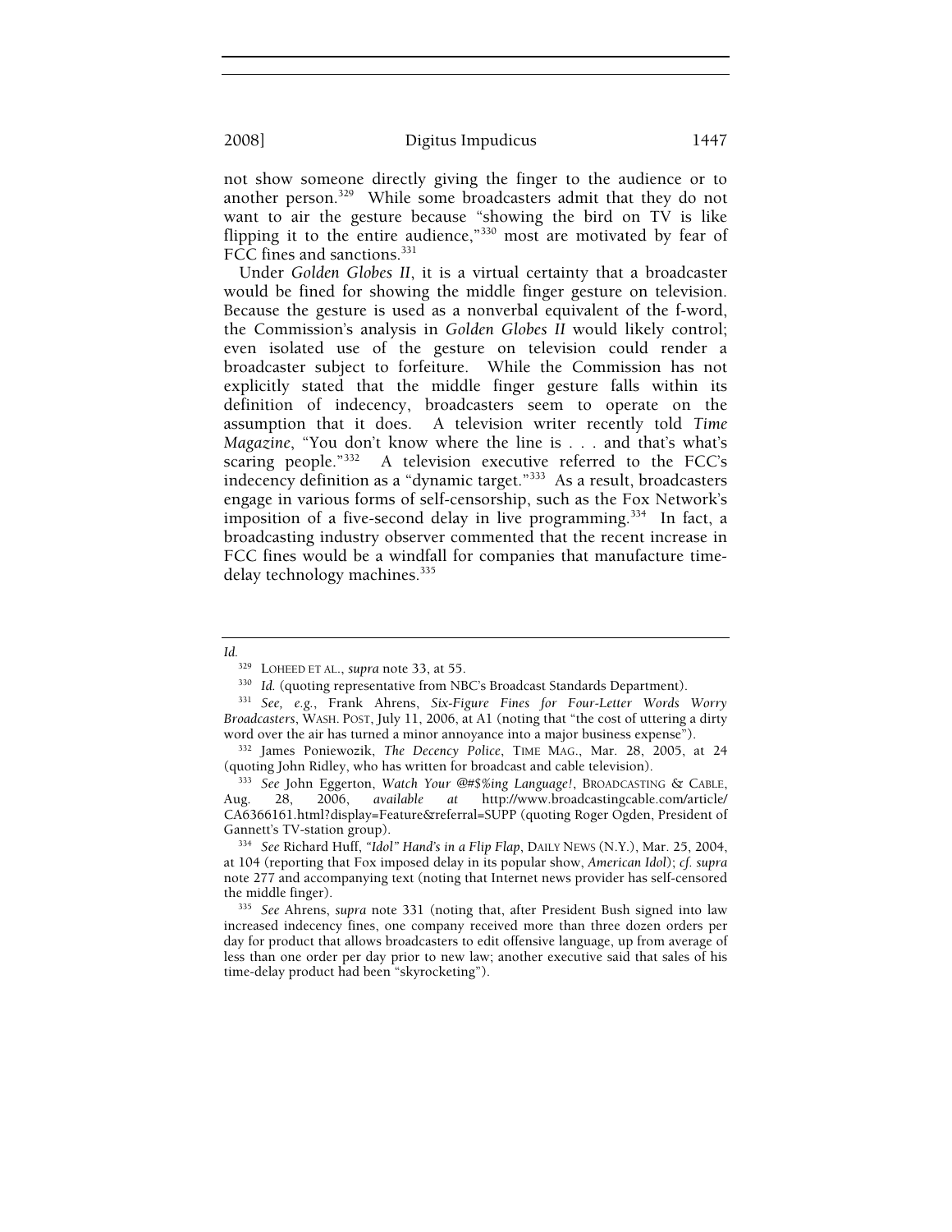not show someone directly giving the finger to the audience or to another person.[329] While some broadcasters admit that they do not want to air the gesture because "showing the bird on TV is like flipping it to the entire audience,"[330] most are motivated by fear of FCC fines and sanctions.[331]

Under *Golden Globes II*, it is a virtual certainty that a broadcaster would be fined for showing the middle finger gesture on television. Because the gesture is used as a nonverbal equivalent of the f-word, the Commission's analysis in *Golden Globes II* would likely control; even isolated use of the gesture on television could render a broadcaster subject to forfeiture. While the Commission has not explicitly stated that the middle finger gesture falls within its definition of indecency, broadcasters seem to operate on the assumption that it does. A television writer recently told *Time Magazine*, "You don't know where the line is . . . and that's what's scaring people."[332] A television executive referred to the FCC's indecency definition as a "dynamic target."[333] As a result, broadcasters engage in various forms of self-censorship, such as the Fox Network's imposition of a five-second delay in live programming.[334] In fact, a broadcasting industry observer commented that the recent increase in FCC fines would be a windfall for companies that manufacture time-delay technology machines.[335]

---

*Id.*

[329] LOHEED ET AL., *supra* note 33, at 55.

[330] *Id.* (quoting representative from NBC's Broadcast Standards Department).

[331] *See, e.g.*, Frank Ahrens, *Six-Figure Fines for Four-Letter Words Worry Broadcasters*, WASH. POST, July 11, 2006, at A1 (noting that "the cost of uttering a dirty word over the air has turned a minor annoyance into a major business expense").

[332] James Poniewozik, *The Decency Police*, TIME MAG., Mar. 28, 2005, at 24 (quoting John Ridley, who has written for broadcast and cable television).

[333] *See* John Eggerton, *Watch Your @#$%ing Language!*, BROADCASTING & CABLE, Aug. 28, 2006, *available at* http://www.broadcastingcable.com/article/CA6366161.html?display=Feature&referral=SUPP (quoting Roger Ogden, President of Gannett's TV-station group).

[334] *See* Richard Huff, *"Idol" Hand's in a Flip Flap*, DAILY NEWS (N.Y.), Mar. 25, 2004, at 104 (reporting that Fox imposed delay in its popular show, *American Idol*); *cf. supra* note 277 and accompanying text (noting that Internet news provider has self-censored the middle finger).

[335] *See* Ahrens, *supra* note 331 (noting that, after President Bush signed into law increased indecency fines, one company received more than three dozen orders per day for product that allows broadcasters to edit offensive language, up from average of less than one order per day prior to new law; another executive said that sales of his time-delay product had been "skyrocketing").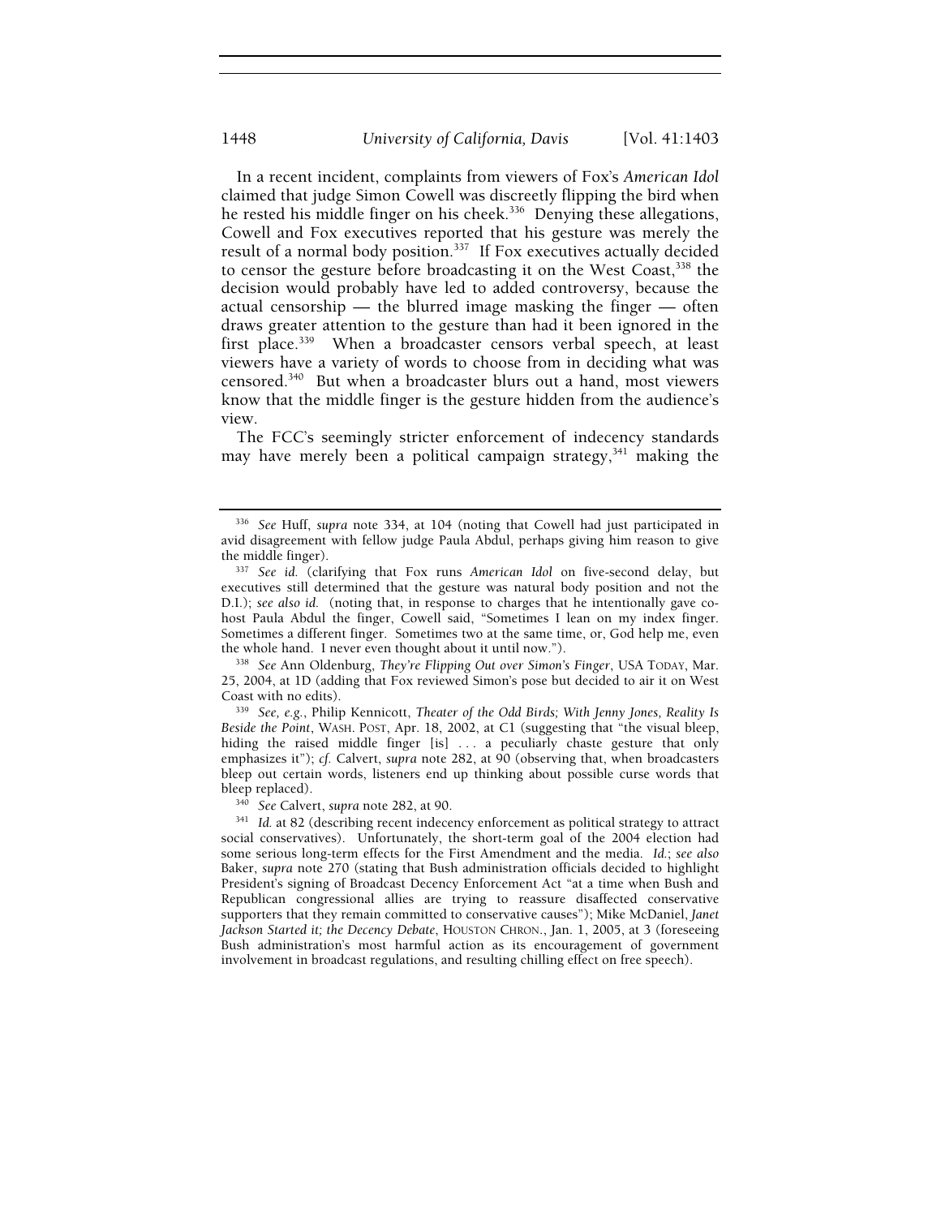In a recent incident, complaints from viewers of Fox's *American Idol* claimed that judge Simon Cowell was discreetly flipping the bird when he rested his middle finger on his cheek.[336] Denying these allegations, Cowell and Fox executives reported that his gesture was merely the result of a normal body position.[337] If Fox executives actually decided to censor the gesture before broadcasting it on the West Coast,[338] the decision would probably have led to added controversy, because the actual censorship — the blurred image masking the finger — often draws greater attention to the gesture than had it been ignored in the first place.[339] When a broadcaster censors verbal speech, at least viewers have a variety of words to choose from in deciding what was censored.[340] But when a broadcaster blurs out a hand, most viewers know that the middle finger is the gesture hidden from the audience's view.

The FCC's seemingly stricter enforcement of indecency standards may have merely been a political campaign strategy,[341] making the

---

[336] *See* Huff, *supra* note 334, at 104 (noting that Cowell had just participated in avid disagreement with fellow judge Paula Abdul, perhaps giving him reason to give the middle finger).

[337] *See id.* (clarifying that Fox runs *American Idol* on five-second delay, but executives still determined that the gesture was natural body position and not the D.I.); *see also id.* (noting that, in response to charges that he intentionally gave co-host Paula Abdul the finger, Cowell said, "Sometimes I lean on my index finger. Sometimes a different finger. Sometimes two at the same time, or, God help me, even the whole hand. I never even thought about it until now.").

[338] *See* Ann Oldenburg, *They're Flipping Out over Simon's Finger*, USA TODAY, Mar. 25, 2004, at 1D (adding that Fox reviewed Simon's pose but decided to air it on West Coast with no edits).

[339] *See, e.g.*, Philip Kennicott, *Theater of the Odd Birds; With Jenny Jones, Reality Is Beside the Point*, WASH. POST, Apr. 18, 2002, at C1 (suggesting that "the visual bleep, hiding the raised middle finger [is] . . . a peculiarly chaste gesture that only emphasizes it"); *cf.* Calvert, *supra* note 282, at 90 (observing that, when broadcasters bleep out certain words, listeners end up thinking about possible curse words that bleep replaced).

[340] *See* Calvert, *supra* note 282, at 90.

[341] *Id.* at 82 (describing recent indecency enforcement as political strategy to attract social conservatives). Unfortunately, the short-term goal of the 2004 election had some serious long-term effects for the First Amendment and the media. *Id.*; *see also* Baker, *supra* note 270 (stating that Bush administration officials decided to highlight President's signing of Broadcast Decency Enforcement Act "at a time when Bush and Republican congressional allies are trying to reassure disaffected conservative supporters that they remain committed to conservative causes"); Mike McDaniel, *Janet Jackson Started it; the Decency Debate*, HOUSTON CHRON., Jan. 1, 2005, at 3 (foreseeing Bush administration's most harmful action as its encouragement of government involvement in broadcast regulations, and resulting chilling effect on free speech).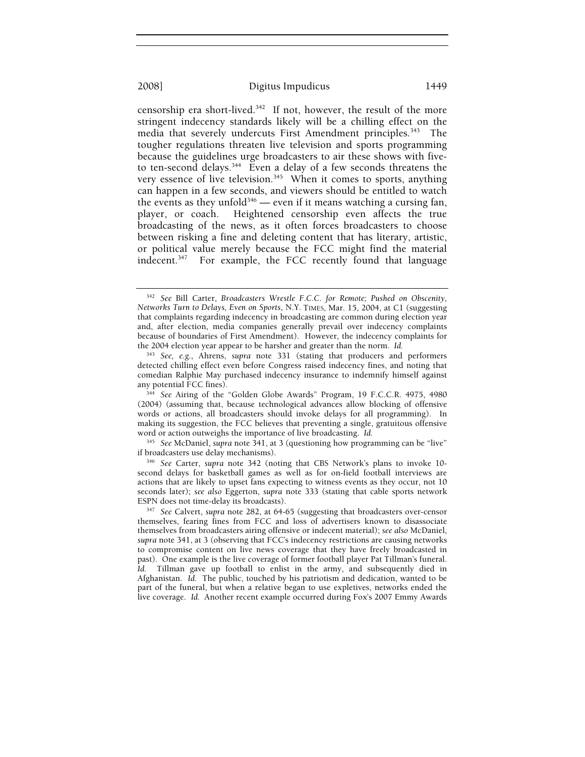censorship era short-lived.[342] If not, however, the result of the more stringent indecency standards likely will be a chilling effect on the media that severely undercuts First Amendment principles.[343] The tougher regulations threaten live television and sports programming because the guidelines urge broadcasters to air these shows with five- to ten-second delays.[344] Even a delay of a few seconds threatens the very essence of live television.[345] When it comes to sports, anything can happen in a few seconds, and viewers should be entitled to watch the events as they unfold[346] — even if it means watching a cursing fan, player, or coach. Heightened censorship even affects the true broadcasting of the news, as it often forces broadcasters to choose between risking a fine and deleting content that has literary, artistic, or political value merely because the FCC might find the material indecent.[347] For example, the FCC recently found that language

---

[342] *See* Bill Carter, *Broadcasters Wrestle F.C.C. for Remote; Pushed on Obscenity, Networks Turn to Delays, Even on Sports*, N.Y. TIMES, Mar. 15, 2004, at C1 (suggesting that complaints regarding indecency in broadcasting are common during election year and, after election, media companies generally prevail over indecency complaints because of boundaries of First Amendment). However, the indecency complaints for the 2004 election year appear to be harsher and greater than the norm. *Id.*

[343] *See, e.g.*, Ahrens, *supra* note 331 (stating that producers and performers detected chilling effect even before Congress raised indecency fines, and noting that comedian Ralphie May purchased indecency insurance to indemnify himself against any potential FCC fines).

[344] *See* Airing of the "Golden Globe Awards" Program, 19 F.C.C.R. 4975, 4980 (2004) (assuming that, because technological advances allow blocking of offensive words or actions, all broadcasters should invoke delays for all programming). In making its suggestion, the FCC believes that preventing a single, gratuitous offensive word or action outweighs the importance of live broadcasting. *Id.*

[345] *See* McDaniel, *supra* note 341, at 3 (questioning how programming can be "live" if broadcasters use delay mechanisms).

[346] *See* Carter, *supra* note 342 (noting that CBS Network's plans to invoke 10-second delays for basketball games as well as for on-field football interviews are actions that are likely to upset fans expecting to witness events as they occur, not 10 seconds later); *see also* Eggerton, *supra* note 333 (stating that cable sports network ESPN does not time-delay its broadcasts).

[347] *See* Calvert, *supra* note 282, at 64-65 (suggesting that broadcasters over-censor themselves, fearing fines from FCC and loss of advertisers known to disassociate themselves from broadcasters airing offensive or indecent material); *see also* McDaniel, *supra* note 341, at 3 (observing that FCC's indecency restrictions are causing networks to compromise content on live news coverage that they have freely broadcasted in past). One example is the live coverage of former football player Pat Tillman's funeral. *Id.* Tillman gave up football to enlist in the army, and subsequently died in Afghanistan. *Id.* The public, touched by his patriotism and dedication, wanted to be part of the funeral, but when a relative began to use expletives, networks ended the live coverage. *Id.* Another recent example occurred during Fox's 2007 Emmy Awards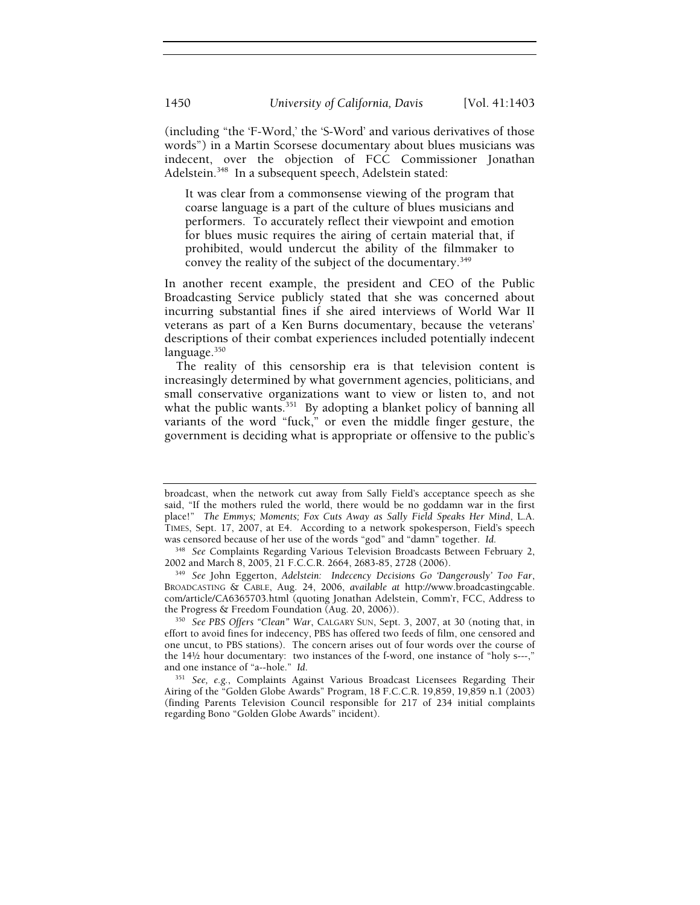(including "the 'F-Word,' the 'S-Word' and various derivatives of those words") in a Martin Scorsese documentary about blues musicians was indecent, over the objection of FCC Commissioner Jonathan Adelstein.[348] In a subsequent speech, Adelstein stated:

> It was clear from a commonsense viewing of the program that coarse language is a part of the culture of blues musicians and performers. To accurately reflect their viewpoint and emotion for blues music requires the airing of certain material that, if prohibited, would undercut the ability of the filmmaker to convey the reality of the subject of the documentary.[349]

In another recent example, the president and CEO of the Public Broadcasting Service publicly stated that she was concerned about incurring substantial fines if she aired interviews of World War II veterans as part of a Ken Burns documentary, because the veterans' descriptions of their combat experiences included potentially indecent language.[350]

The reality of this censorship era is that television content is increasingly determined by what government agencies, politicians, and small conservative organizations want to view or listen to, and not what the public wants.[351] By adopting a blanket policy of banning all variants of the word "fuck," or even the middle finger gesture, the government is deciding what is appropriate or offensive to the public's

---

broadcast, when the network cut away from Sally Field's acceptance speech as she said, "If the mothers ruled the world, there would be no goddamn war in the first place!" *The Emmys; Moments; Fox Cuts Away as Sally Field Speaks Her Mind*, L.A. TIMES, Sept. 17, 2007, at E4. According to a network spokesperson, Field's speech was censored because of her use of the words "god" and "damn" together. *Id.*

[348] *See* Complaints Regarding Various Television Broadcasts Between February 2, 2002 and March 8, 2005, 21 F.C.C.R. 2664, 2683-85, 2728 (2006).

[349] *See* John Eggerton, *Adelstein: Indecency Decisions Go 'Dangerously' Too Far*, BROADCASTING & CABLE, Aug. 24, 2006, *available at* http://www.broadcastingcable.com/article/CA6365703.html (quoting Jonathan Adelstein, Comm'r, FCC, Address to the Progress & Freedom Foundation (Aug. 20, 2006)).

[350] *See PBS Offers "Clean" War*, CALGARY SUN, Sept. 3, 2007, at 30 (noting that, in effort to avoid fines for indecency, PBS has offered two feeds of film, one censored and one uncut, to PBS stations). The concern arises out of four words over the course of the 14½ hour documentary: two instances of the f-word, one instance of "holy s---," and one instance of "a--hole." *Id.*

[351] *See, e.g.*, Complaints Against Various Broadcast Licensees Regarding Their Airing of the "Golden Globe Awards" Program, 18 F.C.C.R. 19,859, 19,859 n.1 (2003) (finding Parents Television Council responsible for 217 of 234 initial complaints regarding Bono "Golden Globe Awards" incident).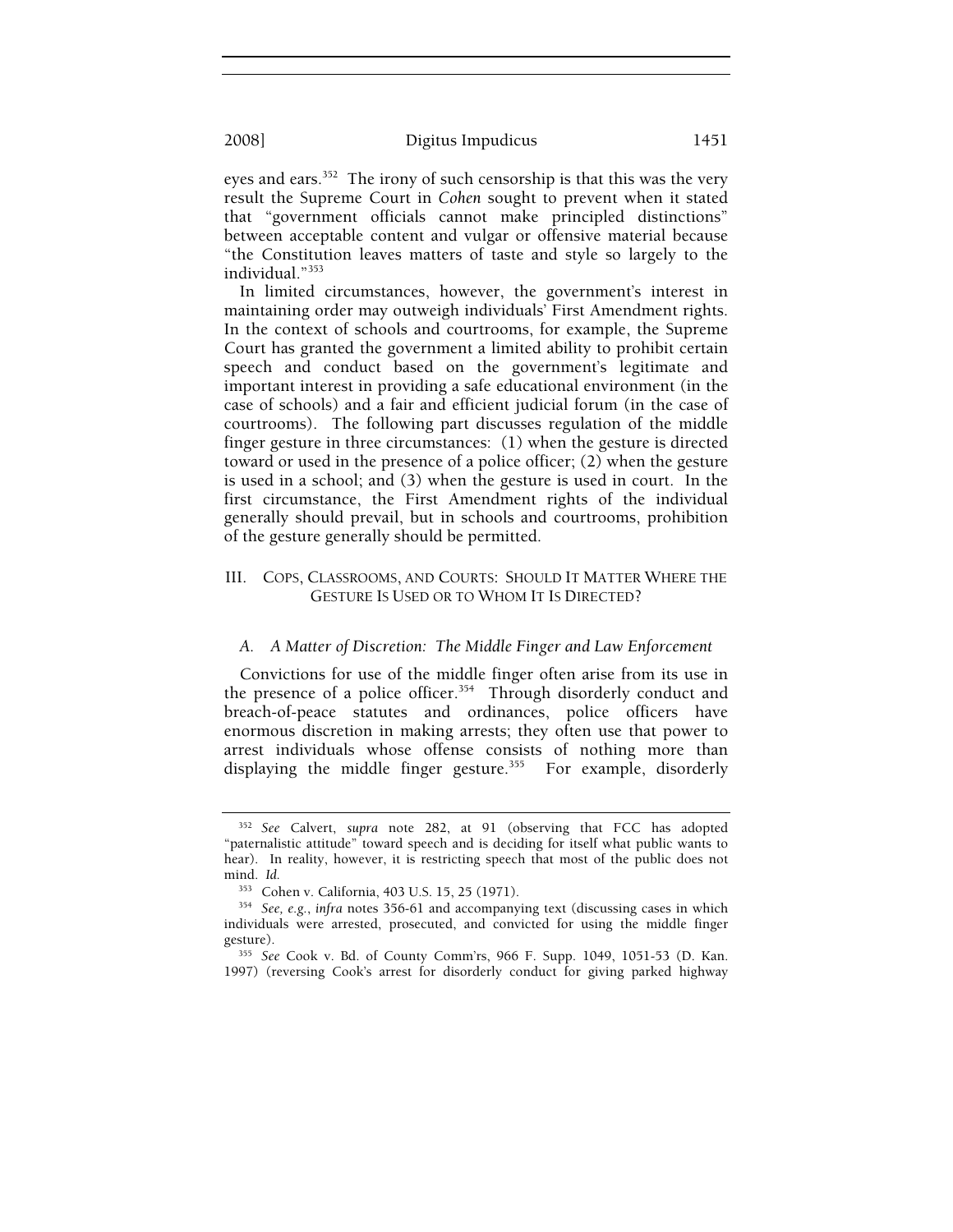eyes and ears.[352] The irony of such censorship is that this was the very result the Supreme Court in *Cohen* sought to prevent when it stated that "government officials cannot make principled distinctions" between acceptable content and vulgar or offensive material because "the Constitution leaves matters of taste and style so largely to the individual."[353]

In limited circumstances, however, the government's interest in maintaining order may outweigh individuals' First Amendment rights. In the context of schools and courtrooms, for example, the Supreme Court has granted the government a limited ability to prohibit certain speech and conduct based on the government's legitimate and important interest in providing a safe educational environment (in the case of schools) and a fair and efficient judicial forum (in the case of courtrooms). The following part discusses regulation of the middle finger gesture in three circumstances: (1) when the gesture is directed toward or used in the presence of a police officer; (2) when the gesture is used in a school; and (3) when the gesture is used in court. In the first circumstance, the First Amendment rights of the individual generally should prevail, but in schools and courtrooms, prohibition of the gesture generally should be permitted.

## III. COPS, CLASSROOMS, AND COURTS: SHOULD IT MATTER WHERE THE GESTURE IS USED OR TO WHOM IT IS DIRECTED?

### *A. A Matter of Discretion: The Middle Finger and Law Enforcement*

Convictions for use of the middle finger often arise from its use in the presence of a police officer.[354] Through disorderly conduct and breach-of-peace statutes and ordinances, police officers have enormous discretion in making arrests; they often use that power to arrest individuals whose offense consists of nothing more than displaying the middle finger gesture.[355] For example, disorderly

---

[352] *See* Calvert, *supra* note 282, at 91 (observing that FCC has adopted "paternalistic attitude" toward speech and is deciding for itself what public wants to hear). In reality, however, it is restricting speech that most of the public does not mind. *Id.*

[353] Cohen v. California, 403 U.S. 15, 25 (1971).

[354] *See, e.g.*, *infra* notes 356-61 and accompanying text (discussing cases in which individuals were arrested, prosecuted, and convicted for using the middle finger gesture).

[355] *See* Cook v. Bd. of County Comm'rs, 966 F. Supp. 1049, 1051-53 (D. Kan. 1997) (reversing Cook's arrest for disorderly conduct for giving parked highway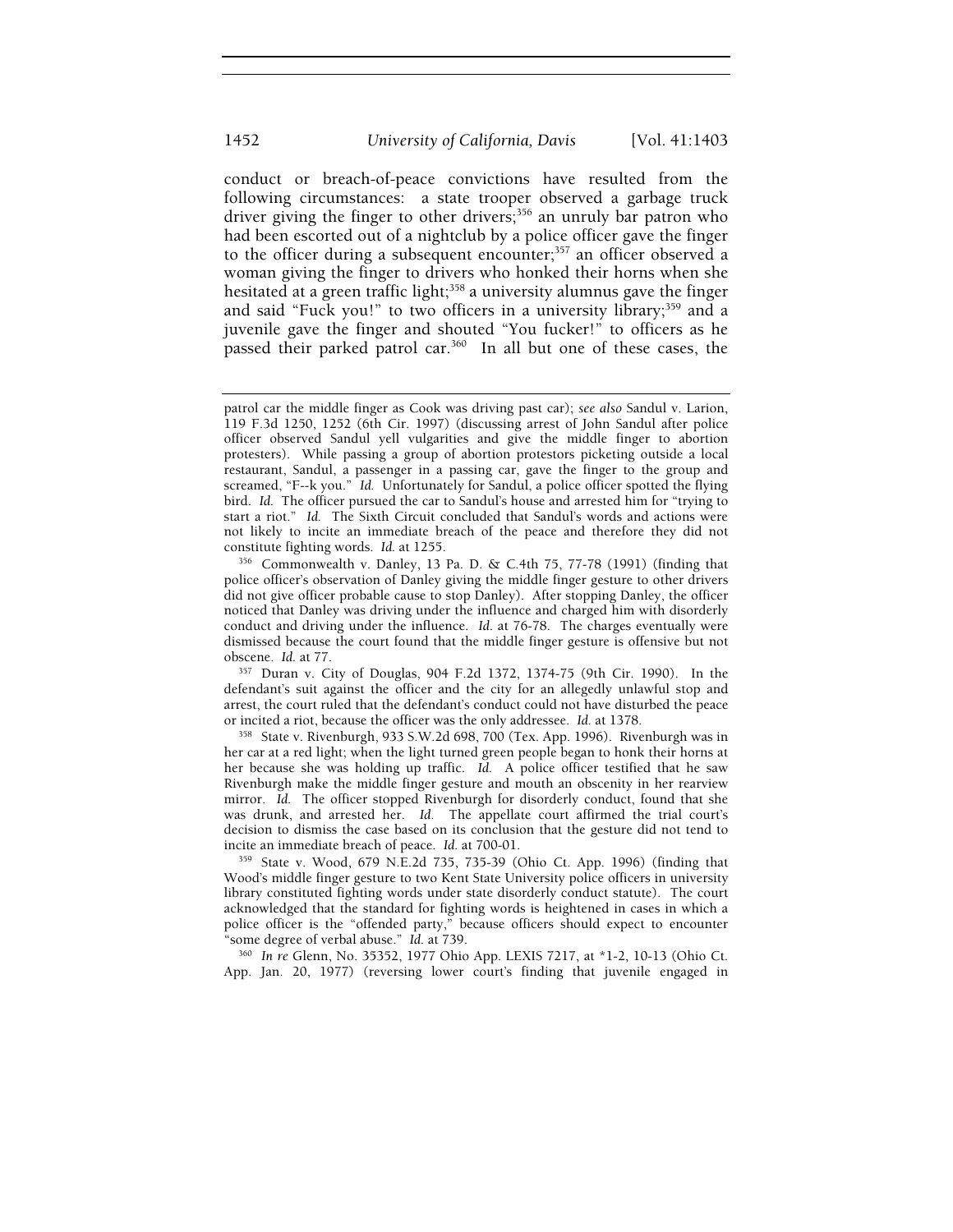conduct or breach-of-peace convictions have resulted from the following circumstances: a state trooper observed a garbage truck driver giving the finger to other drivers;[356] an unruly bar patron who had been escorted out of a nightclub by a police officer gave the finger to the officer during a subsequent encounter;[357] an officer observed a woman giving the finger to drivers who honked their horns when she hesitated at a green traffic light;[358] a university alumnus gave the finger and said "Fuck you!" to two officers in a university library;[359] and a juvenile gave the finger and shouted "You fucker!" to officers as he passed their parked patrol car.[360] In all but one of these cases, the

---

patrol car the middle finger as Cook was driving past car); *see also* Sandul v. Larion, 119 F.3d 1250, 1252 (6th Cir. 1997) (discussing arrest of John Sandul after police officer observed Sandul yell vulgarities and give the middle finger to abortion protesters). While passing a group of abortion protestors picketing outside a local restaurant, Sandul, a passenger in a passing car, gave the finger to the group and screamed, "F--k you." *Id.* Unfortunately for Sandul, a police officer spotted the flying bird. *Id.* The officer pursued the car to Sandul's house and arrested him for "trying to start a riot." *Id.* The Sixth Circuit concluded that Sandul's words and actions were not likely to incite an immediate breach of the peace and therefore they did not constitute fighting words. *Id.* at 1255.

[356] Commonwealth v. Danley, 13 Pa. D. & C.4th 75, 77-78 (1991) (finding that police officer's observation of Danley giving the middle finger gesture to other drivers did not give officer probable cause to stop Danley). After stopping Danley, the officer noticed that Danley was driving under the influence and charged him with disorderly conduct and driving under the influence. *Id.* at 76-78. The charges eventually were dismissed because the court found that the middle finger gesture is offensive but not obscene. *Id.* at 77.

[357] Duran v. City of Douglas, 904 F.2d 1372, 1374-75 (9th Cir. 1990). In the defendant's suit against the officer and the city for an allegedly unlawful stop and arrest, the court ruled that the defendant's conduct could not have disturbed the peace or incited a riot, because the officer was the only addressee. *Id.* at 1378.

[358] State v. Rivenburgh, 933 S.W.2d 698, 700 (Tex. App. 1996). Rivenburgh was in her car at a red light; when the light turned green people began to honk their horns at her because she was holding up traffic. *Id.* A police officer testified that he saw Rivenburgh make the middle finger gesture and mouth an obscenity in her rearview mirror. *Id.* The officer stopped Rivenburgh for disorderly conduct, found that she was drunk, and arrested her. *Id.* The appellate court affirmed the trial court's decision to dismiss the case based on its conclusion that the gesture did not tend to incite an immediate breach of peace. *Id.* at 700-01.

[359] State v. Wood, 679 N.E.2d 735, 735-39 (Ohio Ct. App. 1996) (finding that Wood's middle finger gesture to two Kent State University police officers in university library constituted fighting words under state disorderly conduct statute). The court acknowledged that the standard for fighting words is heightened in cases in which a police officer is the "offended party," because officers should expect to encounter "some degree of verbal abuse." *Id.* at 739.

[360] *In re* Glenn, No. 35352, 1977 Ohio App. LEXIS 7217, at *1-2, 10-13 (Ohio Ct. App. Jan. 20, 1977) (reversing lower court's finding that juvenile engaged in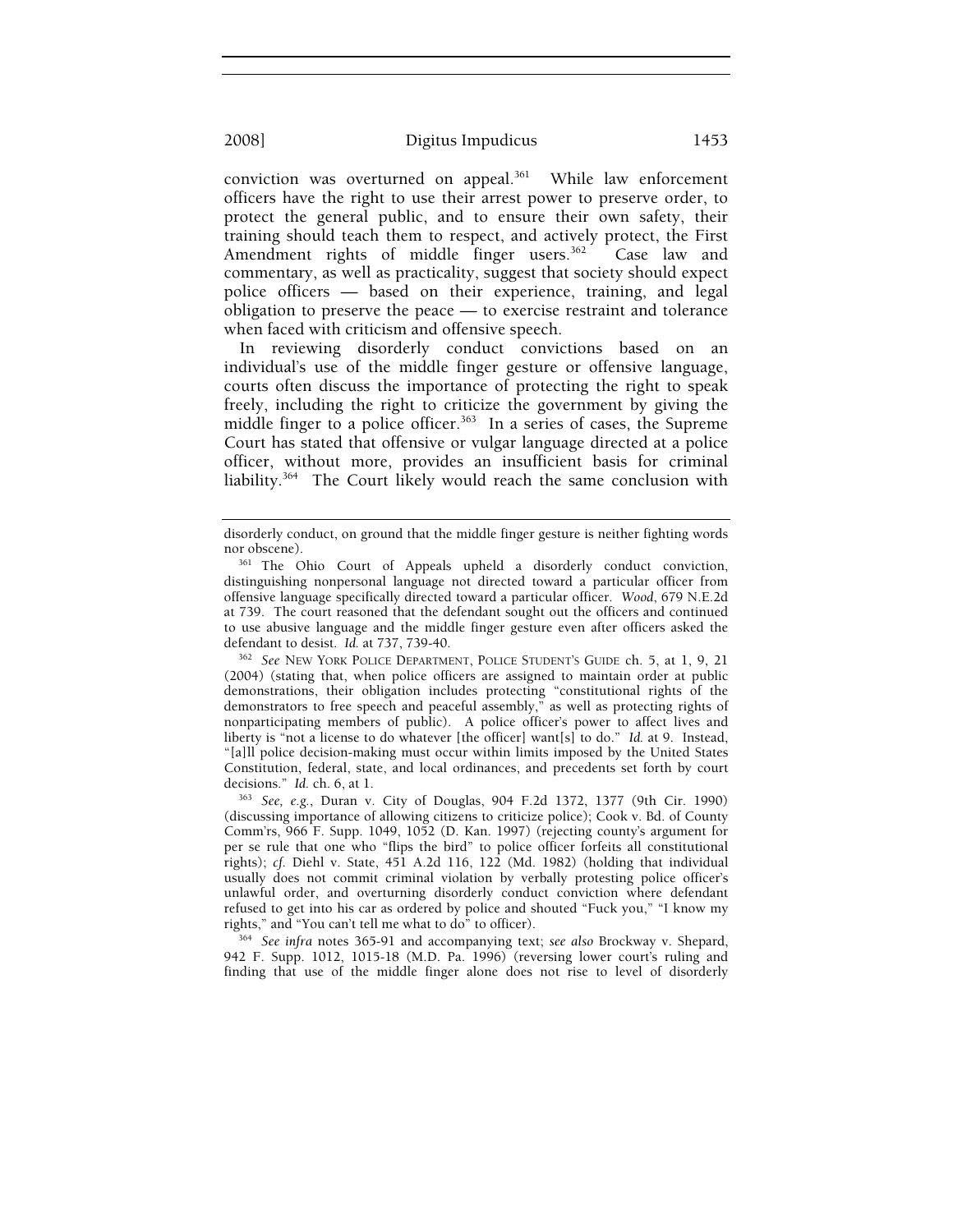conviction was overturned on appeal.[361] While law enforcement officers have the right to use their arrest power to preserve order, to protect the general public, and to ensure their own safety, their training should teach them to respect, and actively protect, the First Amendment rights of middle finger users.[362] Case law and commentary, as well as practicality, suggest that society should expect police officers — based on their experience, training, and legal obligation to preserve the peace — to exercise restraint and tolerance when faced with criticism and offensive speech.

In reviewing disorderly conduct convictions based on an individual's use of the middle finger gesture or offensive language, courts often discuss the importance of protecting the right to speak freely, including the right to criticize the government by giving the middle finger to a police officer.[363] In a series of cases, the Supreme Court has stated that offensive or vulgar language directed at a police officer, without more, provides an insufficient basis for criminal liability.[364] The Court likely would reach the same conclusion with

---

disorderly conduct, on ground that the middle finger gesture is neither fighting words nor obscene).

[361] The Ohio Court of Appeals upheld a disorderly conduct conviction, distinguishing nonpersonal language not directed toward a particular officer from offensive language specifically directed toward a particular officer. *Wood*, 679 N.E.2d at 739. The court reasoned that the defendant sought out the officers and continued to use abusive language and the middle finger gesture even after officers asked the defendant to desist. *Id.* at 737, 739-40.

[362] *See* NEW YORK POLICE DEPARTMENT, POLICE STUDENT'S GUIDE ch. 5, at 1, 9, 21 (2004) (stating that, when police officers are assigned to maintain order at public demonstrations, their obligation includes protecting "constitutional rights of the demonstrators to free speech and peaceful assembly," as well as protecting rights of nonparticipating members of public). A police officer's power to affect lives and liberty is "not a license to do whatever [the officer] want[s] to do." *Id.* at 9. Instead, "[a]ll police decision-making must occur within limits imposed by the United States Constitution, federal, state, and local ordinances, and precedents set forth by court decisions." *Id.* ch. 6, at 1.

[363] *See, e.g.*, Duran v. City of Douglas, 904 F.2d 1372, 1377 (9th Cir. 1990) (discussing importance of allowing citizens to criticize police); Cook v. Bd. of County Comm'rs, 966 F. Supp. 1049, 1052 (D. Kan. 1997) (rejecting county's argument for per se rule that one who "flips the bird" to police officer forfeits all constitutional rights); *cf.* Diehl v. State, 451 A.2d 116, 122 (Md. 1982) (holding that individual usually does not commit criminal violation by verbally protesting police officer's unlawful order, and overturning disorderly conduct conviction where defendant refused to get into his car as ordered by police and shouted "Fuck you," "I know my rights," and "You can't tell me what to do" to officer).

[364] *See infra* notes 365-91 and accompanying text; *see also* Brockway v. Shepard, 942 F. Supp. 1012, 1015-18 (M.D. Pa. 1996) (reversing lower court's ruling and finding that use of the middle finger alone does not rise to level of disorderly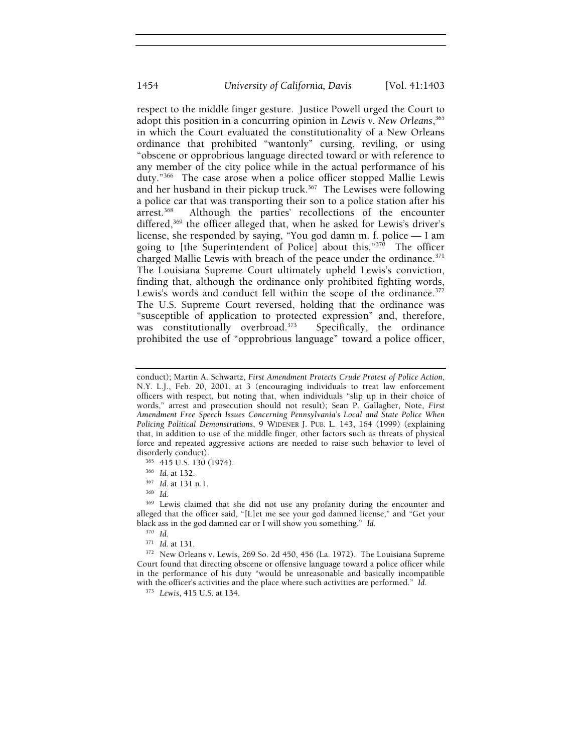respect to the middle finger gesture. Justice Powell urged the Court to adopt this position in a concurring opinion in *Lewis v. New Orleans*,[365] in which the Court evaluated the constitutionality of a New Orleans ordinance that prohibited "wantonly" cursing, reviling, or using "obscene or opprobrious language directed toward or with reference to any member of the city police while in the actual performance of his duty."[366] The case arose when a police officer stopped Mallie Lewis and her husband in their pickup truck.[367] The Lewises were following a police car that was transporting their son to a police station after his arrest.[368] Although the parties' recollections of the encounter differed,[369] the officer alleged that, when he asked for Lewis's driver's license, she responded by saying, "You god damn m. f. police — I am going to [the Superintendent of Police] about this."[370] The officer charged Mallie Lewis with breach of the peace under the ordinance.[371] The Louisiana Supreme Court ultimately upheld Lewis's conviction, finding that, although the ordinance only prohibited fighting words, Lewis's words and conduct fell within the scope of the ordinance.[372] The U.S. Supreme Court reversed, holding that the ordinance was "susceptible of application to protected expression" and, therefore, was constitutionally overbroad.[373] Specifically, the ordinance prohibited the use of "opprobrious language" toward a police officer,

---

conduct); Martin A. Schwartz, *First Amendment Protects Crude Protest of Police Action*, N.Y. L.J., Feb. 20, 2001, at 3 (encouraging individuals to treat law enforcement officers with respect, but noting that, when individuals "slip up in their choice of words," arrest and prosecution should not result); Sean P. Gallagher, Note, *First Amendment Free Speech Issues Concerning Pennsylvania's Local and State Police When Policing Political Demonstrations*, 9 WIDENER J. PUB. L. 143, 164 (1999) (explaining that, in addition to use of the middle finger, other factors such as threats of physical force and repeated aggressive actions are needed to raise such behavior to level of disorderly conduct).

[365] 415 U.S. 130 (1974).

[366] *Id.* at 132.

[367] *Id.* at 131 n.1.

[368] *Id.*

[369] Lewis claimed that she did not use any profanity during the encounter and alleged that the officer said, "[L]et me see your god damned license," and "Get your black ass in the god damned car or I will show you something." *Id.*

[370] *Id.*

[371] *Id.* at 131.

[372] New Orleans v. Lewis, 269 So. 2d 450, 456 (La. 1972). The Louisiana Supreme Court found that directing obscene or offensive language toward a police officer while in the performance of his duty "would be unreasonable and basically incompatible with the officer's activities and the place where such activities are performed." *Id.*

[373] *Lewis*, 415 U.S. at 134.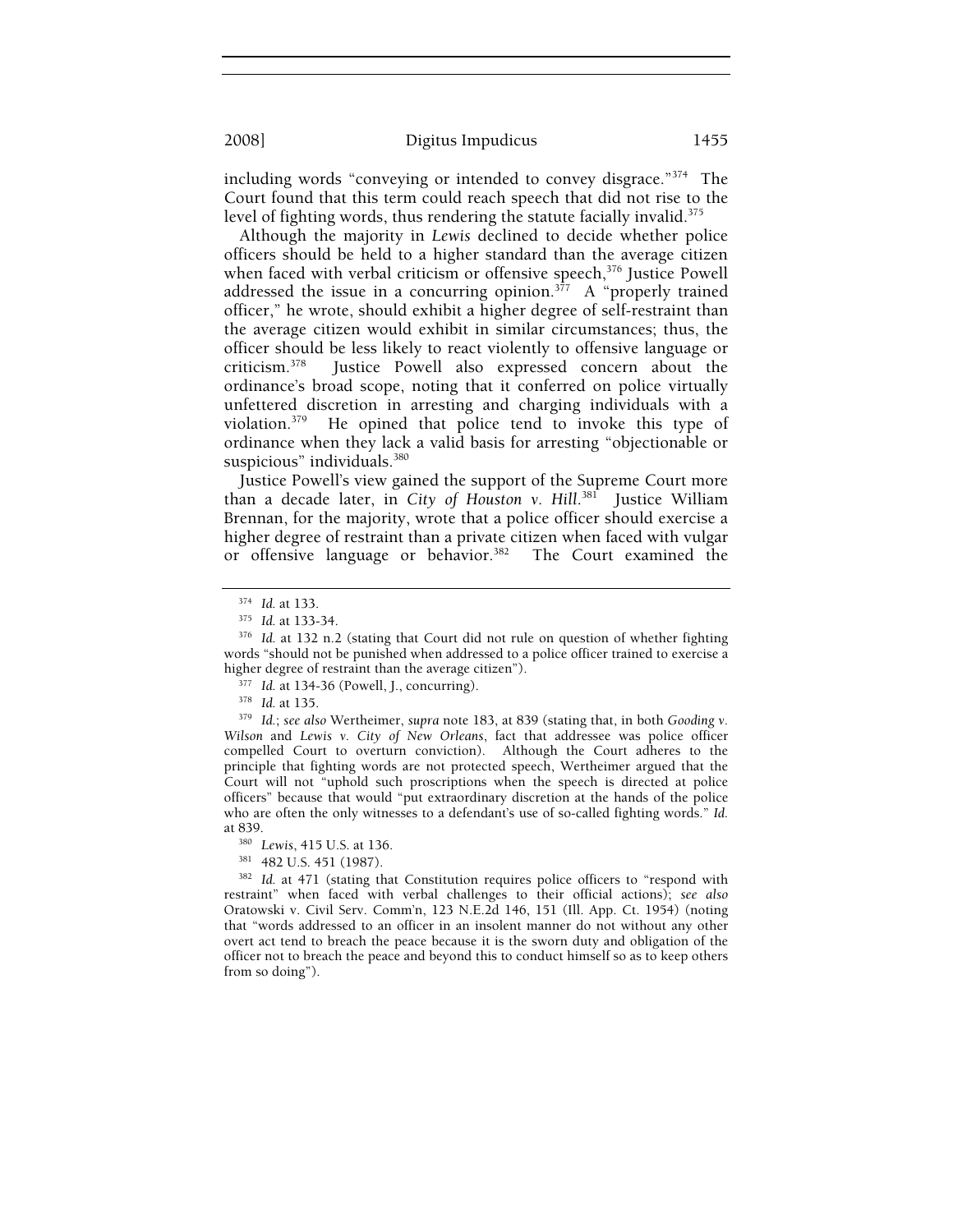including words "conveying or intended to convey disgrace."[374] The Court found that this term could reach speech that did not rise to the level of fighting words, thus rendering the statute facially invalid.[375]

Although the majority in *Lewis* declined to decide whether police officers should be held to a higher standard than the average citizen when faced with verbal criticism or offensive speech,[376] Justice Powell addressed the issue in a concurring opinion.[377] A "properly trained officer," he wrote, should exhibit a higher degree of self-restraint than the average citizen would exhibit in similar circumstances; thus, the officer should be less likely to react violently to offensive language or criticism.[378] Justice Powell also expressed concern about the ordinance's broad scope, noting that it conferred on police virtually unfettered discretion in arresting and charging individuals with a violation.[379] He opined that police tend to invoke this type of ordinance when they lack a valid basis for arresting "objectionable or suspicious" individuals.[380]

Justice Powell's view gained the support of the Supreme Court more than a decade later, in *City of Houston v. Hill*.[381] Justice William Brennan, for the majority, wrote that a police officer should exercise a higher degree of restraint than a private citizen when faced with vulgar or offensive language or behavior.[382] The Court examined the

---

[374] *Id.* at 133.

[375] *Id.* at 133-34.

[376] *Id.* at 132 n.2 (stating that Court did not rule on question of whether fighting words "should not be punished when addressed to a police officer trained to exercise a higher degree of restraint than the average citizen").

[377] *Id.* at 134-36 (Powell, J., concurring).

[378] *Id.* at 135.

[379] *Id.*; *see also* Wertheimer, *supra* note 183, at 839 (stating that, in both *Gooding v. Wilson* and *Lewis v. City of New Orleans*, fact that addressee was police officer compelled Court to overturn conviction). Although the Court adheres to the principle that fighting words are not protected speech, Wertheimer argued that the Court will not "uphold such proscriptions when the speech is directed at police officers" because that would "put extraordinary discretion at the hands of the police who are often the only witnesses to a defendant's use of so-called fighting words." *Id.* at 839.

[380] *Lewis*, 415 U.S. at 136.

[381] 482 U.S. 451 (1987).

[382] *Id.* at 471 (stating that Constitution requires police officers to "respond with restraint" when faced with verbal challenges to their official actions); *see also* Oratowski v. Civil Serv. Comm'n, 123 N.E.2d 146, 151 (Ill. App. Ct. 1954) (noting that "words addressed to an officer in an insolent manner do not without any other overt act tend to breach the peace because it is the sworn duty and obligation of the officer not to breach the peace and beyond this to conduct himself so as to keep others from so doing").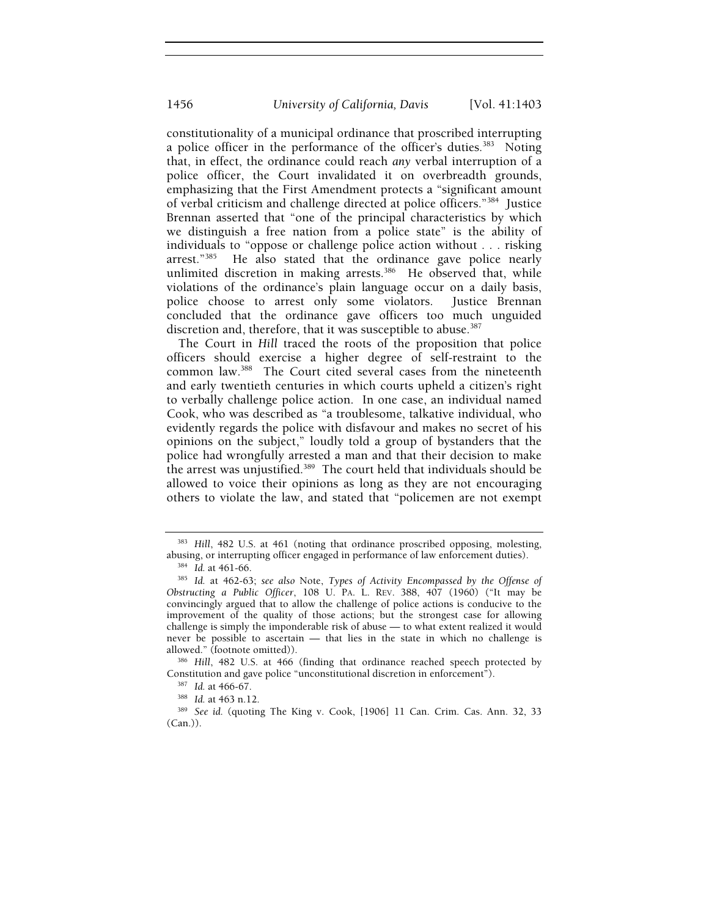constitutionality of a municipal ordinance that proscribed interrupting a police officer in the performance of the officer's duties.[383] Noting that, in effect, the ordinance could reach *any* verbal interruption of a police officer, the Court invalidated it on overbreadth grounds, emphasizing that the First Amendment protects a "significant amount of verbal criticism and challenge directed at police officers."[384] Justice Brennan asserted that "one of the principal characteristics by which we distinguish a free nation from a police state" is the ability of individuals to "oppose or challenge police action without . . . risking arrest."[385] He also stated that the ordinance gave police nearly unlimited discretion in making arrests.[386] He observed that, while violations of the ordinance's plain language occur on a daily basis, police choose to arrest only some violators. Justice Brennan concluded that the ordinance gave officers too much unguided discretion and, therefore, that it was susceptible to abuse.[387]

The Court in *Hill* traced the roots of the proposition that police officers should exercise a higher degree of self-restraint to the common law.[388] The Court cited several cases from the nineteenth and early twentieth centuries in which courts upheld a citizen's right to verbally challenge police action. In one case, an individual named Cook, who was described as "a troublesome, talkative individual, who evidently regards the police with disfavour and makes no secret of his opinions on the subject," loudly told a group of bystanders that the police had wrongfully arrested a man and that their decision to make the arrest was unjustified.[389] The court held that individuals should be allowed to voice their opinions as long as they are not encouraging others to violate the law, and stated that "policemen are not exempt

---

[383] *Hill*, 482 U.S. at 461 (noting that ordinance proscribed opposing, molesting, abusing, or interrupting officer engaged in performance of law enforcement duties).

[384] *Id.* at 461-66.

[385] *Id.* at 462-63; *see also* Note, *Types of Activity Encompassed by the Offense of Obstructing a Public Officer*, 108 U. PA. L. REV. 388, 407 (1960) ("It may be convincingly argued that to allow the challenge of police actions is conducive to the improvement of the quality of those actions; but the strongest case for allowing challenge is simply the imponderable risk of abuse — to what extent realized it would never be possible to ascertain — that lies in the state in which no challenge is allowed." (footnote omitted)).

[386] *Hill*, 482 U.S. at 466 (finding that ordinance reached speech protected by Constitution and gave police "unconstitutional discretion in enforcement").

[387] *Id.* at 466-67.

[388] *Id.* at 463 n.12.

[389] *See id.* (quoting The King v. Cook, [1906] 11 Can. Crim. Cas. Ann. 32, 33 (Can.)).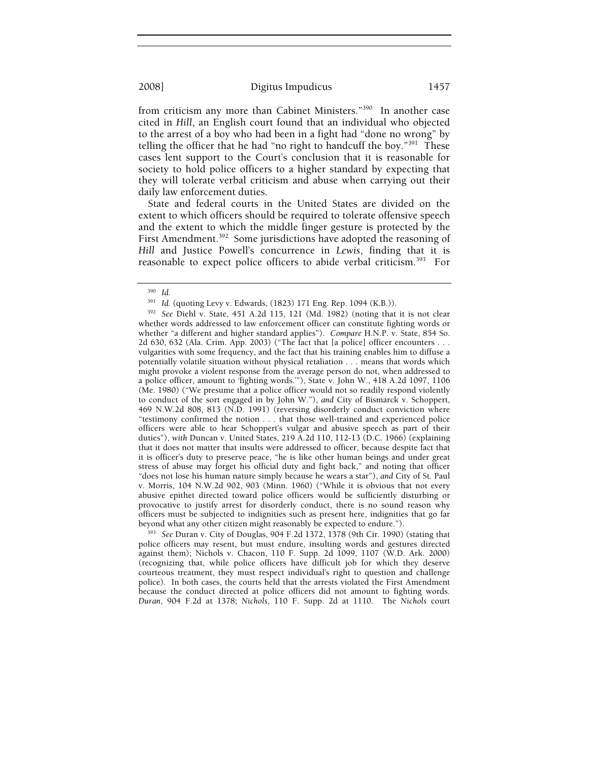from criticism any more than Cabinet Ministers."[390] In another case cited in *Hill*, an English court found that an individual who objected to the arrest of a boy who had been in a fight had "done no wrong" by telling the officer that he had "no right to handcuff the boy."[391] These cases lent support to the Court's conclusion that it is reasonable for society to hold police officers to a higher standard by expecting that they will tolerate verbal criticism and abuse when carrying out their daily law enforcement duties.

State and federal courts in the United States are divided on the extent to which officers should be required to tolerate offensive speech and the extent to which the middle finger gesture is protected by the First Amendment.[392] Some jurisdictions have adopted the reasoning of *Hill* and Justice Powell's concurrence in *Lewis*, finding that it is reasonable to expect police officers to abide verbal criticism.[393] For

---

[390] *Id.*

[391] *Id.* (quoting Levy v. Edwards, (1823) 171 Eng. Rep. 1094 (K.B.)).

[392] *See* Diehl v. State, 451 A.2d 115, 121 (Md. 1982) (noting that it is not clear whether words addressed to law enforcement officer can constitute fighting words or whether "a different and higher standard applies"). *Compare* H.N.P. v. State, 854 So. 2d 630, 632 (Ala. Crim. App. 2003) ("The fact that [a police] officer encounters . . . vulgarities with some frequency, and the fact that his training enables him to diffuse a potentially volatile situation without physical retaliation . . . means that words which might provoke a violent response from the average person do not, when addressed to a police officer, amount to 'fighting words.'"), State v. John W., 418 A.2d 1097, 1106 (Me. 1980) ("We presume that a police officer would not so readily respond violently to conduct of the sort engaged in by John W."), *and* City of Bismarck v. Schoppert, 469 N.W.2d 808, 813 (N.D. 1991) (reversing disorderly conduct conviction where "testimony confirmed the notion . . . that those well-trained and experienced police officers were able to hear Schoppert's vulgar and abusive speech as part of their duties"), *with* Duncan v. United States, 219 A.2d 110, 112-13 (D.C. 1966) (explaining that it does not matter that insults were addressed to officer, because despite fact that it is officer's duty to preserve peace, "he is like other human beings and under great stress of abuse may forget his official duty and fight back," and noting that officer "does not lose his human nature simply because he wears a star"), *and* City of St. Paul v. Morris, 104 N.W.2d 902, 903 (Minn. 1960) ("While it is obvious that not every abusive epithet directed toward police officers would be sufficiently disturbing or provocative to justify arrest for disorderly conduct, there is no sound reason why officers must be subjected to indignities such as present here, indignities that go far beyond what any other citizen might reasonably be expected to endure.").

[393] *See* Duran v. City of Douglas, 904 F.2d 1372, 1378 (9th Cir. 1990) (stating that police officers may resent, but must endure, insulting words and gestures directed against them); Nichols v. Chacon, 110 F. Supp. 2d 1099, 1107 (W.D. Ark. 2000) (recognizing that, while police officers have difficult job for which they deserve courteous treatment, they must respect individual's right to question and challenge police). In both cases, the courts held that the arrests violated the First Amendment because the conduct directed at police officers did not amount to fighting words. *Duran*, 904 F.2d at 1378; *Nichols*, 110 F. Supp. 2d at 1110. The *Nichols* court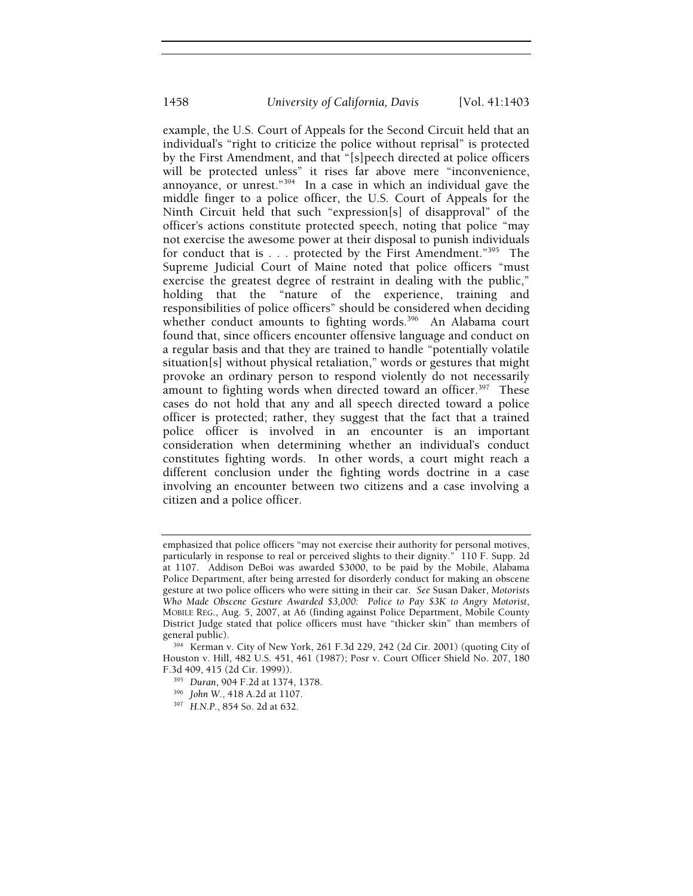example, the U.S. Court of Appeals for the Second Circuit held that an individual's "right to criticize the police without reprisal" is protected by the First Amendment, and that "[s]peech directed at police officers will be protected unless" it rises far above mere "inconvenience, annoyance, or unrest."[394] In a case in which an individual gave the middle finger to a police officer, the U.S. Court of Appeals for the Ninth Circuit held that such "expression[s] of disapproval" of the officer's actions constitute protected speech, noting that police "may not exercise the awesome power at their disposal to punish individuals for conduct that is . . . protected by the First Amendment."[395] The Supreme Judicial Court of Maine noted that police officers "must exercise the greatest degree of restraint in dealing with the public," holding that the "nature of the experience, training and responsibilities of police officers" should be considered when deciding whether conduct amounts to fighting words.[396] An Alabama court found that, since officers encounter offensive language and conduct on a regular basis and that they are trained to handle "potentially volatile situation[s] without physical retaliation," words or gestures that might provoke an ordinary person to respond violently do not necessarily amount to fighting words when directed toward an officer.[397] These cases do not hold that any and all speech directed toward a police officer is protected; rather, they suggest that the fact that a trained police officer is involved in an encounter is an important consideration when determining whether an individual's conduct constitutes fighting words. In other words, a court might reach a different conclusion under the fighting words doctrine in a case involving an encounter between two citizens and a case involving a citizen and a police officer.

---

emphasized that police officers "may not exercise their authority for personal motives, particularly in response to real or perceived slights to their dignity." 110 F. Supp. 2d at 1107. Addison DeBoi was awarded $3000, to be paid by the Mobile, Alabama Police Department, after being arrested for disorderly conduct for making an obscene gesture at two police officers who were sitting in their car. *See* Susan Daker, *Motorists Who Made Obscene Gesture Awarded $3,000: Police to Pay $3K to Angry Motorist*, MOBILE REG., Aug. 5, 2007, at A6 (finding against Police Department, Mobile County District Judge stated that police officers must have "thicker skin" than members of general public).

[394] Kerman v. City of New York, 261 F.3d 229, 242 (2d Cir. 2001) (quoting City of Houston v. Hill, 482 U.S. 451, 461 (1987); Posr v. Court Officer Shield No. 207, 180 F.3d 409, 415 (2d Cir. 1999)).

[395] *Duran*, 904 F.2d at 1374, 1378.

[396] *John W.*, 418 A.2d at 1107.

[397] *H.N.P.*, 854 So. 2d at 632.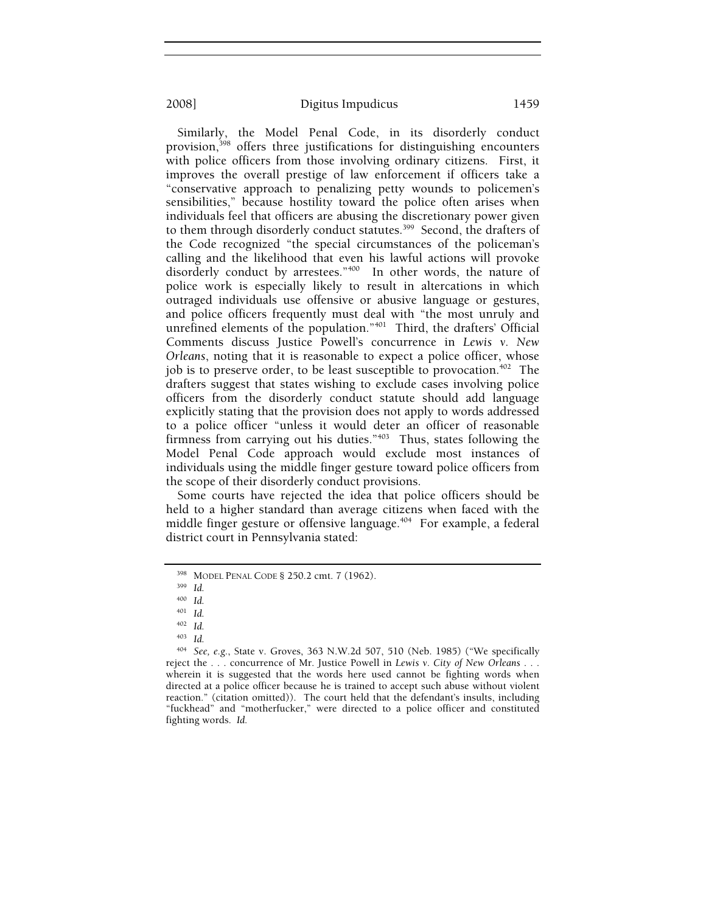Similarly, the Model Penal Code, in its disorderly conduct provision,[398] offers three justifications for distinguishing encounters with police officers from those involving ordinary citizens. First, it improves the overall prestige of law enforcement if officers take a "conservative approach to penalizing petty wounds to policemen's sensibilities," because hostility toward the police often arises when individuals feel that officers are abusing the discretionary power given to them through disorderly conduct statutes.[399] Second, the drafters of the Code recognized "the special circumstances of the policeman's calling and the likelihood that even his lawful actions will provoke disorderly conduct by arrestees."[400] In other words, the nature of police work is especially likely to result in altercations in which outraged individuals use offensive or abusive language or gestures, and police officers frequently must deal with "the most unruly and unrefined elements of the population."[401] Third, the drafters' Official Comments discuss Justice Powell's concurrence in *Lewis v. New Orleans*, noting that it is reasonable to expect a police officer, whose job is to preserve order, to be least susceptible to provocation.[402] The drafters suggest that states wishing to exclude cases involving police officers from the disorderly conduct statute should add language explicitly stating that the provision does not apply to words addressed to a police officer "unless it would deter an officer of reasonable firmness from carrying out his duties."[403] Thus, states following the Model Penal Code approach would exclude most instances of individuals using the middle finger gesture toward police officers from the scope of their disorderly conduct provisions.

Some courts have rejected the idea that police officers should be held to a higher standard than average citizens when faced with the middle finger gesture or offensive language.[404] For example, a federal district court in Pennsylvania stated:

---

[398] MODEL PENAL CODE § 250.2 cmt. 7 (1962).

[399] *Id.*

[400] *Id.*

[401] *Id.*

[402] *Id.*

[403] *Id.*

[404] *See, e.g.*, State v. Groves, 363 N.W.2d 507, 510 (Neb. 1985) ("We specifically reject the . . . concurrence of Mr. Justice Powell in *Lewis v. City of New Orleans* . . . wherein it is suggested that the words here used cannot be fighting words when directed at a police officer because he is trained to accept such abuse without violent reaction." (citation omitted)). The court held that the defendant's insults, including "fuckhead" and "motherfucker," were directed to a police officer and constituted fighting words. *Id.*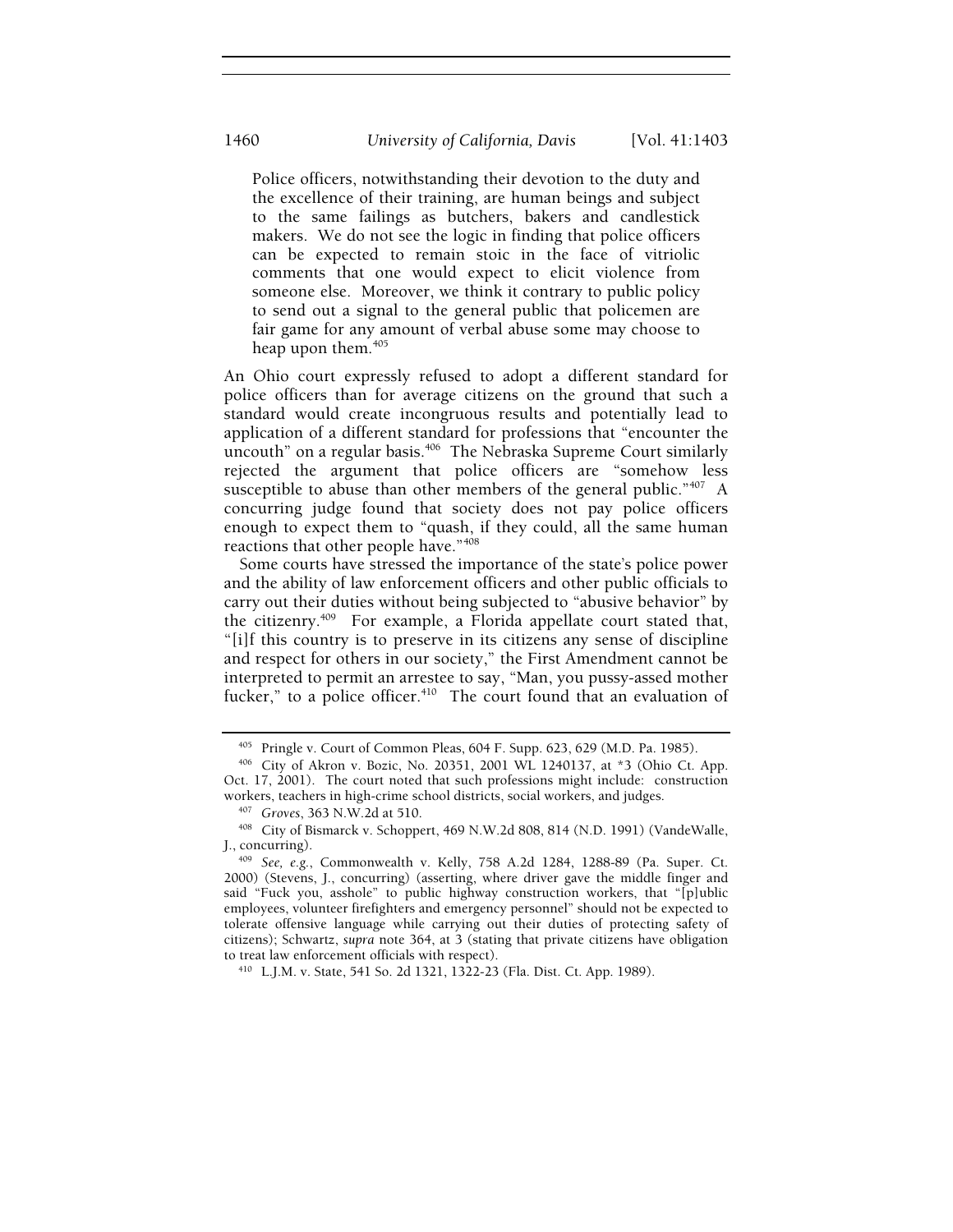> Police officers, notwithstanding their devotion to the duty and the excellence of their training, are human beings and subject to the same failings as butchers, bakers and candlestick makers. We do not see the logic in finding that police officers can be expected to remain stoic in the face of vitriolic comments that one would expect to elicit violence from someone else. Moreover, we think it contrary to public policy to send out a signal to the general public that policemen are fair game for any amount of verbal abuse some may choose to heap upon them.[405]

An Ohio court expressly refused to adopt a different standard for police officers than for average citizens on the ground that such a standard would create incongruous results and potentially lead to application of a different standard for professions that "encounter the uncouth" on a regular basis.[406] The Nebraska Supreme Court similarly rejected the argument that police officers are "somehow less susceptible to abuse than other members of the general public."[407] A concurring judge found that society does not pay police officers enough to expect them to "quash, if they could, all the same human reactions that other people have."[408]

Some courts have stressed the importance of the state's police power and the ability of law enforcement officers and other public officials to carry out their duties without being subjected to "abusive behavior" by the citizenry.[409] For example, a Florida appellate court stated that, "[i]f this country is to preserve in its citizens any sense of discipline and respect for others in our society," the First Amendment cannot be interpreted to permit an arrestee to say, "Man, you pussy-assed mother fucker," to a police officer.[410] The court found that an evaluation of

---

[405] Pringle v. Court of Common Pleas, 604 F. Supp. 623, 629 (M.D. Pa. 1985).

[406] City of Akron v. Bozic, No. 20351, 2001 WL 1240137, at *3 (Ohio Ct. App. Oct. 17, 2001). The court noted that such professions might include: construction workers, teachers in high-crime school districts, social workers, and judges.

[407] *Groves*, 363 N.W.2d at 510.

[408] City of Bismarck v. Schoppert, 469 N.W.2d 808, 814 (N.D. 1991) (VandeWalle, J., concurring).

[409] *See, e.g.*, Commonwealth v. Kelly, 758 A.2d 1284, 1288-89 (Pa. Super. Ct. 2000) (Stevens, J., concurring) (asserting, where driver gave the middle finger and said "Fuck you, asshole" to public highway construction workers, that "[p]ublic employees, volunteer firefighters and emergency personnel" should not be expected to tolerate offensive language while carrying out their duties of protecting safety of citizens); Schwartz, *supra* note 364, at 3 (stating that private citizens have obligation to treat law enforcement officials with respect).

[410] L.J.M. v. State, 541 So. 2d 1321, 1322-23 (Fla. Dist. Ct. App. 1989).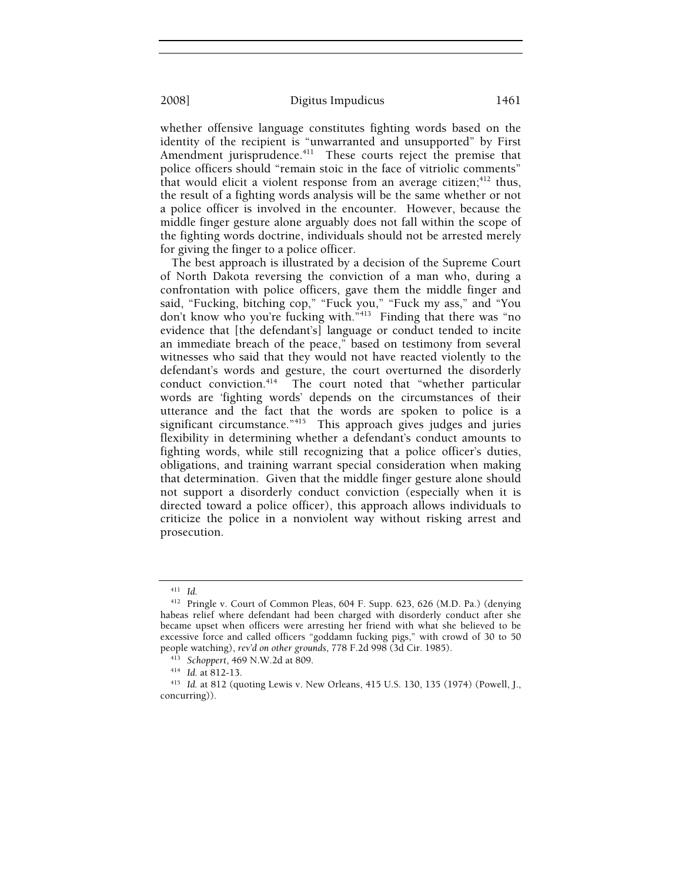whether offensive language constitutes fighting words based on the identity of the recipient is "unwarranted and unsupported" by First Amendment jurisprudence.[411] These courts reject the premise that police officers should "remain stoic in the face of vitriolic comments" that would elicit a violent response from an average citizen;[412] thus, the result of a fighting words analysis will be the same whether or not a police officer is involved in the encounter. However, because the middle finger gesture alone arguably does not fall within the scope of the fighting words doctrine, individuals should not be arrested merely for giving the finger to a police officer.

The best approach is illustrated by a decision of the Supreme Court of North Dakota reversing the conviction of a man who, during a confrontation with police officers, gave them the middle finger and said, "Fucking, bitching cop," "Fuck you," "Fuck my ass," and "You don't know who you're fucking with."[413] Finding that there was "no evidence that [the defendant's] language or conduct tended to incite an immediate breach of the peace," based on testimony from several witnesses who said that they would not have reacted violently to the defendant's words and gesture, the court overturned the disorderly conduct conviction.[414] The court noted that "whether particular words are 'fighting words' depends on the circumstances of their utterance and the fact that the words are spoken to police is a significant circumstance."[415] This approach gives judges and juries flexibility in determining whether a defendant's conduct amounts to fighting words, while still recognizing that a police officer's duties, obligations, and training warrant special consideration when making that determination. Given that the middle finger gesture alone should not support a disorderly conduct conviction (especially when it is directed toward a police officer), this approach allows individuals to criticize the police in a nonviolent way without risking arrest and prosecution.

---

[411] *Id.*

[412] Pringle v. Court of Common Pleas, 604 F. Supp. 623, 626 (M.D. Pa.) (denying habeas relief where defendant had been charged with disorderly conduct after she became upset when officers were arresting her friend with what she believed to be excessive force and called officers "goddamn fucking pigs," with crowd of 30 to 50 people watching), *rev'd on other grounds*, 778 F.2d 998 (3d Cir. 1985).

[413] *Schoppert*, 469 N.W.2d at 809.

[414] *Id.* at 812-13.

[415] *Id.* at 812 (quoting Lewis v. New Orleans, 415 U.S. 130, 135 (1974) (Powell, J., concurring)).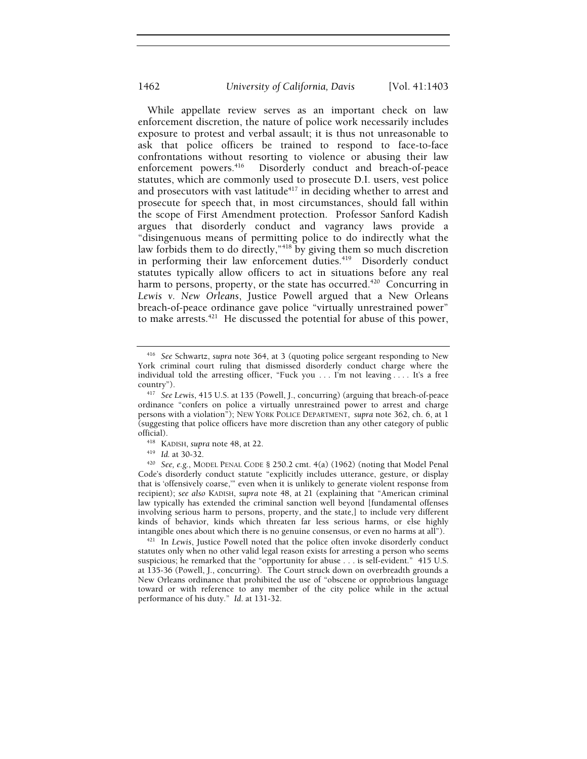While appellate review serves as an important check on law enforcement discretion, the nature of police work necessarily includes exposure to protest and verbal assault; it is thus not unreasonable to ask that police officers be trained to respond to face-to-face confrontations without resorting to violence or abusing their law enforcement powers.[416] Disorderly conduct and breach-of-peace statutes, which are commonly used to prosecute D.I. users, vest police and prosecutors with vast latitude[417] in deciding whether to arrest and prosecute for speech that, in most circumstances, should fall within the scope of First Amendment protection. Professor Sanford Kadish argues that disorderly conduct and vagrancy laws provide a "disingenuous means of permitting police to do indirectly what the law forbids them to do directly,"[418] by giving them so much discretion in performing their law enforcement duties.[419] Disorderly conduct statutes typically allow officers to act in situations before any real harm to persons, property, or the state has occurred.[420] Concurring in *Lewis v. New Orleans*, Justice Powell argued that a New Orleans breach-of-peace ordinance gave police "virtually unrestrained power" to make arrests.[421] He discussed the potential for abuse of this power,

---

[416] *See* Schwartz, *supra* note 364, at 3 (quoting police sergeant responding to New York criminal court ruling that dismissed disorderly conduct charge where the individual told the arresting officer, "Fuck you . . . I'm not leaving . . . . It's a free country").

[417] *See Lewis*, 415 U.S. at 135 (Powell, J., concurring) (arguing that breach-of-peace ordinance "confers on police a virtually unrestrained power to arrest and charge persons with a violation"); NEW YORK POLICE DEPARTMENT, *supra* note 362, ch. 6, at 1 (suggesting that police officers have more discretion than any other category of public official).

[418] KADISH, *supra* note 48, at 22.

[419] *Id.* at 30-32.

[420] *See, e.g.*, MODEL PENAL CODE § 250.2 cmt. 4(a) (1962) (noting that Model Penal Code's disorderly conduct statute "explicitly includes utterance, gesture, or display that is 'offensively coarse,'" even when it is unlikely to generate violent response from recipient); *see also* KADISH, *supra* note 48, at 21 (explaining that "American criminal law typically has extended the criminal sanction well beyond [fundamental offenses involving serious harm to persons, property, and the state,] to include very different kinds of behavior, kinds which threaten far less serious harms, or else highly intangible ones about which there is no genuine consensus, or even no harms at all").

[421] In *Lewis*, Justice Powell noted that the police often invoke disorderly conduct statutes only when no other valid legal reason exists for arresting a person who seems suspicious; he remarked that the "opportunity for abuse . . . is self-evident." 415 U.S. at 135-36 (Powell, J., concurring). The Court struck down on overbreadth grounds a New Orleans ordinance that prohibited the use of "obscene or opprobrious language toward or with reference to any member of the city police while in the actual performance of his duty." *Id.* at 131-32.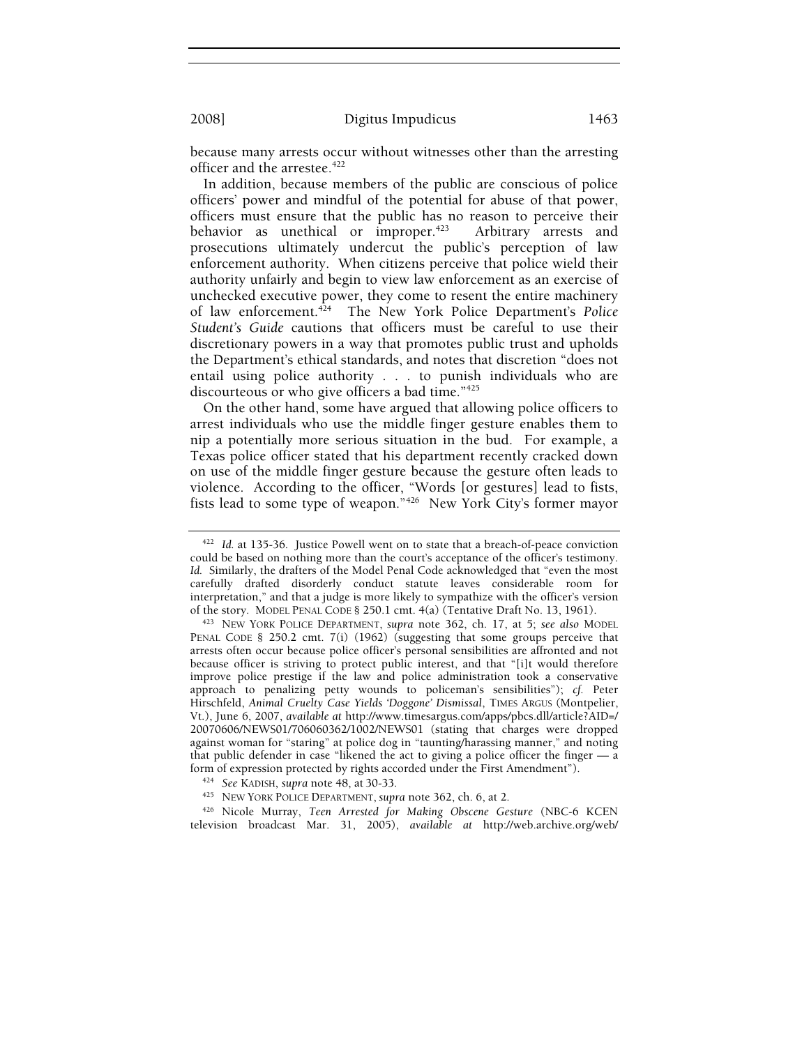because many arrests occur without witnesses other than the arresting officer and the arrestee.[422]

In addition, because members of the public are conscious of police officers' power and mindful of the potential for abuse of that power, officers must ensure that the public has no reason to perceive their behavior as unethical or improper.[423] Arbitrary arrests and prosecutions ultimately undercut the public's perception of law enforcement authority. When citizens perceive that police wield their authority unfairly and begin to view law enforcement as an exercise of unchecked executive power, they come to resent the entire machinery of law enforcement.[424] The New York Police Department's *Police Student's Guide* cautions that officers must be careful to use their discretionary powers in a way that promotes public trust and upholds the Department's ethical standards, and notes that discretion "does not entail using police authority . . . to punish individuals who are discourteous or who give officers a bad time."[425]

On the other hand, some have argued that allowing police officers to arrest individuals who use the middle finger gesture enables them to nip a potentially more serious situation in the bud. For example, a Texas police officer stated that his department recently cracked down on use of the middle finger gesture because the gesture often leads to violence. According to the officer, "Words [or gestures] lead to fists, fists lead to some type of weapon."[426] New York City's former mayor

---

[422] *Id.* at 135-36. Justice Powell went on to state that a breach-of-peace conviction could be based on nothing more than the court's acceptance of the officer's testimony. *Id.* Similarly, the drafters of the Model Penal Code acknowledged that "even the most carefully drafted disorderly conduct statute leaves considerable room for interpretation," and that a judge is more likely to sympathize with the officer's version of the story. MODEL PENAL CODE § 250.1 cmt. 4(a) (Tentative Draft No. 13, 1961).

[423] NEW YORK POLICE DEPARTMENT, *supra* note 362, ch. 17, at 5; *see also* MODEL PENAL CODE § 250.2 cmt. 7(i) (1962) (suggesting that some groups perceive that arrests often occur because police officer's personal sensibilities are affronted and not because officer is striving to protect public interest, and that "[i]t would therefore improve police prestige if the law and police administration took a conservative approach to penalizing petty wounds to policeman's sensibilities"); *cf.* Peter Hirschfeld, *Animal Cruelty Case Yields 'Doggone' Dismissal*, TIMES ARGUS (Montpelier, Vt.), June 6, 2007, *available at* http://www.timesargus.com/apps/pbcs.dll/article?AID=/20070606/NEWS01/706060362/1002/NEWS01 (stating that charges were dropped against woman for "staring" at police dog in "taunting/harassing manner," and noting that public defender in case "likened the act to giving a police officer the finger — a form of expression protected by rights accorded under the First Amendment").

[424] *See* KADISH, *supra* note 48, at 30-33.

[425] NEW YORK POLICE DEPARTMENT, *supra* note 362, ch. 6, at 2.

[426] Nicole Murray, *Teen Arrested for Making Obscene Gesture* (NBC-6 KCEN television broadcast Mar. 31, 2005), *available at* http://web.archive.org/web/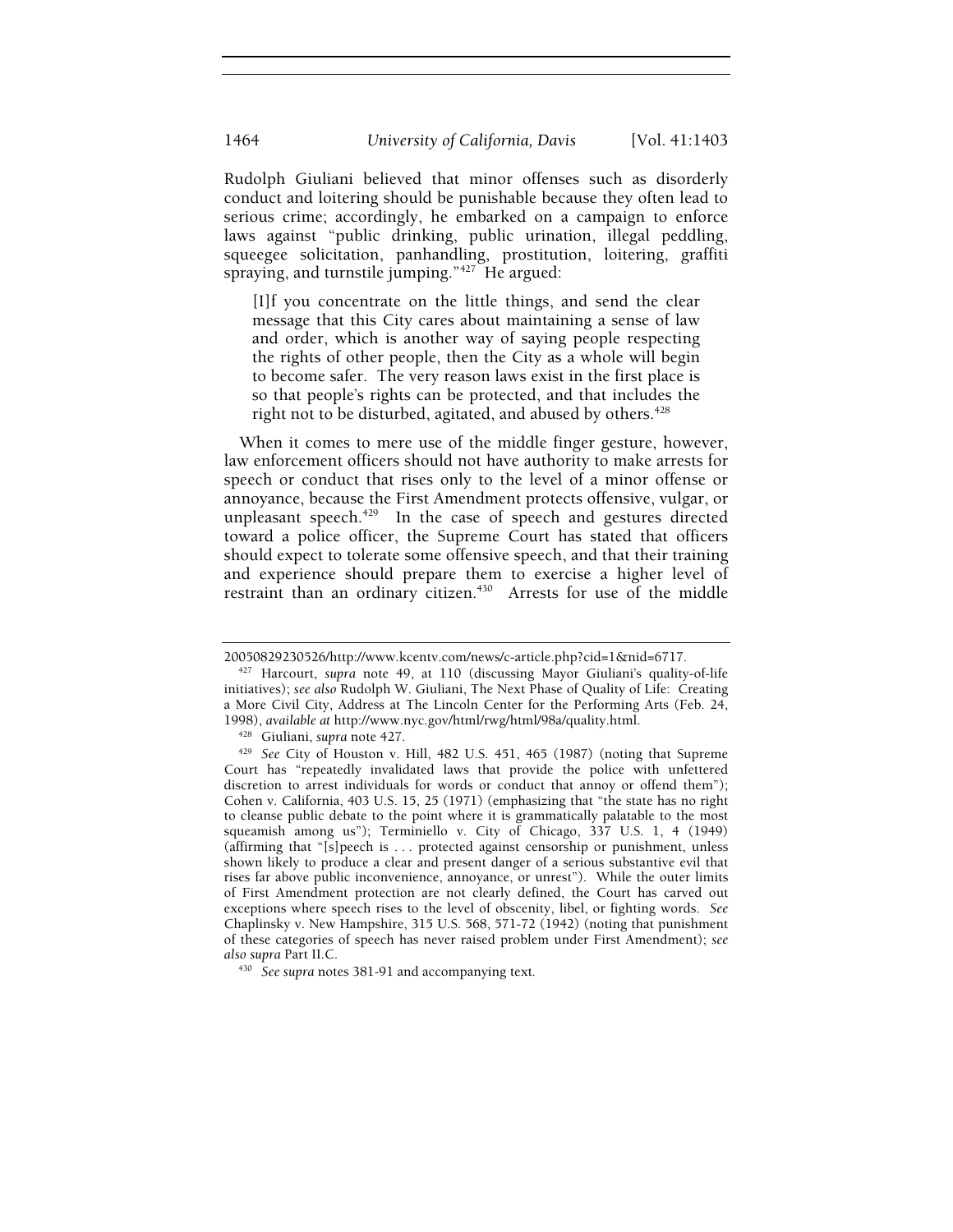Rudolph Giuliani believed that minor offenses such as disorderly conduct and loitering should be punishable because they often lead to serious crime; accordingly, he embarked on a campaign to enforce laws against "public drinking, public urination, illegal peddling, squeegee solicitation, panhandling, prostitution, loitering, graffiti spraying, and turnstile jumping."[427] He argued:

> [I]f you concentrate on the little things, and send the clear message that this City cares about maintaining a sense of law and order, which is another way of saying people respecting the rights of other people, then the City as a whole will begin to become safer. The very reason laws exist in the first place is so that people's rights can be protected, and that includes the right not to be disturbed, agitated, and abused by others.[428]

When it comes to mere use of the middle finger gesture, however, law enforcement officers should not have authority to make arrests for speech or conduct that rises only to the level of a minor offense or annoyance, because the First Amendment protects offensive, vulgar, or unpleasant speech.[429] In the case of speech and gestures directed toward a police officer, the Supreme Court has stated that officers should expect to tolerate some offensive speech, and that their training and experience should prepare them to exercise a higher level of restraint than an ordinary citizen.[430] Arrests for use of the middle

---

20050829230526/http://www.kcentv.com/news/c-article.php?cid=1&nid=6717.

[427] Harcourt, *supra* note 49, at 110 (discussing Mayor Giuliani's quality-of-life initiatives); *see also* Rudolph W. Giuliani, The Next Phase of Quality of Life: Creating a More Civil City, Address at The Lincoln Center for the Performing Arts (Feb. 24, 1998), *available at* http://www.nyc.gov/html/rwg/html/98a/quality.html.

[428] Giuliani, *supra* note 427.

[429] *See* City of Houston v. Hill, 482 U.S. 451, 465 (1987) (noting that Supreme Court has "repeatedly invalidated laws that provide the police with unfettered discretion to arrest individuals for words or conduct that annoy or offend them"); Cohen v. California, 403 U.S. 15, 25 (1971) (emphasizing that "the state has no right to cleanse public debate to the point where it is grammatically palatable to the most squeamish among us"); Terminiello v. City of Chicago, 337 U.S. 1, 4 (1949) (affirming that "[s]peech is . . . protected against censorship or punishment, unless shown likely to produce a clear and present danger of a serious substantive evil that rises far above public inconvenience, annoyance, or unrest"). While the outer limits of First Amendment protection are not clearly defined, the Court has carved out exceptions where speech rises to the level of obscenity, libel, or fighting words. *See* Chaplinsky v. New Hampshire, 315 U.S. 568, 571-72 (1942) (noting that punishment of these categories of speech has never raised problem under First Amendment); *see also supra* Part II.C.

[430] *See supra* notes 381-91 and accompanying text.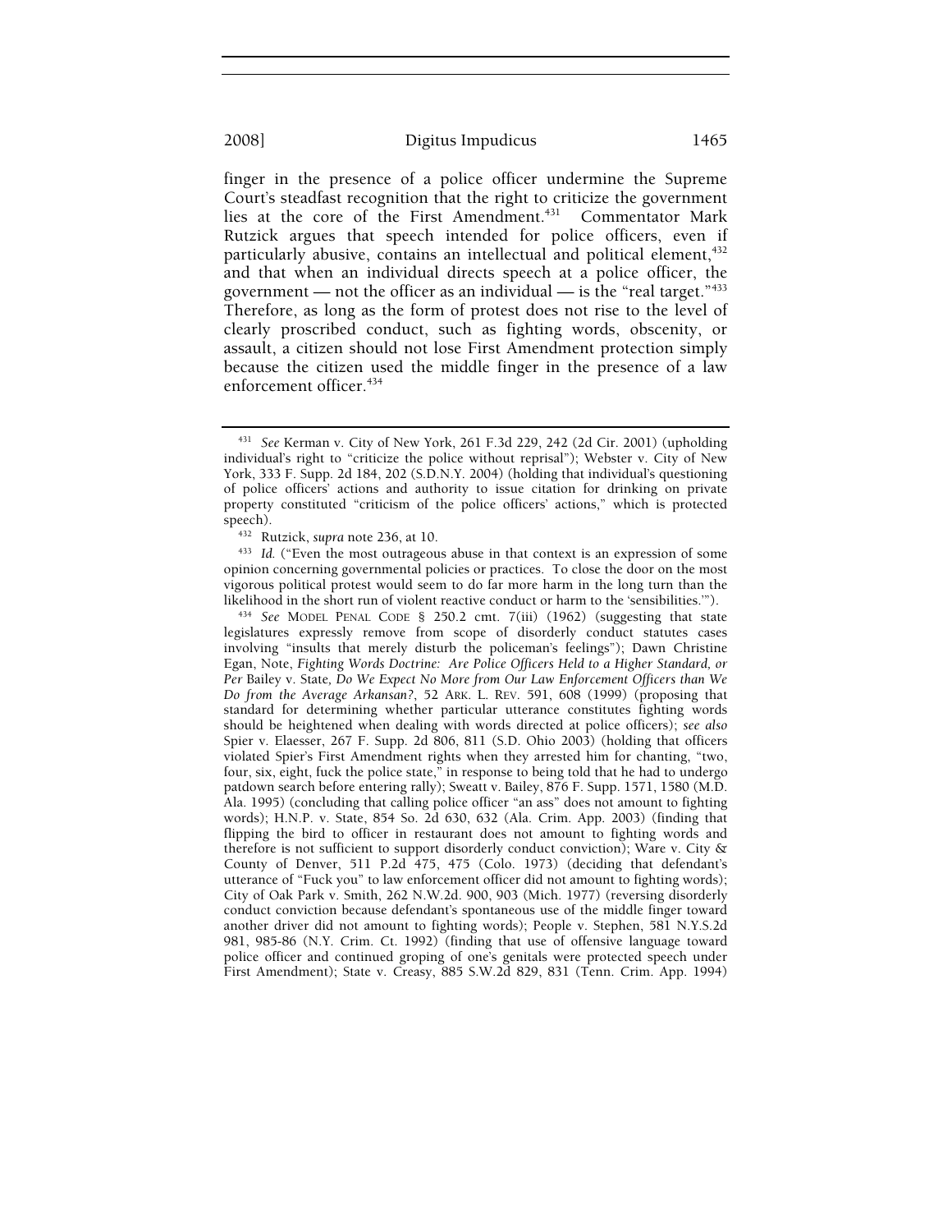finger in the presence of a police officer undermine the Supreme Court's steadfast recognition that the right to criticize the government lies at the core of the First Amendment.[431] Commentator Mark Rutzick argues that speech intended for police officers, even if particularly abusive, contains an intellectual and political element,[432] and that when an individual directs speech at a police officer, the government — not the officer as an individual — is the "real target."[433] Therefore, as long as the form of protest does not rise to the level of clearly proscribed conduct, such as fighting words, obscenity, or assault, a citizen should not lose First Amendment protection simply because the citizen used the middle finger in the presence of a law enforcement officer.[434]

---

[431] *See* Kerman v. City of New York, 261 F.3d 229, 242 (2d Cir. 2001) (upholding individual's right to "criticize the police without reprisal"); Webster v. City of New York, 333 F. Supp. 2d 184, 202 (S.D.N.Y. 2004) (holding that individual's questioning of police officers' actions and authority to issue citation for drinking on private property constituted "criticism of the police officers' actions," which is protected speech).

[432] Rutzick, *supra* note 236, at 10.

[433] *Id.* ("Even the most outrageous abuse in that context is an expression of some opinion concerning governmental policies or practices. To close the door on the most vigorous political protest would seem to do far more harm in the long turn than the likelihood in the short run of violent reactive conduct or harm to the 'sensibilities.'").

[434] *See* MODEL PENAL CODE § 250.2 cmt. 7(iii) (1962) (suggesting that state legislatures expressly remove from scope of disorderly conduct statutes cases involving "insults that merely disturb the policeman's feelings"); Dawn Christine Egan, Note, *Fighting Words Doctrine: Are Police Officers Held to a Higher Standard, or Per* Bailey v. State*, Do We Expect No More from Our Law Enforcement Officers than We Do from the Average Arkansan?*, 52 ARK. L. REV. 591, 608 (1999) (proposing that standard for determining whether particular utterance constitutes fighting words should be heightened when dealing with words directed at police officers); *see also* Spier v. Elaesser, 267 F. Supp. 2d 806, 811 (S.D. Ohio 2003) (holding that officers violated Spier's First Amendment rights when they arrested him for chanting, "two, four, six, eight, fuck the police state," in response to being told that he had to undergo patdown search before entering rally); Sweatt v. Bailey, 876 F. Supp. 1571, 1580 (M.D. Ala. 1995) (concluding that calling police officer "an ass" does not amount to fighting words); H.N.P. v. State, 854 So. 2d 630, 632 (Ala. Crim. App. 2003) (finding that flipping the bird to officer in restaurant does not amount to fighting words and therefore is not sufficient to support disorderly conduct conviction); Ware v. City & County of Denver, 511 P.2d 475, 475 (Colo. 1973) (deciding that defendant's utterance of "Fuck you" to law enforcement officer did not amount to fighting words); City of Oak Park v. Smith, 262 N.W.2d. 900, 903 (Mich. 1977) (reversing disorderly conduct conviction because defendant's spontaneous use of the middle finger toward another driver did not amount to fighting words); People v. Stephen, 581 N.Y.S.2d 981, 985-86 (N.Y. Crim. Ct. 1992) (finding that use of offensive language toward police officer and continued groping of one's genitals were protected speech under First Amendment); State v. Creasy, 885 S.W.2d 829, 831 (Tenn. Crim. App. 1994)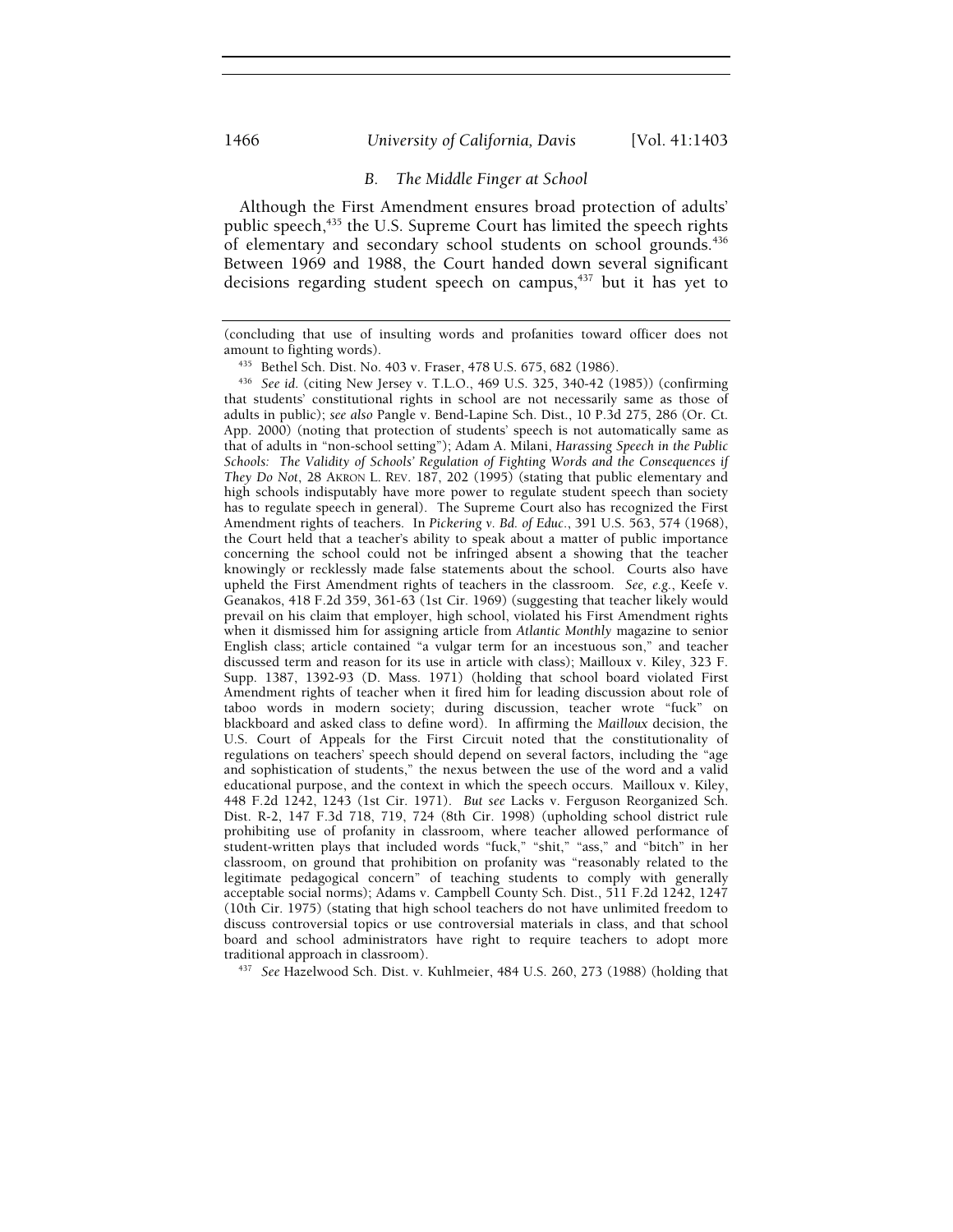### B. The Middle Finger at School

Although the First Amendment ensures broad protection of adults' public speech,[435] the U.S. Supreme Court has limited the speech rights of elementary and secondary school students on school grounds.[436] Between 1969 and 1988, the Court handed down several significant decisions regarding student speech on campus,[437] but it has yet to

---

(concluding that use of insulting words and profanities toward officer does not amount to fighting words).

[435] Bethel Sch. Dist. No. 403 v. Fraser, 478 U.S. 675, 682 (1986).

[436] *See id.* (citing New Jersey v. T.L.O., 469 U.S. 325, 340-42 (1985)) (confirming that students' constitutional rights in school are not necessarily same as those of adults in public); *see also* Pangle v. Bend-Lapine Sch. Dist., 10 P.3d 275, 286 (Or. Ct. App. 2000) (noting that protection of students' speech is not automatically same as that of adults in "non-school setting"); Adam A. Milani, *Harassing Speech in the Public Schools: The Validity of Schools' Regulation of Fighting Words and the Consequences if They Do Not*, 28 AKRON L. REV. 187, 202 (1995) (stating that public elementary and high schools indisputably have more power to regulate student speech than society has to regulate speech in general). The Supreme Court also has recognized the First Amendment rights of teachers. In *Pickering v. Bd. of Educ.*, 391 U.S. 563, 574 (1968), the Court held that a teacher's ability to speak about a matter of public importance concerning the school could not be infringed absent a showing that the teacher knowingly or recklessly made false statements about the school. Courts also have upheld the First Amendment rights of teachers in the classroom. *See, e.g.*, Keefe v. Geanakos, 418 F.2d 359, 361-63 (1st Cir. 1969) (suggesting that teacher likely would prevail on his claim that employer, high school, violated his First Amendment rights when it dismissed him for assigning article from *Atlantic Monthly* magazine to senior English class; article contained "a vulgar term for an incestuous son," and teacher discussed term and reason for its use in article with class); Mailloux v. Kiley, 323 F. Supp. 1387, 1392-93 (D. Mass. 1971) (holding that school board violated First Amendment rights of teacher when it fired him for leading discussion about role of taboo words in modern society; during discussion, teacher wrote "fuck" on blackboard and asked class to define word). In affirming the *Mailloux* decision, the U.S. Court of Appeals for the First Circuit noted that the constitutionality of regulations on teachers' speech should depend on several factors, including the "age and sophistication of students," the nexus between the use of the word and a valid educational purpose, and the context in which the speech occurs. Mailloux v. Kiley, 448 F.2d 1242, 1243 (1st Cir. 1971). *But see* Lacks v. Ferguson Reorganized Sch. Dist. R-2, 147 F.3d 718, 719, 724 (8th Cir. 1998) (upholding school district rule prohibiting use of profanity in classroom, where teacher allowed performance of student-written plays that included words "fuck," "shit," "ass," and "bitch" in her classroom, on ground that prohibition on profanity was "reasonably related to the legitimate pedagogical concern" of teaching students to comply with generally acceptable social norms); Adams v. Campbell County Sch. Dist., 511 F.2d 1242, 1247 (10th Cir. 1975) (stating that high school teachers do not have unlimited freedom to discuss controversial topics or use controversial materials in class, and that school board and school administrators have right to require teachers to adopt more traditional approach in classroom).

[437] *See* Hazelwood Sch. Dist. v. Kuhlmeier, 484 U.S. 260, 273 (1988) (holding that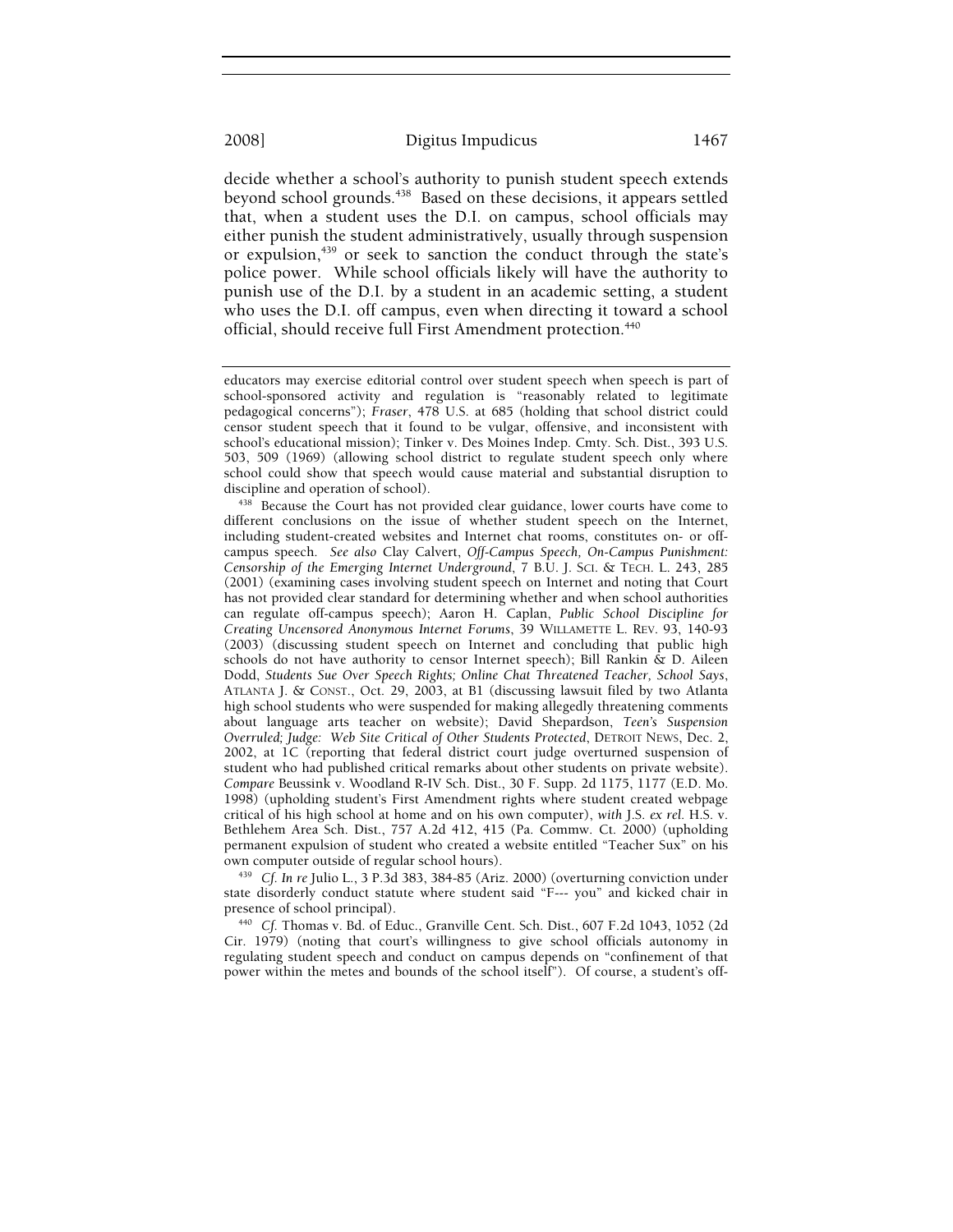decide whether a school's authority to punish student speech extends beyond school grounds.[438] Based on these decisions, it appears settled that, when a student uses the D.I. on campus, school officials may either punish the student administratively, usually through suspension or expulsion,[439] or seek to sanction the conduct through the state's police power. While school officials likely will have the authority to punish use of the D.I. by a student in an academic setting, a student who uses the D.I. off campus, even when directing it toward a school official, should receive full First Amendment protection.[440]

---

educators may exercise editorial control over student speech when speech is part of school-sponsored activity and regulation is "reasonably related to legitimate pedagogical concerns"); *Fraser*, 478 U.S. at 685 (holding that school district could censor student speech that it found to be vulgar, offensive, and inconsistent with school's educational mission); Tinker v. Des Moines Indep. Cmty. Sch. Dist., 393 U.S. 503, 509 (1969) (allowing school district to regulate student speech only where school could show that speech would cause material and substantial disruption to discipline and operation of school).

[438] Because the Court has not provided clear guidance, lower courts have come to different conclusions on the issue of whether student speech on the Internet, including student-created websites and Internet chat rooms, constitutes on- or off-campus speech. *See also* Clay Calvert, *Off-Campus Speech, On-Campus Punishment: Censorship of the Emerging Internet Underground*, 7 B.U. J. SCI. & TECH. L. 243, 285 (2001) (examining cases involving student speech on Internet and noting that Court has not provided clear standard for determining whether and when school authorities can regulate off-campus speech); Aaron H. Caplan, *Public School Discipline for Creating Uncensored Anonymous Internet Forums*, 39 WILLAMETTE L. REV. 93, 140-93 (2003) (discussing student speech on Internet and concluding that public high schools do not have authority to censor Internet speech); Bill Rankin & D. Aileen Dodd, *Students Sue Over Speech Rights; Online Chat Threatened Teacher, School Says*, ATLANTA J. & CONST., Oct. 29, 2003, at B1 (discussing lawsuit filed by two Atlanta high school students who were suspended for making allegedly threatening comments about language arts teacher on website); David Shepardson, *Teen's Suspension Overruled; Judge: Web Site Critical of Other Students Protected*, DETROIT NEWS, Dec. 2, 2002, at 1C (reporting that federal district court judge overturned suspension of student who had published critical remarks about other students on private website). *Compare* Beussink v. Woodland R-IV Sch. Dist., 30 F. Supp. 2d 1175, 1177 (E.D. Mo. 1998) (upholding student's First Amendment rights where student created webpage critical of his high school at home and on his own computer), *with* J.S. *ex rel.* H.S. v. Bethlehem Area Sch. Dist., 757 A.2d 412, 415 (Pa. Commw. Ct. 2000) (upholding permanent expulsion of student who created a website entitled "Teacher Sux" on his own computer outside of regular school hours).

[439] *Cf. In re* Julio L., 3 P.3d 383, 384-85 (Ariz. 2000) (overturning conviction under state disorderly conduct statute where student said "F--- you" and kicked chair in presence of school principal).

[440] *Cf.* Thomas v. Bd. of Educ., Granville Cent. Sch. Dist., 607 F.2d 1043, 1052 (2d Cir. 1979) (noting that court's willingness to give school officials autonomy in regulating student speech and conduct on campus depends on "confinement of that power within the metes and bounds of the school itself"). Of course, a student's off-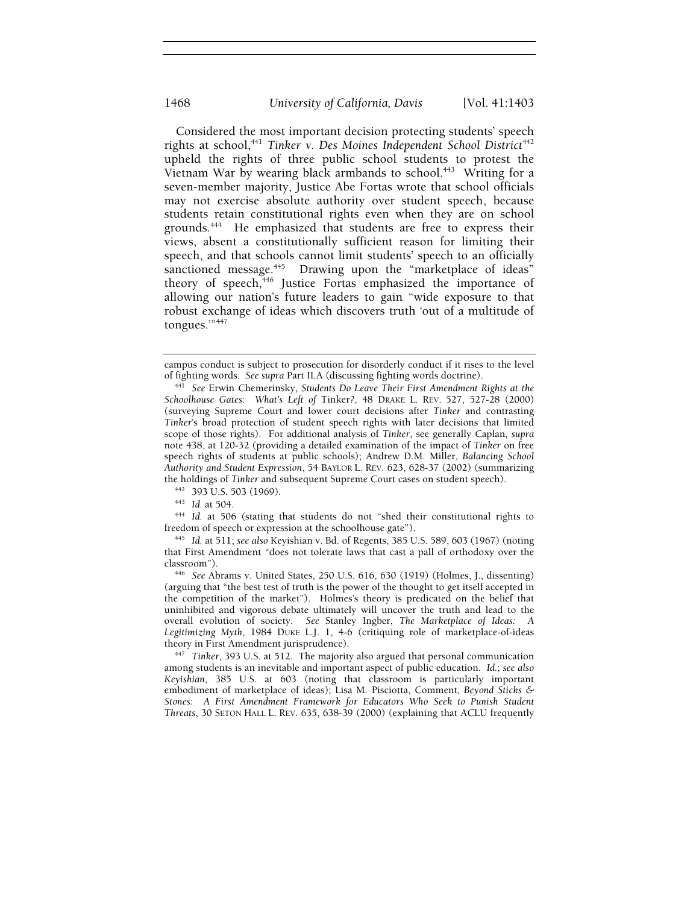Considered the most important decision protecting students' speech rights at school,[441] *Tinker v. Des Moines Independent School District*[442] upheld the rights of three public school students to protest the Vietnam War by wearing black armbands to school.[443] Writing for a seven-member majority, Justice Abe Fortas wrote that school officials may not exercise absolute authority over student speech, because students retain constitutional rights even when they are on school grounds.[444] He emphasized that students are free to express their views, absent a constitutionally sufficient reason for limiting their speech, and that schools cannot limit students' speech to an officially sanctioned message.[445] Drawing upon the "marketplace of ideas" theory of speech,[446] Justice Fortas emphasized the importance of allowing our nation's future leaders to gain "wide exposure to that robust exchange of ideas which discovers truth 'out of a multitude of tongues.'"[447]

---

campus conduct is subject to prosecution for disorderly conduct if it rises to the level of fighting words. *See supra* Part II.A (discussing fighting words doctrine).

[441] *See* Erwin Chemerinsky, *Students Do Leave Their First Amendment Rights at the Schoolhouse Gates: What's Left of* Tinker*?*, 48 DRAKE L. REV. 527, 527-28 (2000) (surveying Supreme Court and lower court decisions after *Tinker* and contrasting *Tinker*'s broad protection of student speech rights with later decisions that limited scope of those rights). For additional analysis of *Tinker*, see generally Caplan, *supra* note 438, at 120-32 (providing a detailed examination of the impact of *Tinker* on free speech rights of students at public schools); Andrew D.M. Miller, *Balancing School Authority and Student Expression*, 54 BAYLOR L. REV. 623, 628-37 (2002) (summarizing the holdings of *Tinker* and subsequent Supreme Court cases on student speech).

[442] 393 U.S. 503 (1969).

[443] *Id.* at 504.

[444] *Id.* at 506 (stating that students do not "shed their constitutional rights to freedom of speech or expression at the schoolhouse gate").

[445] *Id.* at 511; *see also* Keyishian v. Bd. of Regents, 385 U.S. 589, 603 (1967) (noting that First Amendment "does not tolerate laws that cast a pall of orthodoxy over the classroom").

[446] *See* Abrams v. United States, 250 U.S. 616, 630 (1919) (Holmes, J., dissenting) (arguing that "the best test of truth is the power of the thought to get itself accepted in the competition of the market"). Holmes's theory is predicated on the belief that uninhibited and vigorous debate ultimately will uncover the truth and lead to the overall evolution of society. *See* Stanley Ingber, *The Marketplace of Ideas: A Legitimizing Myth*, 1984 DUKE L.J. 1, 4-6 (critiquing role of marketplace-of-ideas theory in First Amendment jurisprudence).

[447] *Tinker*, 393 U.S. at 512. The majority also argued that personal communication among students is an inevitable and important aspect of public education. *Id.*; *see also Keyishian*, 385 U.S. at 603 (noting that classroom is particularly important embodiment of marketplace of ideas); Lisa M. Pisciotta, Comment, *Beyond Sticks & Stones: A First Amendment Framework for Educators Who Seek to Punish Student Threats*, 30 SETON HALL L. REV. 635, 638-39 (2000) (explaining that ACLU frequently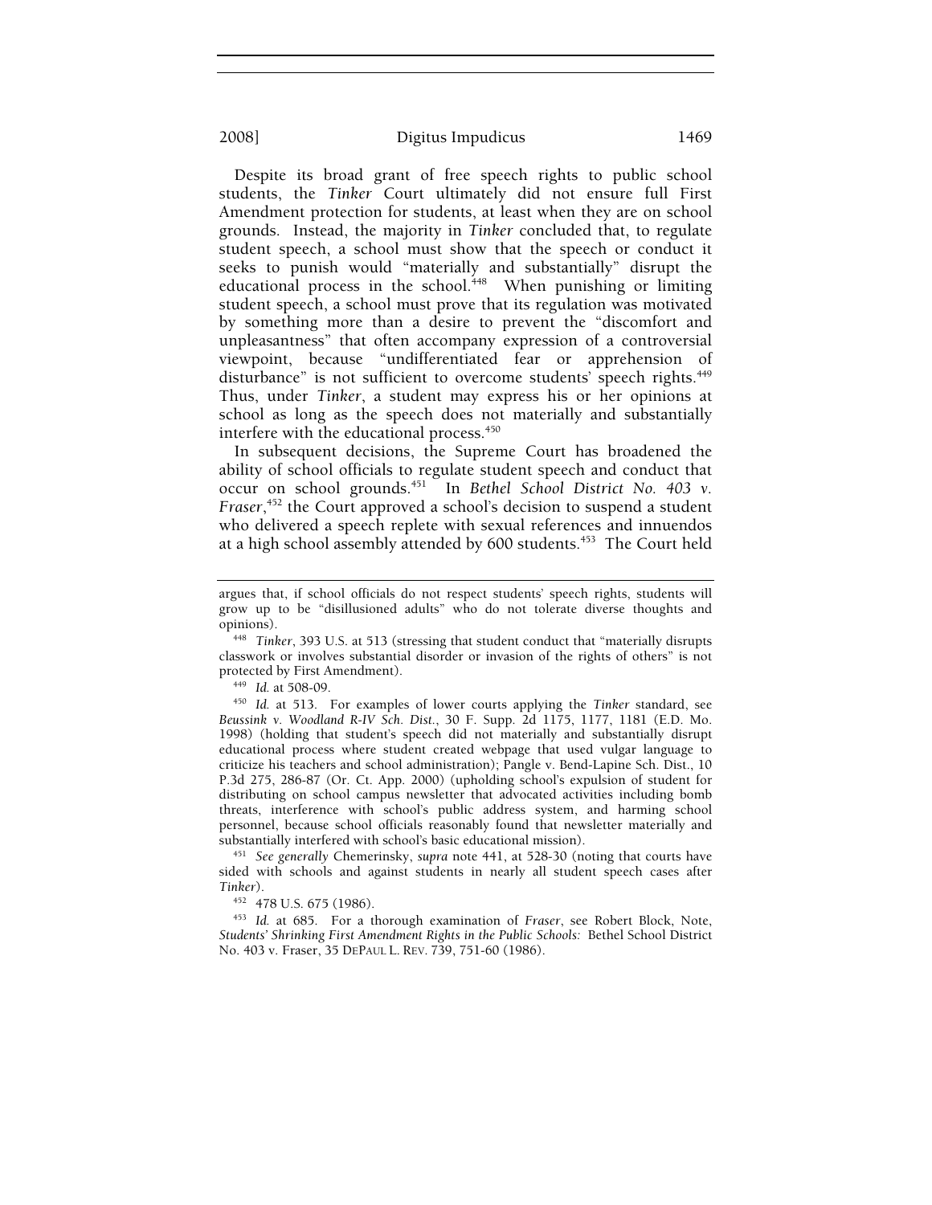Despite its broad grant of free speech rights to public school students, the *Tinker* Court ultimately did not ensure full First Amendment protection for students, at least when they are on school grounds. Instead, the majority in *Tinker* concluded that, to regulate student speech, a school must show that the speech or conduct it seeks to punish would "materially and substantially" disrupt the educational process in the school.[448] When punishing or limiting student speech, a school must prove that its regulation was motivated by something more than a desire to prevent the "discomfort and unpleasantness" that often accompany expression of a controversial viewpoint, because "undifferentiated fear or apprehension of disturbance" is not sufficient to overcome students' speech rights.[449] Thus, under *Tinker*, a student may express his or her opinions at school as long as the speech does not materially and substantially interfere with the educational process.[450]

In subsequent decisions, the Supreme Court has broadened the ability of school officials to regulate student speech and conduct that occur on school grounds.[451] In *Bethel School District No. 403 v. Fraser*,[452] the Court approved a school's decision to suspend a student who delivered a speech replete with sexual references and innuendos at a high school assembly attended by 600 students.[453] The Court held

---

argues that, if school officials do not respect students' speech rights, students will grow up to be "disillusioned adults" who do not tolerate diverse thoughts and opinions).

[448] *Tinker*, 393 U.S. at 513 (stressing that student conduct that "materially disrupts classwork or involves substantial disorder or invasion of the rights of others" is not protected by First Amendment).

[449] *Id.* at 508-09.

[450] *Id.* at 513. For examples of lower courts applying the *Tinker* standard, see *Beussink v. Woodland R-IV Sch. Dist.*, 30 F. Supp. 2d 1175, 1177, 1181 (E.D. Mo. 1998) (holding that student's speech did not materially and substantially disrupt educational process where student created webpage that used vulgar language to criticize his teachers and school administration); Pangle v. Bend-Lapine Sch. Dist., 10 P.3d 275, 286-87 (Or. Ct. App. 2000) (upholding school's expulsion of student for distributing on school campus newsletter that advocated activities including bomb threats, interference with school's public address system, and harming school personnel, because school officials reasonably found that newsletter materially and substantially interfered with school's basic educational mission).

[451] *See generally* Chemerinsky, *supra* note 441, at 528-30 (noting that courts have sided with schools and against students in nearly all student speech cases after *Tinker*).

[452] 478 U.S. 675 (1986).

[453] *Id.* at 685. For a thorough examination of *Fraser*, see Robert Block, Note, *Students' Shrinking First Amendment Rights in the Public Schools:* Bethel School District No. 403 v. Fraser, 35 DEPAUL L. REV. 739, 751-60 (1986).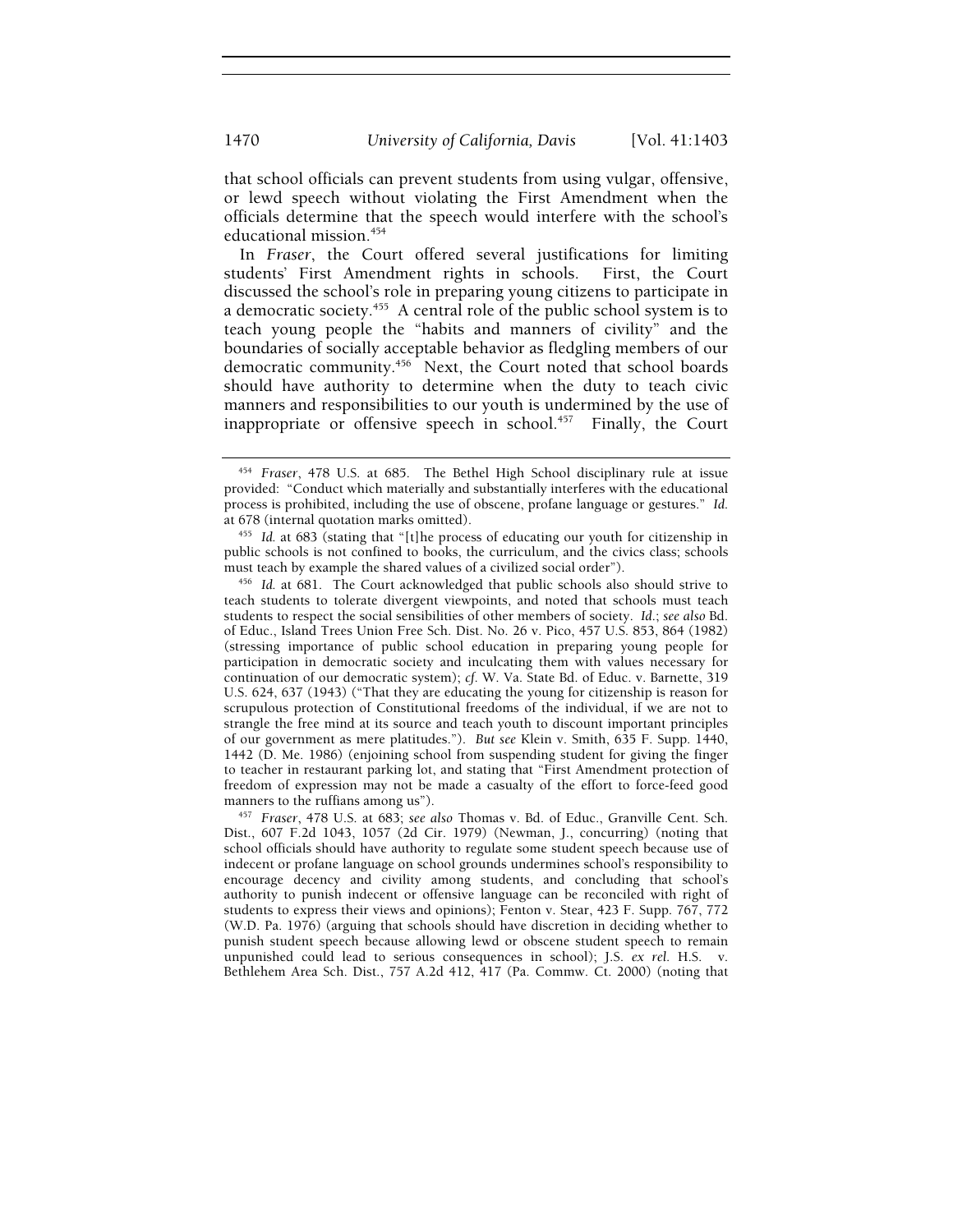that school officials can prevent students from using vulgar, offensive, or lewd speech without violating the First Amendment when the officials determine that the speech would interfere with the school's educational mission.[454]

In *Fraser*, the Court offered several justifications for limiting students' First Amendment rights in schools. First, the Court discussed the school's role in preparing young citizens to participate in a democratic society.[455] A central role of the public school system is to teach young people the "habits and manners of civility" and the boundaries of socially acceptable behavior as fledgling members of our democratic community.[456] Next, the Court noted that school boards should have authority to determine when the duty to teach civic manners and responsibilities to our youth is undermined by the use of inappropriate or offensive speech in school.[457] Finally, the Court

---

[454] *Fraser*, 478 U.S. at 685. The Bethel High School disciplinary rule at issue provided: "Conduct which materially and substantially interferes with the educational process is prohibited, including the use of obscene, profane language or gestures." *Id.* at 678 (internal quotation marks omitted).

[455] *Id.* at 683 (stating that "[t]he process of educating our youth for citizenship in public schools is not confined to books, the curriculum, and the civics class; schools must teach by example the shared values of a civilized social order").

[456] *Id.* at 681. The Court acknowledged that public schools also should strive to teach students to tolerate divergent viewpoints, and noted that schools must teach students to respect the social sensibilities of other members of society. *Id.*; *see also* Bd. of Educ., Island Trees Union Free Sch. Dist. No. 26 v. Pico, 457 U.S. 853, 864 (1982) (stressing importance of public school education in preparing young people for participation in democratic society and inculcating them with values necessary for continuation of our democratic system); *cf.* W. Va. State Bd. of Educ. v. Barnette, 319 U.S. 624, 637 (1943) ("That they are educating the young for citizenship is reason for scrupulous protection of Constitutional freedoms of the individual, if we are not to strangle the free mind at its source and teach youth to discount important principles of our government as mere platitudes."). *But see* Klein v. Smith, 635 F. Supp. 1440, 1442 (D. Me. 1986) (enjoining school from suspending student for giving the finger to teacher in restaurant parking lot, and stating that "First Amendment protection of freedom of expression may not be made a casualty of the effort to force-feed good manners to the ruffians among us").

[457] *Fraser*, 478 U.S. at 683; *see also* Thomas v. Bd. of Educ., Granville Cent. Sch. Dist., 607 F.2d 1043, 1057 (2d Cir. 1979) (Newman, J., concurring) (noting that school officials should have authority to regulate some student speech because use of indecent or profane language on school grounds undermines school's responsibility to encourage decency and civility among students, and concluding that school's authority to punish indecent or offensive language can be reconciled with right of students to express their views and opinions); Fenton v. Stear, 423 F. Supp. 767, 772 (W.D. Pa. 1976) (arguing that schools should have discretion in deciding whether to punish student speech because allowing lewd or obscene student speech to remain unpunished could lead to serious consequences in school); J.S. *ex rel.* H.S. v. Bethlehem Area Sch. Dist., 757 A.2d 412, 417 (Pa. Commw. Ct. 2000) (noting that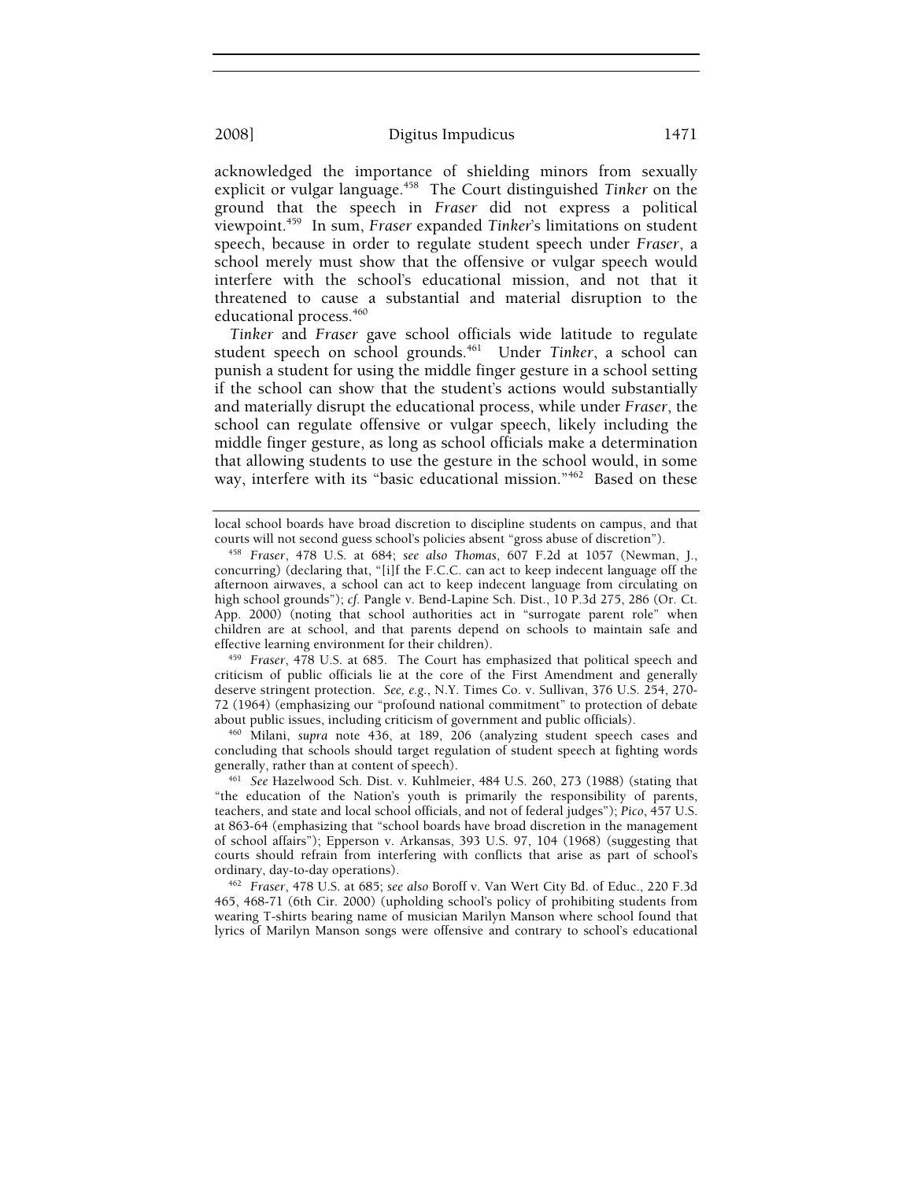acknowledged the importance of shielding minors from sexually explicit or vulgar language.[458] The Court distinguished *Tinker* on the ground that the speech in *Fraser* did not express a political viewpoint.[459] In sum, *Fraser* expanded *Tinker*'s limitations on student speech, because in order to regulate student speech under *Fraser*, a school merely must show that the offensive or vulgar speech would interfere with the school's educational mission, and not that it threatened to cause a substantial and material disruption to the educational process.[460]

*Tinker* and *Fraser* gave school officials wide latitude to regulate student speech on school grounds.[461] Under *Tinker*, a school can punish a student for using the middle finger gesture in a school setting if the school can show that the student's actions would substantially and materially disrupt the educational process, while under *Fraser*, the school can regulate offensive or vulgar speech, likely including the middle finger gesture, as long as school officials make a determination that allowing students to use the gesture in the school would, in some way, interfere with its "basic educational mission."[462] Based on these

---

local school boards have broad discretion to discipline students on campus, and that courts will not second guess school's policies absent "gross abuse of discretion").

[458] *Fraser*, 478 U.S. at 684; *see also Thomas*, 607 F.2d at 1057 (Newman, J., concurring) (declaring that, "[i]f the F.C.C. can act to keep indecent language off the afternoon airwaves, a school can act to keep indecent language from circulating on high school grounds"); *cf.* Pangle v. Bend-Lapine Sch. Dist., 10 P.3d 275, 286 (Or. Ct. App. 2000) (noting that school authorities act in "surrogate parent role" when children are at school, and that parents depend on schools to maintain safe and effective learning environment for their children).

[459] *Fraser*, 478 U.S. at 685. The Court has emphasized that political speech and criticism of public officials lie at the core of the First Amendment and generally deserve stringent protection. *See, e.g.*, N.Y. Times Co. v. Sullivan, 376 U.S. 254, 270-72 (1964) (emphasizing our "profound national commitment" to protection of debate about public issues, including criticism of government and public officials).

[460] Milani, *supra* note 436, at 189, 206 (analyzing student speech cases and concluding that schools should target regulation of student speech at fighting words generally, rather than at content of speech).

[461] *See* Hazelwood Sch. Dist. v. Kuhlmeier, 484 U.S. 260, 273 (1988) (stating that "the education of the Nation's youth is primarily the responsibility of parents, teachers, and state and local school officials, and not of federal judges"); *Pico*, 457 U.S. at 863-64 (emphasizing that "school boards have broad discretion in the management of school affairs"); Epperson v. Arkansas, 393 U.S. 97, 104 (1968) (suggesting that courts should refrain from interfering with conflicts that arise as part of school's ordinary, day-to-day operations).

[462] *Fraser*, 478 U.S. at 685; *see also* Boroff v. Van Wert City Bd. of Educ., 220 F.3d 465, 468-71 (6th Cir. 2000) (upholding school's policy of prohibiting students from wearing T-shirts bearing name of musician Marilyn Manson where school found that lyrics of Marilyn Manson songs were offensive and contrary to school's educational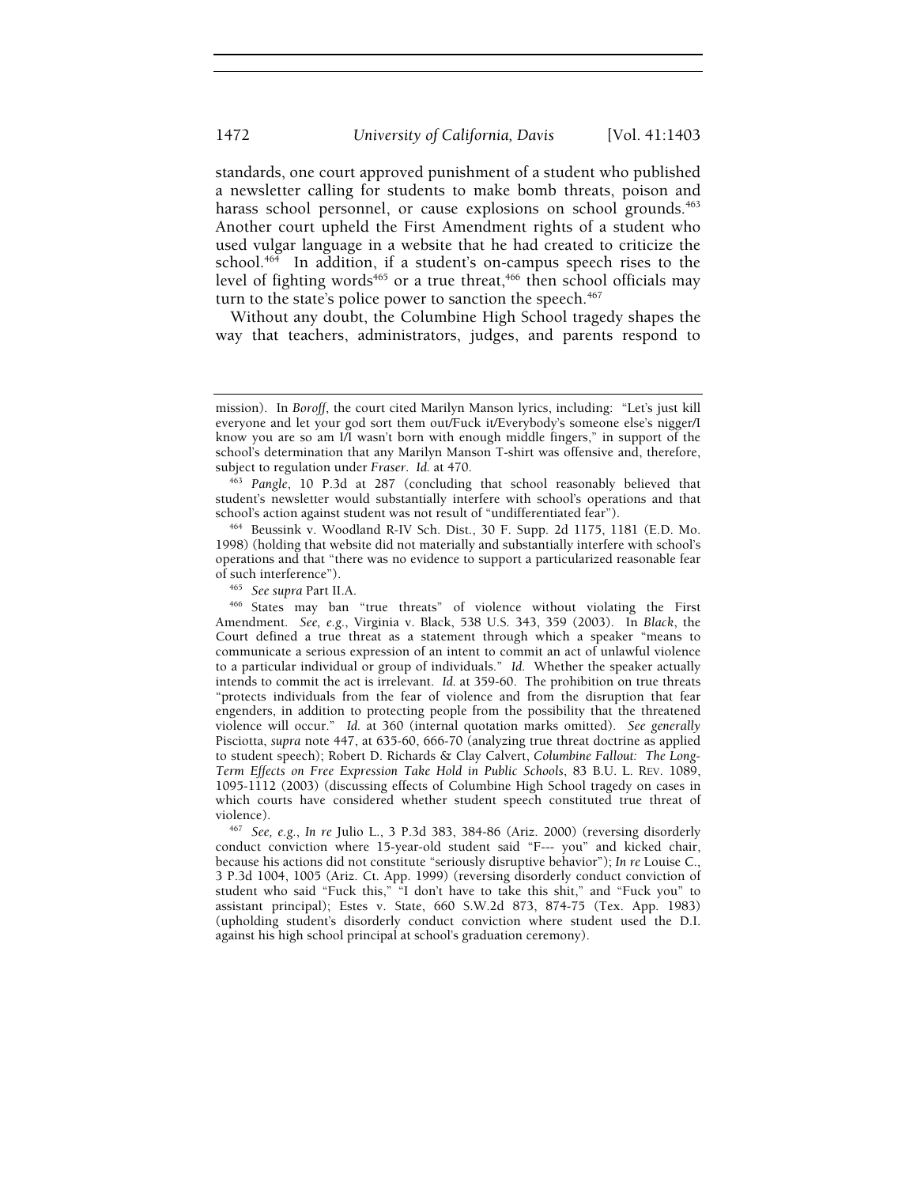standards, one court approved punishment of a student who published a newsletter calling for students to make bomb threats, poison and harass school personnel, or cause explosions on school grounds.[463] Another court upheld the First Amendment rights of a student who used vulgar language in a website that he had created to criticize the school.[464] In addition, if a student's on-campus speech rises to the level of fighting words[465] or a true threat,[466] then school officials may turn to the state's police power to sanction the speech.[467]

Without any doubt, the Columbine High School tragedy shapes the way that teachers, administrators, judges, and parents respond to

---

mission). In *Boroff*, the court cited Marilyn Manson lyrics, including: "Let's just kill everyone and let your god sort them out/Fuck it/Everybody's someone else's nigger/I know you are so am I/I wasn't born with enough middle fingers," in support of the school's determination that any Marilyn Manson T-shirt was offensive and, therefore, subject to regulation under *Fraser*. *Id.* at 470.

[463] *Pangle*, 10 P.3d at 287 (concluding that school reasonably believed that student's newsletter would substantially interfere with school's operations and that school's action against student was not result of "undifferentiated fear").

[464] Beussink v. Woodland R-IV Sch. Dist., 30 F. Supp. 2d 1175, 1181 (E.D. Mo. 1998) (holding that website did not materially and substantially interfere with school's operations and that "there was no evidence to support a particularized reasonable fear of such interference").

[465] *See supra* Part II.A.

[466] States may ban "true threats" of violence without violating the First Amendment. *See, e.g.*, Virginia v. Black, 538 U.S. 343, 359 (2003). In *Black*, the Court defined a true threat as a statement through which a speaker "means to communicate a serious expression of an intent to commit an act of unlawful violence to a particular individual or group of individuals." *Id.* Whether the speaker actually intends to commit the act is irrelevant. *Id.* at 359-60. The prohibition on true threats "protects individuals from the fear of violence and from the disruption that fear engenders, in addition to protecting people from the possibility that the threatened violence will occur." *Id.* at 360 (internal quotation marks omitted). *See generally* Pisciotta, *supra* note 447, at 635-60, 666-70 (analyzing true threat doctrine as applied to student speech); Robert D. Richards & Clay Calvert, *Columbine Fallout: The Long-Term Effects on Free Expression Take Hold in Public Schools*, 83 B.U. L. REV. 1089, 1095-1112 (2003) (discussing effects of Columbine High School tragedy on cases in which courts have considered whether student speech constituted true threat of violence).

[467] *See, e.g.*, *In re* Julio L., 3 P.3d 383, 384-86 (Ariz. 2000) (reversing disorderly conduct conviction where 15-year-old student said "F--- you" and kicked chair, because his actions did not constitute "seriously disruptive behavior"); *In re* Louise C., 3 P.3d 1004, 1005 (Ariz. Ct. App. 1999) (reversing disorderly conduct conviction of student who said "Fuck this," "I don't have to take this shit," and "Fuck you" to assistant principal); Estes v. State, 660 S.W.2d 873, 874-75 (Tex. App. 1983) (upholding student's disorderly conduct conviction where student used the D.I. against his high school principal at school's graduation ceremony).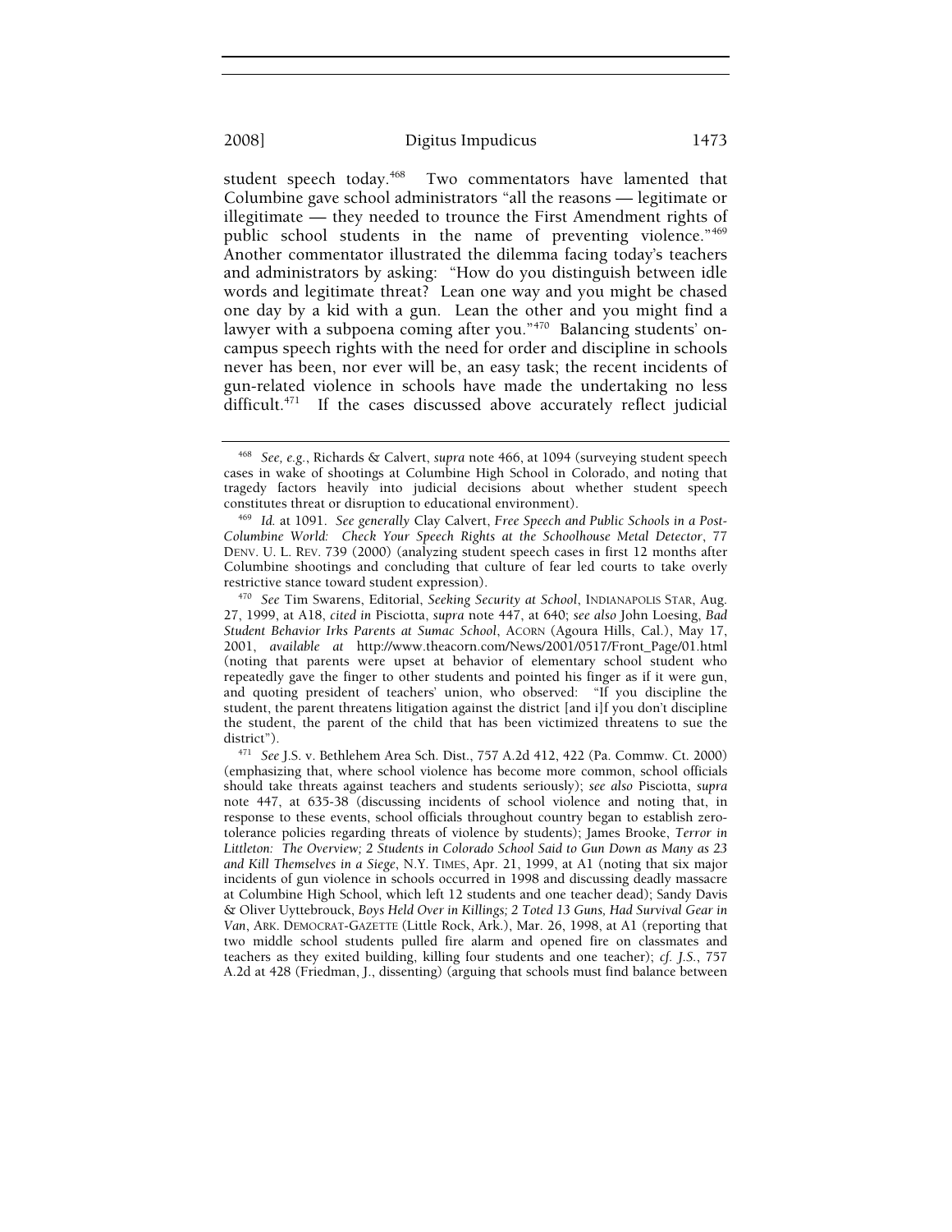student speech today.[468] Two commentators have lamented that Columbine gave school administrators "all the reasons — legitimate or illegitimate — they needed to trounce the First Amendment rights of public school students in the name of preventing violence."[469] Another commentator illustrated the dilemma facing today's teachers and administrators by asking: "How do you distinguish between idle words and legitimate threat? Lean one way and you might be chased one day by a kid with a gun. Lean the other and you might find a lawyer with a subpoena coming after you."[470] Balancing students' on-campus speech rights with the need for order and discipline in schools never has been, nor ever will be, an easy task; the recent incidents of gun-related violence in schools have made the undertaking no less difficult.[471] If the cases discussed above accurately reflect judicial

---

[468] *See, e.g.*, Richards & Calvert, *supra* note 466, at 1094 (surveying student speech cases in wake of shootings at Columbine High School in Colorado, and noting that tragedy factors heavily into judicial decisions about whether student speech constitutes threat or disruption to educational environment).

[469] *Id.* at 1091. *See generally* Clay Calvert, *Free Speech and Public Schools in a Post-Columbine World: Check Your Speech Rights at the Schoolhouse Metal Detector*, 77 DENV. U. L. REV. 739 (2000) (analyzing student speech cases in first 12 months after Columbine shootings and concluding that culture of fear led courts to take overly restrictive stance toward student expression).

[470] *See* Tim Swarens, Editorial, *Seeking Security at School*, INDIANAPOLIS STAR, Aug. 27, 1999, at A18, *cited in* Pisciotta, *supra* note 447, at 640; *see also* John Loesing, *Bad Student Behavior Irks Parents at Sumac School*, ACORN (Agoura Hills, Cal.), May 17, 2001, *available at* http://www.theacorn.com/News/2001/0517/Front_Page/01.html (noting that parents were upset at behavior of elementary school student who repeatedly gave the finger to other students and pointed his finger as if it were gun, and quoting president of teachers' union, who observed: "If you discipline the student, the parent threatens litigation against the district [and i]f you don't discipline the student, the parent of the child that has been victimized threatens to sue the district").

[471] *See* J.S. v. Bethlehem Area Sch. Dist., 757 A.2d 412, 422 (Pa. Commw. Ct. 2000) (emphasizing that, where school violence has become more common, school officials should take threats against teachers and students seriously); *see also* Pisciotta, *supra* note 447, at 635-38 (discussing incidents of school violence and noting that, in response to these events, school officials throughout country began to establish zero-tolerance policies regarding threats of violence by students); James Brooke, *Terror in Littleton: The Overview; 2 Students in Colorado School Said to Gun Down as Many as 23 and Kill Themselves in a Siege*, N.Y. TIMES, Apr. 21, 1999, at A1 (noting that six major incidents of gun violence in schools occurred in 1998 and discussing deadly massacre at Columbine High School, which left 12 students and one teacher dead); Sandy Davis & Oliver Uyttebrouck, *Boys Held Over in Killings; 2 Toted 13 Guns, Had Survival Gear in Van*, ARK. DEMOCRAT-GAZETTE (Little Rock, Ark.), Mar. 26, 1998, at A1 (reporting that two middle school students pulled fire alarm and opened fire on classmates and teachers as they exited building, killing four students and one teacher); *cf. J.S.*, 757 A.2d at 428 (Friedman, J., dissenting) (arguing that schools must find balance between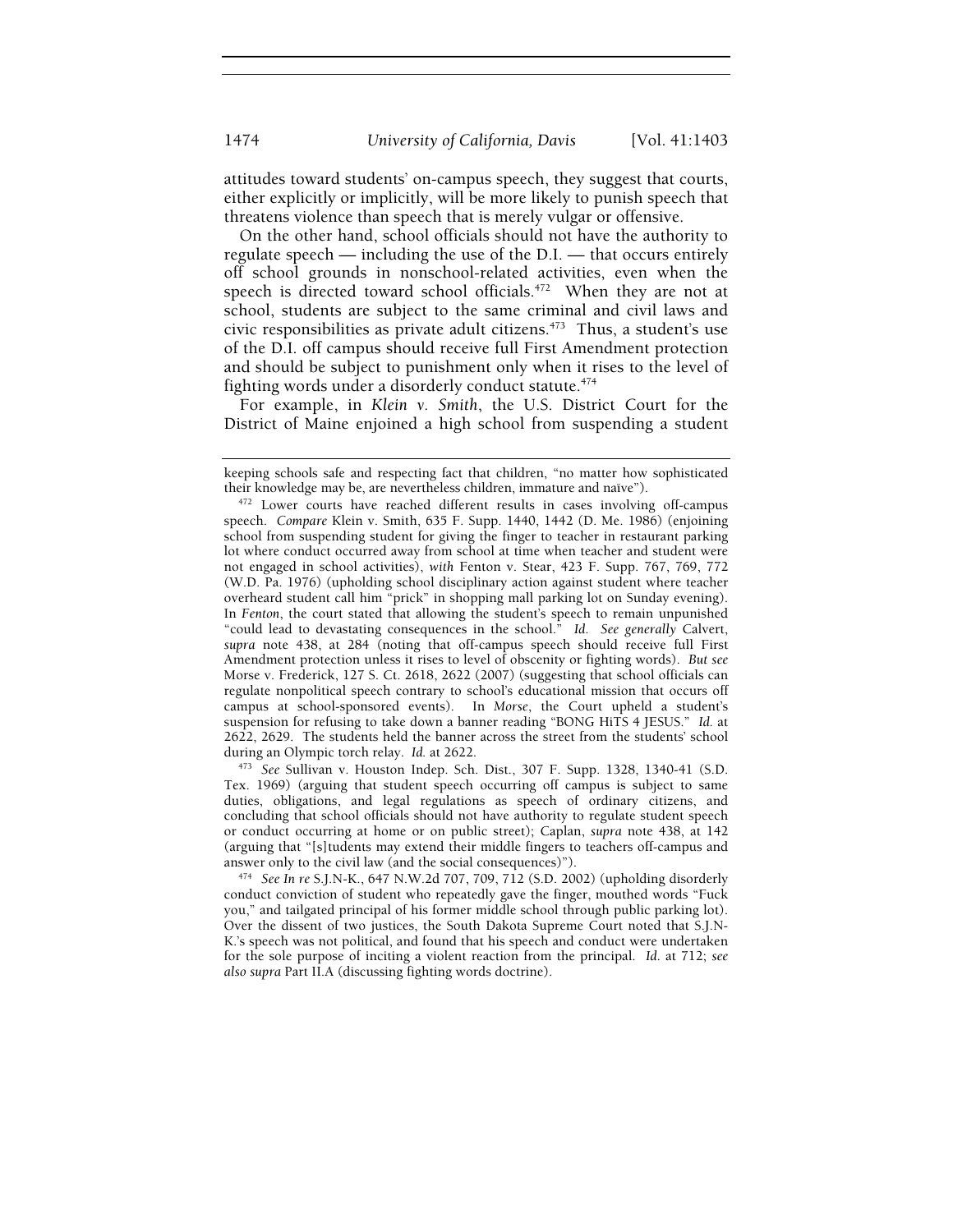attitudes toward students' on-campus speech, they suggest that courts, either explicitly or implicitly, will be more likely to punish speech that threatens violence than speech that is merely vulgar or offensive.

On the other hand, school officials should not have the authority to regulate speech — including the use of the D.I. — that occurs entirely off school grounds in nonschool-related activities, even when the speech is directed toward school officials.[472] When they are not at school, students are subject to the same criminal and civil laws and civic responsibilities as private adult citizens.[473] Thus, a student's use of the D.I. off campus should receive full First Amendment protection and should be subject to punishment only when it rises to the level of fighting words under a disorderly conduct statute.[474]

For example, in *Klein v. Smith*, the U.S. District Court for the District of Maine enjoined a high school from suspending a student

---

keeping schools safe and respecting fact that children, "no matter how sophisticated their knowledge may be, are nevertheless children, immature and naïve").

[472] Lower courts have reached different results in cases involving off-campus speech. *Compare* Klein v. Smith, 635 F. Supp. 1440, 1442 (D. Me. 1986) (enjoining school from suspending student for giving the finger to teacher in restaurant parking lot where conduct occurred away from school at time when teacher and student were not engaged in school activities), *with* Fenton v. Stear, 423 F. Supp. 767, 769, 772 (W.D. Pa. 1976) (upholding school disciplinary action against student where teacher overheard student call him "prick" in shopping mall parking lot on Sunday evening). In *Fenton*, the court stated that allowing the student's speech to remain unpunished "could lead to devastating consequences in the school." *Id. See generally* Calvert, *supra* note 438, at 284 (noting that off-campus speech should receive full First Amendment protection unless it rises to level of obscenity or fighting words). *But see* Morse v. Frederick, 127 S. Ct. 2618, 2622 (2007) (suggesting that school officials can regulate nonpolitical speech contrary to school's educational mission that occurs off campus at school-sponsored events). In *Morse*, the Court upheld a student's suspension for refusing to take down a banner reading "BONG HiTS 4 JESUS." *Id.* at 2622, 2629. The students held the banner across the street from the students' school during an Olympic torch relay. *Id.* at 2622.

[473] *See* Sullivan v. Houston Indep. Sch. Dist., 307 F. Supp. 1328, 1340-41 (S.D. Tex. 1969) (arguing that student speech occurring off campus is subject to same duties, obligations, and legal regulations as speech of ordinary citizens, and concluding that school officials should not have authority to regulate student speech or conduct occurring at home or on public street); Caplan, *supra* note 438, at 142 (arguing that "[s]tudents may extend their middle fingers to teachers off-campus and answer only to the civil law (and the social consequences)").

[474] *See In re* S.J.N-K., 647 N.W.2d 707, 709, 712 (S.D. 2002) (upholding disorderly conduct conviction of student who repeatedly gave the finger, mouthed words "Fuck you," and tailgated principal of his former middle school through public parking lot). Over the dissent of two justices, the South Dakota Supreme Court noted that S.J.N-K.'s speech was not political, and found that his speech and conduct were undertaken for the sole purpose of inciting a violent reaction from the principal. *Id.* at 712; *see also supra* Part II.A (discussing fighting words doctrine).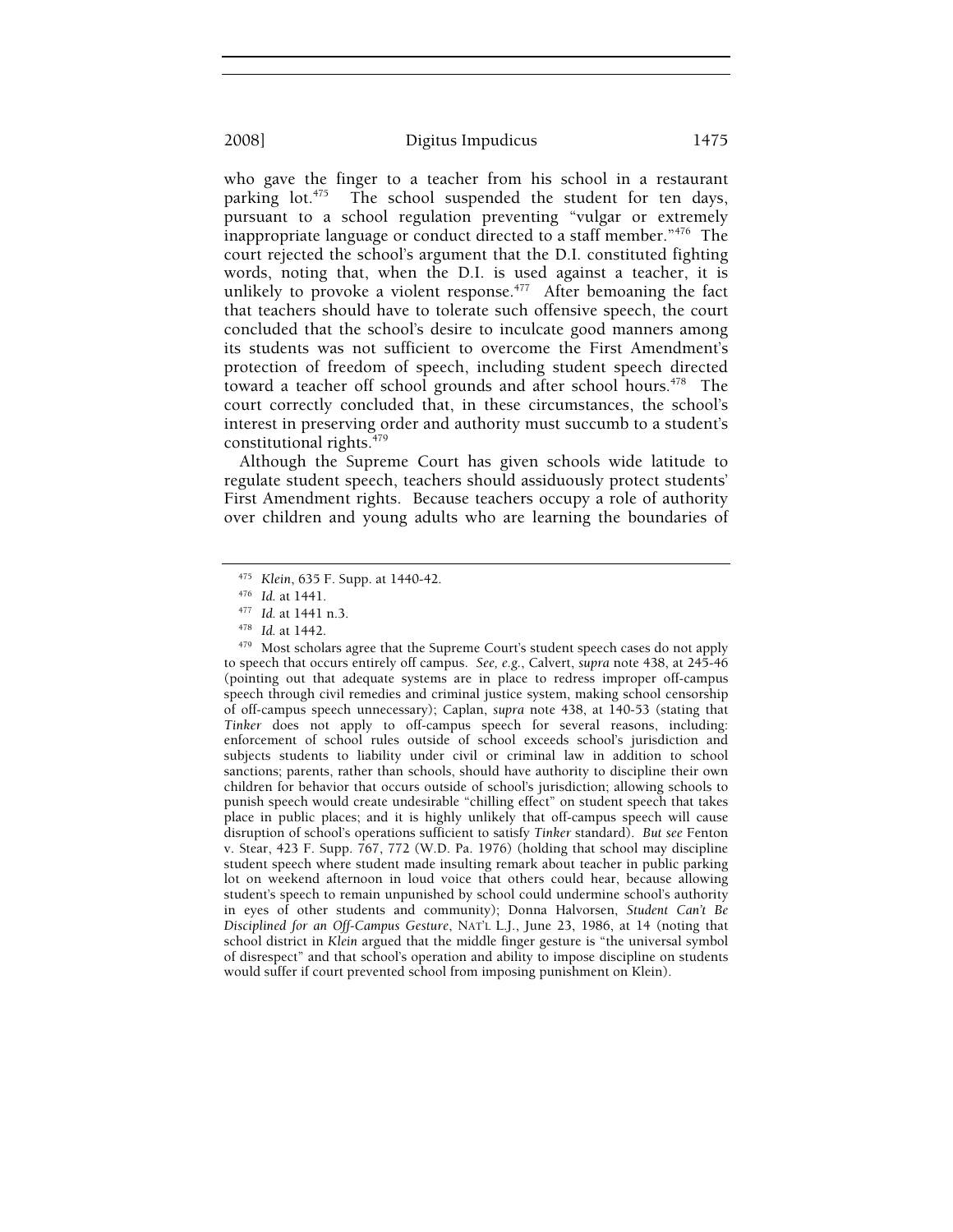who gave the finger to a teacher from his school in a restaurant parking lot.[475] The school suspended the student for ten days, pursuant to a school regulation preventing "vulgar or extremely inappropriate language or conduct directed to a staff member."[476] The court rejected the school's argument that the D.I. constituted fighting words, noting that, when the D.I. is used against a teacher, it is unlikely to provoke a violent response.[477] After bemoaning the fact that teachers should have to tolerate such offensive speech, the court concluded that the school's desire to inculcate good manners among its students was not sufficient to overcome the First Amendment's protection of freedom of speech, including student speech directed toward a teacher off school grounds and after school hours.[478] The court correctly concluded that, in these circumstances, the school's interest in preserving order and authority must succumb to a student's constitutional rights.[479]

Although the Supreme Court has given schools wide latitude to regulate student speech, teachers should assiduously protect students' First Amendment rights. Because teachers occupy a role of authority over children and young adults who are learning the boundaries of

---

[475] *Klein*, 635 F. Supp. at 1440-42.

[476] *Id.* at 1441.

[477] *Id.* at 1441 n.3.

[478] *Id.* at 1442.

[479] Most scholars agree that the Supreme Court's student speech cases do not apply to speech that occurs entirely off campus. *See, e.g.*, Calvert, *supra* note 438, at 245-46 (pointing out that adequate systems are in place to redress improper off-campus speech through civil remedies and criminal justice system, making school censorship of off-campus speech unnecessary); Caplan, *supra* note 438, at 140-53 (stating that *Tinker* does not apply to off-campus speech for several reasons, including: enforcement of school rules outside of school exceeds school's jurisdiction and subjects students to liability under civil or criminal law in addition to school sanctions; parents, rather than schools, should have authority to discipline their own children for behavior that occurs outside of school's jurisdiction; allowing schools to punish speech would create undesirable "chilling effect" on student speech that takes place in public places; and it is highly unlikely that off-campus speech will cause disruption of school's operations sufficient to satisfy *Tinker* standard). *But see* Fenton v. Stear, 423 F. Supp. 767, 772 (W.D. Pa. 1976) (holding that school may discipline student speech where student made insulting remark about teacher in public parking lot on weekend afternoon in loud voice that others could hear, because allowing student's speech to remain unpunished by school could undermine school's authority in eyes of other students and community); Donna Halvorsen, *Student Can't Be Disciplined for an Off-Campus Gesture*, NAT'L L.J., June 23, 1986, at 14 (noting that school district in *Klein* argued that the middle finger gesture is "the universal symbol of disrespect" and that school's operation and ability to impose discipline on students would suffer if court prevented school from imposing punishment on Klein).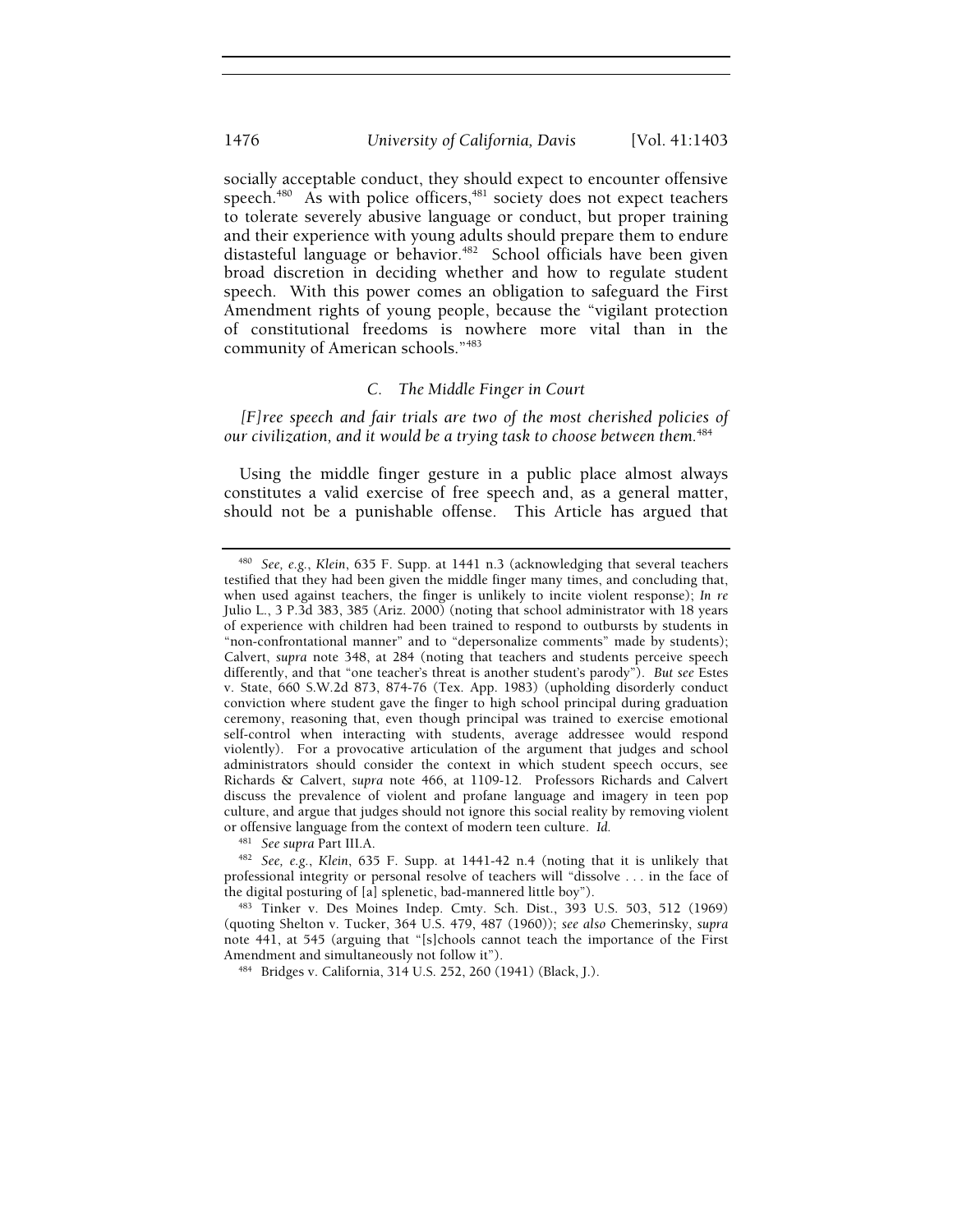socially acceptable conduct, they should expect to encounter offensive speech.[480] As with police officers,[481] society does not expect teachers to tolerate severely abusive language or conduct, but proper training and their experience with young adults should prepare them to endure distasteful language or behavior.[482] School officials have been given broad discretion in deciding whether and how to regulate student speech. With this power comes an obligation to safeguard the First Amendment rights of young people, because the "vigilant protection of constitutional freedoms is nowhere more vital than in the community of American schools."[483]

### *C. The Middle Finger in Court*

*[F]ree speech and fair trials are two of the most cherished policies of our civilization, and it would be a trying task to choose between them.*[484]

Using the middle finger gesture in a public place almost always constitutes a valid exercise of free speech and, as a general matter, should not be a punishable offense. This Article has argued that

---

[480] *See, e.g.*, *Klein*, 635 F. Supp. at 1441 n.3 (acknowledging that several teachers testified that they had been given the middle finger many times, and concluding that, when used against teachers, the finger is unlikely to incite violent response); *In re* Julio L., 3 P.3d 383, 385 (Ariz. 2000) (noting that school administrator with 18 years of experience with children had been trained to respond to outbursts by students in "non-confrontational manner" and to "depersonalize comments" made by students); Calvert, *supra* note 348, at 284 (noting that teachers and students perceive speech differently, and that "one teacher's threat is another student's parody"). *But see* Estes v. State, 660 S.W.2d 873, 874-76 (Tex. App. 1983) (upholding disorderly conduct conviction where student gave the finger to high school principal during graduation ceremony, reasoning that, even though principal was trained to exercise emotional self-control when interacting with students, average addressee would respond violently). For a provocative articulation of the argument that judges and school administrators should consider the context in which student speech occurs, see Richards & Calvert, *supra* note 466, at 1109-12. Professors Richards and Calvert discuss the prevalence of violent and profane language and imagery in teen pop culture, and argue that judges should not ignore this social reality by removing violent or offensive language from the context of modern teen culture. *Id.*

[481] *See supra* Part III.A.

[482] *See, e.g.*, *Klein*, 635 F. Supp. at 1441-42 n.4 (noting that it is unlikely that professional integrity or personal resolve of teachers will "dissolve . . . in the face of the digital posturing of [a] splenetic, bad-mannered little boy").

[483] Tinker v. Des Moines Indep. Cmty. Sch. Dist., 393 U.S. 503, 512 (1969) (quoting Shelton v. Tucker, 364 U.S. 479, 487 (1960)); *see also* Chemerinsky, *supra* note 441, at 545 (arguing that "[s]chools cannot teach the importance of the First Amendment and simultaneously not follow it").

[484] Bridges v. California, 314 U.S. 252, 260 (1941) (Black, J.).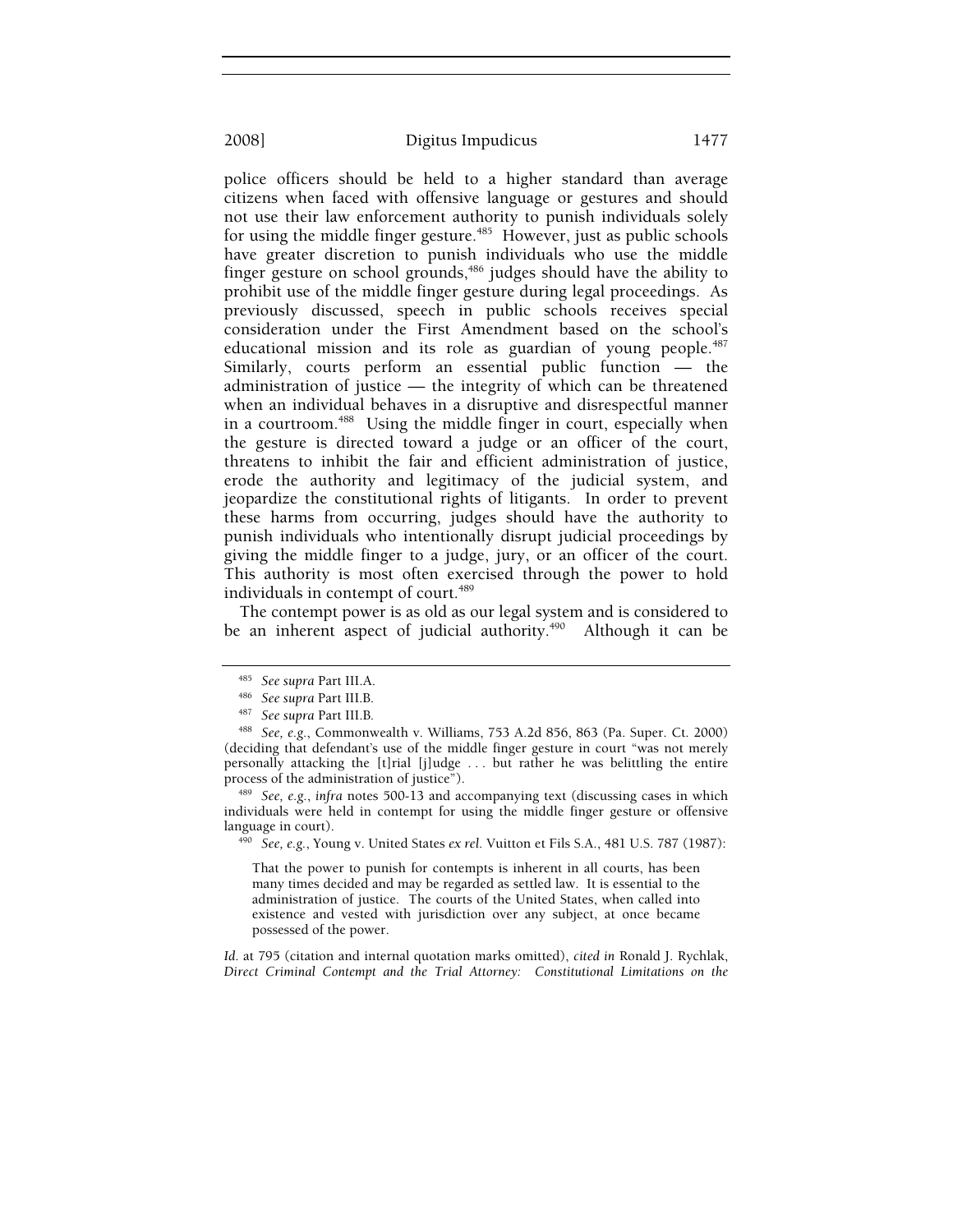police officers should be held to a higher standard than average citizens when faced with offensive language or gestures and should not use their law enforcement authority to punish individuals solely for using the middle finger gesture.[485] However, just as public schools have greater discretion to punish individuals who use the middle finger gesture on school grounds,[486] judges should have the ability to prohibit use of the middle finger gesture during legal proceedings. As previously discussed, speech in public schools receives special consideration under the First Amendment based on the school's educational mission and its role as guardian of young people.[487] Similarly, courts perform an essential public function — the administration of justice — the integrity of which can be threatened when an individual behaves in a disruptive and disrespectful manner in a courtroom.[488] Using the middle finger in court, especially when the gesture is directed toward a judge or an officer of the court, threatens to inhibit the fair and efficient administration of justice, erode the authority and legitimacy of the judicial system, and jeopardize the constitutional rights of litigants. In order to prevent these harms from occurring, judges should have the authority to punish individuals who intentionally disrupt judicial proceedings by giving the middle finger to a judge, jury, or an officer of the court. This authority is most often exercised through the power to hold individuals in contempt of court.[489]

The contempt power is as old as our legal system and is considered to be an inherent aspect of judicial authority.[490] Although it can be

---

[485] *See supra* Part III.A.

[486] *See supra* Part III.B.

[487] *See supra* Part III.B.

[488] *See, e.g.*, Commonwealth v. Williams, 753 A.2d 856, 863 (Pa. Super. Ct. 2000) (deciding that defendant's use of the middle finger gesture in court "was not merely personally attacking the [t]rial [j]udge . . . but rather he was belittling the entire process of the administration of justice").

[489] *See, e.g.*, *infra* notes 500-13 and accompanying text (discussing cases in which individuals were held in contempt for using the middle finger gesture or offensive language in court).

[490] *See, e.g.*, Young v. United States *ex rel.* Vuitton et Fils S.A., 481 U.S. 787 (1987):

> That the power to punish for contempts is inherent in all courts, has been many times decided and may be regarded as settled law. It is essential to the administration of justice. The courts of the United States, when called into existence and vested with jurisdiction over any subject, at once became possessed of the power.

*Id.* at 795 (citation and internal quotation marks omitted), *cited in* Ronald J. Rychlak, *Direct Criminal Contempt and the Trial Attorney: Constitutional Limitations on the*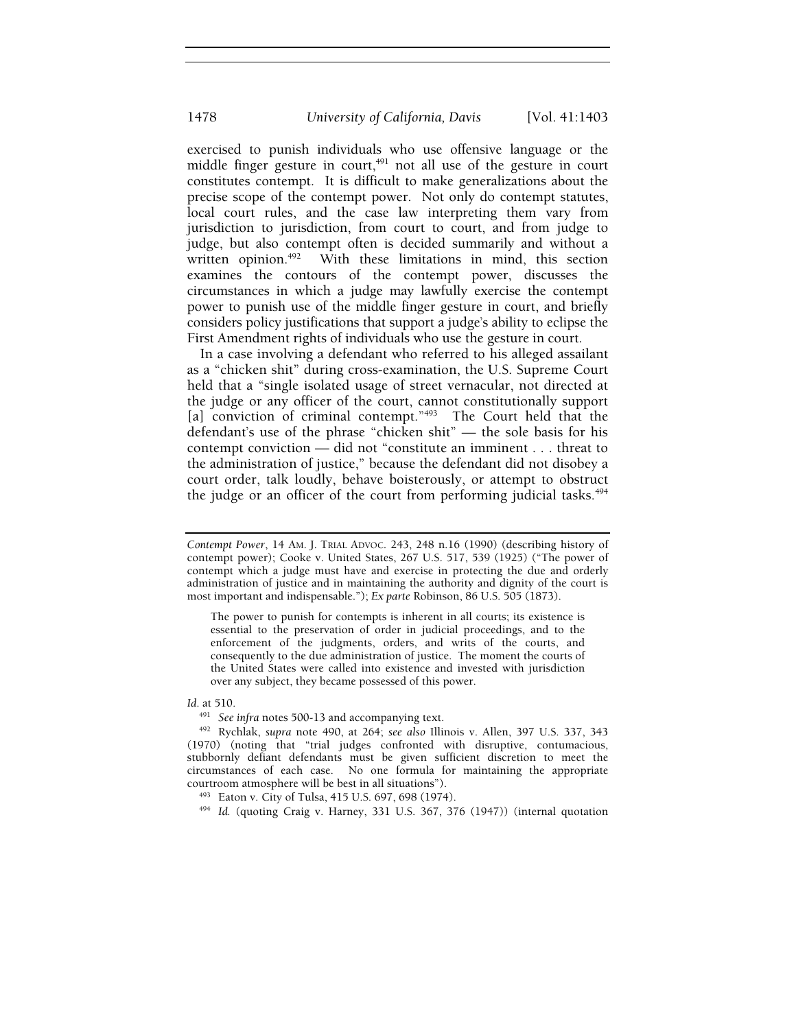exercised to punish individuals who use offensive language or the middle finger gesture in court,[491] not all use of the gesture in court constitutes contempt. It is difficult to make generalizations about the precise scope of the contempt power. Not only do contempt statutes, local court rules, and the case law interpreting them vary from jurisdiction to jurisdiction, from court to court, and from judge to judge, but also contempt often is decided summarily and without a written opinion.[492] With these limitations in mind, this section examines the contours of the contempt power, discusses the circumstances in which a judge may lawfully exercise the contempt power to punish use of the middle finger gesture in court, and briefly considers policy justifications that support a judge's ability to eclipse the First Amendment rights of individuals who use the gesture in court.

In a case involving a defendant who referred to his alleged assailant as a "chicken shit" during cross-examination, the U.S. Supreme Court held that a "single isolated usage of street vernacular, not directed at the judge or any officer of the court, cannot constitutionally support [a] conviction of criminal contempt."[493] The Court held that the defendant's use of the phrase "chicken shit" — the sole basis for his contempt conviction — did not "constitute an imminent . . . threat to the administration of justice," because the defendant did not disobey a court order, talk loudly, behave boisterously, or attempt to obstruct the judge or an officer of the court from performing judicial tasks.[494]

---

*Contempt Power*, 14 AM. J. TRIAL ADVOC. 243, 248 n.16 (1990) (describing history of contempt power); Cooke v. United States, 267 U.S. 517, 539 (1925) ("The power of contempt which a judge must have and exercise in protecting the due and orderly administration of justice and in maintaining the authority and dignity of the court is most important and indispensable."); *Ex parte* Robinson, 86 U.S. 505 (1873).

> The power to punish for contempts is inherent in all courts; its existence is essential to the preservation of order in judicial proceedings, and to the enforcement of the judgments, orders, and writs of the courts, and consequently to the due administration of justice. The moment the courts of the United States were called into existence and invested with jurisdiction over any subject, they became possessed of this power.

*Id.* at 510.

[491] *See infra* notes 500-13 and accompanying text.

[492] Rychlak, *supra* note 490, at 264; *see also* Illinois v. Allen, 397 U.S. 337, 343 (1970) (noting that "trial judges confronted with disruptive, contumacious, stubbornly defiant defendants must be given sufficient discretion to meet the circumstances of each case. No one formula for maintaining the appropriate courtroom atmosphere will be best in all situations").

[493] Eaton v. City of Tulsa, 415 U.S. 697, 698 (1974).

[494] *Id.* (quoting Craig v. Harney, 331 U.S. 367, 376 (1947)) (internal quotation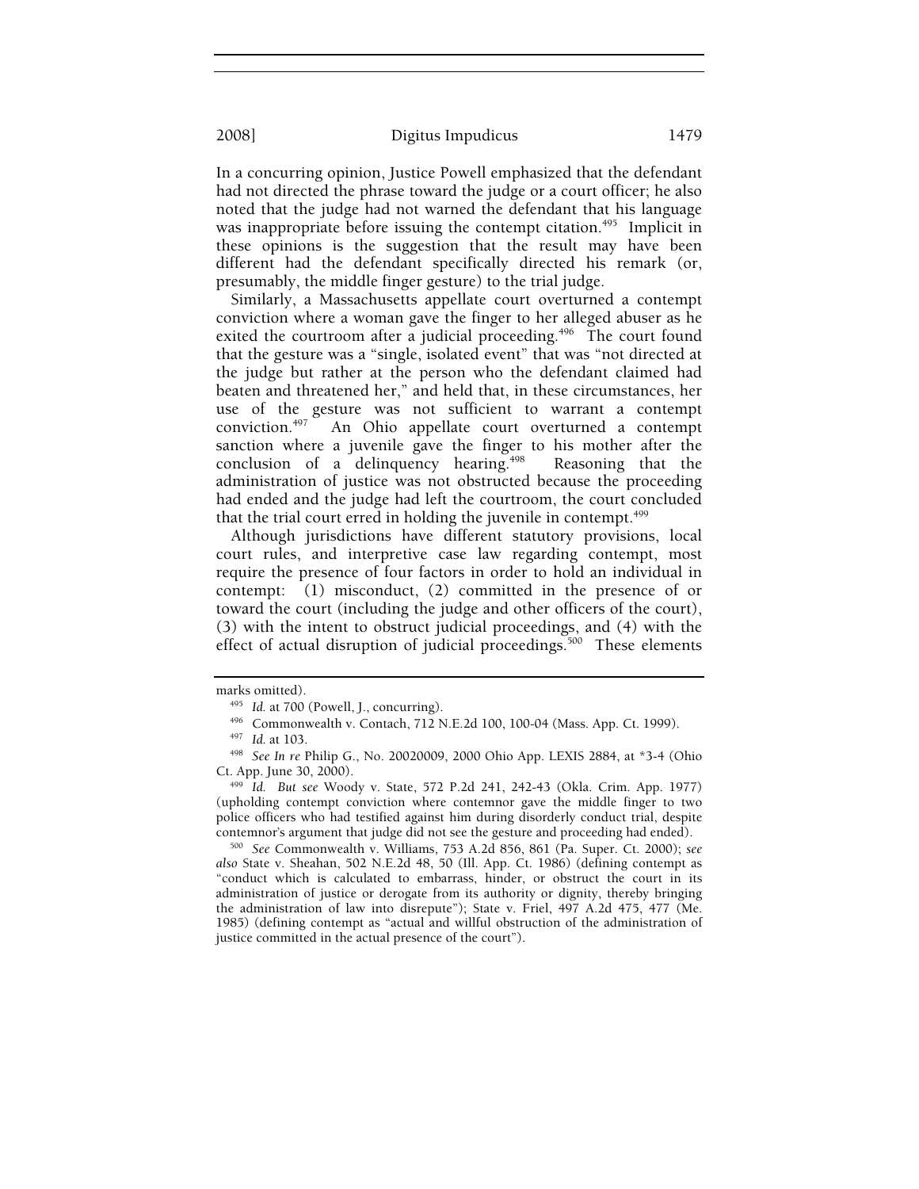In a concurring opinion, Justice Powell emphasized that the defendant had not directed the phrase toward the judge or a court officer; he also noted that the judge had not warned the defendant that his language was inappropriate before issuing the contempt citation.[495] Implicit in these opinions is the suggestion that the result may have been different had the defendant specifically directed his remark (or, presumably, the middle finger gesture) to the trial judge.

Similarly, a Massachusetts appellate court overturned a contempt conviction where a woman gave the finger to her alleged abuser as he exited the courtroom after a judicial proceeding.[496] The court found that the gesture was a "single, isolated event" that was "not directed at the judge but rather at the person who the defendant claimed had beaten and threatened her," and held that, in these circumstances, her use of the gesture was not sufficient to warrant a contempt conviction.[497] An Ohio appellate court overturned a contempt sanction where a juvenile gave the finger to his mother after the conclusion of a delinquency hearing.[498] Reasoning that the administration of justice was not obstructed because the proceeding had ended and the judge had left the courtroom, the court concluded that the trial court erred in holding the juvenile in contempt.[499]

Although jurisdictions have different statutory provisions, local court rules, and interpretive case law regarding contempt, most require the presence of four factors in order to hold an individual in contempt: (1) misconduct, (2) committed in the presence of or toward the court (including the judge and other officers of the court), (3) with the intent to obstruct judicial proceedings, and (4) with the effect of actual disruption of judicial proceedings.[500] These elements

---

marks omitted).

[495] *Id.* at 700 (Powell, J., concurring).

[496] Commonwealth v. Contach, 712 N.E.2d 100, 100-04 (Mass. App. Ct. 1999).

[497] *Id.* at 103.

[498] *See In re* Philip G., No. 20020009, 2000 Ohio App. LEXIS 2884, at *3-4 (Ohio Ct. App. June 30, 2000).

[499] *Id.* *But see* Woody v. State, 572 P.2d 241, 242-43 (Okla. Crim. App. 1977) (upholding contempt conviction where contemnor gave the middle finger to two police officers who had testified against him during disorderly conduct trial, despite contemnor's argument that judge did not see the gesture and proceeding had ended).

[500] *See* Commonwealth v. Williams, 753 A.2d 856, 861 (Pa. Super. Ct. 2000); *see also* State v. Sheahan, 502 N.E.2d 48, 50 (Ill. App. Ct. 1986) (defining contempt as "conduct which is calculated to embarrass, hinder, or obstruct the court in its administration of justice or derogate from its authority or dignity, thereby bringing the administration of law into disrepute"); State v. Friel, 497 A.2d 475, 477 (Me. 1985) (defining contempt as "actual and willful obstruction of the administration of justice committed in the actual presence of the court").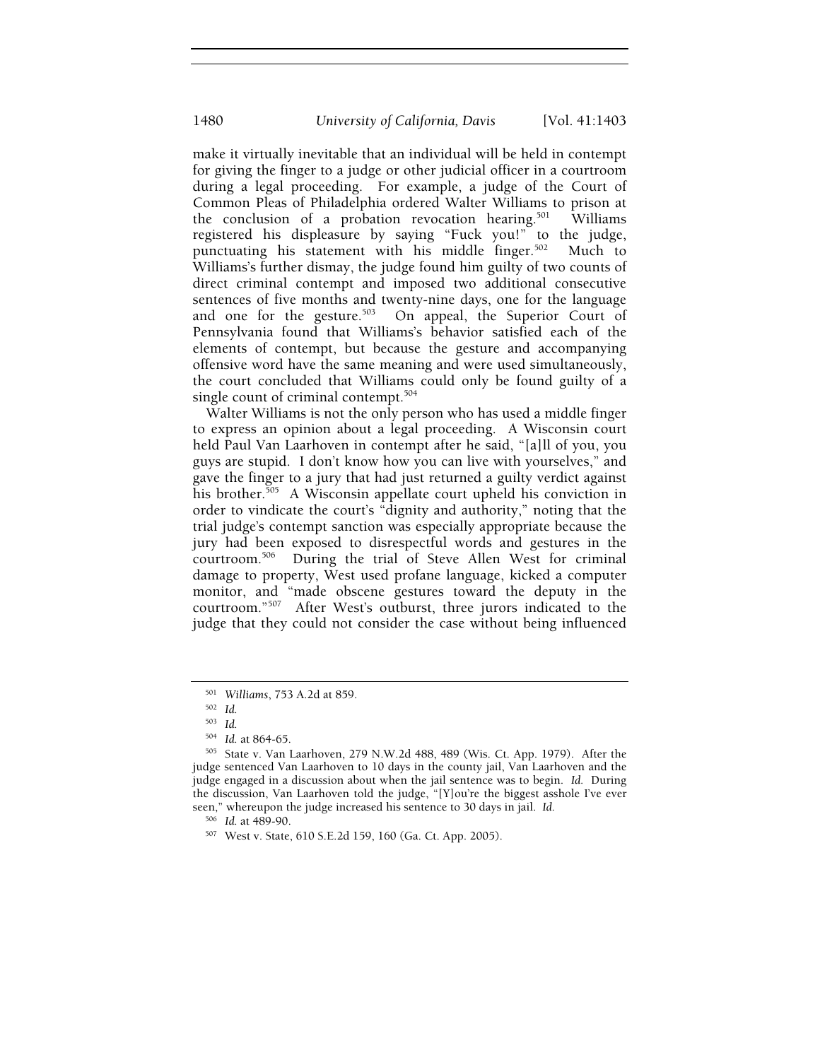make it virtually inevitable that an individual will be held in contempt for giving the finger to a judge or other judicial officer in a courtroom during a legal proceeding. For example, a judge of the Court of Common Pleas of Philadelphia ordered Walter Williams to prison at the conclusion of a probation revocation hearing.[501] Williams registered his displeasure by saying "Fuck you!" to the judge, punctuating his statement with his middle finger.[502] Much to Williams's further dismay, the judge found him guilty of two counts of direct criminal contempt and imposed two additional consecutive sentences of five months and twenty-nine days, one for the language and one for the gesture.[503] On appeal, the Superior Court of Pennsylvania found that Williams's behavior satisfied each of the elements of contempt, but because the gesture and accompanying offensive word have the same meaning and were used simultaneously, the court concluded that Williams could only be found guilty of a single count of criminal contempt.[504]

Walter Williams is not the only person who has used a middle finger to express an opinion about a legal proceeding. A Wisconsin court held Paul Van Laarhoven in contempt after he said, "[a]ll of you, you guys are stupid. I don't know how you can live with yourselves," and gave the finger to a jury that had just returned a guilty verdict against his brother.[505] A Wisconsin appellate court upheld his conviction in order to vindicate the court's "dignity and authority," noting that the trial judge's contempt sanction was especially appropriate because the jury had been exposed to disrespectful words and gestures in the courtroom.[506] During the trial of Steve Allen West for criminal damage to property, West used profane language, kicked a computer monitor, and "made obscene gestures toward the deputy in the courtroom."[507] After West's outburst, three jurors indicated to the judge that they could not consider the case without being influenced

---

[501] *Williams*, 753 A.2d at 859.

[502] *Id.*

[503] *Id.*

[504] *Id.* at 864-65.

[505] State v. Van Laarhoven, 279 N.W.2d 488, 489 (Wis. Ct. App. 1979). After the judge sentenced Van Laarhoven to 10 days in the county jail, Van Laarhoven and the judge engaged in a discussion about when the jail sentence was to begin. *Id.* During the discussion, Van Laarhoven told the judge, "[Y]ou're the biggest asshole I've ever seen," whereupon the judge increased his sentence to 30 days in jail. *Id.*

[506] *Id.* at 489-90.

[507] West v. State, 610 S.E.2d 159, 160 (Ga. Ct. App. 2005).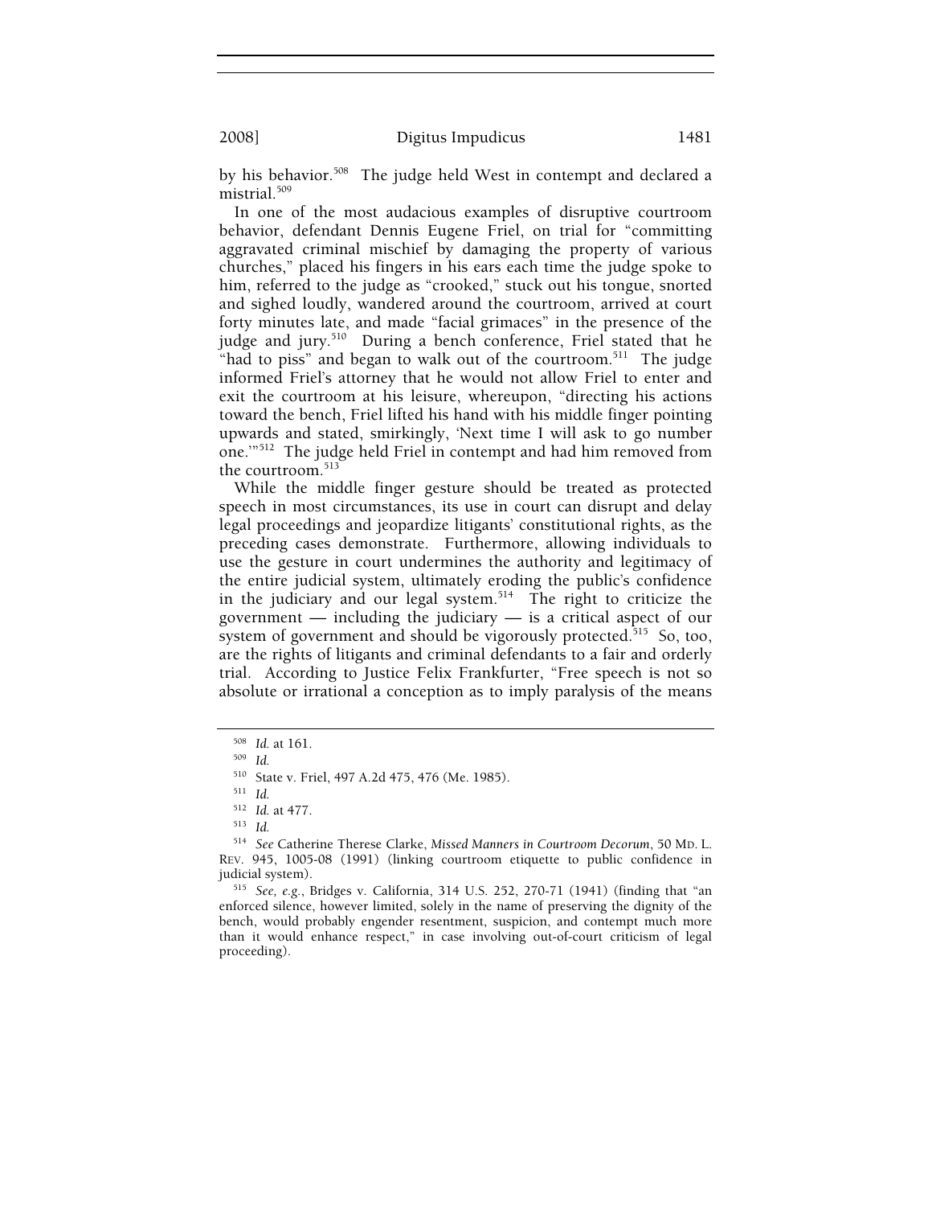by his behavior.[508] The judge held West in contempt and declared a mistrial.[509]

In one of the most audacious examples of disruptive courtroom behavior, defendant Dennis Eugene Friel, on trial for "committing aggravated criminal mischief by damaging the property of various churches," placed his fingers in his ears each time the judge spoke to him, referred to the judge as "crooked," stuck out his tongue, snorted and sighed loudly, wandered around the courtroom, arrived at court forty minutes late, and made "facial grimaces" in the presence of the judge and jury.[510] During a bench conference, Friel stated that he "had to piss" and began to walk out of the courtroom.[511] The judge informed Friel's attorney that he would not allow Friel to enter and exit the courtroom at his leisure, whereupon, "directing his actions toward the bench, Friel lifted his hand with his middle finger pointing upwards and stated, smirkingly, 'Next time I will ask to go number one.'"[512] The judge held Friel in contempt and had him removed from the courtroom.[513]

While the middle finger gesture should be treated as protected speech in most circumstances, its use in court can disrupt and delay legal proceedings and jeopardize litigants' constitutional rights, as the preceding cases demonstrate. Furthermore, allowing individuals to use the gesture in court undermines the authority and legitimacy of the entire judicial system, ultimately eroding the public's confidence in the judiciary and our legal system.[514] The right to criticize the government — including the judiciary — is a critical aspect of our system of government and should be vigorously protected.[515] So, too, are the rights of litigants and criminal defendants to a fair and orderly trial. According to Justice Felix Frankfurter, "Free speech is not so absolute or irrational a conception as to imply paralysis of the means

---

[508] *Id.* at 161.

[509] *Id.*

[510] State v. Friel, 497 A.2d 475, 476 (Me. 1985).

[511] *Id.*

[512] *Id.* at 477.

[513] *Id.*

[514] *See* Catherine Therese Clarke, *Missed Manners in Courtroom Decorum*, 50 MD. L. REV. 945, 1005-08 (1991) (linking courtroom etiquette to public confidence in judicial system).

[515] *See, e.g.*, Bridges v. California, 314 U.S. 252, 270-71 (1941) (finding that "an enforced silence, however limited, solely in the name of preserving the dignity of the bench, would probably engender resentment, suspicion, and contempt much more than it would enhance respect," in case involving out-of-court criticism of legal proceeding).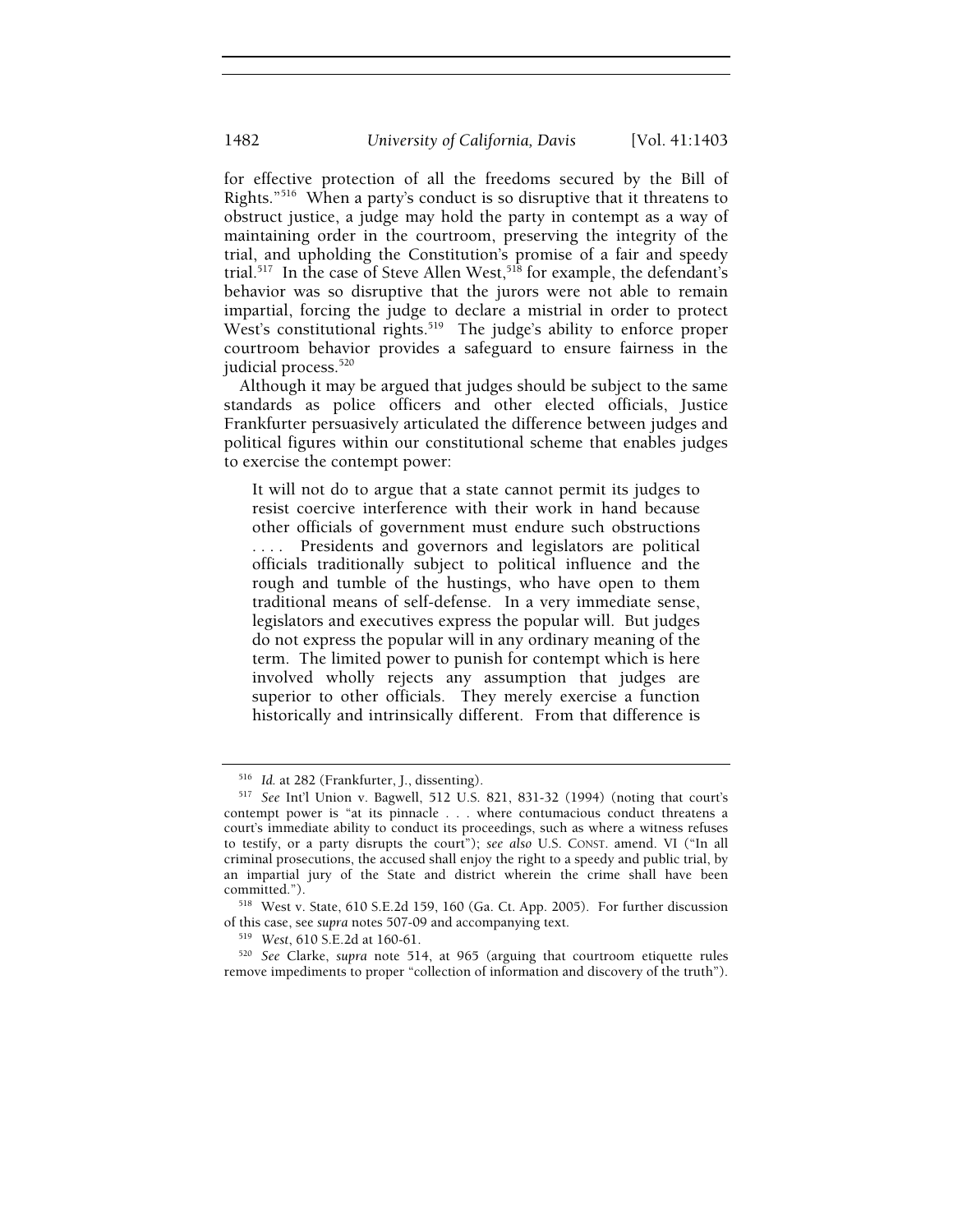for effective protection of all the freedoms secured by the Bill of Rights."[516] When a party's conduct is so disruptive that it threatens to obstruct justice, a judge may hold the party in contempt as a way of maintaining order in the courtroom, preserving the integrity of the trial, and upholding the Constitution's promise of a fair and speedy trial.[517] In the case of Steve Allen West,[518] for example, the defendant's behavior was so disruptive that the jurors were not able to remain impartial, forcing the judge to declare a mistrial in order to protect West's constitutional rights.[519] The judge's ability to enforce proper courtroom behavior provides a safeguard to ensure fairness in the judicial process.[520]

Although it may be argued that judges should be subject to the same standards as police officers and other elected officials, Justice Frankfurter persuasively articulated the difference between judges and political figures within our constitutional scheme that enables judges to exercise the contempt power:

> It will not do to argue that a state cannot permit its judges to resist coercive interference with their work in hand because other officials of government must endure such obstructions . . . . Presidents and governors and legislators are political officials traditionally subject to political influence and the rough and tumble of the hustings, who have open to them traditional means of self-defense. In a very immediate sense, legislators and executives express the popular will. But judges do not express the popular will in any ordinary meaning of the term. The limited power to punish for contempt which is here involved wholly rejects any assumption that judges are superior to other officials. They merely exercise a function historically and intrinsically different. From that difference is

---

[516] *Id.* at 282 (Frankfurter, J., dissenting).

[517] *See* Int'l Union v. Bagwell, 512 U.S. 821, 831-32 (1994) (noting that court's contempt power is "at its pinnacle . . . where contumacious conduct threatens a court's immediate ability to conduct its proceedings, such as where a witness refuses to testify, or a party disrupts the court"); *see also* U.S. CONST. amend. VI ("In all criminal prosecutions, the accused shall enjoy the right to a speedy and public trial, by an impartial jury of the State and district wherein the crime shall have been committed.").

[518] West v. State, 610 S.E.2d 159, 160 (Ga. Ct. App. 2005). For further discussion of this case, see *supra* notes 507-09 and accompanying text.

[519] *West*, 610 S.E.2d at 160-61.

[520] *See* Clarke, *supra* note 514, at 965 (arguing that courtroom etiquette rules remove impediments to proper "collection of information and discovery of the truth").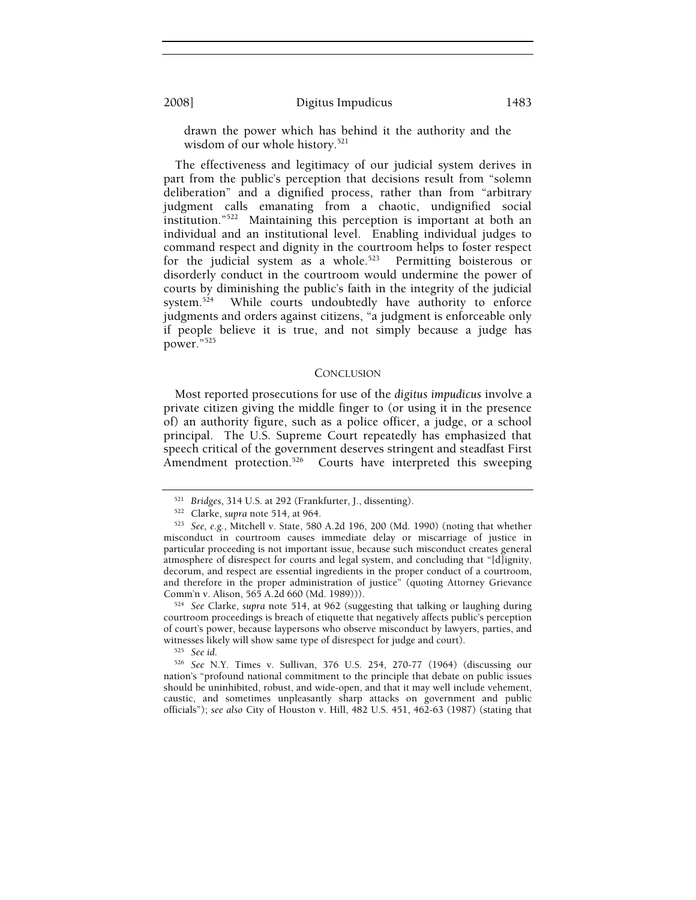drawn the power which has behind it the authority and the wisdom of our whole history.[521]

The effectiveness and legitimacy of our judicial system derives in part from the public's perception that decisions result from "solemn deliberation" and a dignified process, rather than from "arbitrary judgment calls emanating from a chaotic, undignified social institution."[522] Maintaining this perception is important at both an individual and an institutional level. Enabling individual judges to command respect and dignity in the courtroom helps to foster respect for the judicial system as a whole.[523] Permitting boisterous or disorderly conduct in the courtroom would undermine the power of courts by diminishing the public's faith in the integrity of the judicial system.[524] While courts undoubtedly have authority to enforce judgments and orders against citizens, "a judgment is enforceable only if people believe it is true, and not simply because a judge has power."[525]

## CONCLUSION

Most reported prosecutions for use of the *digitus impudicus* involve a private citizen giving the middle finger to (or using it in the presence of) an authority figure, such as a police officer, a judge, or a school principal. The U.S. Supreme Court repeatedly has emphasized that speech critical of the government deserves stringent and steadfast First Amendment protection.[526] Courts have interpreted this sweeping

---

[521] *Bridges*, 314 U.S. at 292 (Frankfurter, J., dissenting).

[522] Clarke, *supra* note 514, at 964.

[523] *See, e.g.*, Mitchell v. State, 580 A.2d 196, 200 (Md. 1990) (noting that whether misconduct in courtroom causes immediate delay or miscarriage of justice in particular proceeding is not important issue, because such misconduct creates general atmosphere of disrespect for courts and legal system, and concluding that "[d]ignity, decorum, and respect are essential ingredients in the proper conduct of a courtroom, and therefore in the proper administration of justice" (quoting Attorney Grievance Comm'n v. Alison, 565 A.2d 660 (Md. 1989))).

[524] *See* Clarke, *supra* note 514, at 962 (suggesting that talking or laughing during courtroom proceedings is breach of etiquette that negatively affects public's perception of court's power, because laypersons who observe misconduct by lawyers, parties, and witnesses likely will show same type of disrespect for judge and court).

[525] *See id.*

[526] *See* N.Y. Times v. Sullivan, 376 U.S. 254, 270-77 (1964) (discussing our nation's "profound national commitment to the principle that debate on public issues should be uninhibited, robust, and wide-open, and that it may well include vehement, caustic, and sometimes unpleasantly sharp attacks on government and public officials"); *see also* City of Houston v. Hill, 482 U.S. 451, 462-63 (1987) (stating that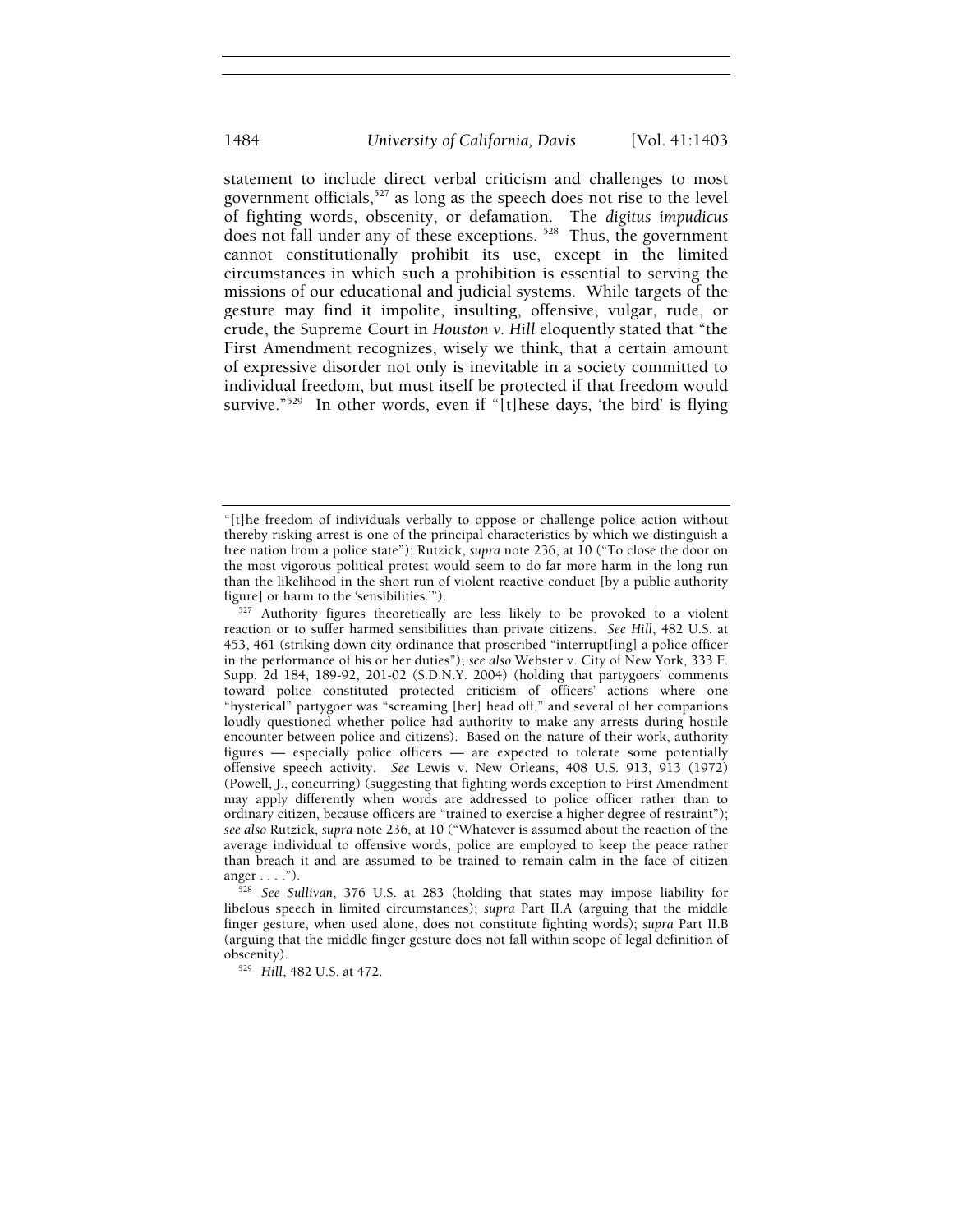statement to include direct verbal criticism and challenges to most government officials,[527] as long as the speech does not rise to the level of fighting words, obscenity, or defamation. The *digitus impudicus* does not fall under any of these exceptions. [528] Thus, the government cannot constitutionally prohibit its use, except in the limited circumstances in which such a prohibition is essential to serving the missions of our educational and judicial systems. While targets of the gesture may find it impolite, insulting, offensive, vulgar, rude, or crude, the Supreme Court in *Houston v. Hill* eloquently stated that "the First Amendment recognizes, wisely we think, that a certain amount of expressive disorder not only is inevitable in a society committed to individual freedom, but must itself be protected if that freedom would survive."[529] In other words, even if "[t]hese days, 'the bird' is flying

---

"[t]he freedom of individuals verbally to oppose or challenge police action without thereby risking arrest is one of the principal characteristics by which we distinguish a free nation from a police state"); Rutzick, *supra* note 236, at 10 ("To close the door on the most vigorous political protest would seem to do far more harm in the long run than the likelihood in the short run of violent reactive conduct [by a public authority figure] or harm to the 'sensibilities.'").

[527] Authority figures theoretically are less likely to be provoked to a violent reaction or to suffer harmed sensibilities than private citizens. *See Hill*, 482 U.S. at 453, 461 (striking down city ordinance that proscribed "interrupt[ing] a police officer in the performance of his or her duties"); *see also* Webster v. City of New York, 333 F. Supp. 2d 184, 189-92, 201-02 (S.D.N.Y. 2004) (holding that partygoers' comments toward police constituted protected criticism of officers' actions where one "hysterical" partygoer was "screaming [her] head off," and several of her companions loudly questioned whether police had authority to make any arrests during hostile encounter between police and citizens). Based on the nature of their work, authority figures — especially police officers — are expected to tolerate some potentially offensive speech activity. *See* Lewis v. New Orleans, 408 U.S. 913, 913 (1972) (Powell, J., concurring) (suggesting that fighting words exception to First Amendment may apply differently when words are addressed to police officer rather than to ordinary citizen, because officers are "trained to exercise a higher degree of restraint"); *see also* Rutzick, *supra* note 236, at 10 ("Whatever is assumed about the reaction of the average individual to offensive words, police are employed to keep the peace rather than breach it and are assumed to be trained to remain calm in the face of citizen anger . . . .").

[528] *See Sullivan*, 376 U.S. at 283 (holding that states may impose liability for libelous speech in limited circumstances); *supra* Part II.A (arguing that the middle finger gesture, when used alone, does not constitute fighting words); *supra* Part II.B (arguing that the middle finger gesture does not fall within scope of legal definition of obscenity).

[529] *Hill*, 482 U.S. at 472.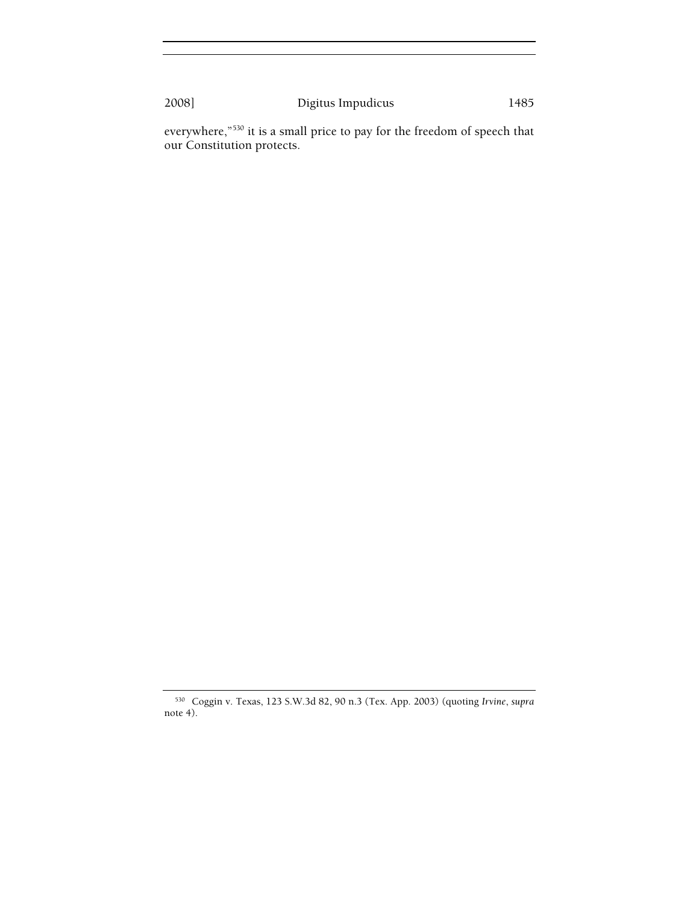everywhere,"[530] it is a small price to pay for the freedom of speech that our Constitution protects.

---

[530] Coggin v. Texas, 123 S.W.3d 82, 90 n.3 (Tex. App. 2003) (quoting *Irvine*, *supra* note 4).